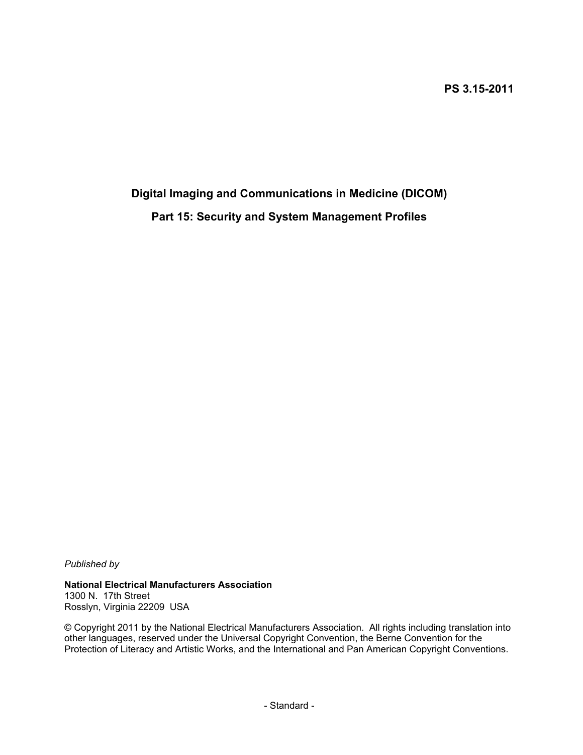**PS 3.15-2011**

# Digital Imaging and Communications in Medicine (DICOM)

## Part 15: Security and System Management Profiles

*Published by*

**National Electrical Manufacturers Association**
1300 N. 17th Street
Rosslyn, Virginia 22209 USA

© Copyright 2011 by the National Electrical Manufacturers Association. All rights including translation into other languages, reserved under the Universal Copyright Convention, the Berne Convention for the Protection of Literacy and Artistic Works, and the International and Pan American Copyright Conventions.

\- Standard -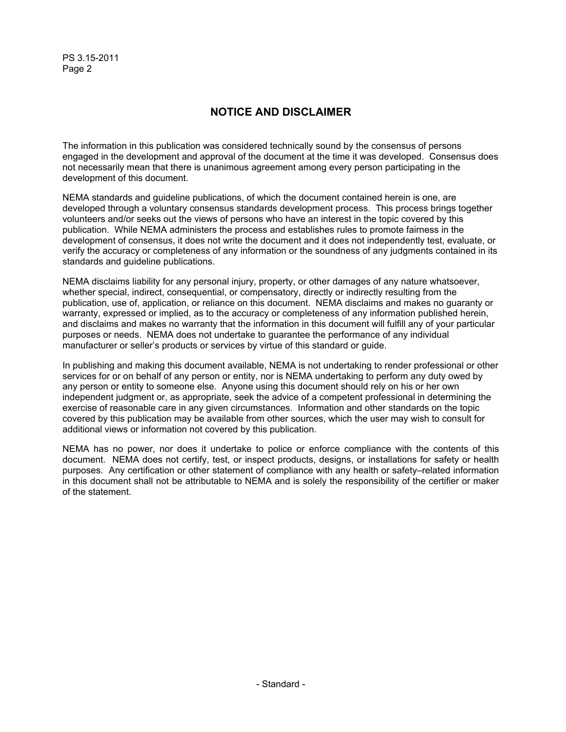# NOTICE AND DISCLAIMER

The information in this publication was considered technically sound by the consensus of persons engaged in the development and approval of the document at the time it was developed. Consensus does not necessarily mean that there is unanimous agreement among every person participating in the development of this document.

NEMA standards and guideline publications, of which the document contained herein is one, are developed through a voluntary consensus standards development process. This process brings together volunteers and/or seeks out the views of persons who have an interest in the topic covered by this publication. While NEMA administers the process and establishes rules to promote fairness in the development of consensus, it does not write the document and it does not independently test, evaluate, or verify the accuracy or completeness of any information or the soundness of any judgments contained in its standards and guideline publications.

NEMA disclaims liability for any personal injury, property, or other damages of any nature whatsoever, whether special, indirect, consequential, or compensatory, directly or indirectly resulting from the publication, use of, application, or reliance on this document. NEMA disclaims and makes no guaranty or warranty, expressed or implied, as to the accuracy or completeness of any information published herein, and disclaims and makes no warranty that the information in this document will fulfill any of your particular purposes or needs. NEMA does not undertake to guarantee the performance of any individual manufacturer or seller's products or services by virtue of this standard or guide.

In publishing and making this document available, NEMA is not undertaking to render professional or other services for or on behalf of any person or entity, nor is NEMA undertaking to perform any duty owed by any person or entity to someone else. Anyone using this document should rely on his or her own independent judgment or, as appropriate, seek the advice of a competent professional in determining the exercise of reasonable care in any given circumstances. Information and other standards on the topic covered by this publication may be available from other sources, which the user may wish to consult for additional views or information not covered by this publication.

NEMA has no power, nor does it undertake to police or enforce compliance with the contents of this document. NEMA does not certify, test, or inspect products, designs, or installations for safety or health purposes. Any certification or other statement of compliance with any health or safety–related information in this document shall not be attributable to NEMA and is solely the responsibility of the certifier or maker of the statement.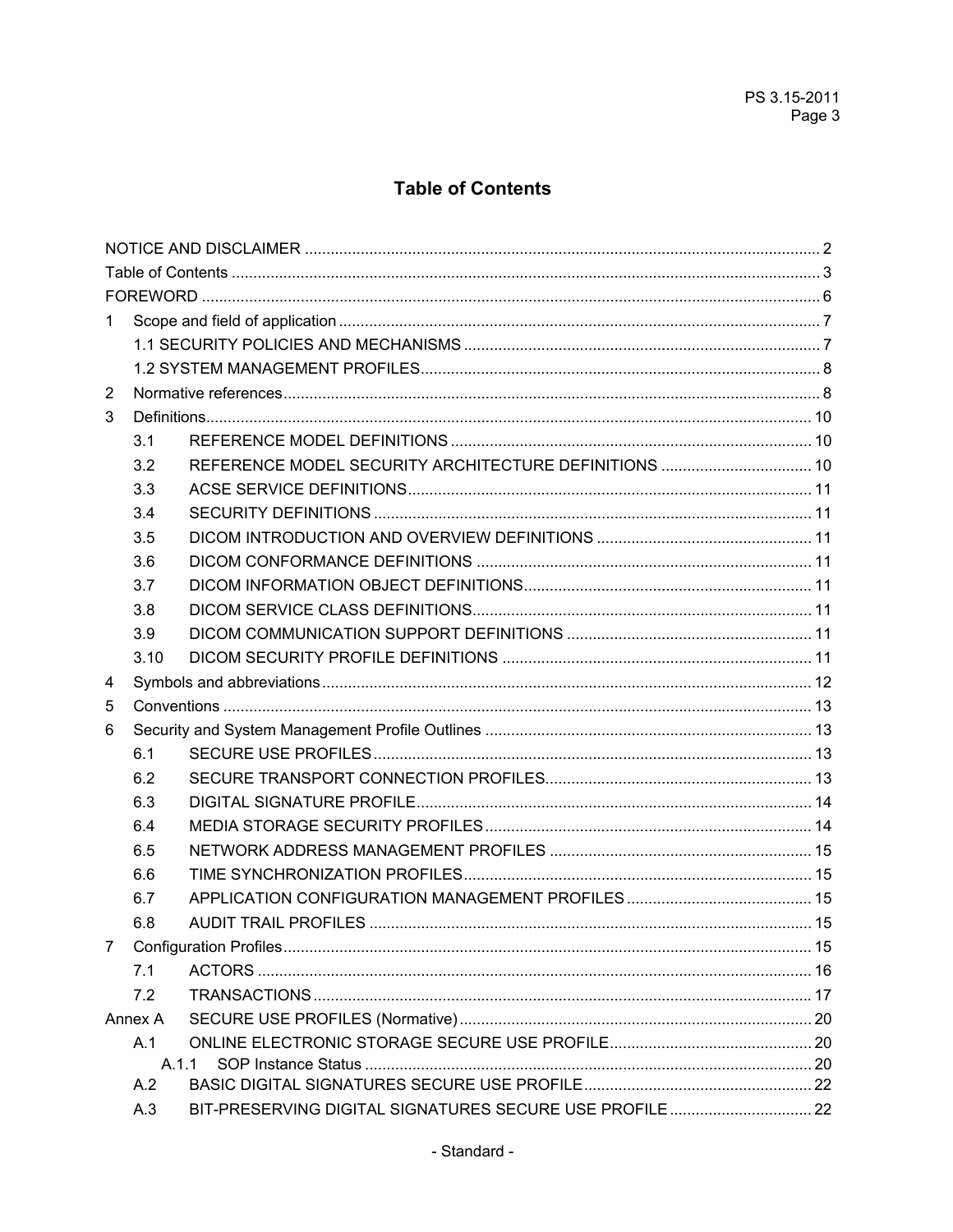# Table of Contents

NOTICE AND DISCLAIMER ..... 2
Table of Contents ..... 3
FOREWORD ..... 6
1 Scope and field of application ..... 7
  1.1 SECURITY POLICIES AND MECHANISMS ..... 7
  1.2 SYSTEM MANAGEMENT PROFILES ..... 8
2 Normative references ..... 8
3 Definitions ..... 10
  3.1 REFERENCE MODEL DEFINITIONS ..... 10
  3.2 REFERENCE MODEL SECURITY ARCHITECTURE DEFINITIONS ..... 10
  3.3 ACSE SERVICE DEFINITIONS ..... 11
  3.4 SECURITY DEFINITIONS ..... 11
  3.5 DICOM INTRODUCTION AND OVERVIEW DEFINITIONS ..... 11
  3.6 DICOM CONFORMANCE DEFINITIONS ..... 11
  3.7 DICOM INFORMATION OBJECT DEFINITIONS ..... 11
  3.8 DICOM SERVICE CLASS DEFINITIONS ..... 11
  3.9 DICOM COMMUNICATION SUPPORT DEFINITIONS ..... 11
  3.10 DICOM SECURITY PROFILE DEFINITIONS ..... 11
4 Symbols and abbreviations ..... 12
5 Conventions ..... 13
6 Security and System Management Profile Outlines ..... 13
  6.1 SECURE USE PROFILES ..... 13
  6.2 SECURE TRANSPORT CONNECTION PROFILES ..... 13
  6.3 DIGITAL SIGNATURE PROFILE ..... 14
  6.4 MEDIA STORAGE SECURITY PROFILES ..... 14
  6.5 NETWORK ADDRESS MANAGEMENT PROFILES ..... 15
  6.6 TIME SYNCHRONIZATION PROFILES ..... 15
  6.7 APPLICATION CONFIGURATION MANAGEMENT PROFILES ..... 15
  6.8 AUDIT TRAIL PROFILES ..... 15
7 Configuration Profiles ..... 15
  7.1 ACTORS ..... 16
  7.2 TRANSACTIONS ..... 17
Annex A SECURE USE PROFILES (Normative) ..... 20
  A.1 ONLINE ELECTRONIC STORAGE SECURE USE PROFILE ..... 20
    A.1.1 SOP Instance Status ..... 20
  A.2 BASIC DIGITAL SIGNATURES SECURE USE PROFILE ..... 22
  A.3 BIT-PRESERVING DIGITAL SIGNATURES SECURE USE PROFILE ..... 22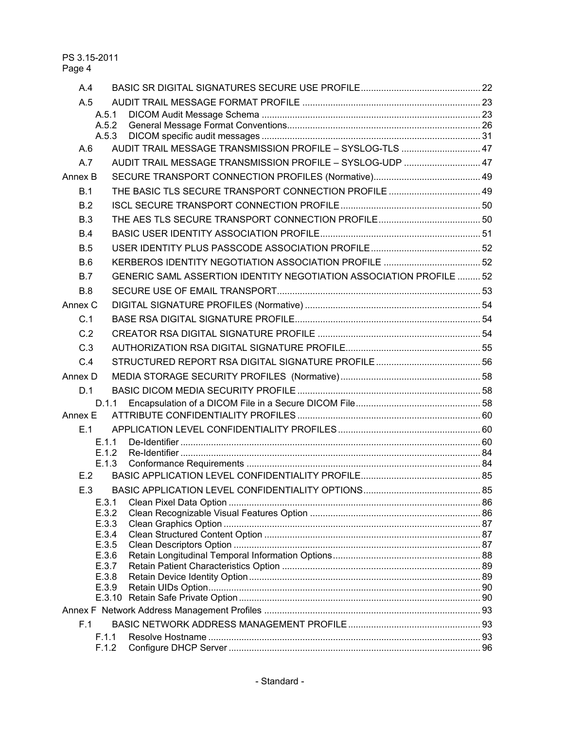A.4 BASIC SR DIGITAL SIGNATURES SECURE USE PROFILE ............................................... 22

A.5 AUDIT TRAIL MESSAGE FORMAT PROFILE ..................................................................... 23

A.5.1 DICOM Audit Message Schema ..................................................................................... 23

A.5.2 General Message Format Conventions........................................................................... 26

A.5.3 DICOM specific audit messages ..................................................................................... 31

A.6 AUDIT TRAIL MESSAGE TRANSMISSION PROFILE – SYSLOG-TLS ............................... 47

A.7 AUDIT TRAIL MESSAGE TRANSMISSION PROFILE – SYSLOG-UDP .............................. 47

Annex B SECURE TRANSPORT CONNECTION PROFILES (Normative).......................................... 49

B.1 THE BASIC TLS SECURE TRANSPORT CONNECTION PROFILE .................................... 49

B.2 ISCL SECURE TRANSPORT CONNECTION PROFILE ...................................................... 50

B.3 THE AES TLS SECURE TRANSPORT CONNECTION PROFILE........................................ 50

B.4 BASIC USER IDENTITY ASSOCIATION PROFILE............................................................... 51

B.5 USER IDENTITY PLUS PASSCODE ASSOCIATION PROFILE ........................................... 52

B.6 KERBEROS IDENTITY NEGOTIATION ASSOCIATION PROFILE ...................................... 52

B.7 GENERIC SAML ASSERTION IDENTITY NEGOTIATION ASSOCIATION PROFILE ......... 52

B.8 SECURE USE OF EMAIL TRANSPORT............................................................................... 53

Annex C DIGITAL SIGNATURE PROFILES (Normative) .................................................................... 54

C.1 BASE RSA DIGITAL SIGNATURE PROFILE......................................................................... 54

C.2 CREATOR RSA DIGITAL SIGNATURE PROFILE ............................................................... 54

C.3 AUTHORIZATION RSA DIGITAL SIGNATURE PROFILE..................................................... 55

C.4 STRUCTURED REPORT RSA DIGITAL SIGNATURE PROFILE ......................................... 56

Annex D MEDIA STORAGE SECURITY PROFILES (Normative) ....................................................... 58

D.1 BASIC DICOM MEDIA SECURITY PROFILE ........................................................................ 58

D.1.1 Encapsulation of a DICOM File in a Secure DICOM File................................................. 58

Annex E ATTRIBUTE CONFIDENTIALITY PROFILES ....................................................................... 60

E.1 APPLICATION LEVEL CONFIDENTIALITY PROFILES ........................................................ 60

E.1.1 De-Identifier ..................................................................................................................... 60

E.1.2 Re-Identifier ..................................................................................................................... 84

E.1.3 Conformance Requirements ........................................................................................... 84

E.2 BASIC APPLICATION LEVEL CONFIDENTIALITY PROFILE............................................... 85

E.3 BASIC APPLICATION LEVEL CONFIDENTIALITY OPTIONS.............................................. 85

E.3.1 Clean Pixel Data Option .................................................................................................. 86

E.3.2 Clean Recognizable Visual Features Option ................................................................... 86

E.3.3 Clean Graphics Option .................................................................................................... 87

E.3.4 Clean Structured Content Option .................................................................................... 87

E.3.5 Clean Descriptors Option ................................................................................................ 87

E.3.6 Retain Longitudinal Temporal Information Options.......................................................... 88

E.3.7 Retain Patient Characteristics Option ............................................................................. 89

E.3.8 Retain Device Identity Option.......................................................................................... 89

E.3.9 Retain UIDs Option.......................................................................................................... 90

E.3.10 Retain Safe Private Option .............................................................................................. 90

Annex F Network Address Management Profiles ................................................................................... 93

F.1 BASIC NETWORK ADDRESS MANAGEMENT PROFILE .................................................... 93

F.1.1 Resolve Hostname .......................................................................................................... 93

F.1.2 Configure DHCP Server .................................................................................................. 96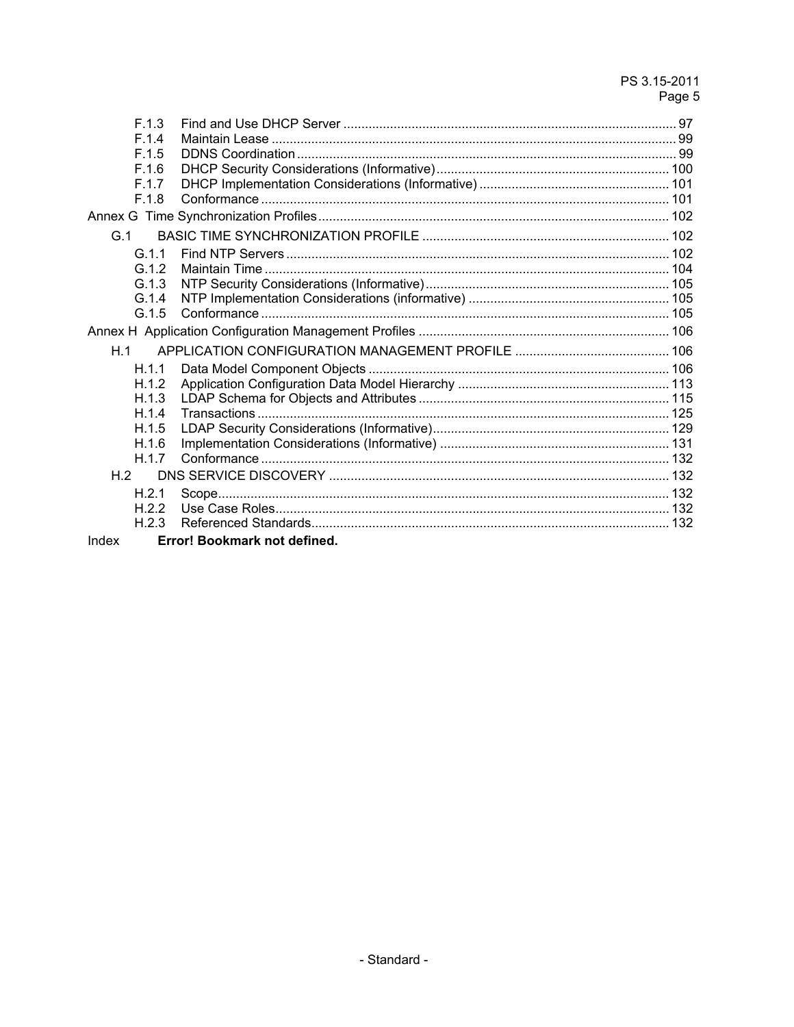F.1.3 Find and Use DHCP Server ........................................................................................ 97
F.1.4 Maintain Lease .............................................................................................................. 99
F.1.5 DDNS Coordination ....................................................................................................... 99
F.1.6 DHCP Security Considerations (Informative) ............................................................... 100
F.1.7 DHCP Implementation Considerations (Informative) .................................................... 101
F.1.8 Conformance ............................................................................................................... 101

Annex G Time Synchronization Profiles ................................................................................ 102

G.1 BASIC TIME SYNCHRONIZATION PROFILE ................................................................... 102

G.1.1 Find NTP Servers ........................................................................................................ 102
G.1.2 Maintain Time .............................................................................................................. 104
G.1.3 NTP Security Considerations (Informative) .................................................................. 105
G.1.4 NTP Implementation Considerations (informative) ....................................................... 105
G.1.5 Conformance ............................................................................................................... 105

Annex H Application Configuration Management Profiles ..................................................... 106

H.1 APPLICATION CONFIGURATION MANAGEMENT PROFILE .......................................... 106

H.1.1 Data Model Component Objects .................................................................................. 106
H.1.2 Application Configuration Data Model Hierarchy .......................................................... 113
H.1.3 LDAP Schema for Objects and Attributes .................................................................... 115
H.1.4 Transactions ................................................................................................................ 125
H.1.5 LDAP Security Considerations (Informative) ................................................................ 129
H.1.6 Implementation Considerations (Informative) ............................................................... 131
H.1.7 Conformance ............................................................................................................... 132

H.2 DNS SERVICE DISCOVERY ............................................................................................. 132

H.2.1 Scope ........................................................................................................................... 132
H.2.2 Use Case Roles ........................................................................................................... 132
H.2.3 Referenced Standards .................................................................................................. 132

Index **Error! Bookmark not defined.**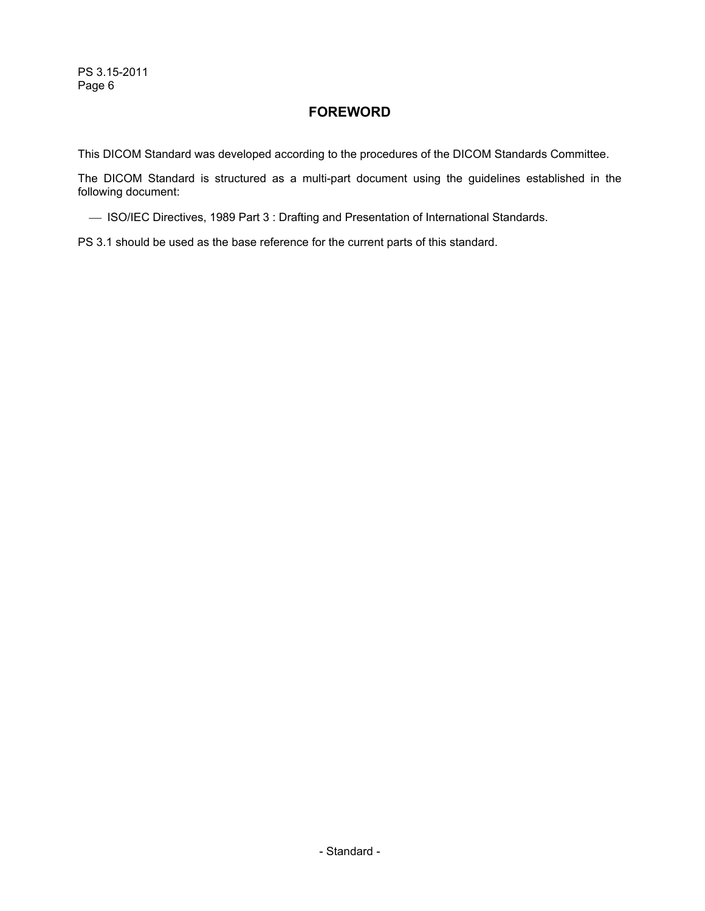# FOREWORD

This DICOM Standard was developed according to the procedures of the DICOM Standards Committee.

The DICOM Standard is structured as a multi-part document using the guidelines established in the following document:

- ISO/IEC Directives, 1989 Part 3 : Drafting and Presentation of International Standards.

PS 3.1 should be used as the base reference for the current parts of this standard.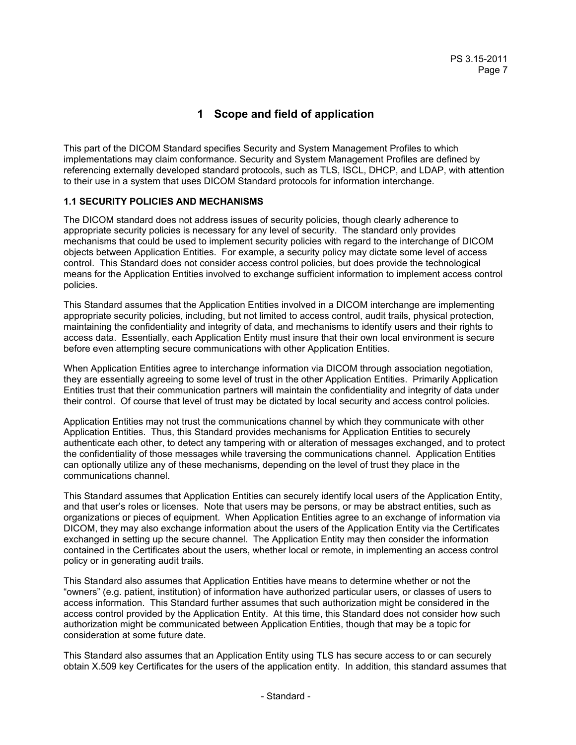# 1 Scope and field of application

This part of the DICOM Standard specifies Security and System Management Profiles to which implementations may claim conformance. Security and System Management Profiles are defined by referencing externally developed standard protocols, such as TLS, ISCL, DHCP, and LDAP, with attention to their use in a system that uses DICOM Standard protocols for information interchange.

## 1.1 SECURITY POLICIES AND MECHANISMS

The DICOM standard does not address issues of security policies, though clearly adherence to appropriate security policies is necessary for any level of security. The standard only provides mechanisms that could be used to implement security policies with regard to the interchange of DICOM objects between Application Entities. For example, a security policy may dictate some level of access control. This Standard does not consider access control policies, but does provide the technological means for the Application Entities involved to exchange sufficient information to implement access control policies.

This Standard assumes that the Application Entities involved in a DICOM interchange are implementing appropriate security policies, including, but not limited to access control, audit trails, physical protection, maintaining the confidentiality and integrity of data, and mechanisms to identify users and their rights to access data. Essentially, each Application Entity must insure that their own local environment is secure before even attempting secure communications with other Application Entities.

When Application Entities agree to interchange information via DICOM through association negotiation, they are essentially agreeing to some level of trust in the other Application Entities. Primarily Application Entities trust that their communication partners will maintain the confidentiality and integrity of data under their control. Of course that level of trust may be dictated by local security and access control policies.

Application Entities may not trust the communications channel by which they communicate with other Application Entities. Thus, this Standard provides mechanisms for Application Entities to securely authenticate each other, to detect any tampering with or alteration of messages exchanged, and to protect the confidentiality of those messages while traversing the communications channel. Application Entities can optionally utilize any of these mechanisms, depending on the level of trust they place in the communications channel.

This Standard assumes that Application Entities can securely identify local users of the Application Entity, and that user's roles or licenses. Note that users may be persons, or may be abstract entities, such as organizations or pieces of equipment. When Application Entities agree to an exchange of information via DICOM, they may also exchange information about the users of the Application Entity via the Certificates exchanged in setting up the secure channel. The Application Entity may then consider the information contained in the Certificates about the users, whether local or remote, in implementing an access control policy or in generating audit trails.

This Standard also assumes that Application Entities have means to determine whether or not the "owners" (e.g. patient, institution) of information have authorized particular users, or classes of users to access information. This Standard further assumes that such authorization might be considered in the access control provided by the Application Entity. At this time, this Standard does not consider how such authorization might be communicated between Application Entities, though that may be a topic for consideration at some future date.

This Standard also assumes that an Application Entity using TLS has secure access to or can securely obtain X.509 key Certificates for the users of the application entity. In addition, this standard assumes that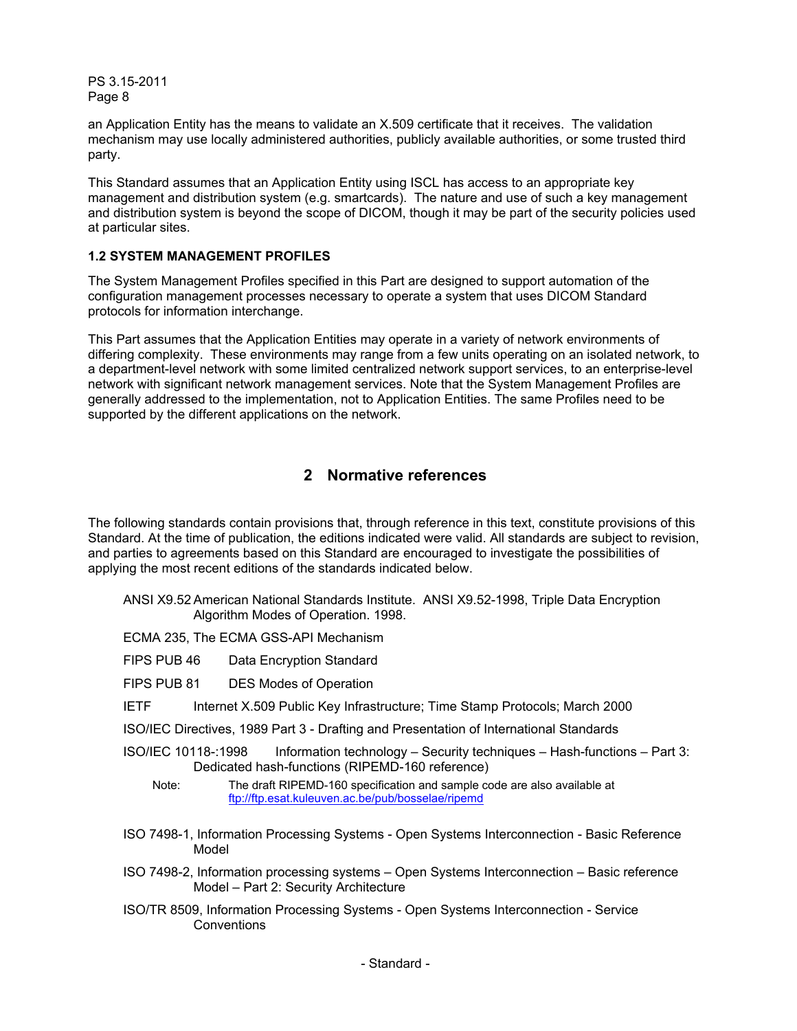an Application Entity has the means to validate an X.509 certificate that it receives. The validation mechanism may use locally administered authorities, publicly available authorities, or some trusted third party.

This Standard assumes that an Application Entity using ISCL has access to an appropriate key management and distribution system (e.g. smartcards). The nature and use of such a key management and distribution system is beyond the scope of DICOM, though it may be part of the security policies used at particular sites.

### 1.2 SYSTEM MANAGEMENT PROFILES

The System Management Profiles specified in this Part are designed to support automation of the configuration management processes necessary to operate a system that uses DICOM Standard protocols for information interchange.

This Part assumes that the Application Entities may operate in a variety of network environments of differing complexity. These environments may range from a few units operating on an isolated network, to a department-level network with some limited centralized network support services, to an enterprise-level network with significant network management services. Note that the System Management Profiles are generally addressed to the implementation, not to Application Entities. The same Profiles need to be supported by the different applications on the network.

## 2 Normative references

The following standards contain provisions that, through reference in this text, constitute provisions of this Standard. At the time of publication, the editions indicated were valid. All standards are subject to revision, and parties to agreements based on this Standard are encouraged to investigate the possibilities of applying the most recent editions of the standards indicated below.

ANSI X9.52 American National Standards Institute. ANSI X9.52-1998, Triple Data Encryption Algorithm Modes of Operation. 1998.

ECMA 235, The ECMA GSS-API Mechanism

FIPS PUB 46 Data Encryption Standard

FIPS PUB 81 DES Modes of Operation

IETF Internet X.509 Public Key Infrastructure; Time Stamp Protocols; March 2000

ISO/IEC Directives, 1989 Part 3 - Drafting and Presentation of International Standards

ISO/IEC 10118-:1998 Information technology – Security techniques – Hash-functions – Part 3: Dedicated hash-functions (RIPEMD-160 reference)

Note: The draft RIPEMD-160 specification and sample code are also available at ftp://ftp.esat.kuleuven.ac.be/pub/bosselae/ripemd

ISO 7498-1, Information Processing Systems - Open Systems Interconnection - Basic Reference Model

ISO 7498-2, Information processing systems – Open Systems Interconnection – Basic reference Model – Part 2: Security Architecture

ISO/TR 8509, Information Processing Systems - Open Systems Interconnection - Service Conventions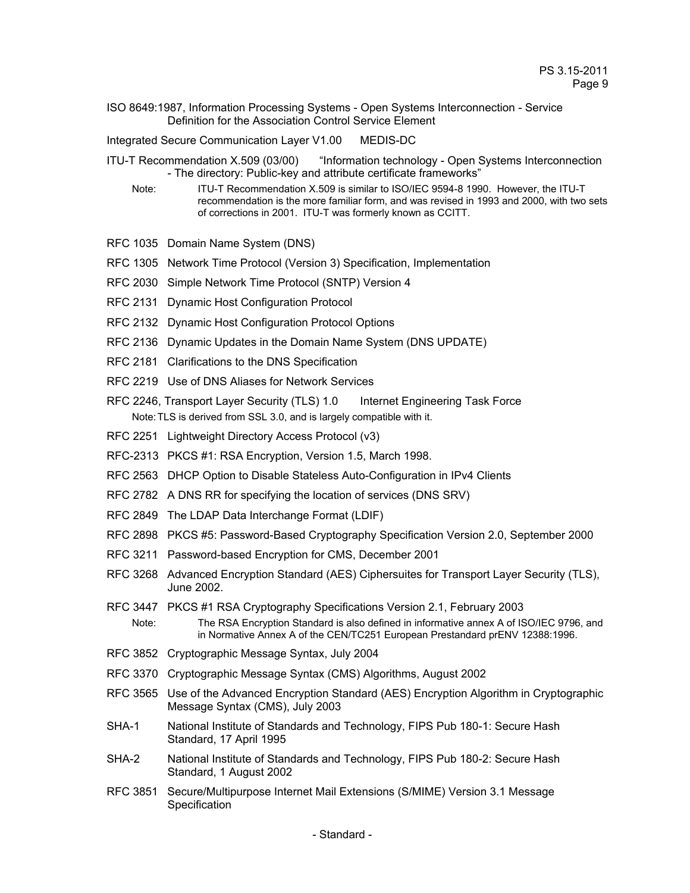ISO 8649:1987, Information Processing Systems - Open Systems Interconnection - Service Definition for the Association Control Service Element

Integrated Secure Communication Layer V1.00 MEDIS-DC

ITU-T Recommendation X.509 (03/00) "Information technology - Open Systems Interconnection - The directory: Public-key and attribute certificate frameworks"

Note: ITU-T Recommendation X.509 is similar to ISO/IEC 9594-8 1990. However, the ITU-T recommendation is the more familiar form, and was revised in 1993 and 2000, with two sets of corrections in 2001. ITU-T was formerly known as CCITT.

RFC 1035 Domain Name System (DNS)

RFC 1305 Network Time Protocol (Version 3) Specification, Implementation

RFC 2030 Simple Network Time Protocol (SNTP) Version 4

RFC 2131 Dynamic Host Configuration Protocol

RFC 2132 Dynamic Host Configuration Protocol Options

RFC 2136 Dynamic Updates in the Domain Name System (DNS UPDATE)

RFC 2181 Clarifications to the DNS Specification

RFC 2219 Use of DNS Aliases for Network Services

RFC 2246, Transport Layer Security (TLS) 1.0 Internet Engineering Task Force

Note: TLS is derived from SSL 3.0, and is largely compatible with it.

RFC 2251 Lightweight Directory Access Protocol (v3)

RFC-2313 PKCS #1: RSA Encryption, Version 1.5, March 1998.

RFC 2563 DHCP Option to Disable Stateless Auto-Configuration in IPv4 Clients

RFC 2782 A DNS RR for specifying the location of services (DNS SRV)

RFC 2849 The LDAP Data Interchange Format (LDIF)

RFC 2898 PKCS #5: Password-Based Cryptography Specification Version 2.0, September 2000

RFC 3211 Password-based Encryption for CMS, December 2001

RFC 3268 Advanced Encryption Standard (AES) Ciphersuites for Transport Layer Security (TLS), June 2002.

RFC 3447 PKCS #1 RSA Cryptography Specifications Version 2.1, February 2003

Note: The RSA Encryption Standard is also defined in informative annex A of ISO/IEC 9796, and in Normative Annex A of the CEN/TC251 European Prestandard prENV 12388:1996.

RFC 3852 Cryptographic Message Syntax, July 2004

RFC 3370 Cryptographic Message Syntax (CMS) Algorithms, August 2002

RFC 3565 Use of the Advanced Encryption Standard (AES) Encryption Algorithm in Cryptographic Message Syntax (CMS), July 2003

SHA-1 National Institute of Standards and Technology, FIPS Pub 180-1: Secure Hash Standard, 17 April 1995

SHA-2 National Institute of Standards and Technology, FIPS Pub 180-2: Secure Hash Standard, 1 August 2002

RFC 3851 Secure/Multipurpose Internet Mail Extensions (S/MIME) Version 3.1 Message Specification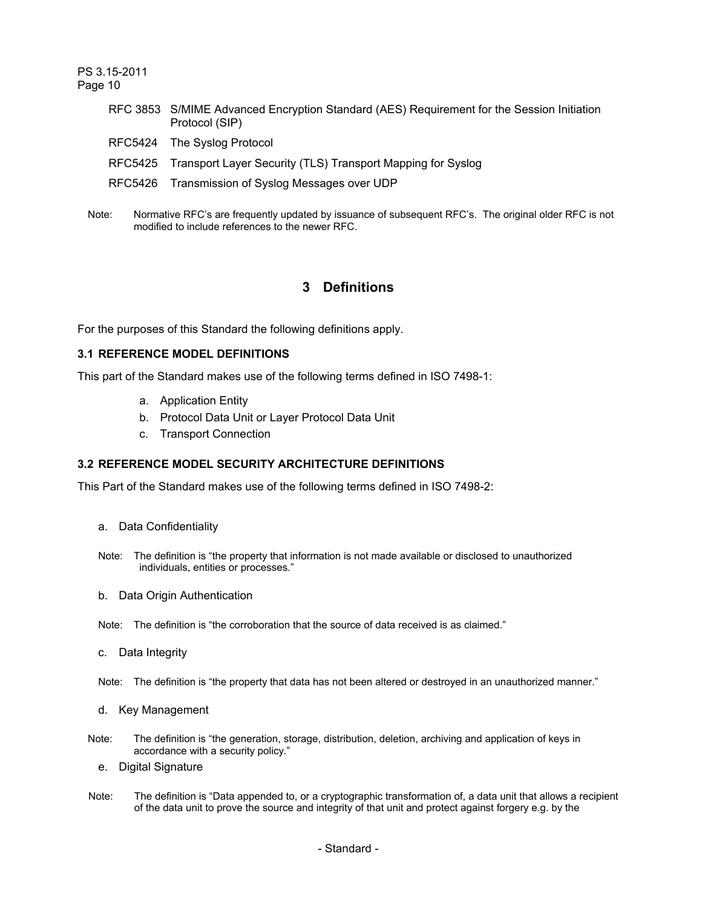RFC 3853 S/MIME Advanced Encryption Standard (AES) Requirement for the Session Initiation Protocol (SIP)

RFC5424 The Syslog Protocol

RFC5425 Transport Layer Security (TLS) Transport Mapping for Syslog

RFC5426 Transmission of Syslog Messages over UDP

Note: Normative RFC's are frequently updated by issuance of subsequent RFC's. The original older RFC is not modified to include references to the newer RFC.

# 3 Definitions

For the purposes of this Standard the following definitions apply.

### 3.1 REFERENCE MODEL DEFINITIONS

This part of the Standard makes use of the following terms defined in ISO 7498-1:

a. Application Entity
b. Protocol Data Unit or Layer Protocol Data Unit
c. Transport Connection

### 3.2 REFERENCE MODEL SECURITY ARCHITECTURE DEFINITIONS

This Part of the Standard makes use of the following terms defined in ISO 7498-2:

a. Data Confidentiality

Note: The definition is "the property that information is not made available or disclosed to unauthorized individuals, entities or processes."

b. Data Origin Authentication

Note: The definition is "the corroboration that the source of data received is as claimed."

c. Data Integrity

Note: The definition is "the property that data has not been altered or destroyed in an unauthorized manner."

d. Key Management

Note: The definition is "the generation, storage, distribution, deletion, archiving and application of keys in accordance with a security policy."

e. Digital Signature

Note: The definition is "Data appended to, or a cryptographic transformation of, a data unit that allows a recipient of the data unit to prove the source and integrity of that unit and protect against forgery e.g. by the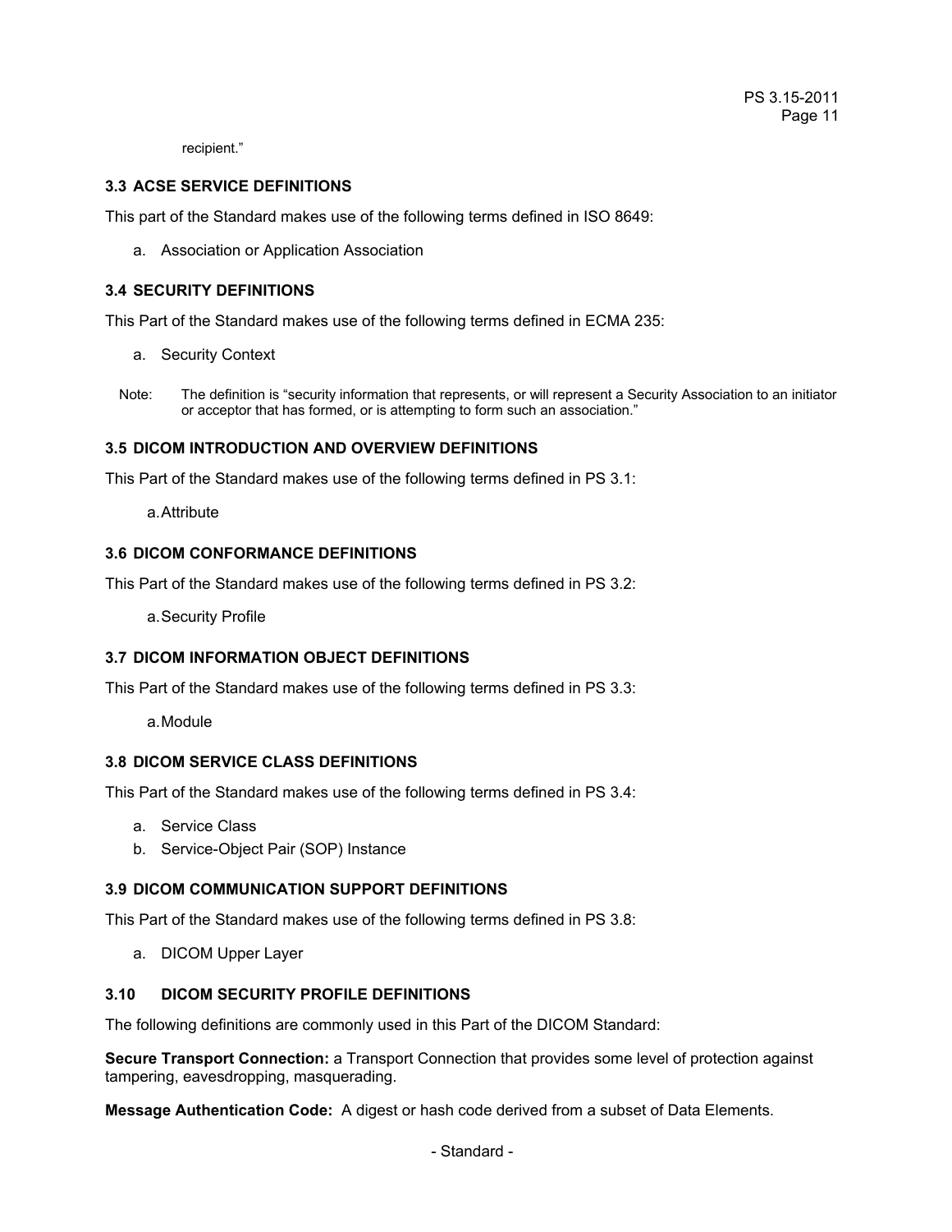recipient."

### 3.3 ACSE SERVICE DEFINITIONS

This part of the Standard makes use of the following terms defined in ISO 8649:

a. Association or Application Association

### 3.4 SECURITY DEFINITIONS

This Part of the Standard makes use of the following terms defined in ECMA 235:

a. Security Context

Note: The definition is "security information that represents, or will represent a Security Association to an initiator or acceptor that has formed, or is attempting to form such an association."

### 3.5 DICOM INTRODUCTION AND OVERVIEW DEFINITIONS

This Part of the Standard makes use of the following terms defined in PS 3.1:

a. Attribute

### 3.6 DICOM CONFORMANCE DEFINITIONS

This Part of the Standard makes use of the following terms defined in PS 3.2:

a. Security Profile

### 3.7 DICOM INFORMATION OBJECT DEFINITIONS

This Part of the Standard makes use of the following terms defined in PS 3.3:

a. Module

### 3.8 DICOM SERVICE CLASS DEFINITIONS

This Part of the Standard makes use of the following terms defined in PS 3.4:

a. Service Class
b. Service-Object Pair (SOP) Instance

### 3.9 DICOM COMMUNICATION SUPPORT DEFINITIONS

This Part of the Standard makes use of the following terms defined in PS 3.8:

a. DICOM Upper Layer

### 3.10 DICOM SECURITY PROFILE DEFINITIONS

The following definitions are commonly used in this Part of the DICOM Standard:

**Secure Transport Connection:** a Transport Connection that provides some level of protection against tampering, eavesdropping, masquerading.

**Message Authentication Code:** A digest or hash code derived from a subset of Data Elements.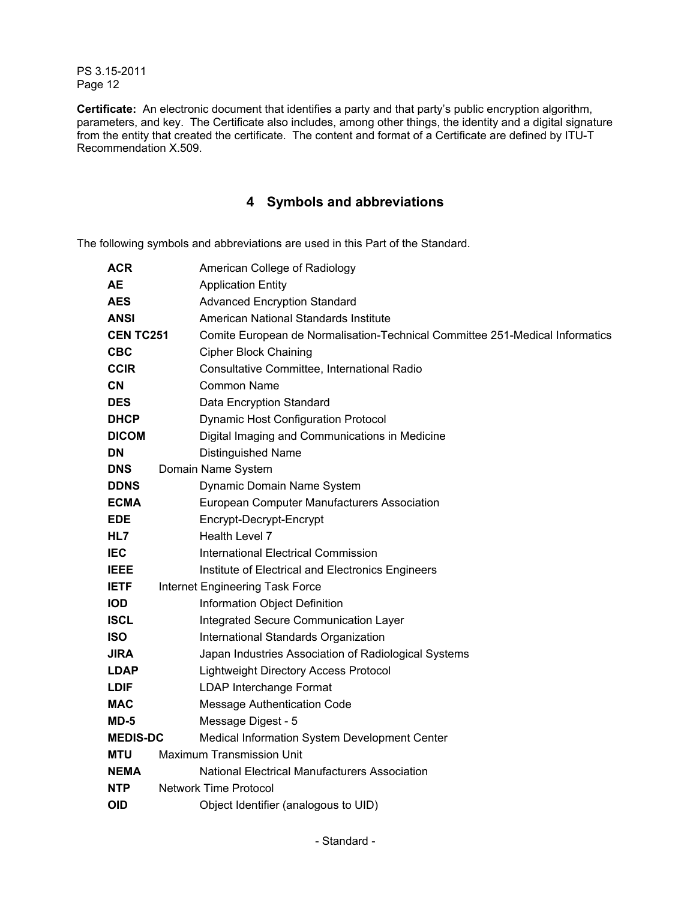**Certificate:** An electronic document that identifies a party and that party's public encryption algorithm, parameters, and key. The Certificate also includes, among other things, the identity and a digital signature from the entity that created the certificate. The content and format of a Certificate are defined by ITU-T Recommendation X.509.

# 4 Symbols and abbreviations

The following symbols and abbreviations are used in this Part of the Standard.

| | |
|---|---|
| **ACR** | American College of Radiology |
| **AE** | Application Entity |
| **AES** | Advanced Encryption Standard |
| **ANSI** | American National Standards Institute |
| **CEN TC251** | Comite European de Normalisation-Technical Committee 251-Medical Informatics |
| **CBC** | Cipher Block Chaining |
| **CCIR** | Consultative Committee, International Radio |
| **CN** | Common Name |
| **DES** | Data Encryption Standard |
| **DHCP** | Dynamic Host Configuration Protocol |
| **DICOM** | Digital Imaging and Communications in Medicine |
| **DN** | Distinguished Name |
| **DNS** | Domain Name System |
| **DDNS** | Dynamic Domain Name System |
| **ECMA** | European Computer Manufacturers Association |
| **EDE** | Encrypt-Decrypt-Encrypt |
| **HL7** | Health Level 7 |
| **IEC** | International Electrical Commission |
| **IEEE** | Institute of Electrical and Electronics Engineers |
| **IETF** | Internet Engineering Task Force |
| **IOD** | Information Object Definition |
| **ISCL** | Integrated Secure Communication Layer |
| **ISO** | International Standards Organization |
| **JIRA** | Japan Industries Association of Radiological Systems |
| **LDAP** | Lightweight Directory Access Protocol |
| **LDIF** | LDAP Interchange Format |
| **MAC** | Message Authentication Code |
| **MD-5** | Message Digest - 5 |
| **MEDIS-DC** | Medical Information System Development Center |
| **MTU** | Maximum Transmission Unit |
| **NEMA** | National Electrical Manufacturers Association |
| **NTP** | Network Time Protocol |
| **OID** | Object Identifier (analogous to UID) |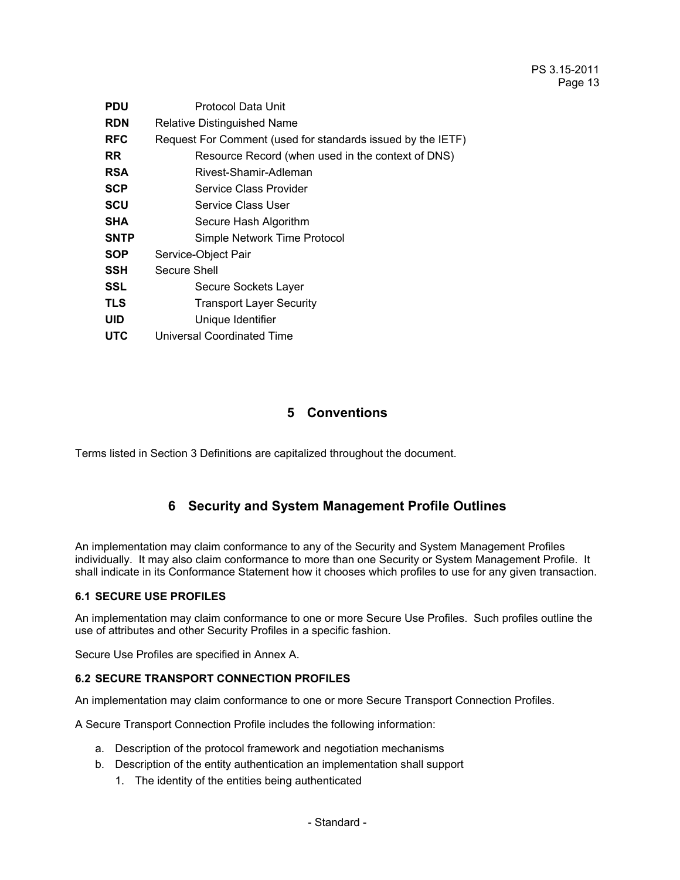| | |
|---|---|
| **PDU** | Protocol Data Unit |
| **RDN** | Relative Distinguished Name |
| **RFC** | Request For Comment (used for standards issued by the IETF) |
| **RR** | Resource Record (when used in the context of DNS) |
| **RSA** | Rivest-Shamir-Adleman |
| **SCP** | Service Class Provider |
| **SCU** | Service Class User |
| **SHA** | Secure Hash Algorithm |
| **SNTP** | Simple Network Time Protocol |
| **SOP** | Service-Object Pair |
| **SSH** | Secure Shell |
| **SSL** | Secure Sockets Layer |
| **TLS** | Transport Layer Security |
| **UID** | Unique Identifier |
| **UTC** | Universal Coordinated Time |

# 5 Conventions

Terms listed in Section 3 Definitions are capitalized throughout the document.

# 6 Security and System Management Profile Outlines

An implementation may claim conformance to any of the Security and System Management Profiles individually. It may also claim conformance to more than one Security or System Management Profile. It shall indicate in its Conformance Statement how it chooses which profiles to use for any given transaction.

## 6.1 SECURE USE PROFILES

An implementation may claim conformance to one or more Secure Use Profiles. Such profiles outline the use of attributes and other Security Profiles in a specific fashion.

Secure Use Profiles are specified in Annex A.

## 6.2 SECURE TRANSPORT CONNECTION PROFILES

An implementation may claim conformance to one or more Secure Transport Connection Profiles.

A Secure Transport Connection Profile includes the following information:

a. Description of the protocol framework and negotiation mechanisms
b. Description of the entity authentication an implementation shall support
   1. The identity of the entities being authenticated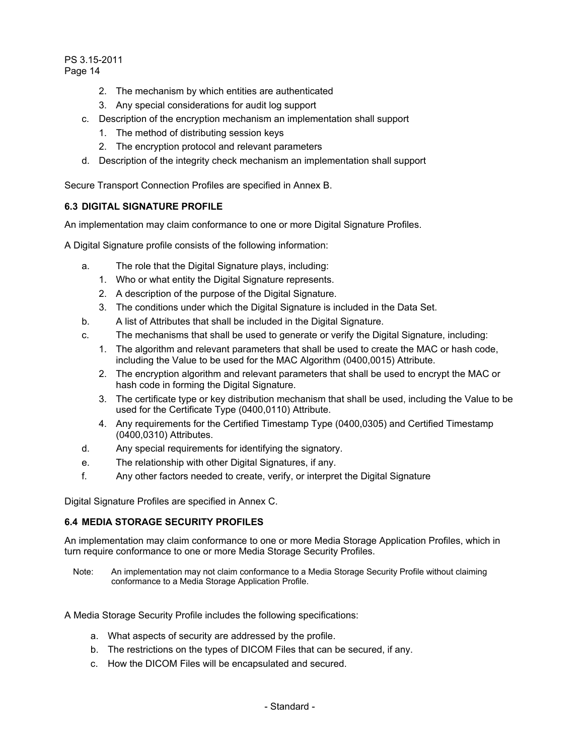2. The mechanism by which entities are authenticated
   3. Any special considerations for audit log support
c. Description of the encryption mechanism an implementation shall support
   1. The method of distributing session keys
   2. The encryption protocol and relevant parameters
d. Description of the integrity check mechanism an implementation shall support

Secure Transport Connection Profiles are specified in Annex B.

### 6.3 DIGITAL SIGNATURE PROFILE

An implementation may claim conformance to one or more Digital Signature Profiles.

A Digital Signature profile consists of the following information:

a. The role that the Digital Signature plays, including:
   1. Who or what entity the Digital Signature represents.
   2. A description of the purpose of the Digital Signature.
   3. The conditions under which the Digital Signature is included in the Data Set.
b. A list of Attributes that shall be included in the Digital Signature.
c. The mechanisms that shall be used to generate or verify the Digital Signature, including:
   1. The algorithm and relevant parameters that shall be used to create the MAC or hash code, including the Value to be used for the MAC Algorithm (0400,0015) Attribute.
   2. The encryption algorithm and relevant parameters that shall be used to encrypt the MAC or hash code in forming the Digital Signature.
   3. The certificate type or key distribution mechanism that shall be used, including the Value to be used for the Certificate Type (0400,0110) Attribute.
   4. Any requirements for the Certified Timestamp Type (0400,0305) and Certified Timestamp (0400,0310) Attributes.
d. Any special requirements for identifying the signatory.
e. The relationship with other Digital Signatures, if any.
f. Any other factors needed to create, verify, or interpret the Digital Signature

Digital Signature Profiles are specified in Annex C.

### 6.4 MEDIA STORAGE SECURITY PROFILES

An implementation may claim conformance to one or more Media Storage Application Profiles, which in turn require conformance to one or more Media Storage Security Profiles.

Note: An implementation may not claim conformance to a Media Storage Security Profile without claiming conformance to a Media Storage Application Profile.

A Media Storage Security Profile includes the following specifications:

a. What aspects of security are addressed by the profile.
b. The restrictions on the types of DICOM Files that can be secured, if any.
c. How the DICOM Files will be encapsulated and secured.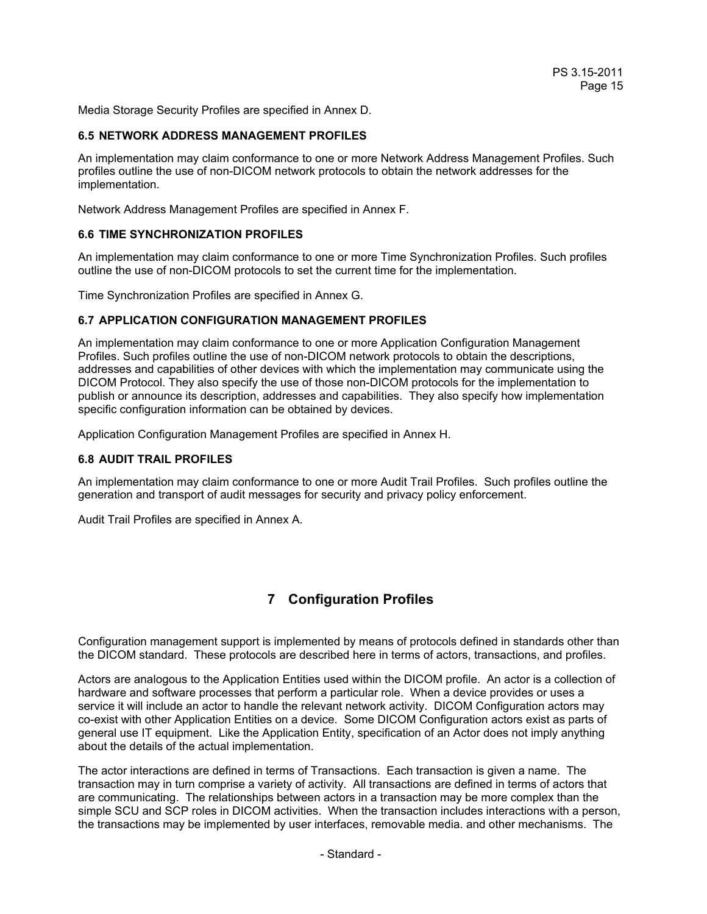Media Storage Security Profiles are specified in Annex D.

### 6.5 NETWORK ADDRESS MANAGEMENT PROFILES

An implementation may claim conformance to one or more Network Address Management Profiles. Such profiles outline the use of non-DICOM network protocols to obtain the network addresses for the implementation.

Network Address Management Profiles are specified in Annex F.

### 6.6 TIME SYNCHRONIZATION PROFILES

An implementation may claim conformance to one or more Time Synchronization Profiles. Such profiles outline the use of non-DICOM protocols to set the current time for the implementation.

Time Synchronization Profiles are specified in Annex G.

### 6.7 APPLICATION CONFIGURATION MANAGEMENT PROFILES

An implementation may claim conformance to one or more Application Configuration Management Profiles. Such profiles outline the use of non-DICOM network protocols to obtain the descriptions, addresses and capabilities of other devices with which the implementation may communicate using the DICOM Protocol. They also specify the use of those non-DICOM protocols for the implementation to publish or announce its description, addresses and capabilities. They also specify how implementation specific configuration information can be obtained by devices.

Application Configuration Management Profiles are specified in Annex H.

### 6.8 AUDIT TRAIL PROFILES

An implementation may claim conformance to one or more Audit Trail Profiles. Such profiles outline the generation and transport of audit messages for security and privacy policy enforcement.

Audit Trail Profiles are specified in Annex A.

# 7 Configuration Profiles

Configuration management support is implemented by means of protocols defined in standards other than the DICOM standard. These protocols are described here in terms of actors, transactions, and profiles.

Actors are analogous to the Application Entities used within the DICOM profile. An actor is a collection of hardware and software processes that perform a particular role. When a device provides or uses a service it will include an actor to handle the relevant network activity. DICOM Configuration actors may co-exist with other Application Entities on a device. Some DICOM Configuration actors exist as parts of general use IT equipment. Like the Application Entity, specification of an Actor does not imply anything about the details of the actual implementation.

The actor interactions are defined in terms of Transactions. Each transaction is given a name. The transaction may in turn comprise a variety of activity. All transactions are defined in terms of actors that are communicating. The relationships between actors in a transaction may be more complex than the simple SCU and SCP roles in DICOM activities. When the transaction includes interactions with a person, the transactions may be implemented by user interfaces, removable media. and other mechanisms. The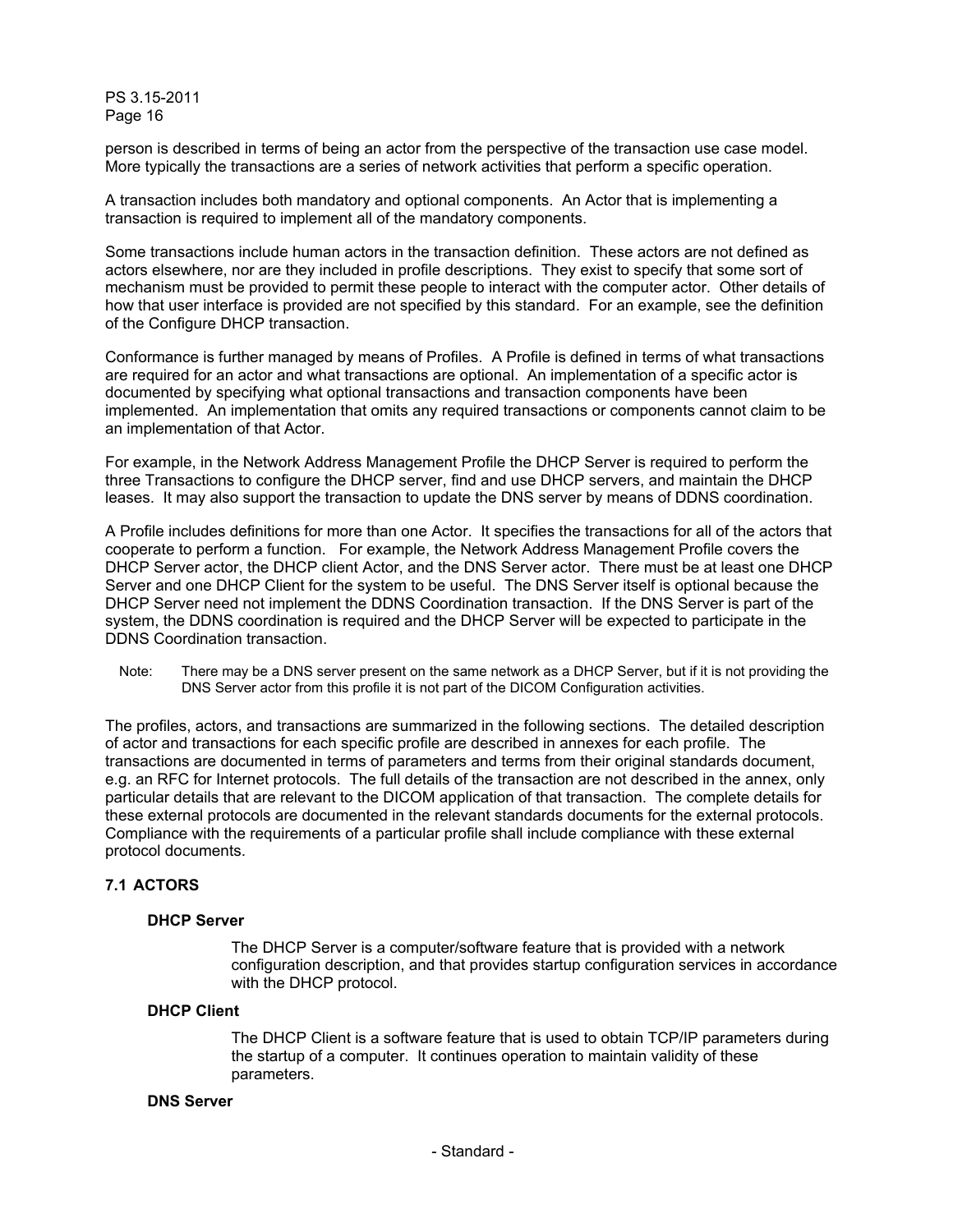person is described in terms of being an actor from the perspective of the transaction use case model. More typically the transactions are a series of network activities that perform a specific operation.

A transaction includes both mandatory and optional components. An Actor that is implementing a transaction is required to implement all of the mandatory components.

Some transactions include human actors in the transaction definition. These actors are not defined as actors elsewhere, nor are they included in profile descriptions. They exist to specify that some sort of mechanism must be provided to permit these people to interact with the computer actor. Other details of how that user interface is provided are not specified by this standard. For an example, see the definition of the Configure DHCP transaction.

Conformance is further managed by means of Profiles. A Profile is defined in terms of what transactions are required for an actor and what transactions are optional. An implementation of a specific actor is documented by specifying what optional transactions and transaction components have been implemented. An implementation that omits any required transactions or components cannot claim to be an implementation of that Actor.

For example, in the Network Address Management Profile the DHCP Server is required to perform the three Transactions to configure the DHCP server, find and use DHCP servers, and maintain the DHCP leases. It may also support the transaction to update the DNS server by means of DDNS coordination.

A Profile includes definitions for more than one Actor. It specifies the transactions for all of the actors that cooperate to perform a function. For example, the Network Address Management Profile covers the DHCP Server actor, the DHCP client Actor, and the DNS Server actor. There must be at least one DHCP Server and one DHCP Client for the system to be useful. The DNS Server itself is optional because the DHCP Server need not implement the DDNS Coordination transaction. If the DNS Server is part of the system, the DDNS coordination is required and the DHCP Server will be expected to participate in the DDNS Coordination transaction.

Note: There may be a DNS server present on the same network as a DHCP Server, but if it is not providing the DNS Server actor from this profile it is not part of the DICOM Configuration activities.

The profiles, actors, and transactions are summarized in the following sections. The detailed description of actor and transactions for each specific profile are described in annexes for each profile. The transactions are documented in terms of parameters and terms from their original standards document, e.g. an RFC for Internet protocols. The full details of the transaction are not described in the annex, only particular details that are relevant to the DICOM application of that transaction. The complete details for these external protocols are documented in the relevant standards documents for the external protocols. Compliance with the requirements of a particular profile shall include compliance with these external protocol documents.

## 7.1 ACTORS

**DHCP Server**

The DHCP Server is a computer/software feature that is provided with a network configuration description, and that provides startup configuration services in accordance with the DHCP protocol.

**DHCP Client**

The DHCP Client is a software feature that is used to obtain TCP/IP parameters during the startup of a computer. It continues operation to maintain validity of these parameters.

**DNS Server**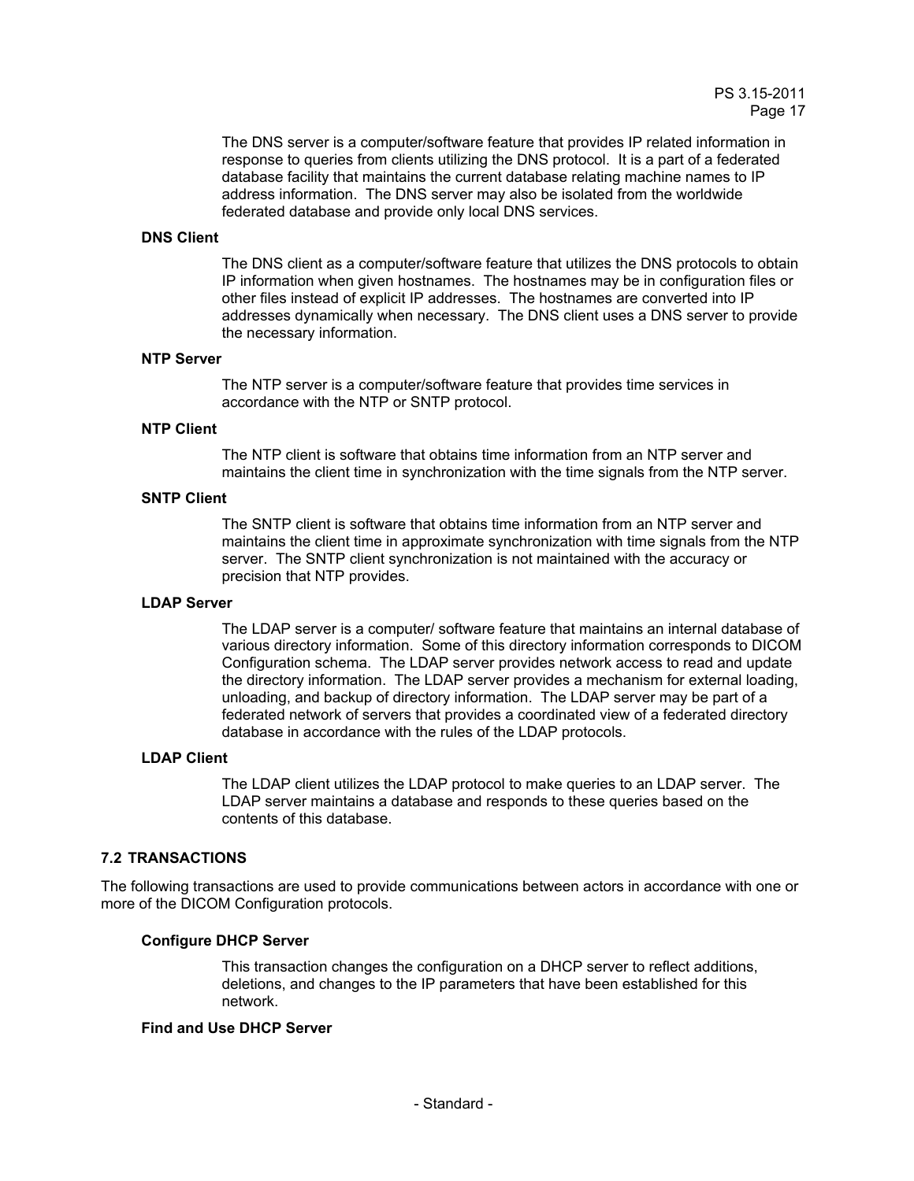The DNS server is a computer/software feature that provides IP related information in response to queries from clients utilizing the DNS protocol. It is a part of a federated database facility that maintains the current database relating machine names to IP address information. The DNS server may also be isolated from the worldwide federated database and provide only local DNS services.

**DNS Client**

The DNS client as a computer/software feature that utilizes the DNS protocols to obtain IP information when given hostnames. The hostnames may be in configuration files or other files instead of explicit IP addresses. The hostnames are converted into IP addresses dynamically when necessary. The DNS client uses a DNS server to provide the necessary information.

**NTP Server**

The NTP server is a computer/software feature that provides time services in accordance with the NTP or SNTP protocol.

**NTP Client**

The NTP client is software that obtains time information from an NTP server and maintains the client time in synchronization with the time signals from the NTP server.

**SNTP Client**

The SNTP client is software that obtains time information from an NTP server and maintains the client time in approximate synchronization with time signals from the NTP server. The SNTP client synchronization is not maintained with the accuracy or precision that NTP provides.

**LDAP Server**

The LDAP server is a computer/ software feature that maintains an internal database of various directory information. Some of this directory information corresponds to DICOM Configuration schema. The LDAP server provides network access to read and update the directory information. The LDAP server provides a mechanism for external loading, unloading, and backup of directory information. The LDAP server may be part of a federated network of servers that provides a coordinated view of a federated directory database in accordance with the rules of the LDAP protocols.

**LDAP Client**

The LDAP client utilizes the LDAP protocol to make queries to an LDAP server. The LDAP server maintains a database and responds to these queries based on the contents of this database.

## 7.2 TRANSACTIONS

The following transactions are used to provide communications between actors in accordance with one or more of the DICOM Configuration protocols.

**Configure DHCP Server**

This transaction changes the configuration on a DHCP server to reflect additions, deletions, and changes to the IP parameters that have been established for this network.

**Find and Use DHCP Server**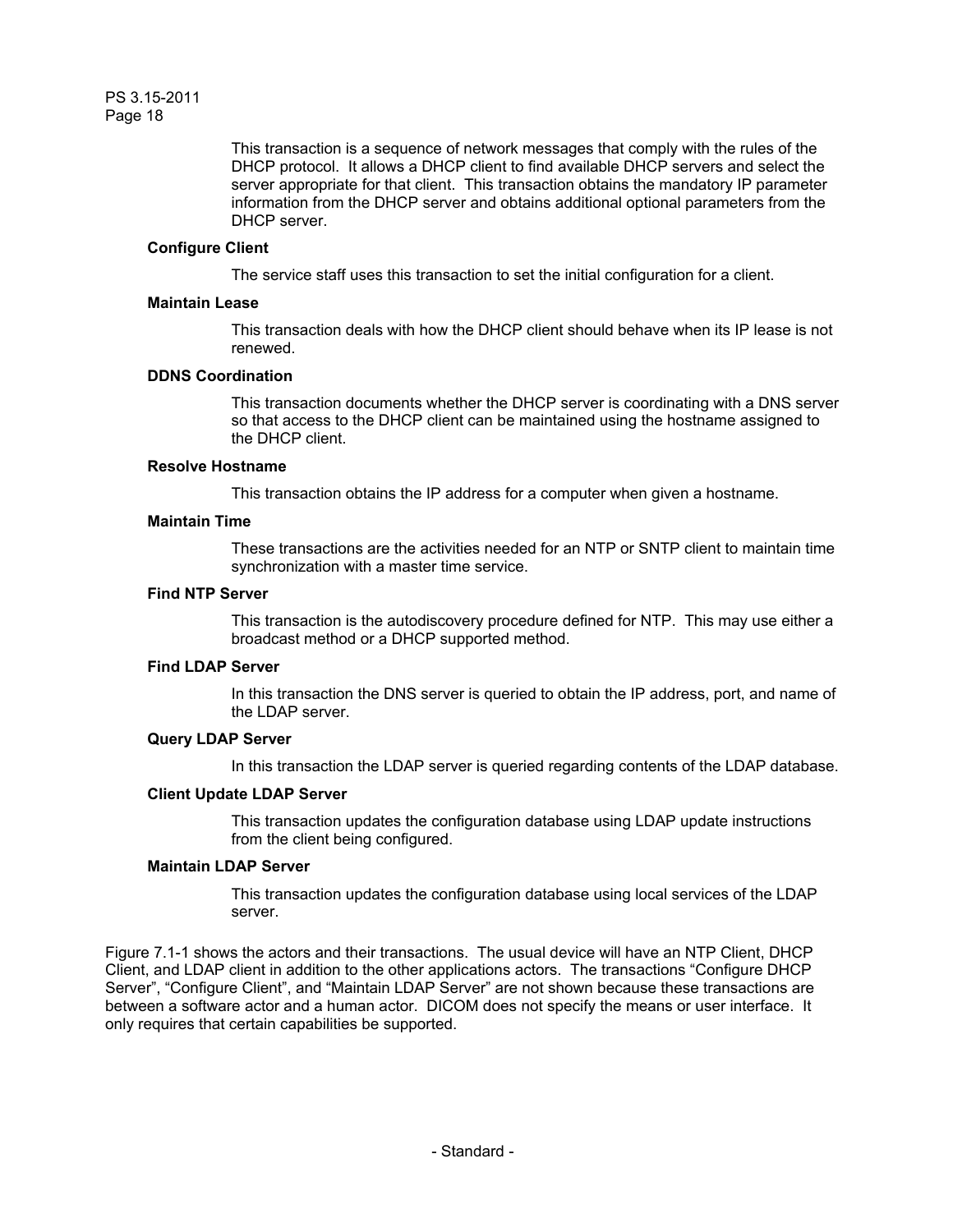This transaction is a sequence of network messages that comply with the rules of the DHCP protocol. It allows a DHCP client to find available DHCP servers and select the server appropriate for that client. This transaction obtains the mandatory IP parameter information from the DHCP server and obtains additional optional parameters from the DHCP server.

**Configure Client**

The service staff uses this transaction to set the initial configuration for a client.

**Maintain Lease**

This transaction deals with how the DHCP client should behave when its IP lease is not renewed.

**DDNS Coordination**

This transaction documents whether the DHCP server is coordinating with a DNS server so that access to the DHCP client can be maintained using the hostname assigned to the DHCP client.

**Resolve Hostname**

This transaction obtains the IP address for a computer when given a hostname.

**Maintain Time**

These transactions are the activities needed for an NTP or SNTP client to maintain time synchronization with a master time service.

**Find NTP Server**

This transaction is the autodiscovery procedure defined for NTP. This may use either a broadcast method or a DHCP supported method.

**Find LDAP Server**

In this transaction the DNS server is queried to obtain the IP address, port, and name of the LDAP server.

**Query LDAP Server**

In this transaction the LDAP server is queried regarding contents of the LDAP database.

**Client Update LDAP Server**

This transaction updates the configuration database using LDAP update instructions from the client being configured.

**Maintain LDAP Server**

This transaction updates the configuration database using local services of the LDAP server.

Figure 7.1-1 shows the actors and their transactions. The usual device will have an NTP Client, DHCP Client, and LDAP client in addition to the other applications actors. The transactions “Configure DHCP Server”, “Configure Client”, and “Maintain LDAP Server” are not shown because these transactions are between a software actor and a human actor. DICOM does not specify the means or user interface. It only requires that certain capabilities be supported.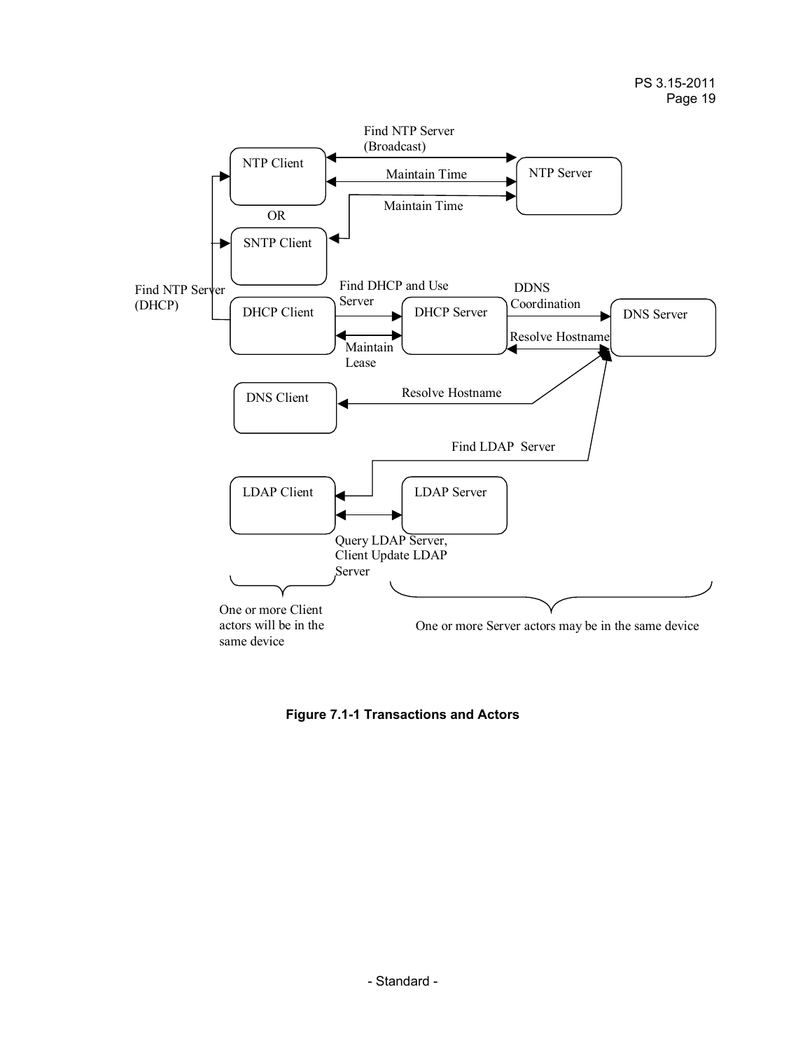Find NTP Server (Broadcast)

NTP Client

Maintain Time

NTP Server

Maintain Time

OR

SNTP Client

Find NTP Server (DHCP)

Find DHCP and Use Server

DDNS Coordination

DHCP Client

DHCP Server

DNS Server

Resolve Hostname

Maintain Lease

DNS Client

Resolve Hostname

Find LDAP Server

LDAP Client

LDAP Server

Query LDAP Server, Client Update LDAP Server

One or more Client actors will be in the same device

One or more Server actors may be in the same device

**Figure 7.1-1 Transactions and Actors**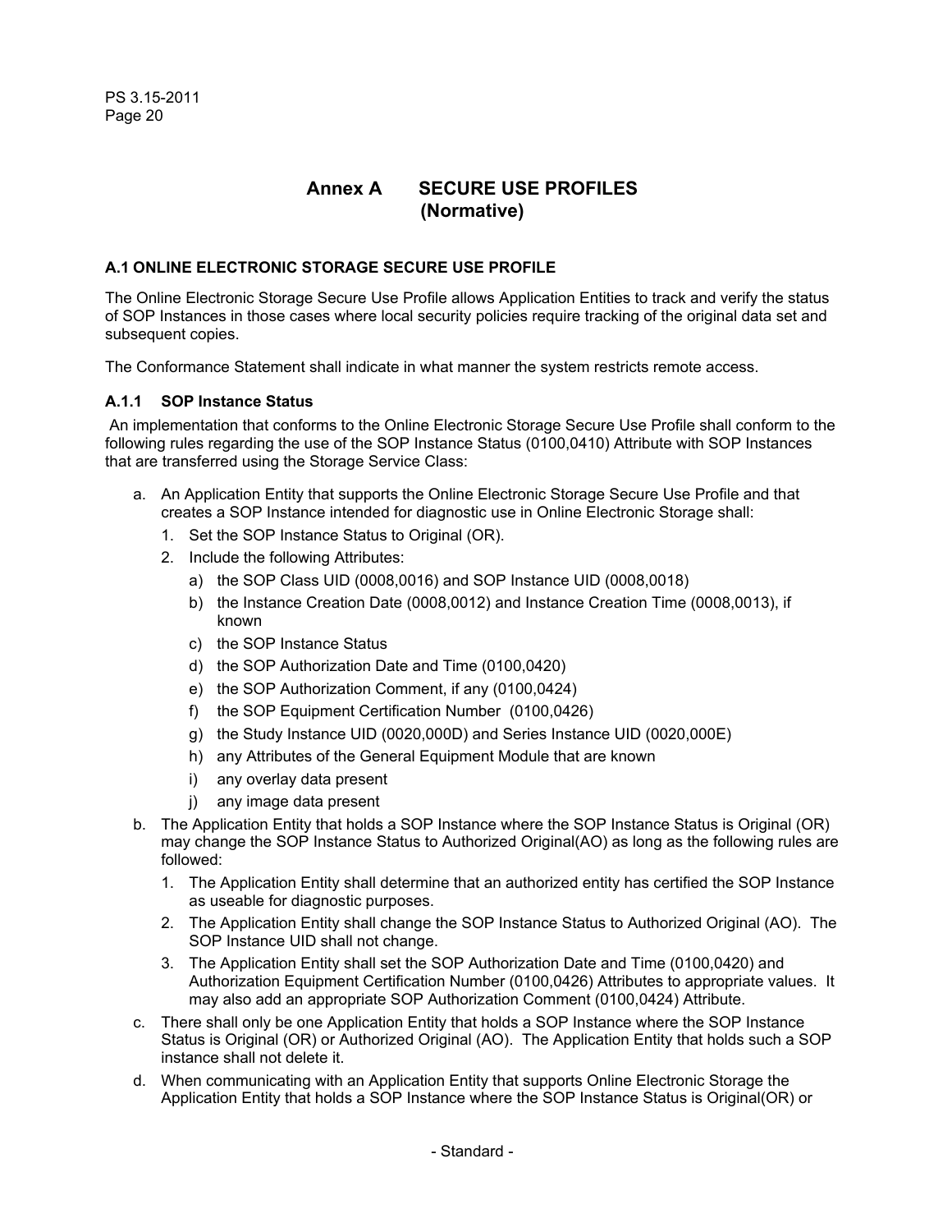# Annex A SECURE USE PROFILES (Normative)

## A.1 ONLINE ELECTRONIC STORAGE SECURE USE PROFILE

The Online Electronic Storage Secure Use Profile allows Application Entities to track and verify the status of SOP Instances in those cases where local security policies require tracking of the original data set and subsequent copies.

The Conformance Statement shall indicate in what manner the system restricts remote access.

### A.1.1 SOP Instance Status

An implementation that conforms to the Online Electronic Storage Secure Use Profile shall conform to the following rules regarding the use of the SOP Instance Status (0100,0410) Attribute with SOP Instances that are transferred using the Storage Service Class:

a. An Application Entity that supports the Online Electronic Storage Secure Use Profile and that creates a SOP Instance intended for diagnostic use in Online Electronic Storage shall:
   1. Set the SOP Instance Status to Original (OR).
   2. Include the following Attributes:
      a) the SOP Class UID (0008,0016) and SOP Instance UID (0008,0018)
      b) the Instance Creation Date (0008,0012) and Instance Creation Time (0008,0013), if known
      c) the SOP Instance Status
      d) the SOP Authorization Date and Time (0100,0420)
      e) the SOP Authorization Comment, if any (0100,0424)
      f) the SOP Equipment Certification Number (0100,0426)
      g) the Study Instance UID (0020,000D) and Series Instance UID (0020,000E)
      h) any Attributes of the General Equipment Module that are known
      i) any overlay data present
      j) any image data present
b. The Application Entity that holds a SOP Instance where the SOP Instance Status is Original (OR) may change the SOP Instance Status to Authorized Original(AO) as long as the following rules are followed:
   1. The Application Entity shall determine that an authorized entity has certified the SOP Instance as useable for diagnostic purposes.
   2. The Application Entity shall change the SOP Instance Status to Authorized Original (AO). The SOP Instance UID shall not change.
   3. The Application Entity shall set the SOP Authorization Date and Time (0100,0420) and Authorization Equipment Certification Number (0100,0426) Attributes to appropriate values. It may also add an appropriate SOP Authorization Comment (0100,0424) Attribute.
c. There shall only be one Application Entity that holds a SOP Instance where the SOP Instance Status is Original (OR) or Authorized Original (AO). The Application Entity that holds such a SOP instance shall not delete it.
d. When communicating with an Application Entity that supports Online Electronic Storage the Application Entity that holds a SOP Instance where the SOP Instance Status is Original(OR) or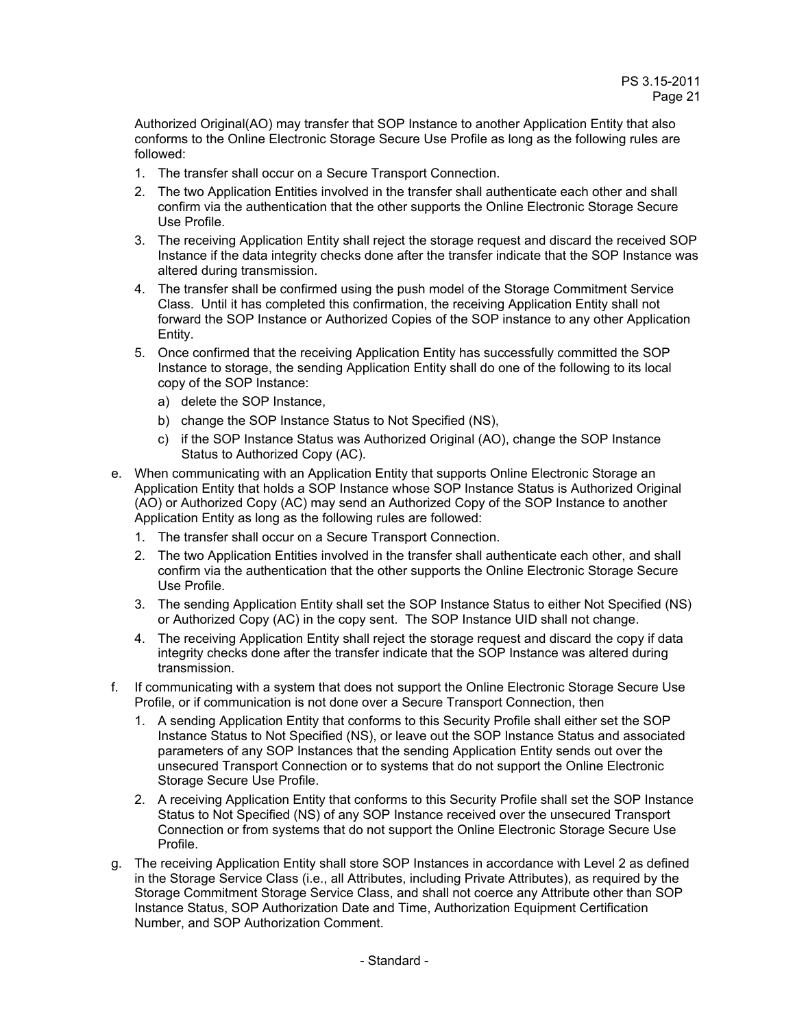Authorized Original(AO) may transfer that SOP Instance to another Application Entity that also conforms to the Online Electronic Storage Secure Use Profile as long as the following rules are followed:

1. The transfer shall occur on a Secure Transport Connection.
2. The two Application Entities involved in the transfer shall authenticate each other and shall confirm via the authentication that the other supports the Online Electronic Storage Secure Use Profile.
3. The receiving Application Entity shall reject the storage request and discard the received SOP Instance if the data integrity checks done after the transfer indicate that the SOP Instance was altered during transmission.
4. The transfer shall be confirmed using the push model of the Storage Commitment Service Class. Until it has completed this confirmation, the receiving Application Entity shall not forward the SOP Instance or Authorized Copies of the SOP instance to any other Application Entity.
5. Once confirmed that the receiving Application Entity has successfully committed the SOP Instance to storage, the sending Application Entity shall do one of the following to its local copy of the SOP Instance:
   a) delete the SOP Instance,
   b) change the SOP Instance Status to Not Specified (NS),
   c) if the SOP Instance Status was Authorized Original (AO), change the SOP Instance Status to Authorized Copy (AC).

e. When communicating with an Application Entity that supports Online Electronic Storage an Application Entity that holds a SOP Instance whose SOP Instance Status is Authorized Original (AO) or Authorized Copy (AC) may send an Authorized Copy of the SOP Instance to another Application Entity as long as the following rules are followed:
   1. The transfer shall occur on a Secure Transport Connection.
   2. The two Application Entities involved in the transfer shall authenticate each other, and shall confirm via the authentication that the other supports the Online Electronic Storage Secure Use Profile.
   3. The sending Application Entity shall set the SOP Instance Status to either Not Specified (NS) or Authorized Copy (AC) in the copy sent. The SOP Instance UID shall not change.
   4. The receiving Application Entity shall reject the storage request and discard the copy if data integrity checks done after the transfer indicate that the SOP Instance was altered during transmission.

f. If communicating with a system that does not support the Online Electronic Storage Secure Use Profile, or if communication is not done over a Secure Transport Connection, then
   1. A sending Application Entity that conforms to this Security Profile shall either set the SOP Instance Status to Not Specified (NS), or leave out the SOP Instance Status and associated parameters of any SOP Instances that the sending Application Entity sends out over the unsecured Transport Connection or to systems that do not support the Online Electronic Storage Secure Use Profile.
   2. A receiving Application Entity that conforms to this Security Profile shall set the SOP Instance Status to Not Specified (NS) of any SOP Instance received over the unsecured Transport Connection or from systems that do not support the Online Electronic Storage Secure Use Profile.

g. The receiving Application Entity shall store SOP Instances in accordance with Level 2 as defined in the Storage Service Class (i.e., all Attributes, including Private Attributes), as required by the Storage Commitment Storage Service Class, and shall not coerce any Attribute other than SOP Instance Status, SOP Authorization Date and Time, Authorization Equipment Certification Number, and SOP Authorization Comment.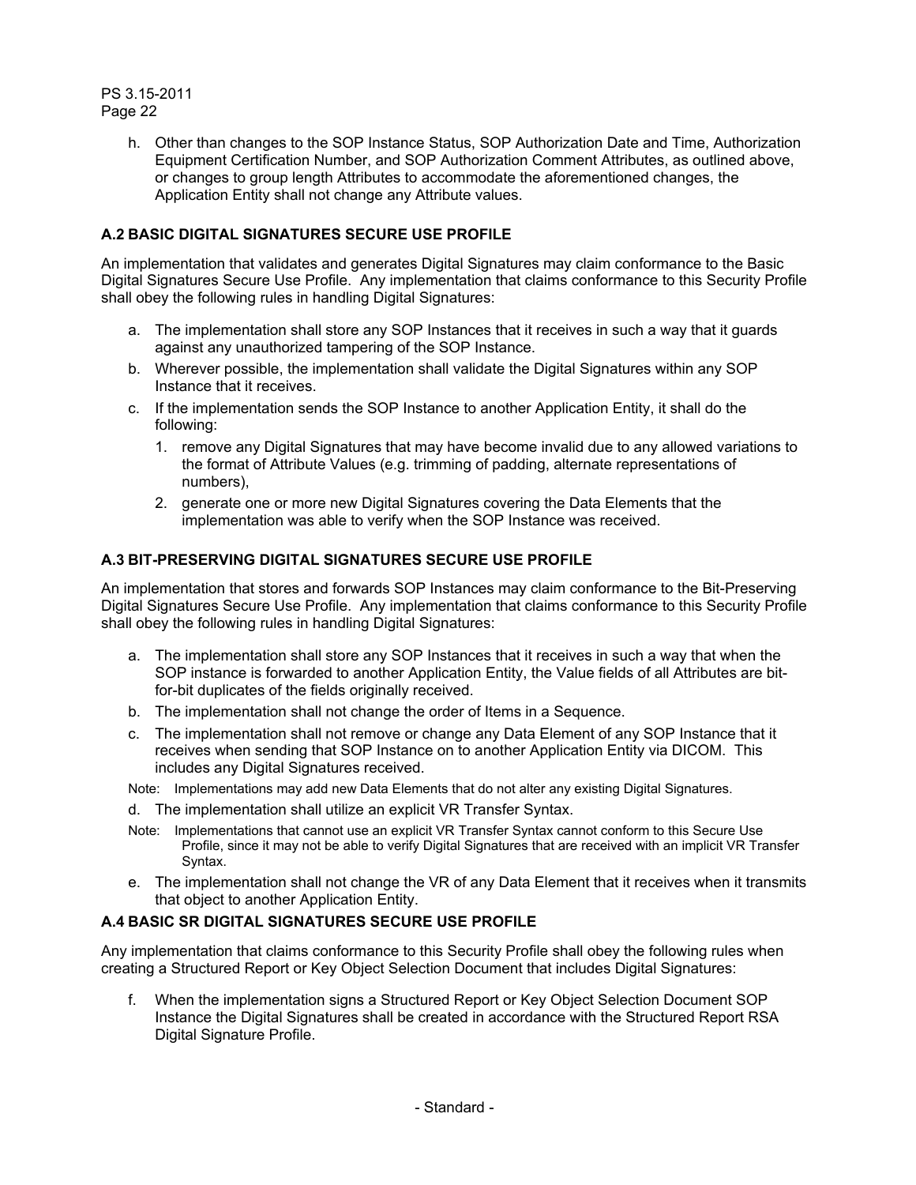h. Other than changes to the SOP Instance Status, SOP Authorization Date and Time, Authorization Equipment Certification Number, and SOP Authorization Comment Attributes, as outlined above, or changes to group length Attributes to accommodate the aforementioned changes, the Application Entity shall not change any Attribute values.

### A.2 BASIC DIGITAL SIGNATURES SECURE USE PROFILE

An implementation that validates and generates Digital Signatures may claim conformance to the Basic Digital Signatures Secure Use Profile. Any implementation that claims conformance to this Security Profile shall obey the following rules in handling Digital Signatures:

a. The implementation shall store any SOP Instances that it receives in such a way that it guards against any unauthorized tampering of the SOP Instance.

b. Wherever possible, the implementation shall validate the Digital Signatures within any SOP Instance that it receives.

c. If the implementation sends the SOP Instance to another Application Entity, it shall do the following:

   1. remove any Digital Signatures that may have become invalid due to any allowed variations to the format of Attribute Values (e.g. trimming of padding, alternate representations of numbers),
   2. generate one or more new Digital Signatures covering the Data Elements that the implementation was able to verify when the SOP Instance was received.

### A.3 BIT-PRESERVING DIGITAL SIGNATURES SECURE USE PROFILE

An implementation that stores and forwards SOP Instances may claim conformance to the Bit-Preserving Digital Signatures Secure Use Profile. Any implementation that claims conformance to this Security Profile shall obey the following rules in handling Digital Signatures:

a. The implementation shall store any SOP Instances that it receives in such a way that when the SOP instance is forwarded to another Application Entity, the Value fields of all Attributes are bit-for-bit duplicates of the fields originally received.

b. The implementation shall not change the order of Items in a Sequence.

c. The implementation shall not remove or change any Data Element of any SOP Instance that it receives when sending that SOP Instance on to another Application Entity via DICOM. This includes any Digital Signatures received.

Note: Implementations may add new Data Elements that do not alter any existing Digital Signatures.

d. The implementation shall utilize an explicit VR Transfer Syntax.

Note: Implementations that cannot use an explicit VR Transfer Syntax cannot conform to this Secure Use Profile, since it may not be able to verify Digital Signatures that are received with an implicit VR Transfer Syntax.

e. The implementation shall not change the VR of any Data Element that it receives when it transmits that object to another Application Entity.

### A.4 BASIC SR DIGITAL SIGNATURES SECURE USE PROFILE

Any implementation that claims conformance to this Security Profile shall obey the following rules when creating a Structured Report or Key Object Selection Document that includes Digital Signatures:

f. When the implementation signs a Structured Report or Key Object Selection Document SOP Instance the Digital Signatures shall be created in accordance with the Structured Report RSA Digital Signature Profile.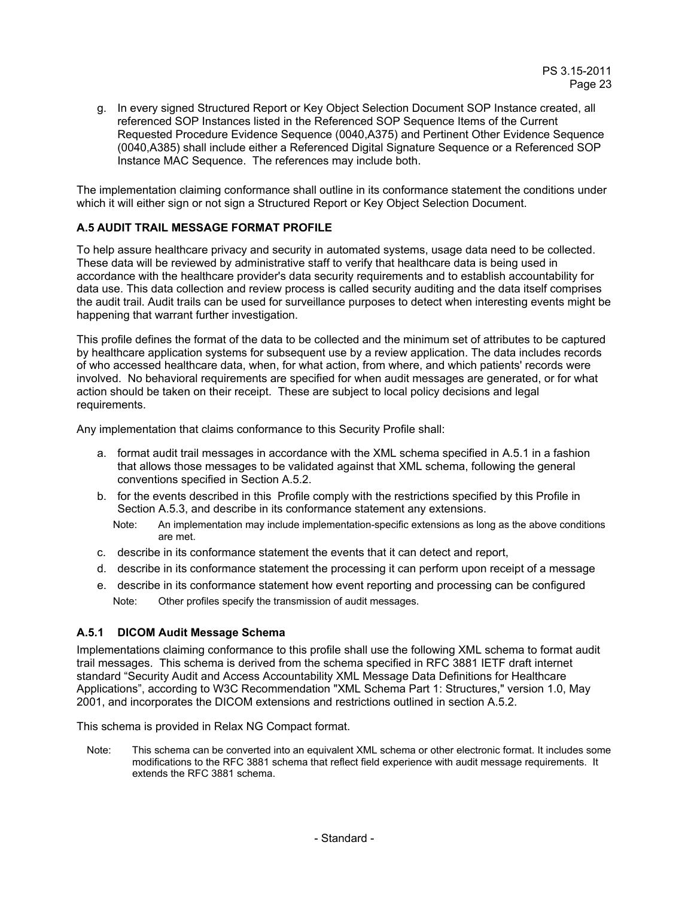g. In every signed Structured Report or Key Object Selection Document SOP Instance created, all referenced SOP Instances listed in the Referenced SOP Sequence Items of the Current Requested Procedure Evidence Sequence (0040,A375) and Pertinent Other Evidence Sequence (0040,A385) shall include either a Referenced Digital Signature Sequence or a Referenced SOP Instance MAC Sequence. The references may include both.

The implementation claiming conformance shall outline in its conformance statement the conditions under which it will either sign or not sign a Structured Report or Key Object Selection Document.

### A.5 AUDIT TRAIL MESSAGE FORMAT PROFILE

To help assure healthcare privacy and security in automated systems, usage data need to be collected. These data will be reviewed by administrative staff to verify that healthcare data is being used in accordance with the healthcare provider's data security requirements and to establish accountability for data use. This data collection and review process is called security auditing and the data itself comprises the audit trail. Audit trails can be used for surveillance purposes to detect when interesting events might be happening that warrant further investigation.

This profile defines the format of the data to be collected and the minimum set of attributes to be captured by healthcare application systems for subsequent use by a review application. The data includes records of who accessed healthcare data, when, for what action, from where, and which patients' records were involved. No behavioral requirements are specified for when audit messages are generated, or for what action should be taken on their receipt. These are subject to local policy decisions and legal requirements.

Any implementation that claims conformance to this Security Profile shall:

a. format audit trail messages in accordance with the XML schema specified in A.5.1 in a fashion that allows those messages to be validated against that XML schema, following the general conventions specified in Section A.5.2.

b. for the events described in this Profile comply with the restrictions specified by this Profile in Section A.5.3, and describe in its conformance statement any extensions.

   Note: An implementation may include implementation-specific extensions as long as the above conditions are met.

c. describe in its conformance statement the events that it can detect and report,

d. describe in its conformance statement the processing it can perform upon receipt of a message

e. describe in its conformance statement how event reporting and processing can be configured

   Note: Other profiles specify the transmission of audit messages.

#### A.5.1 DICOM Audit Message Schema

Implementations claiming conformance to this profile shall use the following XML schema to format audit trail messages. This schema is derived from the schema specified in RFC 3881 IETF draft internet standard “Security Audit and Access Accountability XML Message Data Definitions for Healthcare Applications”, according to W3C Recommendation "XML Schema Part 1: Structures," version 1.0, May 2001, and incorporates the DICOM extensions and restrictions outlined in section A.5.2.

This schema is provided in Relax NG Compact format.

Note: This schema can be converted into an equivalent XML schema or other electronic format. It includes some modifications to the RFC 3881 schema that reflect field experience with audit message requirements. It extends the RFC 3881 schema.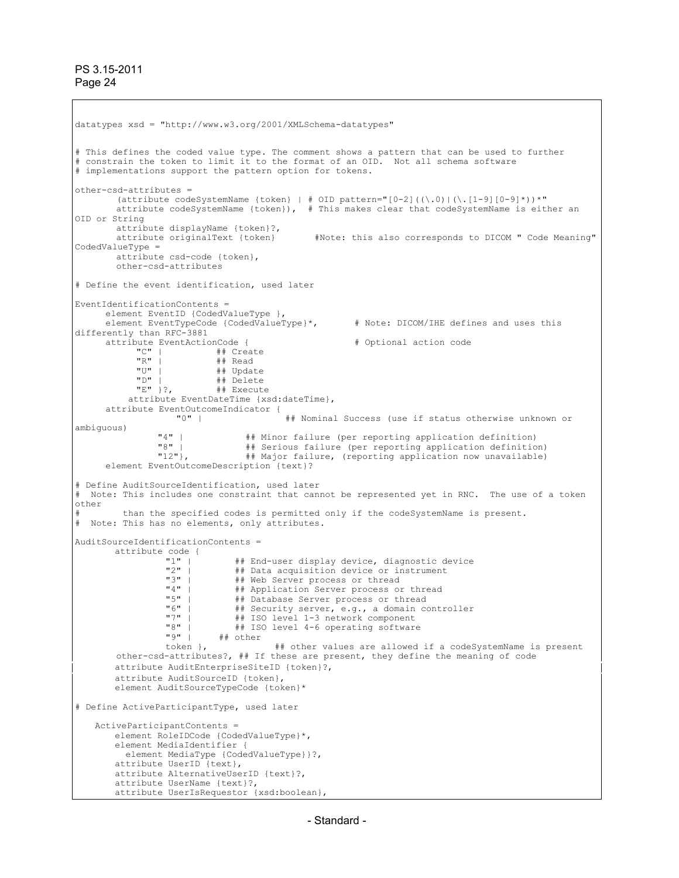```
datatypes xsd = "http://www.w3.org/2001/XMLSchema-datatypes"

# This defines the coded value type. The comment shows a pattern that can be used to further
# constrain the token to limit it to the format of an OID.  Not all schema software
# implementations support the pattern option for tokens.

other-csd-attributes =
        (attribute codeSystemName {token} | # OID pattern="[0-2]((\.0)|(\.[1-9][0-9]*))*"
        attribute codeSystemName {token}),  # This makes clear that codeSystemName is either an
OID or String
        attribute displayName {token}?,
        attribute originalText {token}       #Note: this also corresponds to DICOM " Code Meaning"
CodedValueType =
        attribute csd-code {token},
        other-csd-attributes

# Define the event identification, used later

EventIdentificationContents =
      element EventID {CodedValueType },
      element EventTypeCode {CodedValueType}*,       # Note: DICOM/IHE defines and uses this
differently than RFC-3881
      attribute EventActionCode {                     # Optional action code
            "C" |          ## Create
            "R" |          ## Read
            "U" |          ## Update
            "D" |          ## Delete
            "E" }?,        ## Execute
          attribute EventDateTime {xsd:dateTime},
      attribute EventOutcomeIndicator {
                  "0" |                ## Nominal Success (use if status otherwise unknown or
ambiguous)
               "4" |            ## Minor failure (per reporting application definition)
               "8" |            ## Serious failure (per reporting application definition)
               "12"},           ## Major failure, (reporting application now unavailable)
      element EventOutcomeDescription {text}?

# Define AuditSourceIdentification, used later
#  Note: This includes one constraint that cannot be represented yet in RNC.  The use of a token
other
#        than the specified codes is permitted only if the codeSystemName is present.
#  Note: This has no elements, only attributes.

AuditSourceIdentificationContents =
        attribute code {
                 "1" |        ## End-user display device, diagnostic device
                 "2" |        ## Data acquisition device or instrument
                 "3" |        ## Web Server process or thread
                 "4" |        ## Application Server process or thread
                 "5" |        ## Database Server process or thread
                 "6" |        ## Security server, e.g., a domain controller
                 "7" |        ## ISO level 1-3 network component
                 "8" |        ## ISO level 4-6 operating software
                 "9" |     ## other
                 token },             ## other values are allowed if a codeSystemName is present
        other-csd-attributes?, ## If these are present, they define the meaning of code
        attribute AuditEnterpriseSiteID {token}?,
        attribute AuditSourceID {token},
        element AuditSourceTypeCode {token}*

# Define ActiveParticipantType, used later

    ActiveParticipantContents =
        element RoleIDCode {CodedValueType}*,
        element MediaIdentifier {
          element MediaType {CodedValueType}}?,
        attribute UserID {text},
        attribute AlternativeUserID {text}?,
        attribute UserName {text}?,
        attribute UserIsRequestor {xsd:boolean},
```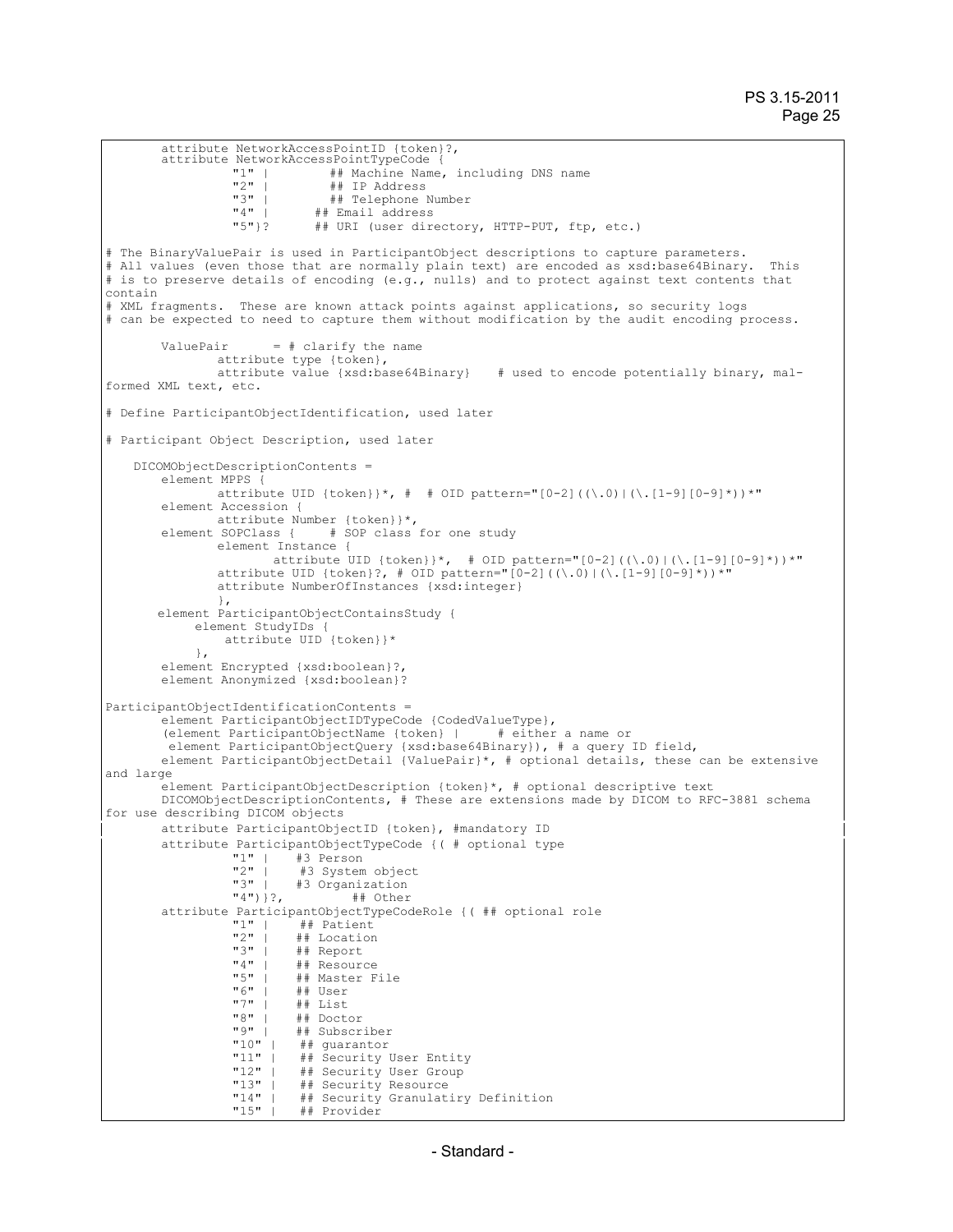```
       attribute NetworkAccessPointID {token}?,
       attribute NetworkAccessPointTypeCode {
                 "1" |        ## Machine Name, including DNS name
                 "2" |        ## IP Address
                 "3" |        ## Telephone Number
                 "4" |      ## Email address
                 "5"}?      ## URI (user directory, HTTP-PUT, ftp, etc.)

# The BinaryValuePair is used in ParticipantObject descriptions to capture parameters.
# All values (even those that are normally plain text) are encoded as xsd:base64Binary.  This
# is to preserve details of encoding (e.g., nulls) and to protect against text contents that
contain
# XML fragments.  These are known attack points against applications, so security logs
# can be expected to need to capture them without modification by the audit encoding process.

       ValuePair      = # clarify the name
              attribute type {token},
              attribute value {xsd:base64Binary}   # used to encode potentially binary, mal-
formed XML text, etc.

# Define ParticipantObjectIdentification, used later

# Participant Object Description, used later

    DICOMObjectDescriptionContents =
       element MPPS {
              attribute UID {token}}*, #  # OID pattern="[0-2]((\.0)|(\.[1-9][0-9]*))*"
       element Accession {
              attribute Number {token}}*,
       element SOPClass {    # SOP class for one study
              element Instance {
                     attribute UID {token}}*,  # OID pattern="[0-2]((\.0)|(\.[1-9][0-9]*))*"
              attribute UID {token}?, # OID pattern="[0-2]((\.0)|(\.[1-9][0-9]*))*"
              attribute NumberOfInstances {xsd:integer}
              },
      element ParticipantObjectContainsStudy {
           element StudyIDs {
               attribute UID {token}}*
           },
       element Encrypted {xsd:boolean}?,
       element Anonymized {xsd:boolean}?

ParticipantObjectIdentificationContents =
       element ParticipantObjectIDTypeCode {CodedValueType},
       (element ParticipantObjectName {token} |     # either a name or
        element ParticipantObjectQuery {xsd:base64Binary}), # a query ID field,
       element ParticipantObjectDetail {ValuePair}*, # optional details, these can be extensive
and large
       element ParticipantObjectDescription {token}*, # optional descriptive text
       DICOMObjectDescriptionContents, # These are extensions made by DICOM to RFC-3881 schema
for use describing DICOM objects
       attribute ParticipantObjectID {token}, #mandatory ID
       attribute ParticipantObjectTypeCode {( # optional type
                 "1" |    #3 Person
                 "2" |    #3 System object
                 "3" |    #3 Organization
                 "4")}?,        ## Other
       attribute ParticipantObjectTypeCodeRole {( ## optional role
                 "1" |    ## Patient
                 "2" |    ## Location
                 "3" |    ## Report
                 "4" |    ## Resource
                 "5" |    ## Master File
                 "6" |    ## User
                 "7" |    ## List
                 "8" |    ## Doctor
                 "9" |    ## Subscriber
                 "10" |   ## guarantor
                 "11" |   ## Security User Entity
                 "12" |   ## Security User Group
                 "13" |   ## Security Resource
                 "14" |   ## Security Granulatiry Definition
                 "15" |   ## Provider
```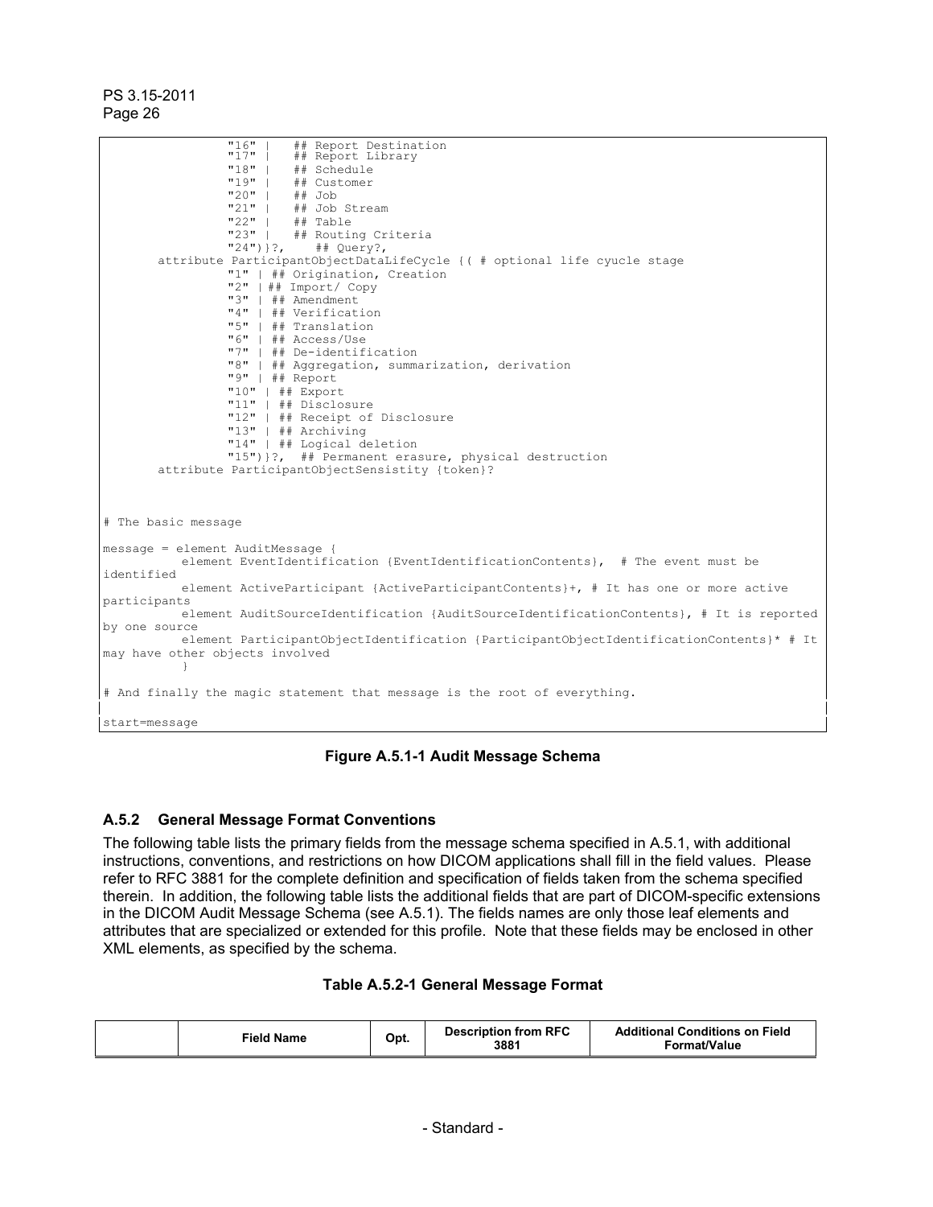```
                "16" |    ## Report Destination
                "17" |    ## Report Library
                "18" |    ## Schedule
                "19" |    ## Customer
                "20" |    ## Job
                "21" |    ## Job Stream
                "22" |    ## Table
                "23" |    ## Routing Criteria
                "24")}?,    ## Query?,
        attribute ParticipantObjectDataLifeCycle {( # optional life cyucle stage
                "1" | ## Origination, Creation
                "2" |## Import/ Copy
                "3" | ## Amendment
                "4" | ## Verification
                "5" | ## Translation
                "6" | ## Access/Use
                "7" | ## De-identification
                "8" | ## Aggregation, summarization, derivation
                "9" | ## Report
                "10" | ## Export
                "11" | ## Disclosure
                "12" | ## Receipt of Disclosure
                "13" | ## Archiving
                "14" | ## Logical deletion
                "15")}?,  ## Permanent erasure, physical destruction
        attribute ParticipantObjectSensistity {token}?



# The basic message

message = element AuditMessage {
           element EventIdentification {EventIdentificationContents},  # The event must be
identified
           element ActiveParticipant {ActiveParticipantContents}+, # It has one or more active
participants
           element AuditSourceIdentification {AuditSourceIdentificationContents}, # It is reported
by one source
           element ParticipantObjectIdentification {ParticipantObjectIdentificationContents}* # It
may have other objects involved
           }

# And finally the magic statement that message is the root of everything.

start=message
```

**Figure A.5.1-1 Audit Message Schema**

### A.5.2 General Message Format Conventions

The following table lists the primary fields from the message schema specified in A.5.1, with additional instructions, conventions, and restrictions on how DICOM applications shall fill in the field values. Please refer to RFC 3881 for the complete definition and specification of fields taken from the schema specified therein. In addition, the following table lists the additional fields that are part of DICOM-specific extensions in the DICOM Audit Message Schema (see A.5.1). The fields names are only those leaf elements and attributes that are specialized or extended for this profile. Note that these fields may be enclosed in other XML elements, as specified by the schema.

**Table A.5.2-1 General Message Format**

| | Field Name | Opt. | Description from RFC 3881 | Additional Conditions on Field Format/Value |
|---|---|---|---|---|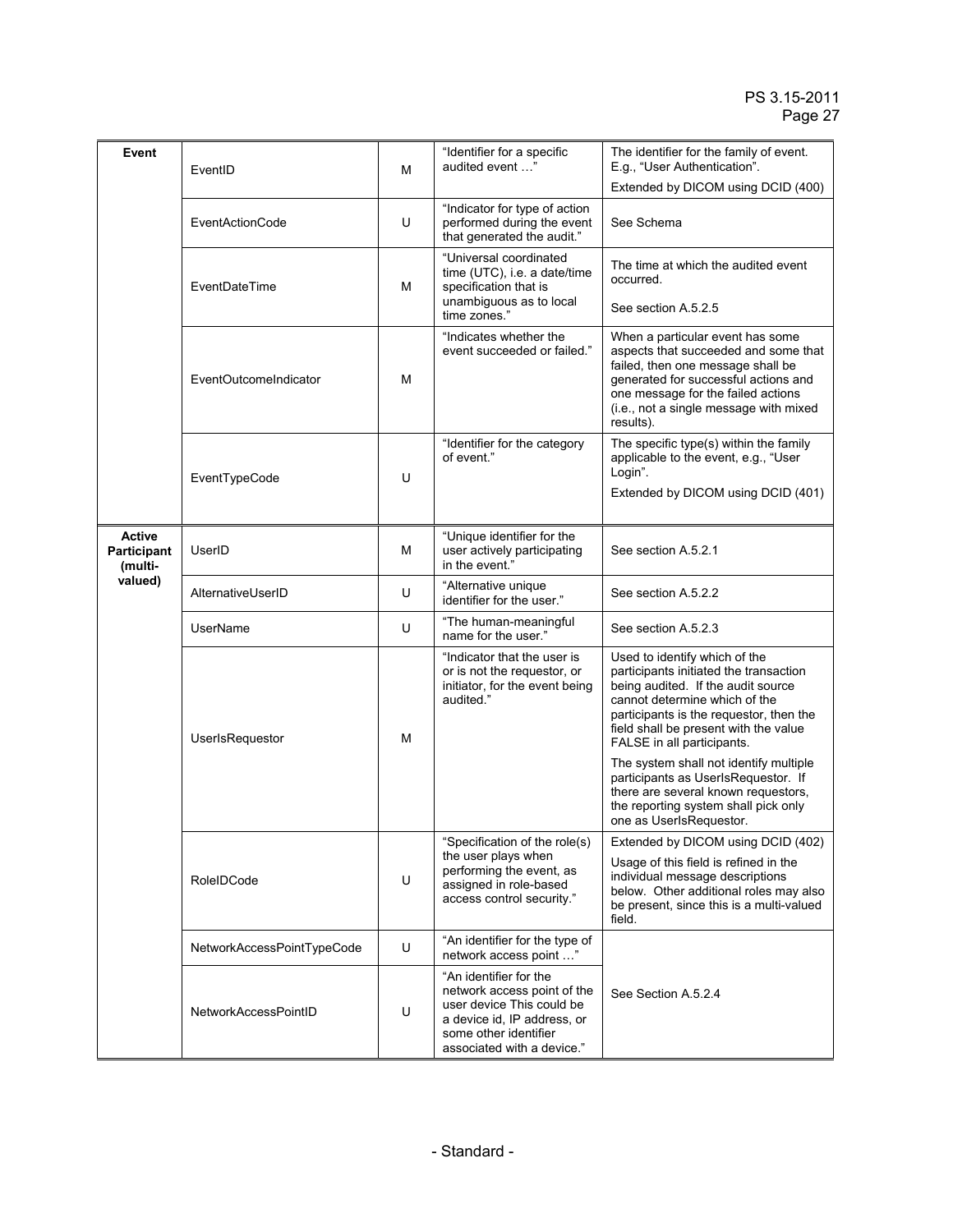| | | | | |
|---|---|---|---|---|
| **Event** | EventID | M | "Identifier for a specific audited event …" | The identifier for the family of event. E.g., "User Authentication".<br>Extended by DICOM using DCID (400) |
| | EventActionCode | U | "Indicator for type of action performed during the event that generated the audit." | See Schema |
| | EventDateTime | M | "Universal coordinated time (UTC), i.e. a date/time specification that is unambiguous as to local time zones." | The time at which the audited event occurred.<br>See section A.5.2.5 |
| | EventOutcomeIndicator | M | "Indicates whether the event succeeded or failed." | When a particular event has some aspects that succeeded and some that failed, then one message shall be generated for successful actions and one message for the failed actions (i.e., not a single message with mixed results). |
| | EventTypeCode | U | "Identifier for the category of event." | The specific type(s) within the family applicable to the event, e.g., "User Login".<br>Extended by DICOM using DCID (401) |
| **Active Participant (multi-valued)** | UserID | M | "Unique identifier for the user actively participating in the event." | See section A.5.2.1 |
| | AlternativeUserID | U | "Alternative unique identifier for the user." | See section A.5.2.2 |
| | UserName | U | "The human-meaningful name for the user." | See section A.5.2.3 |
| | UserIsRequestor | M | "Indicator that the user is or is not the requestor, or initiator, for the event being audited." | Used to identify which of the participants initiated the transaction being audited. If the audit source cannot determine which of the participants is the requestor, then the field shall be present with the value FALSE in all participants.<br>The system shall not identify multiple participants as UserIsRequestor. If there are several known requestors, the reporting system shall pick only one as UserIsRequestor. |
| | RoleIDCode | U | "Specification of the role(s) the user plays when performing the event, as assigned in role-based access control security." | Extended by DICOM using DCID (402)<br>Usage of this field is refined in the individual message descriptions below. Other additional roles may also be present, since this is a multi-valued field. |
| | NetworkAccessPointTypeCode | U | "An identifier for the type of network access point …" | See Section A.5.2.4 |
| | NetworkAccessPointID | U | "An identifier for the network access point of the user device This could be a device id, IP address, or some other identifier associated with a device." | |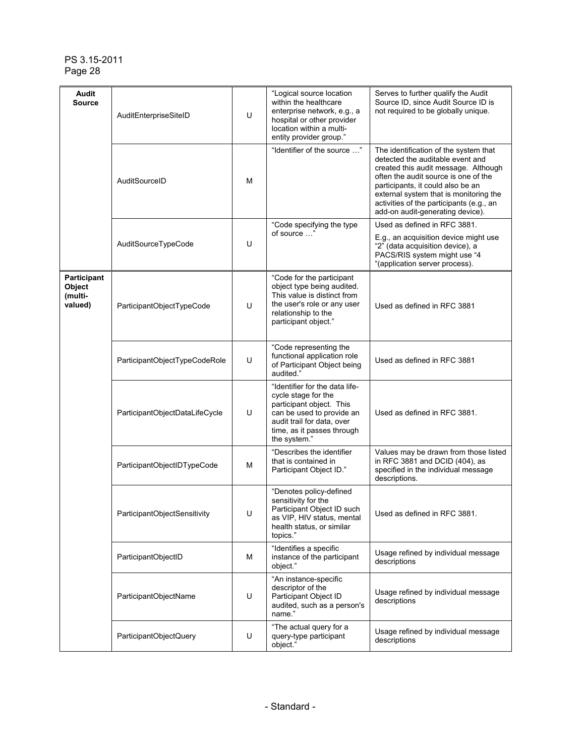| | | | | |
|---|---|---|---|---|
| **Audit Source** | AuditEnterpriseSiteID | U | "Logical source location within the healthcare enterprise network, e.g., a hospital or other provider location within a multi-entity provider group." | Serves to further qualify the Audit Source ID, since Audit Source ID is not required to be globally unique. |
| | AuditSourceID | M | "Identifier of the source …" | The identification of the system that detected the auditable event and created this audit message. Although often the audit source is one of the participants, it could also be an external system that is monitoring the activities of the participants (e.g., an add-on audit-generating device). |
| | AuditSourceTypeCode | U | "Code specifying the type of source …" | Used as defined in RFC 3881.<br>E.g., an acquisition device might use "2" (data acquisition device), a PACS/RIS system might use "4 "(application server process). |
| **Participant Object (multi-valued)** | ParticipantObjectTypeCode | U | "Code for the participant object type being audited. This value is distinct from the user's role or any user relationship to the participant object." | Used as defined in RFC 3881 |
| | ParticipantObjectTypeCodeRole | U | "Code representing the functional application role of Participant Object being audited." | Used as defined in RFC 3881 |
| | ParticipantObjectDataLifeCycle | U | "Identifier for the data life-cycle stage for the participant object. This can be used to provide an audit trail for data, over time, as it passes through the system." | Used as defined in RFC 3881. |
| | ParticipantObjectIDTypeCode | M | "Describes the identifier that is contained in Participant Object ID." | Values may be drawn from those listed in RFC 3881 and DCID (404), as specified in the individual message descriptions. |
| | ParticipantObjectSensitivity | U | "Denotes policy-defined sensitivity for the Participant Object ID such as VIP, HIV status, mental health status, or similar topics." | Used as defined in RFC 3881. |
| | ParticipantObjectID | M | "Identifies a specific instance of the participant object." | Usage refined by individual message descriptions |
| | ParticipantObjectName | U | "An instance-specific descriptor of the Participant Object ID audited, such as a person's name." | Usage refined by individual message descriptions |
| | ParticipantObjectQuery | U | "The actual query for a query-type participant object." | Usage refined by individual message descriptions |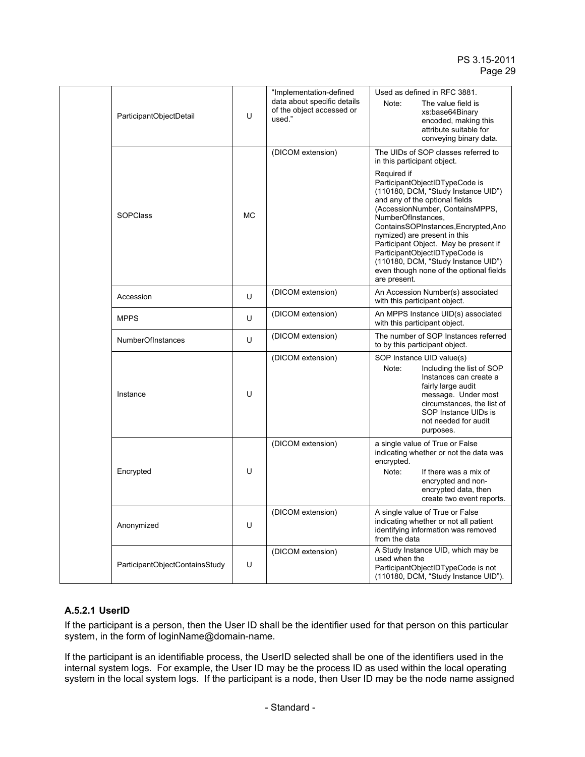| | | | | |
|---|---|---|---|---|
| | ParticipantObjectDetail | U | "Implementation-defined data about specific details of the object accessed or used." | Used as defined in RFC 3881.<br>Note: The value field is xs:base64Binary encoded, making this attribute suitable for conveying binary data. |
| | SOPClass | MC | (DICOM extension) | The UIDs of SOP classes referred to in this participant object.<br><br>Required if ParticipantObjectIDTypeCode is (110180, DCM, "Study Instance UID") and any of the optional fields (AccessionNumber, ContainsMPPS, NumberOfInstances, ContainsSOPInstances,Encrypted,Anonymized) are present in this Participant Object. May be present if ParticipantObjectIDTypeCode is (110180, DCM, "Study Instance UID") even though none of the optional fields are present. |
| | Accession | U | (DICOM extension) | An Accession Number(s) associated with this participant object. |
| | MPPS | U | (DICOM extension) | An MPPS Instance UID(s) associated with this participant object. |
| | NumberOfInstances | U | (DICOM extension) | The number of SOP Instances referred to by this participant object. |
| | Instance | U | (DICOM extension) | SOP Instance UID value(s)<br>Note: Including the list of SOP Instances can create a fairly large audit message. Under most circumstances, the list of SOP Instance UIDs is not needed for audit purposes. |
| | Encrypted | U | (DICOM extension) | a single value of True or False indicating whether or not the data was encrypted.<br>Note: If there was a mix of encrypted and non-encrypted data, then create two event reports. |
| | Anonymized | U | (DICOM extension) | A single value of True or False indicating whether or not all patient identifying information was removed from the data |
| | ParticipantObjectContainsStudy | U | (DICOM extension) | A Study Instance UID, which may be used when the ParticipantObjectIDTypeCode is not (110180, DCM, "Study Instance UID"). |

#### A.5.2.1 UserID

If the participant is a person, then the User ID shall be the identifier used for that person on this particular system, in the form of loginName@domain-name.

If the participant is an identifiable process, the UserID selected shall be one of the identifiers used in the internal system logs. For example, the User ID may be the process ID as used within the local operating system in the local system logs. If the participant is a node, then User ID may be the node name assigned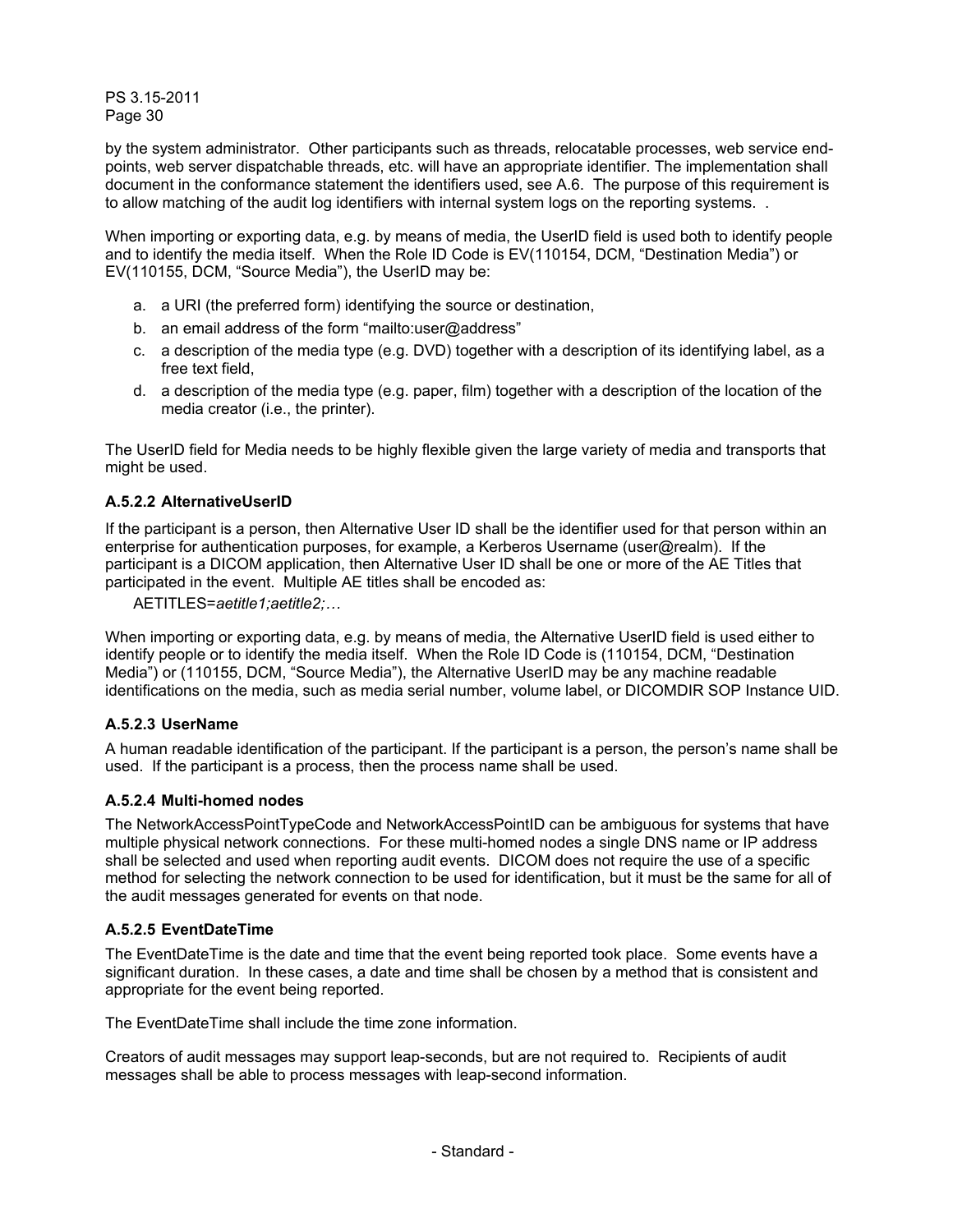by the system administrator. Other participants such as threads, relocatable processes, web service end-points, web server dispatchable threads, etc. will have an appropriate identifier. The implementation shall document in the conformance statement the identifiers used, see A.6. The purpose of this requirement is to allow matching of the audit log identifiers with internal system logs on the reporting systems. .

When importing or exporting data, e.g. by means of media, the UserID field is used both to identify people and to identify the media itself. When the Role ID Code is EV(110154, DCM, “Destination Media”) or EV(110155, DCM, “Source Media”), the UserID may be:

a. a URI (the preferred form) identifying the source or destination,
b. an email address of the form “mailto:user@address”
c. a description of the media type (e.g. DVD) together with a description of its identifying label, as a free text field,
d. a description of the media type (e.g. paper, film) together with a description of the location of the media creator (i.e., the printer).

The UserID field for Media needs to be highly flexible given the large variety of media and transports that might be used.

### A.5.2.2 AlternativeUserID

If the participant is a person, then Alternative User ID shall be the identifier used for that person within an enterprise for authentication purposes, for example, a Kerberos Username (user@realm). If the participant is a DICOM application, then Alternative User ID shall be one or more of the AE Titles that participated in the event. Multiple AE titles shall be encoded as:

AETITLES=*aetitle1;aetitle2;…*

When importing or exporting data, e.g. by means of media, the Alternative UserID field is used either to identify people or to identify the media itself. When the Role ID Code is (110154, DCM, “Destination Media”) or (110155, DCM, “Source Media”), the Alternative UserID may be any machine readable identifications on the media, such as media serial number, volume label, or DICOMDIR SOP Instance UID.

### A.5.2.3 UserName

A human readable identification of the participant. If the participant is a person, the person’s name shall be used. If the participant is a process, then the process name shall be used.

### A.5.2.4 Multi-homed nodes

The NetworkAccessPointTypeCode and NetworkAccessPointID can be ambiguous for systems that have multiple physical network connections. For these multi-homed nodes a single DNS name or IP address shall be selected and used when reporting audit events. DICOM does not require the use of a specific method for selecting the network connection to be used for identification, but it must be the same for all of the audit messages generated for events on that node.

### A.5.2.5 EventDateTime

The EventDateTime is the date and time that the event being reported took place. Some events have a significant duration. In these cases, a date and time shall be chosen by a method that is consistent and appropriate for the event being reported.

The EventDateTime shall include the time zone information.

Creators of audit messages may support leap-seconds, but are not required to. Recipients of audit messages shall be able to process messages with leap-second information.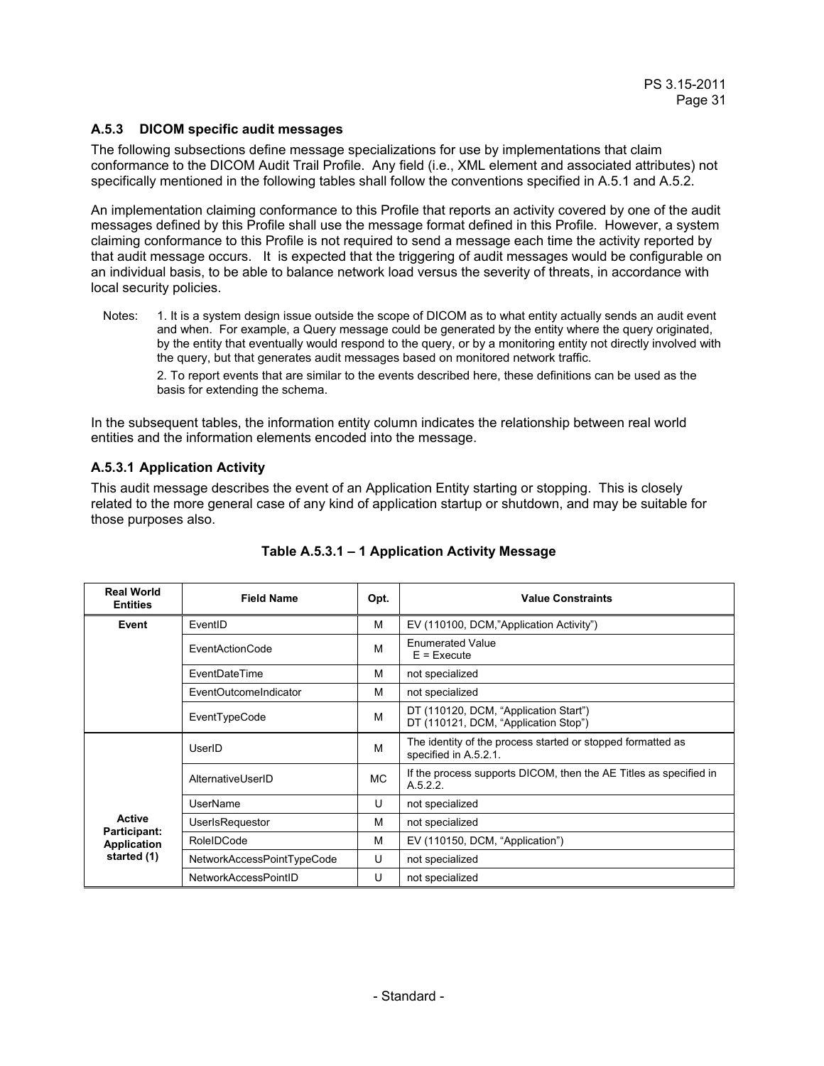### A.5.3 DICOM specific audit messages

The following subsections define message specializations for use by implementations that claim conformance to the DICOM Audit Trail Profile. Any field (i.e., XML element and associated attributes) not specifically mentioned in the following tables shall follow the conventions specified in A.5.1 and A.5.2.

An implementation claiming conformance to this Profile that reports an activity covered by one of the audit messages defined by this Profile shall use the message format defined in this Profile. However, a system claiming conformance to this Profile is not required to send a message each time the activity reported by that audit message occurs. It is expected that the triggering of audit messages would be configurable on an individual basis, to be able to balance network load versus the severity of threats, in accordance with local security policies.

Notes: 1. It is a system design issue outside the scope of DICOM as to what entity actually sends an audit event and when. For example, a Query message could be generated by the entity where the query originated, by the entity that eventually would respond to the query, or by a monitoring entity not directly involved with the query, but that generates audit messages based on monitored network traffic.

2. To report events that are similar to the events described here, these definitions can be used as the basis for extending the schema.

In the subsequent tables, the information entity column indicates the relationship between real world entities and the information elements encoded into the message.

#### A.5.3.1 Application Activity

This audit message describes the event of an Application Entity starting or stopping. This is closely related to the more general case of any kind of application startup or shutdown, and may be suitable for those purposes also.

**Table A.5.3.1 – 1 Application Activity Message**

| Real World Entities | Field Name | Opt. | Value Constraints |
|---|---|---|---|
| **Event** | EventID | M | EV (110100, DCM,"Application Activity") |
| | EventActionCode | M | Enumerated Value<br>E = Execute |
| | EventDateTime | M | not specialized |
| | EventOutcomeIndicator | M | not specialized |
| | EventTypeCode | M | DT (110120, DCM, "Application Start")<br>DT (110121, DCM, "Application Stop") |
| **Active Participant: Application started (1)** | UserID | M | The identity of the process started or stopped formatted as specified in A.5.2.1. |
| | AlternativeUserID | MC | If the process supports DICOM, then the AE Titles as specified in A.5.2.2. |
| | UserName | U | not specialized |
| | UserIsRequestor | M | not specialized |
| | RoleIDCode | M | EV (110150, DCM, "Application") |
| | NetworkAccessPointTypeCode | U | not specialized |
| | NetworkAccessPointID | U | not specialized |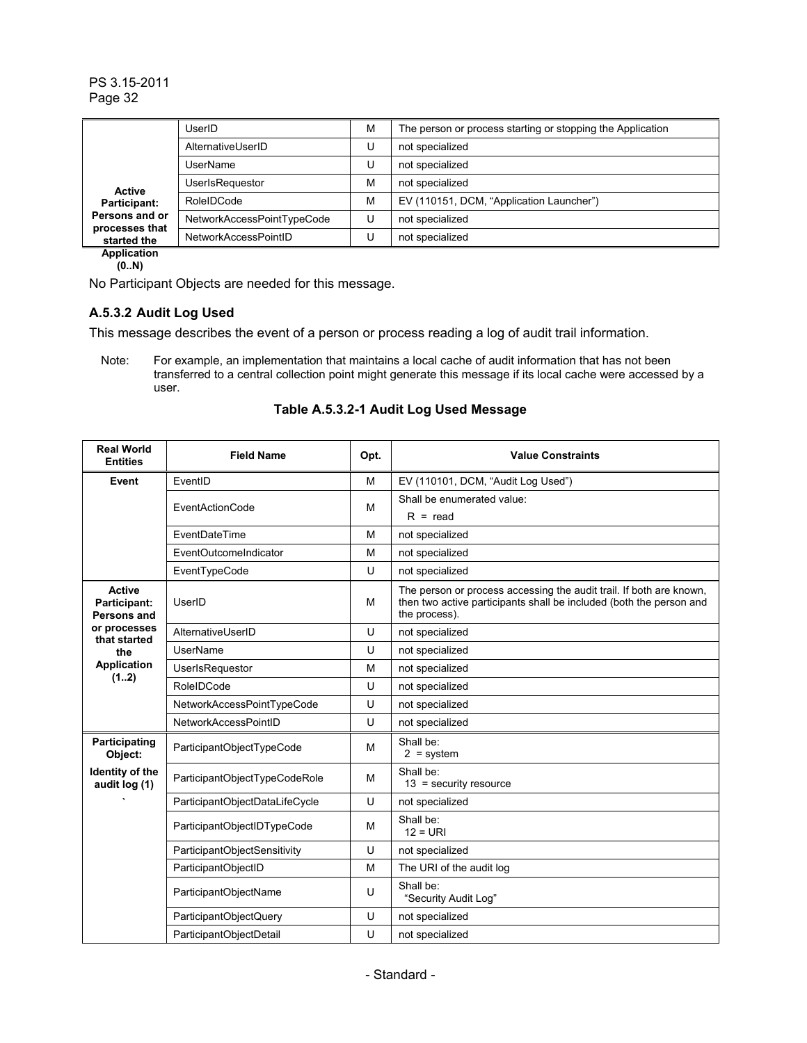| | | | |
|---|---|---|---|
| **Active Participant: Persons and or processes that started the Application (0..N)** | UserID | M | The person or process starting or stopping the Application |
| | AlternativeUserID | U | not specialized |
| | UserName | U | not specialized |
| | UserIsRequestor | M | not specialized |
| | RoleIDCode | M | EV (110151, DCM, "Application Launcher") |
| | NetworkAccessPointTypeCode | U | not specialized |
| | NetworkAccessPointID | U | not specialized |

No Participant Objects are needed for this message.

### A.5.3.2 Audit Log Used

This message describes the event of a person or process reading a log of audit trail information.

Note: For example, an implementation that maintains a local cache of audit information that has not been transferred to a central collection point might generate this message if its local cache were accessed by a user.

**Table A.5.3.2-1 Audit Log Used Message**

| Real World Entities | Field Name | Opt. | Value Constraints |
|---|---|---|---|
| **Event** | EventID | M | EV (110101, DCM, "Audit Log Used") |
| | EventActionCode | M | Shall be enumerated value: R = read |
| | EventDateTime | M | not specialized |
| | EventOutcomeIndicator | M | not specialized |
| | EventTypeCode | U | not specialized |
| **Active Participant: Persons and or processes that started the Application (1..2)** | UserID | M | The person or process accessing the audit trail. If both are known, then two active participants shall be included (both the person and the process). |
| | AlternativeUserID | U | not specialized |
| | UserName | U | not specialized |
| | UserIsRequestor | M | not specialized |
| | RoleIDCode | U | not specialized |
| | NetworkAccessPointTypeCode | U | not specialized |
| | NetworkAccessPointID | U | not specialized |
| **Participating Object: Identity of the audit log (1)** | ParticipantObjectTypeCode | M | Shall be: 2 = system |
| | ParticipantObjectTypeCodeRole | M | Shall be: 13 = security resource |
| | ParticipantObjectDataLifeCycle | U | not specialized |
| | ParticipantObjectIDTypeCode | M | Shall be: 12 = URI |
| | ParticipantObjectSensitivity | U | not specialized |
| | ParticipantObjectID | M | The URI of the audit log |
| | ParticipantObjectName | U | Shall be: "Security Audit Log" |
| | ParticipantObjectQuery | U | not specialized |
| | ParticipantObjectDetail | U | not specialized |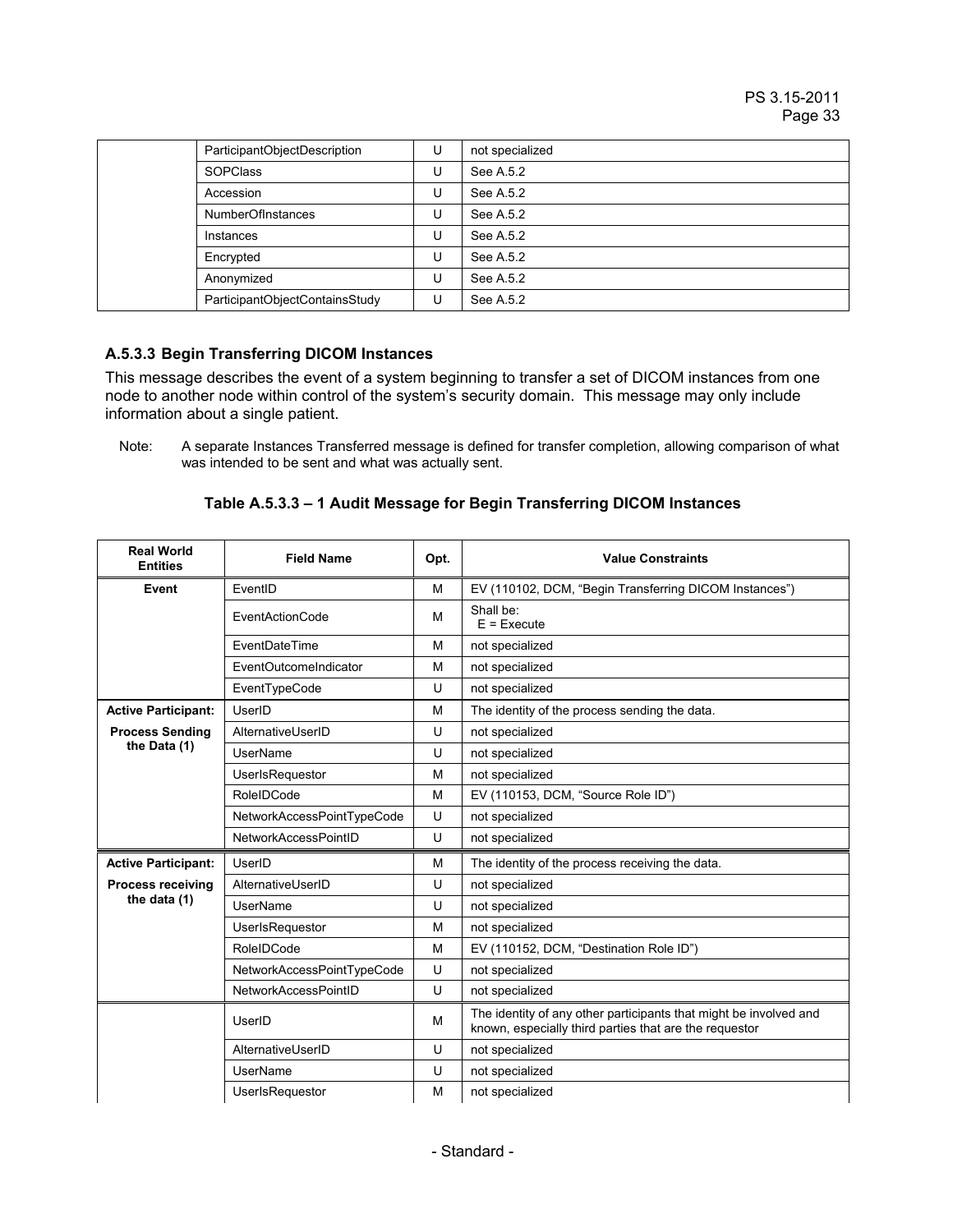| | | | |
|---|---|---|---|
| | ParticipantObjectDescription | U | not specialized |
| | SOPClass | U | See A.5.2 |
| | Accession | U | See A.5.2 |
| | NumberOfInstances | U | See A.5.2 |
| | Instances | U | See A.5.2 |
| | Encrypted | U | See A.5.2 |
| | Anonymized | U | See A.5.2 |
| | ParticipantObjectContainsStudy | U | See A.5.2 |

### A.5.3.3 Begin Transferring DICOM Instances

This message describes the event of a system beginning to transfer a set of DICOM instances from one node to another node within control of the system's security domain. This message may only include information about a single patient.

Note: A separate Instances Transferred message is defined for transfer completion, allowing comparison of what was intended to be sent and what was actually sent.

**Table A.5.3.3 – 1 Audit Message for Begin Transferring DICOM Instances**

| Real World Entities | Field Name | Opt. | Value Constraints |
|---|---|---|---|
| **Event** | EventID | M | EV (110102, DCM, "Begin Transferring DICOM Instances") |
| | EventActionCode | M | Shall be: E = Execute |
| | EventDateTime | M | not specialized |
| | EventOutcomeIndicator | M | not specialized |
| | EventTypeCode | U | not specialized |
| **Active Participant: Process Sending the Data (1)** | UserID | M | The identity of the process sending the data. |
| | AlternativeUserID | U | not specialized |
| | UserName | U | not specialized |
| | UserIsRequestor | M | not specialized |
| | RoleIDCode | M | EV (110153, DCM, "Source Role ID") |
| | NetworkAccessPointTypeCode | U | not specialized |
| | NetworkAccessPointID | U | not specialized |
| **Active Participant: Process receiving the data (1)** | UserID | M | The identity of the process receiving the data. |
| | AlternativeUserID | U | not specialized |
| | UserName | U | not specialized |
| | UserIsRequestor | M | not specialized |
| | RoleIDCode | M | EV (110152, DCM, "Destination Role ID") |
| | NetworkAccessPointTypeCode | U | not specialized |
| | NetworkAccessPointID | U | not specialized |
| | UserID | M | The identity of any other participants that might be involved and known, especially third parties that are the requestor |
| | AlternativeUserID | U | not specialized |
| | UserName | U | not specialized |
| | UserIsRequestor | M | not specialized |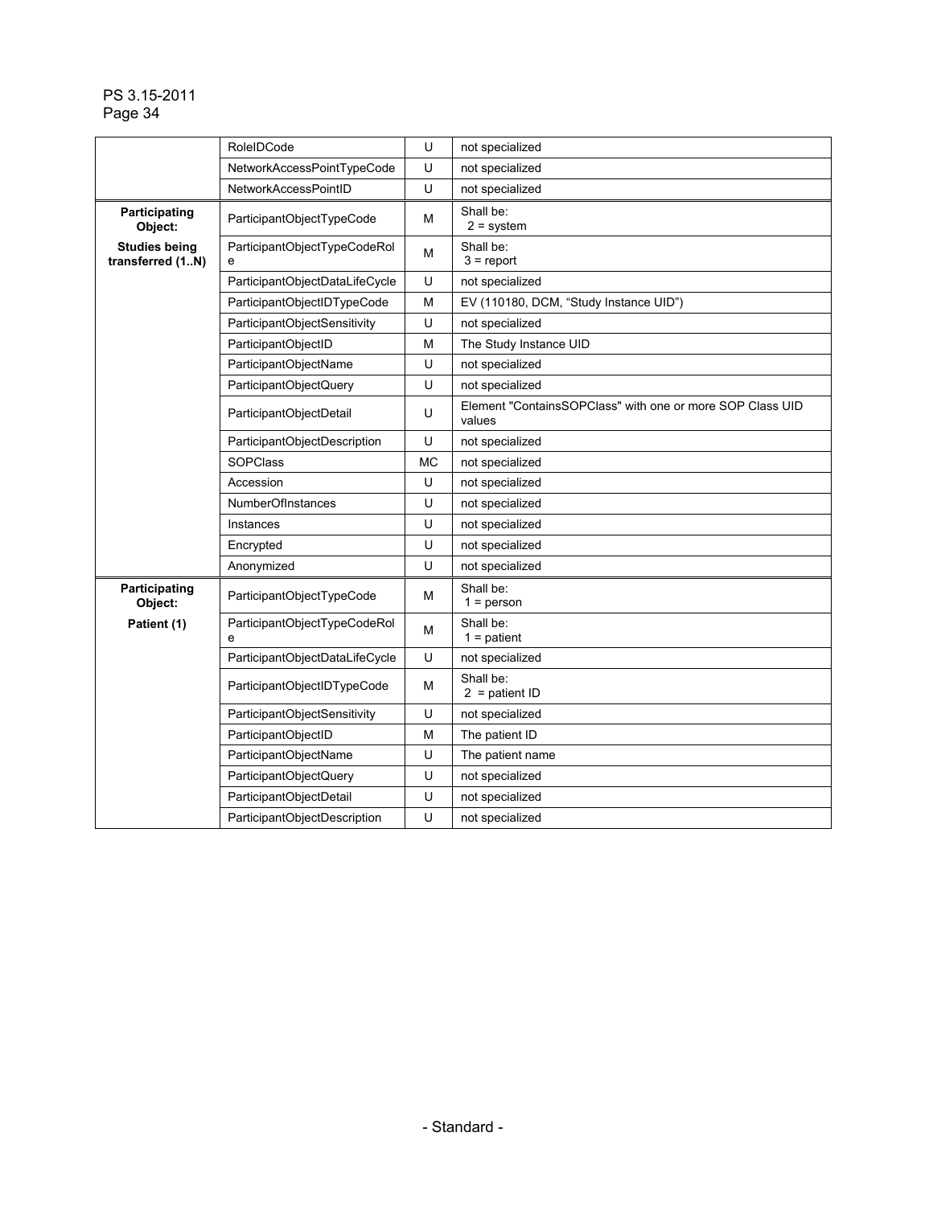| | | | |
|---|---|---|---|
| | RoleIDCode | U | not specialized |
| | NetworkAccessPointTypeCode | U | not specialized |
| | NetworkAccessPointID | U | not specialized |
| **Participating Object:** **Studies being transferred (1..N)** | ParticipantObjectTypeCode | M | Shall be: 2 = system |
| | ParticipantObjectTypeCodeRole | M | Shall be: 3 = report |
| | ParticipantObjectDataLifeCycle | U | not specialized |
| | ParticipantObjectIDTypeCode | M | EV (110180, DCM, "Study Instance UID") |
| | ParticipantObjectSensitivity | U | not specialized |
| | ParticipantObjectID | M | The Study Instance UID |
| | ParticipantObjectName | U | not specialized |
| | ParticipantObjectQuery | U | not specialized |
| | ParticipantObjectDetail | U | Element "ContainsSOPClass" with one or more SOP Class UID values |
| | ParticipantObjectDescription | U | not specialized |
| | SOPClass | MC | not specialized |
| | Accession | U | not specialized |
| | NumberOfInstances | U | not specialized |
| | Instances | U | not specialized |
| | Encrypted | U | not specialized |
| | Anonymized | U | not specialized |
| **Participating Object:** **Patient (1)** | ParticipantObjectTypeCode | M | Shall be: 1 = person |
| | ParticipantObjectTypeCodeRole | M | Shall be: 1 = patient |
| | ParticipantObjectDataLifeCycle | U | not specialized |
| | ParticipantObjectIDTypeCode | M | Shall be: 2 = patient ID |
| | ParticipantObjectSensitivity | U | not specialized |
| | ParticipantObjectID | M | The patient ID |
| | ParticipantObjectName | U | The patient name |
| | ParticipantObjectQuery | U | not specialized |
| | ParticipantObjectDetail | U | not specialized |
| | ParticipantObjectDescription | U | not specialized |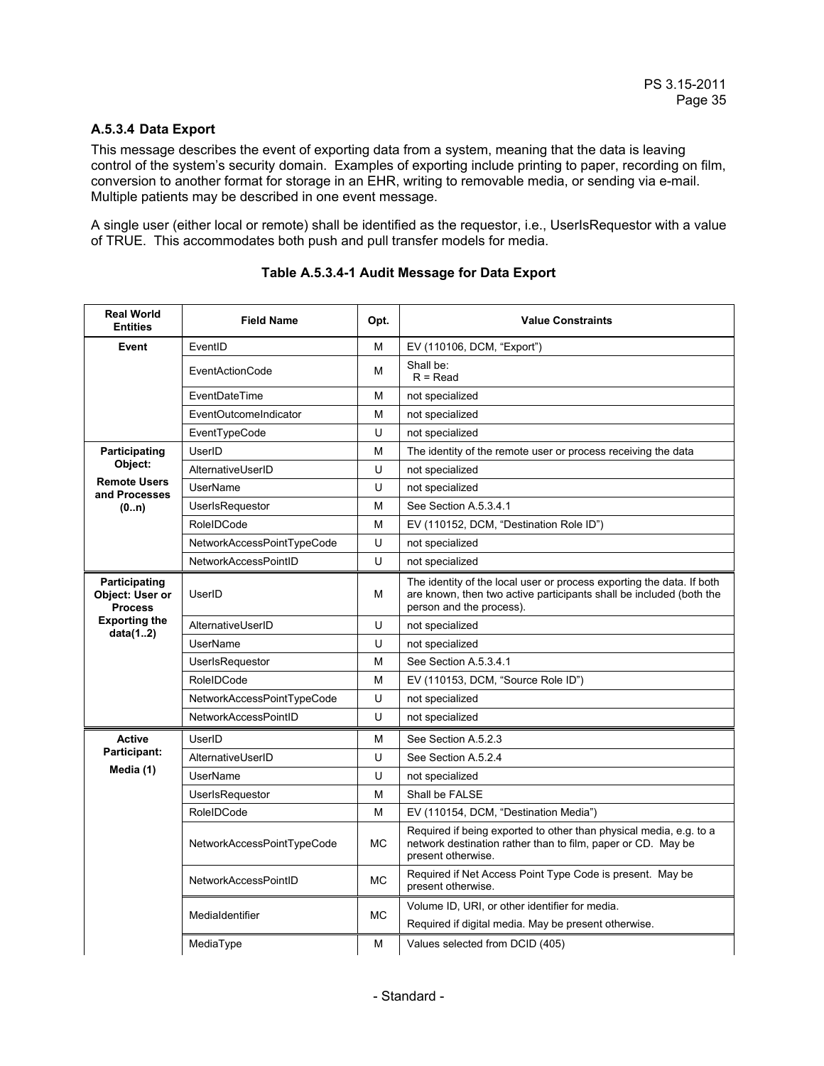### A.5.3.4 Data Export

This message describes the event of exporting data from a system, meaning that the data is leaving control of the system's security domain. Examples of exporting include printing to paper, recording on film, conversion to another format for storage in an EHR, writing to removable media, or sending via e-mail. Multiple patients may be described in one event message.

A single user (either local or remote) shall be identified as the requestor, i.e., UserIsRequestor with a value of TRUE. This accommodates both push and pull transfer models for media.

**Table A.5.3.4-1 Audit Message for Data Export**

| Real World Entities | Field Name | Opt. | Value Constraints |
|---|---|---|---|
| **Event** | EventID | M | EV (110106, DCM, "Export") |
| | EventActionCode | M | Shall be: R = Read |
| | EventDateTime | M | not specialized |
| | EventOutcomeIndicator | M | not specialized |
| | EventTypeCode | U | not specialized |
| **Participating Object: Remote Users and Processes (0..n)** | UserID | M | The identity of the remote user or process receiving the data |
| | AlternativeUserID | U | not specialized |
| | UserName | U | not specialized |
| | UserIsRequestor | M | See Section A.5.3.4.1 |
| | RoleIDCode | M | EV (110152, DCM, "Destination Role ID") |
| | NetworkAccessPointTypeCode | U | not specialized |
| | NetworkAccessPointID | U | not specialized |
| **Participating Object: User or Process Exporting the data(1..2)** | UserID | M | The identity of the local user or process exporting the data. If both are known, then two active participants shall be included (both the person and the process). |
| | AlternativeUserID | U | not specialized |
| | UserName | U | not specialized |
| | UserIsRequestor | M | See Section A.5.3.4.1 |
| | RoleIDCode | M | EV (110153, DCM, "Source Role ID") |
| | NetworkAccessPointTypeCode | U | not specialized |
| | NetworkAccessPointID | U | not specialized |
| **Active Participant: Media (1)** | UserID | M | See Section A.5.2.3 |
| | AlternativeUserID | U | See Section A.5.2.4 |
| | UserName | U | not specialized |
| | UserIsRequestor | M | Shall be FALSE |
| | RoleIDCode | M | EV (110154, DCM, "Destination Media") |
| | NetworkAccessPointTypeCode | MC | Required if being exported to other than physical media, e.g. to a network destination rather than to film, paper or CD. May be present otherwise. |
| | NetworkAccessPointID | MC | Required if Net Access Point Type Code is present. May be present otherwise. |
| | MediaIdentifier | MC | Volume ID, URI, or other identifier for media. Required if digital media. May be present otherwise. |
| | MediaType | M | Values selected from DCID (405) |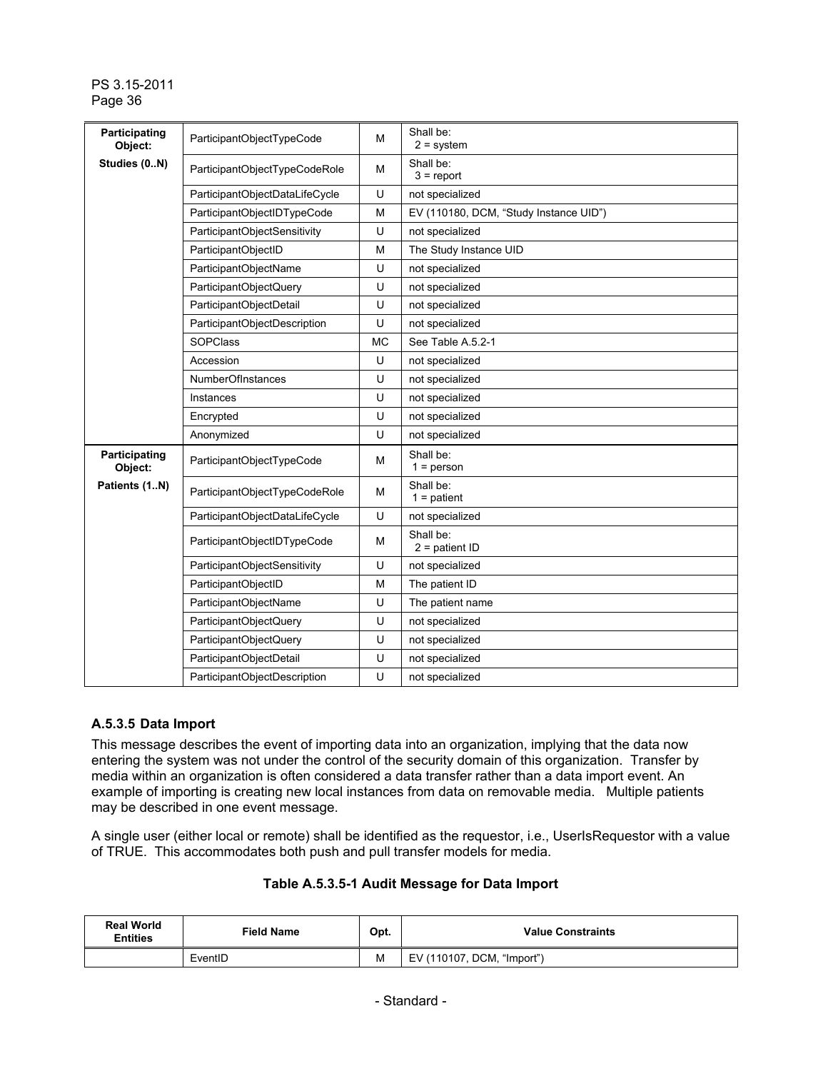| | | | |
|---|---|---|---|
| **Participating Object:** **Studies (0..N)** | ParticipantObjectTypeCode | M | Shall be: 2 = system |
| | ParticipantObjectTypeCodeRole | M | Shall be: 3 = report |
| | ParticipantObjectDataLifeCycle | U | not specialized |
| | ParticipantObjectIDTypeCode | M | EV (110180, DCM, “Study Instance UID”) |
| | ParticipantObjectSensitivity | U | not specialized |
| | ParticipantObjectID | M | The Study Instance UID |
| | ParticipantObjectName | U | not specialized |
| | ParticipantObjectQuery | U | not specialized |
| | ParticipantObjectDetail | U | not specialized |
| | ParticipantObjectDescription | U | not specialized |
| | SOPClass | MC | See Table A.5.2-1 |
| | Accession | U | not specialized |
| | NumberOfInstances | U | not specialized |
| | Instances | U | not specialized |
| | Encrypted | U | not specialized |
| | Anonymized | U | not specialized |
| **Participating Object:** **Patients (1..N)** | ParticipantObjectTypeCode | M | Shall be: 1 = person |
| | ParticipantObjectTypeCodeRole | M | Shall be: 1 = patient |
| | ParticipantObjectDataLifeCycle | U | not specialized |
| | ParticipantObjectIDTypeCode | M | Shall be: 2 = patient ID |
| | ParticipantObjectSensitivity | U | not specialized |
| | ParticipantObjectID | M | The patient ID |
| | ParticipantObjectName | U | The patient name |
| | ParticipantObjectQuery | U | not specialized |
| | ParticipantObjectQuery | U | not specialized |
| | ParticipantObjectDetail | U | not specialized |
| | ParticipantObjectDescription | U | not specialized |

### A.5.3.5 Data Import

This message describes the event of importing data into an organization, implying that the data now entering the system was not under the control of the security domain of this organization. Transfer by media within an organization is often considered a data transfer rather than a data import event. An example of importing is creating new local instances from data on removable media. Multiple patients may be described in one event message.

A single user (either local or remote) shall be identified as the requestor, i.e., UserIsRequestor with a value of TRUE. This accommodates both push and pull transfer models for media.

**Table A.5.3.5-1 Audit Message for Data Import**

| Real World Entities | Field Name | Opt. | Value Constraints |
|---|---|---|---|
| | EventID | M | EV (110107, DCM, “Import”) |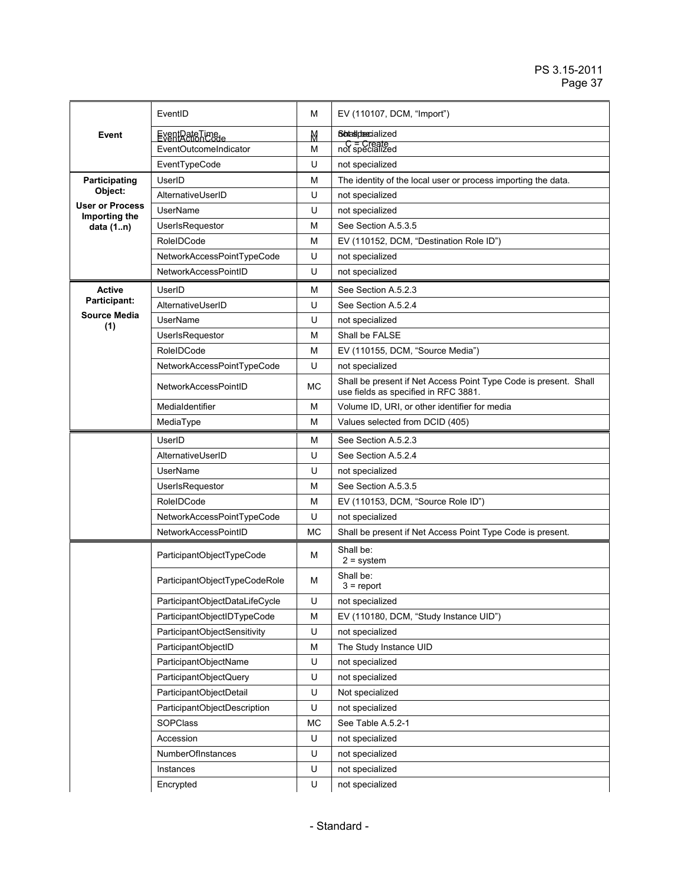| | | | |
|---|---|---|---|
| **Event** | EventID | M | EV (110107, DCM, "Import") |
| | EventActionCode | M | Shall be: C = Create |
| | EventDateTime | M | not specialized |
| | EventOutcomeIndicator | M | not specialized |
| | EventTypeCode | U | not specialized |
| **Participating Object: User or Process Importing the data (1..n)** | UserID | M | The identity of the local user or process importing the data. |
| | AlternativeUserID | U | not specialized |
| | UserName | U | not specialized |
| | UserIsRequestor | M | See Section A.5.3.5 |
| | RoleIDCode | M | EV (110152, DCM, "Destination Role ID") |
| | NetworkAccessPointTypeCode | U | not specialized |
| | NetworkAccessPointID | U | not specialized |
| **Active Participant: Source Media (1)** | UserID | M | See Section A.5.2.3 |
| | AlternativeUserID | U | See Section A.5.2.4 |
| | UserName | U | not specialized |
| | UserIsRequestor | M | Shall be FALSE |
| | RoleIDCode | M | EV (110155, DCM, "Source Media") |
| | NetworkAccessPointTypeCode | U | not specialized |
| | NetworkAccessPointID | MC | Shall be present if Net Access Point Type Code is present. Shall use fields as specified in RFC 3881. |
| | MediaIdentifier | M | Volume ID, URI, or other identifier for media |
| | MediaType | M | Values selected from DCID (405) |
| | UserID | M | See Section A.5.2.3 |
| | AlternativeUserID | U | See Section A.5.2.4 |
| | UserName | U | not specialized |
| | UserIsRequestor | M | See Section A.5.3.5 |
| | RoleIDCode | M | EV (110153, DCM, "Source Role ID") |
| | NetworkAccessPointTypeCode | U | not specialized |
| | NetworkAccessPointID | MC | Shall be present if Net Access Point Type Code is present. |
| | ParticipantObjectTypeCode | M | Shall be: 2 = system |
| | ParticipantObjectTypeCodeRole | M | Shall be: 3 = report |
| | ParticipantObjectDataLifeCycle | U | not specialized |
| | ParticipantObjectIDTypeCode | M | EV (110180, DCM, "Study Instance UID") |
| | ParticipantObjectSensitivity | U | not specialized |
| | ParticipantObjectID | M | The Study Instance UID |
| | ParticipantObjectName | U | not specialized |
| | ParticipantObjectQuery | U | not specialized |
| | ParticipantObjectDetail | U | Not specialized |
| | ParticipantObjectDescription | U | not specialized |
| | SOPClass | MC | See Table A.5.2-1 |
| | Accession | U | not specialized |
| | NumberOfInstances | U | not specialized |
| | Instances | U | not specialized |
| | Encrypted | U | not specialized |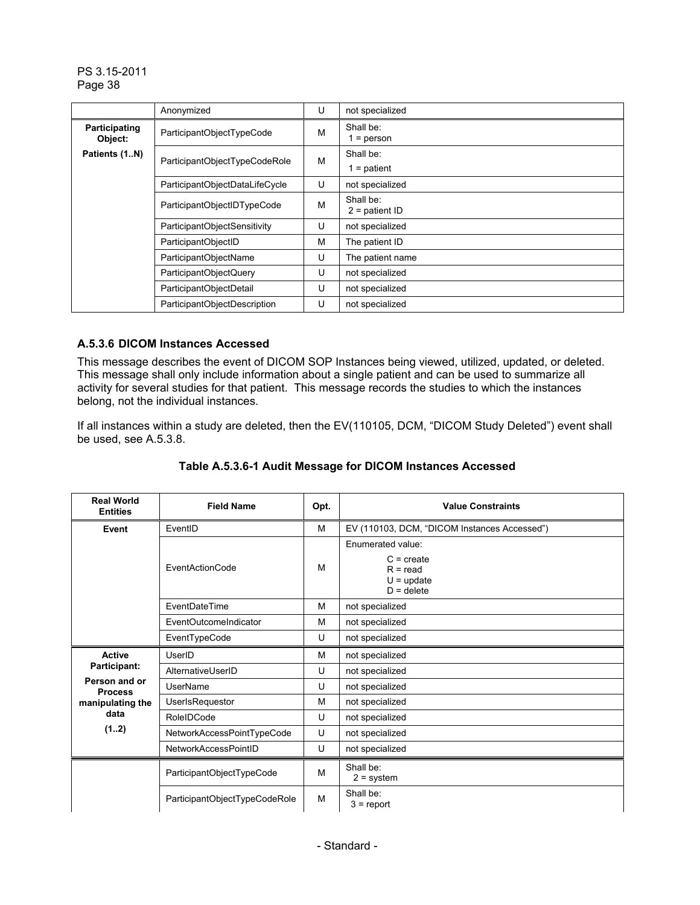| | | | |
|---|---|---|---|
| | Anonymized | U | not specialized |
| **Participating Object: Patients (1..N)** | ParticipantObjectTypeCode | M | Shall be: 1 = person |
| | ParticipantObjectTypeCodeRole | M | Shall be: 1 = patient |
| | ParticipantObjectDataLifeCycle | U | not specialized |
| | ParticipantObjectIDTypeCode | M | Shall be: 2 = patient ID |
| | ParticipantObjectSensitivity | U | not specialized |
| | ParticipantObjectID | M | The patient ID |
| | ParticipantObjectName | U | The patient name |
| | ParticipantObjectQuery | U | not specialized |
| | ParticipantObjectDetail | U | not specialized |
| | ParticipantObjectDescription | U | not specialized |

### A.5.3.6 DICOM Instances Accessed

This message describes the event of DICOM SOP Instances being viewed, utilized, updated, or deleted. This message shall only include information about a single patient and can be used to summarize all activity for several studies for that patient. This message records the studies to which the instances belong, not the individual instances.

If all instances within a study are deleted, then the EV(110105, DCM, "DICOM Study Deleted") event shall be used, see A.5.3.8.

**Table A.5.3.6-1 Audit Message for DICOM Instances Accessed**

| Real World Entities | Field Name | Opt. | Value Constraints |
|---|---|---|---|
| **Event** | EventID | M | EV (110103, DCM, "DICOM Instances Accessed") |
| | EventActionCode | M | Enumerated value: C = create R = read U = update D = delete |
| | EventDateTime | M | not specialized |
| | EventOutcomeIndicator | M | not specialized |
| | EventTypeCode | U | not specialized |
| **Active Participant: Person and or Process manipulating the data (1..2)** | UserID | M | not specialized |
| | AlternativeUserID | U | not specialized |
| | UserName | U | not specialized |
| | UserIsRequestor | M | not specialized |
| | RoleIDCode | U | not specialized |
| | NetworkAccessPointTypeCode | U | not specialized |
| | NetworkAccessPointID | U | not specialized |
| | ParticipantObjectTypeCode | M | Shall be: 2 = system |
| | ParticipantObjectTypeCodeRole | M | Shall be: 3 = report |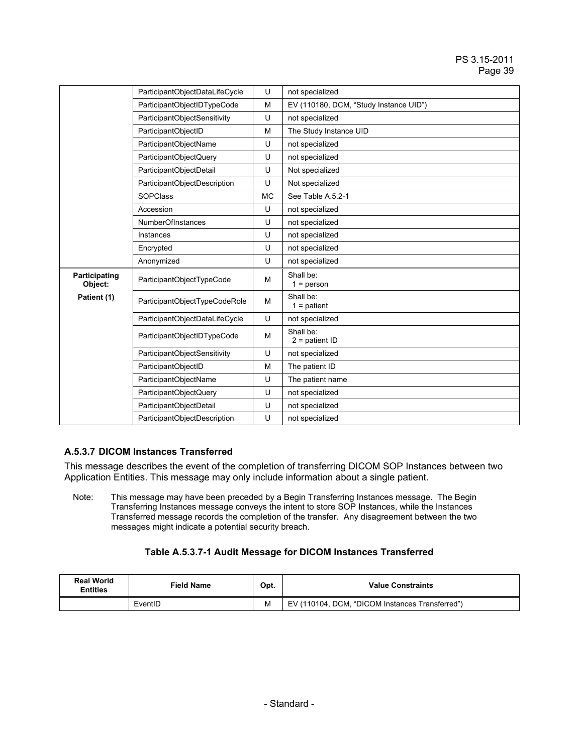| | | | |
|---|---|---|---|
| | ParticipantObjectDataLifeCycle | U | not specialized |
| | ParticipantObjectIDTypeCode | M | EV (110180, DCM, “Study Instance UID”) |
| | ParticipantObjectSensitivity | U | not specialized |
| | ParticipantObjectID | M | The Study Instance UID |
| | ParticipantObjectName | U | not specialized |
| | ParticipantObjectQuery | U | not specialized |
| | ParticipantObjectDetail | U | Not specialized |
| | ParticipantObjectDescription | U | Not specialized |
| | SOPClass | MC | See Table A.5.2-1 |
| | Accession | U | not specialized |
| | NumberOfInstances | U | not specialized |
| | Instances | U | not specialized |
| | Encrypted | U | not specialized |
| | Anonymized | U | not specialized |
| **Participating Object:** **Patient (1)** | ParticipantObjectTypeCode | M | Shall be: 1 = person |
| | ParticipantObjectTypeCodeRole | M | Shall be: 1 = patient |
| | ParticipantObjectDataLifeCycle | U | not specialized |
| | ParticipantObjectIDTypeCode | M | Shall be: 2 = patient ID |
| | ParticipantObjectSensitivity | U | not specialized |
| | ParticipantObjectID | M | The patient ID |
| | ParticipantObjectName | U | The patient name |
| | ParticipantObjectQuery | U | not specialized |
| | ParticipantObjectDetail | U | not specialized |
| | ParticipantObjectDescription | U | not specialized |

### A.5.3.7 DICOM Instances Transferred

This message describes the event of the completion of transferring DICOM SOP Instances between two Application Entities. This message may only include information about a single patient.

Note: This message may have been preceded by a Begin Transferring Instances message. The Begin Transferring Instances message conveys the intent to store SOP Instances, while the Instances Transferred message records the completion of the transfer. Any disagreement between the two messages might indicate a potential security breach.

**Table A.5.3.7-1 Audit Message for DICOM Instances Transferred**

| Real World Entities | Field Name | Opt. | Value Constraints |
|---|---|---|---|
| | EventID | M | EV (110104, DCM, “DICOM Instances Transferred”) |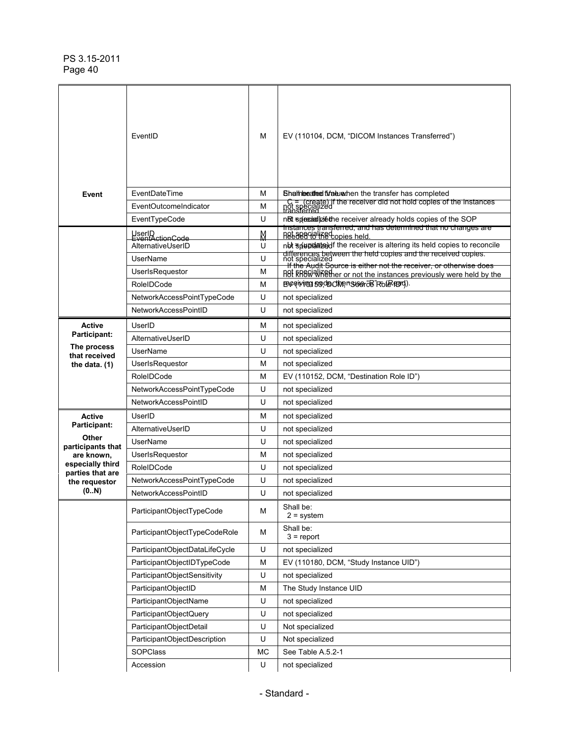| | Field Name | Opt. | Value Constraints |
|---|---|---|---|
| **Event** | EventID | M | EV (110104, DCM, "DICOM Instances Transferred") |
| | EventActionCode | M | Enumerated Value: C = (create) if the receiver did not hold copies of the instances transferred. R = (read) if the receiver already holds copies of the SOP instances transferred, and has determined that no changes are needed to the copies held. U = (update) if the receiver is altering its held copies to reconcile differences between the held copies and the received copies. If the Audit Source is either not the receiver, or otherwise does not know whether or not the instances previously were held by the receiving node, then use "R" = (Read). |
| | EventDateTime | M | Shall be the time when the transfer has completed |
| | EventOutcomeIndicator | M | not specialized |
| | EventTypeCode | U | not specialized |
| | UserID | M | not specialized |
| | AlternativeUserID | U | not specialized |
| | UserName | U | not specialized |
| | UserIsRequestor | M | not specialized |
| | RoleIDCode | M | EV (110153, DCM, "Source Role ID") |
| | NetworkAccessPointTypeCode | U | not specialized |
| | NetworkAccessPointID | U | not specialized |
| **Active Participant: The process that received the data. (1)** | UserID | M | not specialized |
| | AlternativeUserID | U | not specialized |
| | UserName | U | not specialized |
| | UserIsRequestor | M | not specialized |
| | RoleIDCode | M | EV (110152, DCM, "Destination Role ID") |
| | NetworkAccessPointTypeCode | U | not specialized |
| | NetworkAccessPointID | U | not specialized |
| **Active Participant: Other participants that are known, especially third parties that are the requestor (0..N)** | UserID | M | not specialized |
| | AlternativeUserID | U | not specialized |
| | UserName | U | not specialized |
| | UserIsRequestor | M | not specialized |
| | RoleIDCode | U | not specialized |
| | NetworkAccessPointTypeCode | U | not specialized |
| | NetworkAccessPointID | U | not specialized |
| | ParticipantObjectTypeCode | M | Shall be: 2 = system |
| | ParticipantObjectTypeCodeRole | M | Shall be: 3 = report |
| | ParticipantObjectDataLifeCycle | U | not specialized |
| | ParticipantObjectIDTypeCode | M | EV (110180, DCM, "Study Instance UID") |
| | ParticipantObjectSensitivity | U | not specialized |
| | ParticipantObjectID | M | The Study Instance UID |
| | ParticipantObjectName | U | not specialized |
| | ParticipantObjectQuery | U | not specialized |
| | ParticipantObjectDetail | U | Not specialized |
| | ParticipantObjectDescription | U | Not specialized |
| | SOPClass | MC | See Table A.5.2-1 |
| | Accession | U | not specialized |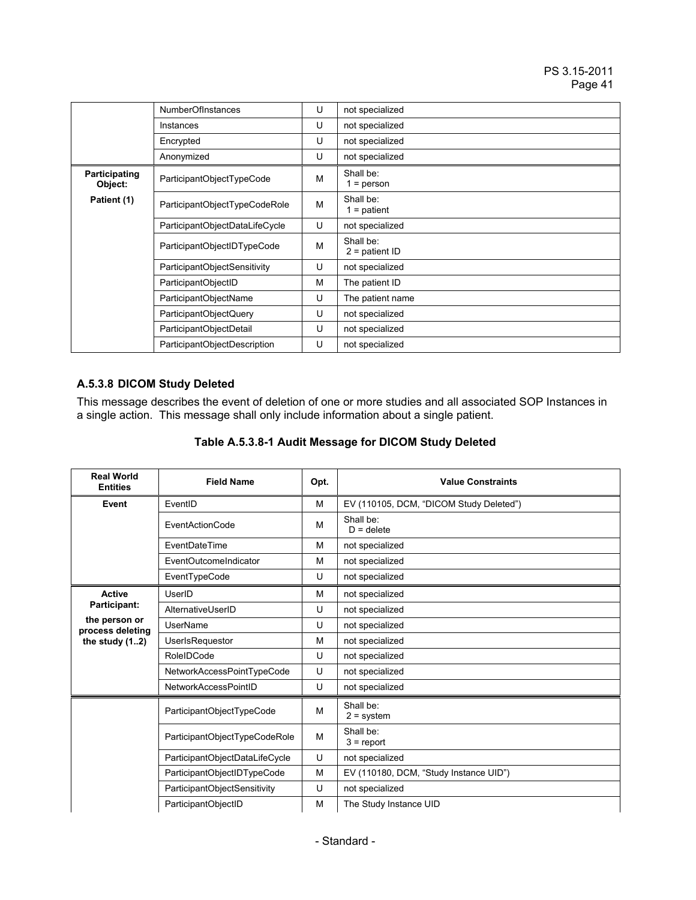| | | | |
|---|---|---|---|
| | NumberOfInstances | U | not specialized |
| | Instances | U | not specialized |
| | Encrypted | U | not specialized |
| | Anonymized | U | not specialized |
| **Participating Object: Patient (1)** | ParticipantObjectTypeCode | M | Shall be: 1 = person |
| | ParticipantObjectTypeCodeRole | M | Shall be: 1 = patient |
| | ParticipantObjectDataLifeCycle | U | not specialized |
| | ParticipantObjectIDTypeCode | M | Shall be: 2 = patient ID |
| | ParticipantObjectSensitivity | U | not specialized |
| | ParticipantObjectID | M | The patient ID |
| | ParticipantObjectName | U | The patient name |
| | ParticipantObjectQuery | U | not specialized |
| | ParticipantObjectDetail | U | not specialized |
| | ParticipantObjectDescription | U | not specialized |

### A.5.3.8 DICOM Study Deleted

This message describes the event of deletion of one or more studies and all associated SOP Instances in a single action. This message shall only include information about a single patient.

**Table A.5.3.8-1 Audit Message for DICOM Study Deleted**

| Real World Entities | Field Name | Opt. | Value Constraints |
|---|---|---|---|
| **Event** | EventID | M | EV (110105, DCM, "DICOM Study Deleted") |
| | EventActionCode | M | Shall be: D = delete |
| | EventDateTime | M | not specialized |
| | EventOutcomeIndicator | M | not specialized |
| | EventTypeCode | U | not specialized |
| **Active Participant: the person or process deleting the study (1..2)** | UserID | M | not specialized |
| | AlternativeUserID | U | not specialized |
| | UserName | U | not specialized |
| | UserIsRequestor | M | not specialized |
| | RoleIDCode | U | not specialized |
| | NetworkAccessPointTypeCode | U | not specialized |
| | NetworkAccessPointID | U | not specialized |
| | ParticipantObjectTypeCode | M | Shall be: 2 = system |
| | ParticipantObjectTypeCodeRole | M | Shall be: 3 = report |
| | ParticipantObjectDataLifeCycle | U | not specialized |
| | ParticipantObjectIDTypeCode | M | EV (110180, DCM, "Study Instance UID") |
| | ParticipantObjectSensitivity | U | not specialized |
| | ParticipantObjectID | M | The Study Instance UID |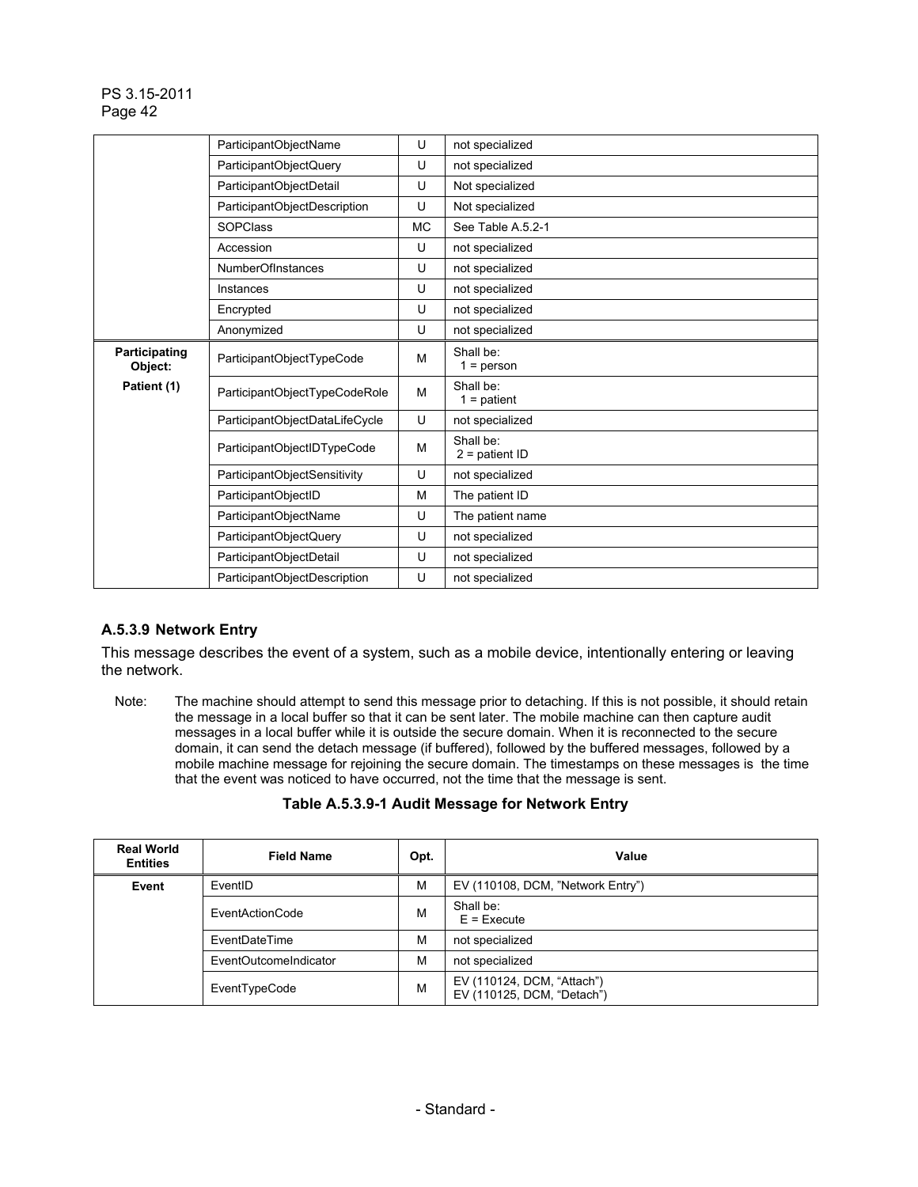| | | | |
|---|---|---|---|
| | ParticipantObjectName | U | not specialized |
| | ParticipantObjectQuery | U | not specialized |
| | ParticipantObjectDetail | U | Not specialized |
| | ParticipantObjectDescription | U | Not specialized |
| | SOPClass | MC | See Table A.5.2-1 |
| | Accession | U | not specialized |
| | NumberOfInstances | U | not specialized |
| | Instances | U | not specialized |
| | Encrypted | U | not specialized |
| | Anonymized | U | not specialized |
| **Participating Object: Patient (1)** | ParticipantObjectTypeCode | M | Shall be: 1 = person |
| | ParticipantObjectTypeCodeRole | M | Shall be: 1 = patient |
| | ParticipantObjectDataLifeCycle | U | not specialized |
| | ParticipantObjectIDTypeCode | M | Shall be: 2 = patient ID |
| | ParticipantObjectSensitivity | U | not specialized |
| | ParticipantObjectID | M | The patient ID |
| | ParticipantObjectName | U | The patient name |
| | ParticipantObjectQuery | U | not specialized |
| | ParticipantObjectDetail | U | not specialized |
| | ParticipantObjectDescription | U | not specialized |

### A.5.3.9 Network Entry

This message describes the event of a system, such as a mobile device, intentionally entering or leaving the network.

Note: The machine should attempt to send this message prior to detaching. If this is not possible, it should retain the message in a local buffer so that it can be sent later. The mobile machine can then capture audit messages in a local buffer while it is outside the secure domain. When it is reconnected to the secure domain, it can send the detach message (if buffered), followed by the buffered messages, followed by a mobile machine message for rejoining the secure domain. The timestamps on these messages is the time that the event was noticed to have occurred, not the time that the message is sent.

**Table A.5.3.9-1 Audit Message for Network Entry**

| Real World Entities | Field Name | Opt. | Value |
|---|---|---|---|
| **Event** | EventID | M | EV (110108, DCM, "Network Entry") |
| | EventActionCode | M | Shall be: E = Execute |
| | EventDateTime | M | not specialized |
| | EventOutcomeIndicator | M | not specialized |
| | EventTypeCode | M | EV (110124, DCM, "Attach")<br>EV (110125, DCM, "Detach") |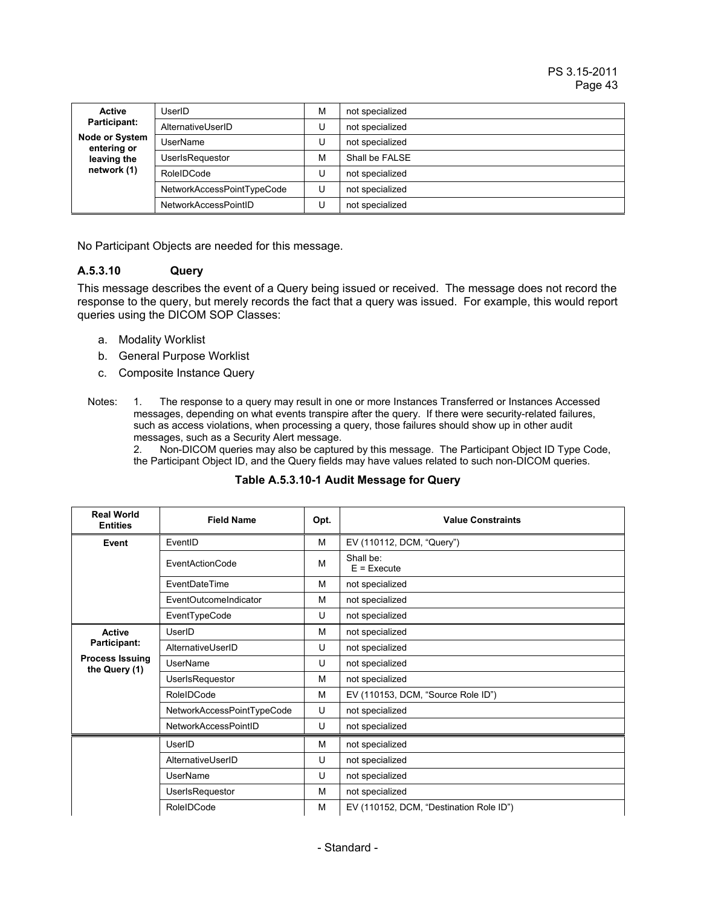| Active Participant: Node or System entering or leaving the network (1) | UserID | M | not specialized |
|---|---|---|---|
| | AlternativeUserID | U | not specialized |
| | UserName | U | not specialized |
| | UserIsRequestor | M | Shall be FALSE |
| | RoleIDCode | U | not specialized |
| | NetworkAccessPointTypeCode | U | not specialized |
| | NetworkAccessPointID | U | not specialized |

No Participant Objects are needed for this message.

### A.5.3.10 Query

This message describes the event of a Query being issued or received. The message does not record the response to the query, but merely records the fact that a query was issued. For example, this would report queries using the DICOM SOP Classes:

a. Modality Worklist
b. General Purpose Worklist
c. Composite Instance Query

Notes: 1. The response to a query may result in one or more Instances Transferred or Instances Accessed messages, depending on what events transpire after the query. If there were security-related failures, such as access violations, when processing a query, those failures should show up in other audit messages, such as a Security Alert message.
2. Non-DICOM queries may also be captured by this message. The Participant Object ID Type Code, the Participant Object ID, and the Query fields may have values related to such non-DICOM queries.

**Table A.5.3.10-1 Audit Message for Query**

| Real World Entities | Field Name | Opt. | Value Constraints |
|---|---|---|---|
| Event | EventID | M | EV (110112, DCM, "Query") |
| | EventActionCode | M | Shall be: E = Execute |
| | EventDateTime | M | not specialized |
| | EventOutcomeIndicator | M | not specialized |
| | EventTypeCode | U | not specialized |
| Active Participant: Process Issuing the Query (1) | UserID | M | not specialized |
| | AlternativeUserID | U | not specialized |
| | UserName | U | not specialized |
| | UserIsRequestor | M | not specialized |
| | RoleIDCode | M | EV (110153, DCM, "Source Role ID") |
| | NetworkAccessPointTypeCode | U | not specialized |
| | NetworkAccessPointID | U | not specialized |
| | UserID | M | not specialized |
| | AlternativeUserID | U | not specialized |
| | UserName | U | not specialized |
| | UserIsRequestor | M | not specialized |
| | RoleIDCode | M | EV (110152, DCM, "Destination Role ID") |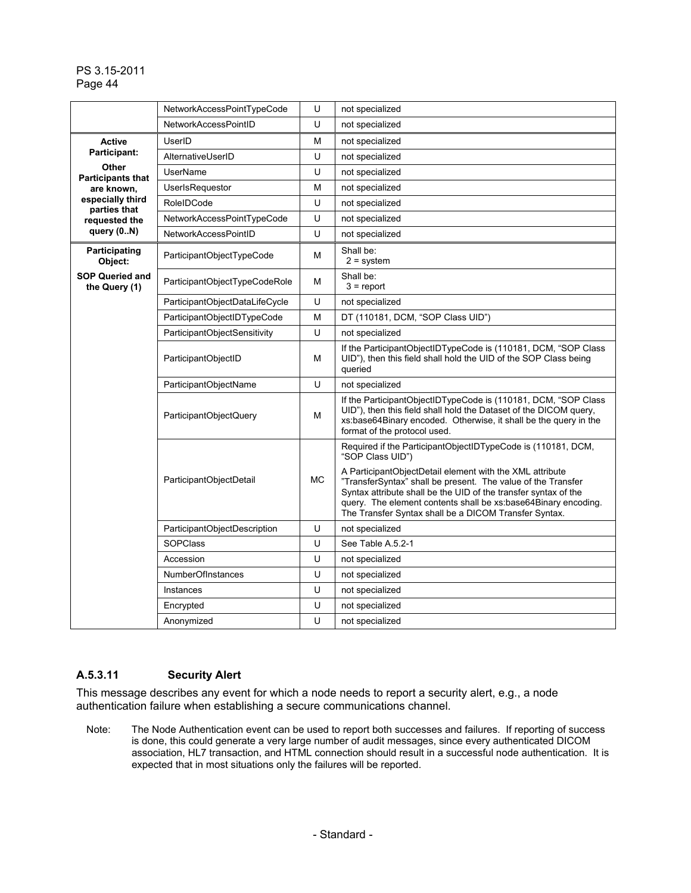| | | | |
|---|---|---|---|
| | NetworkAccessPointTypeCode | U | not specialized |
| | NetworkAccessPointID | U | not specialized |
| **Active Participant:** **Other Participants that are known, especially third parties that requested the query (0..N)** | UserID | M | not specialized |
| | AlternativeUserID | U | not specialized |
| | UserName | U | not specialized |
| | UserIsRequestor | M | not specialized |
| | RoleIDCode | U | not specialized |
| | NetworkAccessPointTypeCode | U | not specialized |
| | NetworkAccessPointID | U | not specialized |
| **Participating Object:** **SOP Queried and the Query (1)** | ParticipantObjectTypeCode | M | Shall be: 2 = system |
| | ParticipantObjectTypeCodeRole | M | Shall be: 3 = report |
| | ParticipantObjectDataLifeCycle | U | not specialized |
| | ParticipantObjectIDTypeCode | M | DT (110181, DCM, "SOP Class UID") |
| | ParticipantObjectSensitivity | U | not specialized |
| | ParticipantObjectID | M | If the ParticipantObjectIDTypeCode is (110181, DCM, "SOP Class UID"), then this field shall hold the UID of the SOP Class being queried |
| | ParticipantObjectName | U | not specialized |
| | ParticipantObjectQuery | M | If the ParticipantObjectIDTypeCode is (110181, DCM, "SOP Class UID"), then this field shall hold the Dataset of the DICOM query, xs:base64Binary encoded. Otherwise, it shall be the query in the format of the protocol used. |
| | ParticipantObjectDetail | MC | Required if the ParticipantObjectIDTypeCode is (110181, DCM, "SOP Class UID") A ParticipantObjectDetail element with the XML attribute "TransferSyntax" shall be present. The value of the Transfer Syntax attribute shall be the UID of the transfer syntax of the query. The element contents shall be xs:base64Binary encoding. The Transfer Syntax shall be a DICOM Transfer Syntax. |
| | ParticipantObjectDescription | U | not specialized |
| | SOPClass | U | See Table A.5.2-1 |
| | Accession | U | not specialized |
| | NumberOfInstances | U | not specialized |
| | Instances | U | not specialized |
| | Encrypted | U | not specialized |
| | Anonymized | U | not specialized |

### A.5.3.11 Security Alert

This message describes any event for which a node needs to report a security alert, e.g., a node authentication failure when establishing a secure communications channel.

Note: The Node Authentication event can be used to report both successes and failures. If reporting of success is done, this could generate a very large number of audit messages, since every authenticated DICOM association, HL7 transaction, and HTML connection should result in a successful node authentication. It is expected that in most situations only the failures will be reported.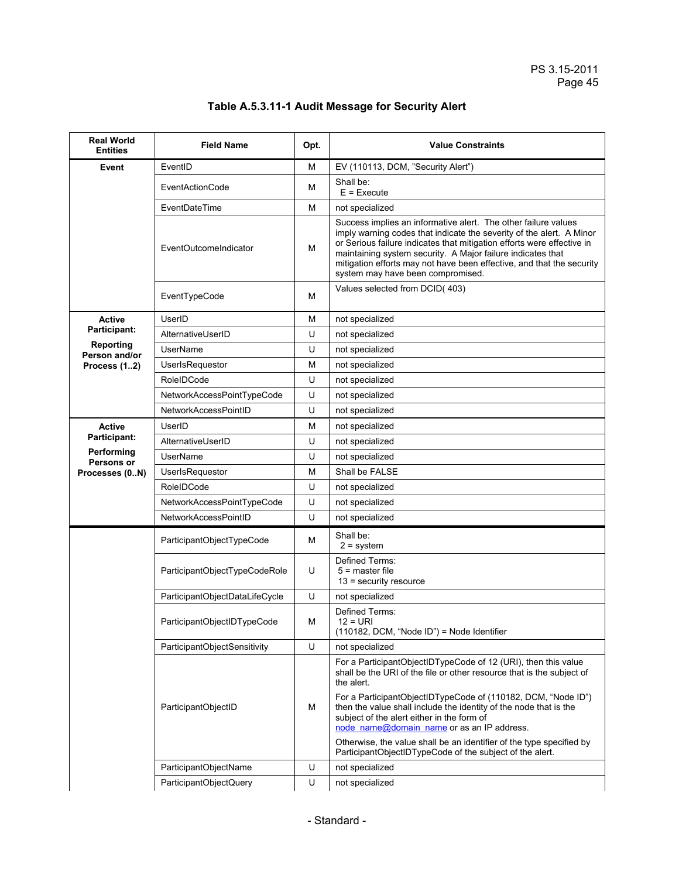**Table A.5.3.11-1 Audit Message for Security Alert**

| Real World Entities | Field Name | Opt. | Value Constraints |
|---|---|---|---|
| **Event** | EventID | M | EV (110113, DCM, "Security Alert") |
| | EventActionCode | M | Shall be:<br>E = Execute |
| | EventDateTime | M | not specialized |
| | EventOutcomeIndicator | M | Success implies an informative alert. The other failure values imply warning codes that indicate the severity of the alert. A Minor or Serious failure indicates that mitigation efforts were effective in maintaining system security. A Major failure indicates that mitigation efforts may not have been effective, and that the security system may have been compromised. |
| | EventTypeCode | M | Values selected from DCID( 403) |
| **Active Participant: Reporting Person and/or Process (1..2)** | UserID | M | not specialized |
| | AlternativeUserID | U | not specialized |
| | UserName | U | not specialized |
| | UserIsRequestor | M | not specialized |
| | RoleIDCode | U | not specialized |
| | NetworkAccessPointTypeCode | U | not specialized |
| | NetworkAccessPointID | U | not specialized |
| **Active Participant: Performing Persons or Processes (0..N)** | UserID | M | not specialized |
| | AlternativeUserID | U | not specialized |
| | UserName | U | not specialized |
| | UserIsRequestor | M | Shall be FALSE |
| | RoleIDCode | U | not specialized |
| | NetworkAccessPointTypeCode | U | not specialized |
| | NetworkAccessPointID | U | not specialized |
| | ParticipantObjectTypeCode | M | Shall be:<br>2 = system |
| | ParticipantObjectTypeCodeRole | U | Defined Terms:<br>5 = master file<br>13 = security resource |
| | ParticipantObjectDataLifeCycle | U | not specialized |
| | ParticipantObjectIDTypeCode | M | Defined Terms:<br>12 = URI<br>(110182, DCM, "Node ID") = Node Identifier |
| | ParticipantObjectSensitivity | U | not specialized |
| | ParticipantObjectID | M | For a ParticipantObjectIDTypeCode of 12 (URI), then this value shall be the URI of the file or other resource that is the subject of the alert.<br><br>For a ParticipantObjectIDTypeCode of (110182, DCM, "Node ID") then the value shall include the identity of the node that is the subject of the alert either in the form of node_name@domain_name or as an IP address.<br><br>Otherwise, the value shall be an identifier of the type specified by ParticipantObjectIDTypeCode of the subject of the alert. |
| | ParticipantObjectName | U | not specialized |
| | ParticipantObjectQuery | U | not specialized |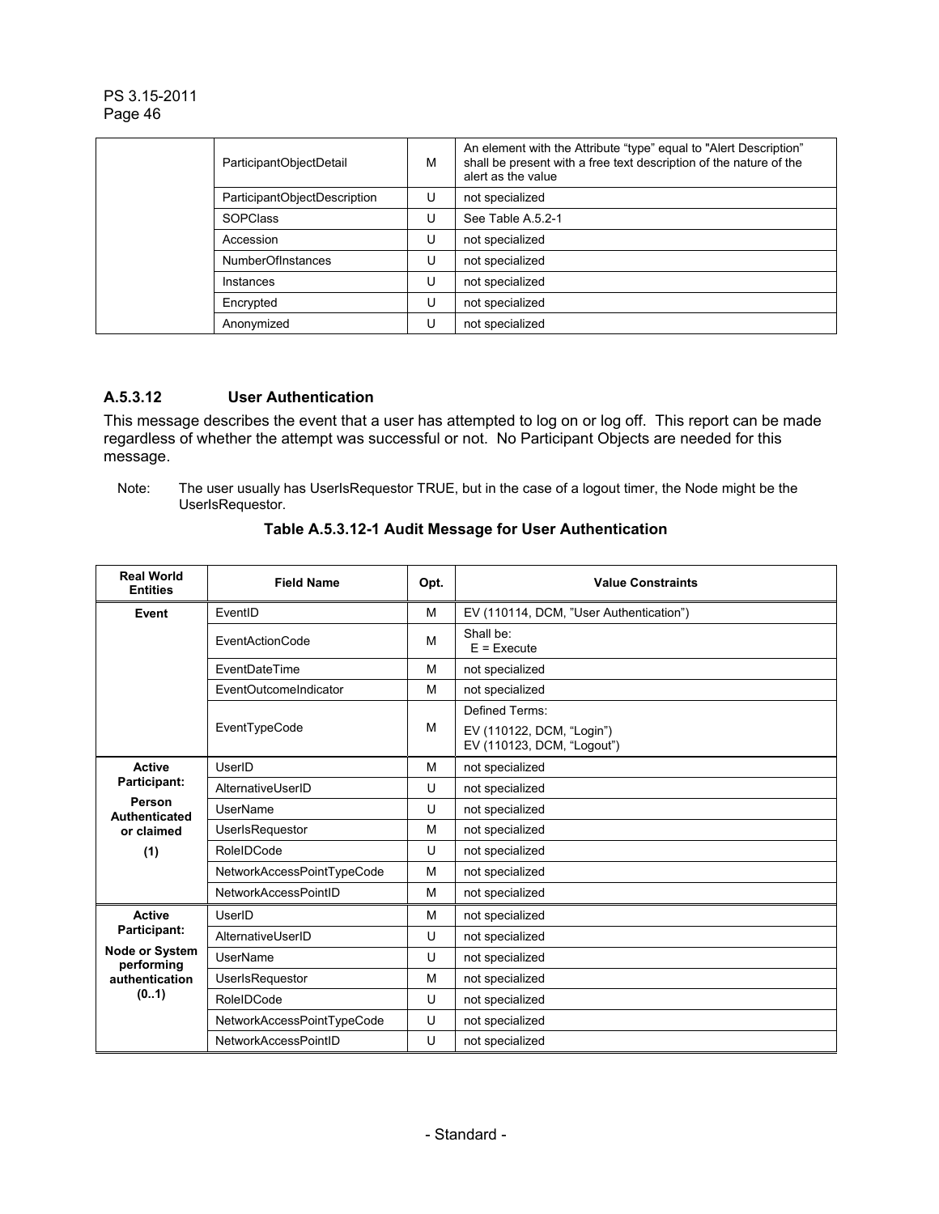| | ParticipantObjectDetail | M | An element with the Attribute “type” equal to "Alert Description” shall be present with a free text description of the nature of the alert as the value |
|---|---|---|---|
| | ParticipantObjectDescription | U | not specialized |
| | SOPClass | U | See Table A.5.2-1 |
| | Accession | U | not specialized |
| | NumberOfInstances | U | not specialized |
| | Instances | U | not specialized |
| | Encrypted | U | not specialized |
| | Anonymized | U | not specialized |

### A.5.3.12 User Authentication

This message describes the event that a user has attempted to log on or log off. This report can be made regardless of whether the attempt was successful or not. No Participant Objects are needed for this message.

Note: The user usually has UserIsRequestor TRUE, but in the case of a logout timer, the Node might be the UserIsRequestor.

**Table A.5.3.12-1 Audit Message for User Authentication**

| Real World Entities | Field Name | Opt. | Value Constraints |
|---|---|---|---|
| **Event** | EventID | M | EV (110114, DCM, ”User Authentication”) |
| | EventActionCode | M | Shall be: E = Execute |
| | EventDateTime | M | not specialized |
| | EventOutcomeIndicator | M | not specialized |
| | EventTypeCode | M | Defined Terms: EV (110122, DCM, “Login”) EV (110123, DCM, “Logout”) |
| **Active Participant: Person Authenticated or claimed (1)** | UserID | M | not specialized |
| | AlternativeUserID | U | not specialized |
| | UserName | U | not specialized |
| | UserIsRequestor | M | not specialized |
| | RoleIDCode | U | not specialized |
| | NetworkAccessPointTypeCode | M | not specialized |
| | NetworkAccessPointID | M | not specialized |
| **Active Participant: Node or System performing authentication (0..1)** | UserID | M | not specialized |
| | AlternativeUserID | U | not specialized |
| | UserName | U | not specialized |
| | UserIsRequestor | M | not specialized |
| | RoleIDCode | U | not specialized |
| | NetworkAccessPointTypeCode | U | not specialized |
| | NetworkAccessPointID | U | not specialized |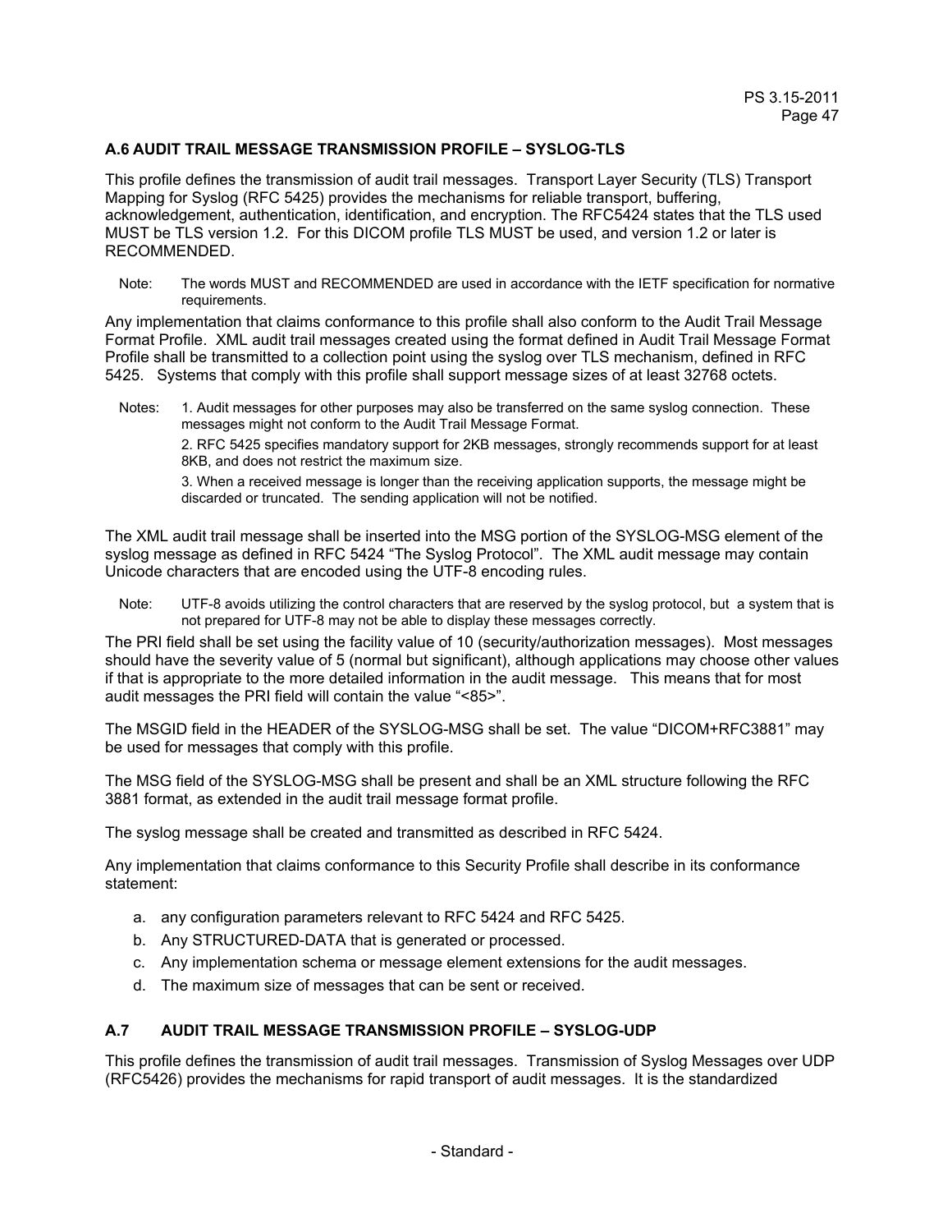### A.6 AUDIT TRAIL MESSAGE TRANSMISSION PROFILE – SYSLOG-TLS

This profile defines the transmission of audit trail messages. Transport Layer Security (TLS) Transport Mapping for Syslog (RFC 5425) provides the mechanisms for reliable transport, buffering, acknowledgement, authentication, identification, and encryption. The RFC5424 states that the TLS used MUST be TLS version 1.2. For this DICOM profile TLS MUST be used, and version 1.2 or later is RECOMMENDED.

Note: The words MUST and RECOMMENDED are used in accordance with the IETF specification for normative requirements.

Any implementation that claims conformance to this profile shall also conform to the Audit Trail Message Format Profile. XML audit trail messages created using the format defined in Audit Trail Message Format Profile shall be transmitted to a collection point using the syslog over TLS mechanism, defined in RFC 5425. Systems that comply with this profile shall support message sizes of at least 32768 octets.

Notes: 1. Audit messages for other purposes may also be transferred on the same syslog connection. These messages might not conform to the Audit Trail Message Format.

2. RFC 5425 specifies mandatory support for 2KB messages, strongly recommends support for at least 8KB, and does not restrict the maximum size.

3. When a received message is longer than the receiving application supports, the message might be discarded or truncated. The sending application will not be notified.

The XML audit trail message shall be inserted into the MSG portion of the SYSLOG-MSG element of the syslog message as defined in RFC 5424 "The Syslog Protocol". The XML audit message may contain Unicode characters that are encoded using the UTF-8 encoding rules.

Note: UTF-8 avoids utilizing the control characters that are reserved by the syslog protocol, but a system that is not prepared for UTF-8 may not be able to display these messages correctly.

The PRI field shall be set using the facility value of 10 (security/authorization messages). Most messages should have the severity value of 5 (normal but significant), although applications may choose other values if that is appropriate to the more detailed information in the audit message. This means that for most audit messages the PRI field will contain the value "<85>".

The MSGID field in the HEADER of the SYSLOG-MSG shall be set. The value "DICOM+RFC3881" may be used for messages that comply with this profile.

The MSG field of the SYSLOG-MSG shall be present and shall be an XML structure following the RFC 3881 format, as extended in the audit trail message format profile.

The syslog message shall be created and transmitted as described in RFC 5424.

Any implementation that claims conformance to this Security Profile shall describe in its conformance statement:

a. any configuration parameters relevant to RFC 5424 and RFC 5425.
b. Any STRUCTURED-DATA that is generated or processed.
c. Any implementation schema or message element extensions for the audit messages.
d. The maximum size of messages that can be sent or received.

### A.7 AUDIT TRAIL MESSAGE TRANSMISSION PROFILE – SYSLOG-UDP

This profile defines the transmission of audit trail messages. Transmission of Syslog Messages over UDP (RFC5426) provides the mechanisms for rapid transport of audit messages. It is the standardized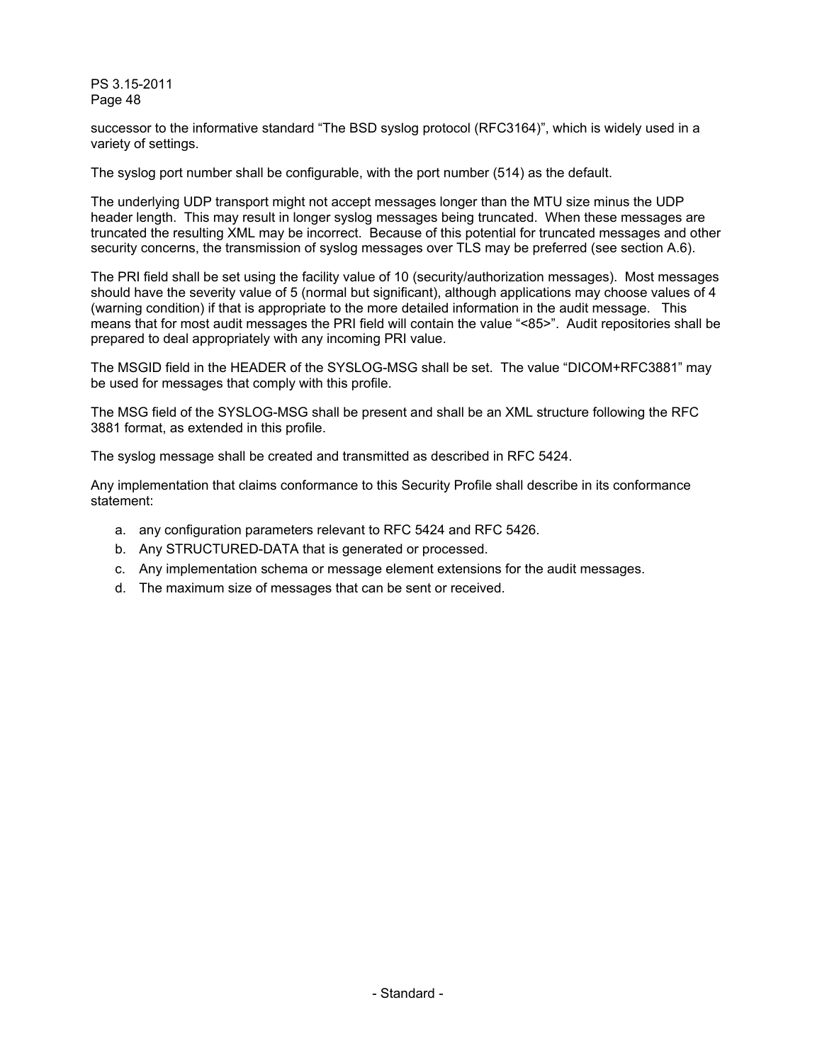successor to the informative standard "The BSD syslog protocol (RFC3164)", which is widely used in a variety of settings.

The syslog port number shall be configurable, with the port number (514) as the default.

The underlying UDP transport might not accept messages longer than the MTU size minus the UDP header length. This may result in longer syslog messages being truncated. When these messages are truncated the resulting XML may be incorrect. Because of this potential for truncated messages and other security concerns, the transmission of syslog messages over TLS may be preferred (see section A.6).

The PRI field shall be set using the facility value of 10 (security/authorization messages). Most messages should have the severity value of 5 (normal but significant), although applications may choose values of 4 (warning condition) if that is appropriate to the more detailed information in the audit message. This means that for most audit messages the PRI field will contain the value "<85>". Audit repositories shall be prepared to deal appropriately with any incoming PRI value.

The MSGID field in the HEADER of the SYSLOG-MSG shall be set. The value "DICOM+RFC3881" may be used for messages that comply with this profile.

The MSG field of the SYSLOG-MSG shall be present and shall be an XML structure following the RFC 3881 format, as extended in this profile.

The syslog message shall be created and transmitted as described in RFC 5424.

Any implementation that claims conformance to this Security Profile shall describe in its conformance statement:

a. any configuration parameters relevant to RFC 5424 and RFC 5426.
b. Any STRUCTURED-DATA that is generated or processed.
c. Any implementation schema or message element extensions for the audit messages.
d. The maximum size of messages that can be sent or received.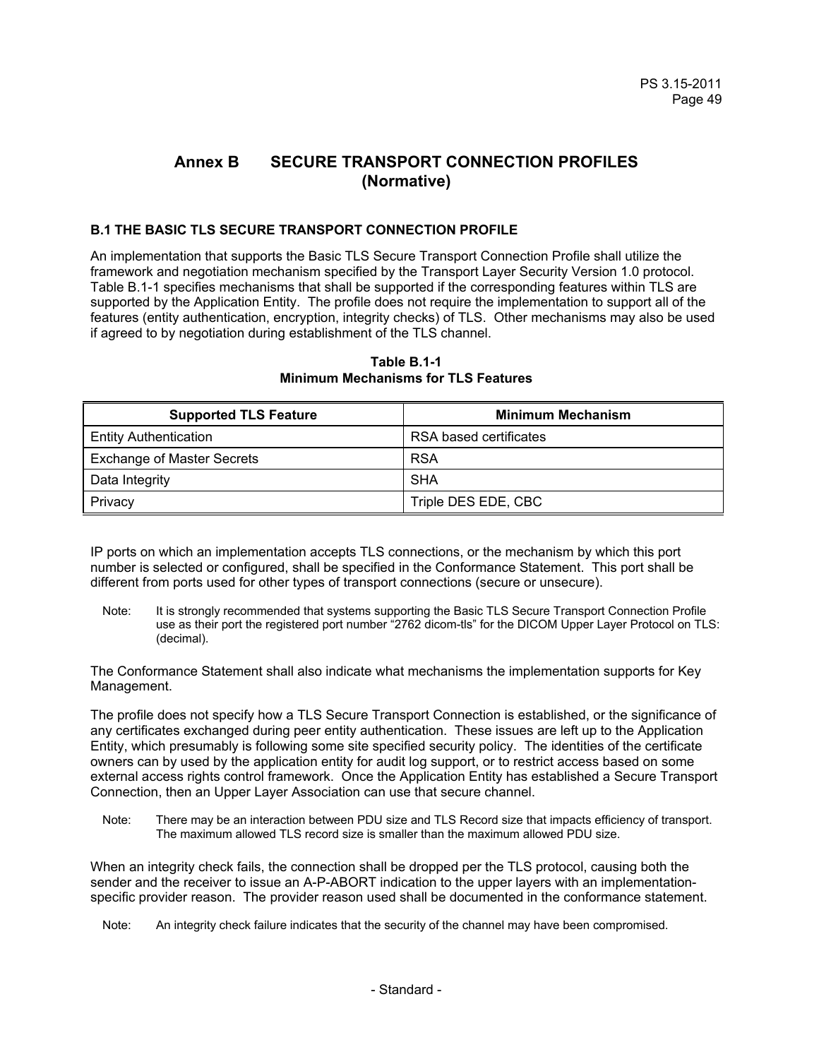# Annex B SECURE TRANSPORT CONNECTION PROFILES (Normative)

## B.1 THE BASIC TLS SECURE TRANSPORT CONNECTION PROFILE

An implementation that supports the Basic TLS Secure Transport Connection Profile shall utilize the framework and negotiation mechanism specified by the Transport Layer Security Version 1.0 protocol. Table B.1-1 specifies mechanisms that shall be supported if the corresponding features within TLS are supported by the Application Entity. The profile does not require the implementation to support all of the features (entity authentication, encryption, integrity checks) of TLS. Other mechanisms may also be used if agreed to by negotiation during establishment of the TLS channel.

**Table B.1-1**
**Minimum Mechanisms for TLS Features**

| Supported TLS Feature | Minimum Mechanism |
| --- | --- |
| Entity Authentication | RSA based certificates |
| Exchange of Master Secrets | RSA |
| Data Integrity | SHA |
| Privacy | Triple DES EDE, CBC |

IP ports on which an implementation accepts TLS connections, or the mechanism by which this port number is selected or configured, shall be specified in the Conformance Statement. This port shall be different from ports used for other types of transport connections (secure or unsecure).

Note: It is strongly recommended that systems supporting the Basic TLS Secure Transport Connection Profile use as their port the registered port number "2762 dicom-tls" for the DICOM Upper Layer Protocol on TLS: (decimal).

The Conformance Statement shall also indicate what mechanisms the implementation supports for Key Management.

The profile does not specify how a TLS Secure Transport Connection is established, or the significance of any certificates exchanged during peer entity authentication. These issues are left up to the Application Entity, which presumably is following some site specified security policy. The identities of the certificate owners can by used by the application entity for audit log support, or to restrict access based on some external access rights control framework. Once the Application Entity has established a Secure Transport Connection, then an Upper Layer Association can use that secure channel.

Note: There may be an interaction between PDU size and TLS Record size that impacts efficiency of transport. The maximum allowed TLS record size is smaller than the maximum allowed PDU size.

When an integrity check fails, the connection shall be dropped per the TLS protocol, causing both the sender and the receiver to issue an A-P-ABORT indication to the upper layers with an implementation-specific provider reason. The provider reason used shall be documented in the conformance statement.

Note: An integrity check failure indicates that the security of the channel may have been compromised.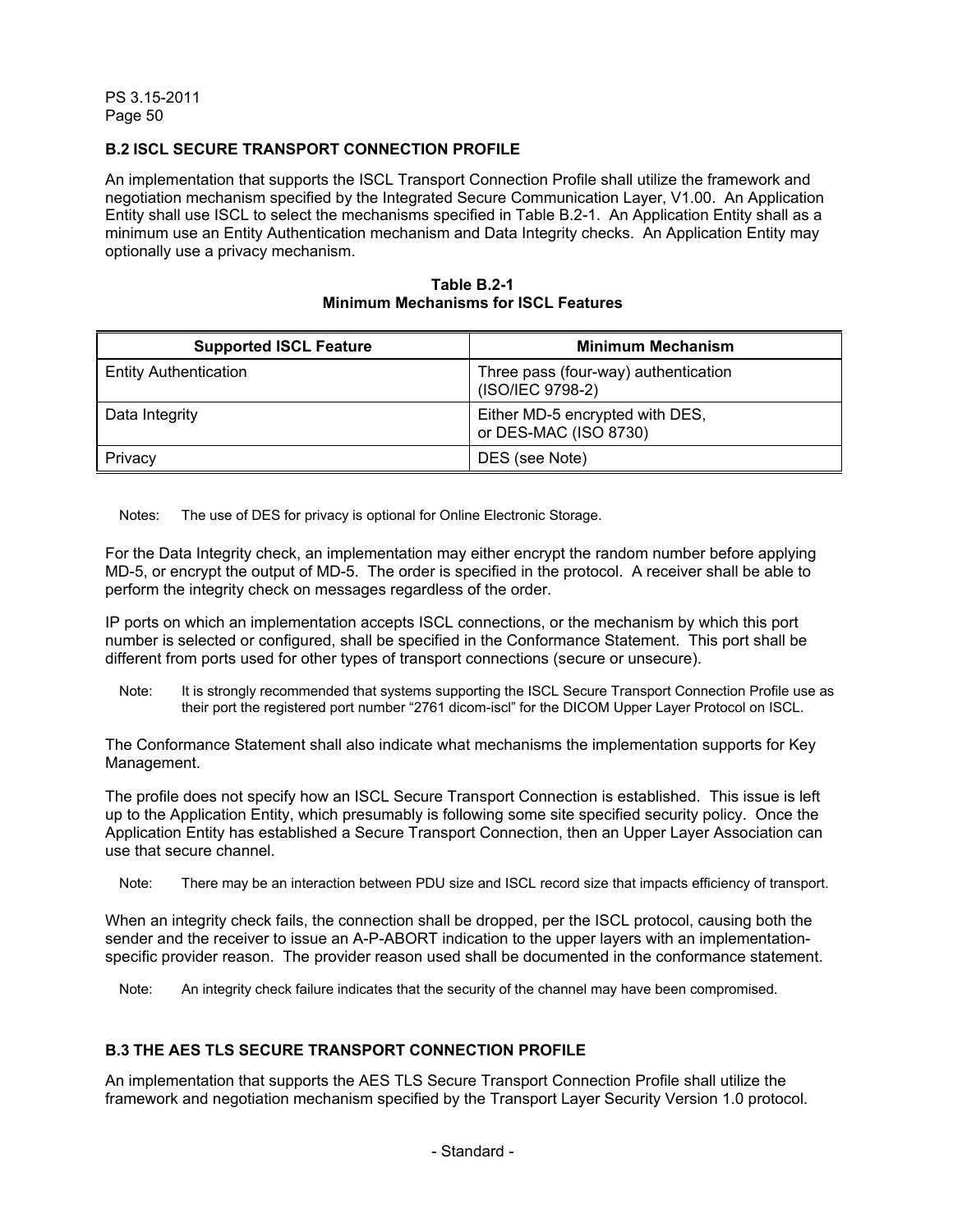## B.2 ISCL SECURE TRANSPORT CONNECTION PROFILE

An implementation that supports the ISCL Transport Connection Profile shall utilize the framework and negotiation mechanism specified by the Integrated Secure Communication Layer, V1.00. An Application Entity shall use ISCL to select the mechanisms specified in Table B.2-1. An Application Entity shall as a minimum use an Entity Authentication mechanism and Data Integrity checks. An Application Entity may optionally use a privacy mechanism.

**Table B.2-1**
**Minimum Mechanisms for ISCL Features**

| Supported ISCL Feature | Minimum Mechanism |
|---|---|
| Entity Authentication | Three pass (four-way) authentication (ISO/IEC 9798-2) |
| Data Integrity | Either MD-5 encrypted with DES, or DES-MAC (ISO 8730) |
| Privacy | DES (see Note) |

Notes: The use of DES for privacy is optional for Online Electronic Storage.

For the Data Integrity check, an implementation may either encrypt the random number before applying MD-5, or encrypt the output of MD-5. The order is specified in the protocol. A receiver shall be able to perform the integrity check on messages regardless of the order.

IP ports on which an implementation accepts ISCL connections, or the mechanism by which this port number is selected or configured, shall be specified in the Conformance Statement. This port shall be different from ports used for other types of transport connections (secure or unsecure).

Note: It is strongly recommended that systems supporting the ISCL Secure Transport Connection Profile use as their port the registered port number "2761 dicom-iscl" for the DICOM Upper Layer Protocol on ISCL.

The Conformance Statement shall also indicate what mechanisms the implementation supports for Key Management.

The profile does not specify how an ISCL Secure Transport Connection is established. This issue is left up to the Application Entity, which presumably is following some site specified security policy. Once the Application Entity has established a Secure Transport Connection, then an Upper Layer Association can use that secure channel.

Note: There may be an interaction between PDU size and ISCL record size that impacts efficiency of transport.

When an integrity check fails, the connection shall be dropped, per the ISCL protocol, causing both the sender and the receiver to issue an A-P-ABORT indication to the upper layers with an implementation-specific provider reason. The provider reason used shall be documented in the conformance statement.

Note: An integrity check failure indicates that the security of the channel may have been compromised.

## B.3 THE AES TLS SECURE TRANSPORT CONNECTION PROFILE

An implementation that supports the AES TLS Secure Transport Connection Profile shall utilize the framework and negotiation mechanism specified by the Transport Layer Security Version 1.0 protocol.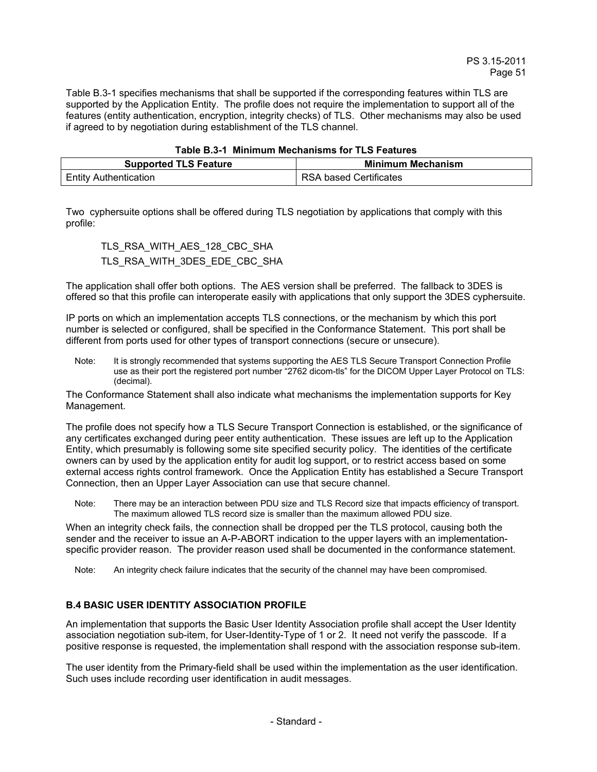Table B.3-1 specifies mechanisms that shall be supported if the corresponding features within TLS are supported by the Application Entity. The profile does not require the implementation to support all of the features (entity authentication, encryption, integrity checks) of TLS. Other mechanisms may also be used if agreed to by negotiation during establishment of the TLS channel.

**Table B.3-1 Minimum Mechanisms for TLS Features**

| Supported TLS Feature | Minimum Mechanism |
| --- | --- |
| Entity Authentication | RSA based Certificates |

Two cyphersuite options shall be offered during TLS negotiation by applications that comply with this profile:

TLS_RSA_WITH_AES_128_CBC_SHA

TLS_RSA_WITH_3DES_EDE_CBC_SHA

The application shall offer both options. The AES version shall be preferred. The fallback to 3DES is offered so that this profile can interoperate easily with applications that only support the 3DES cyphersuite.

IP ports on which an implementation accepts TLS connections, or the mechanism by which this port number is selected or configured, shall be specified in the Conformance Statement. This port shall be different from ports used for other types of transport connections (secure or unsecure).

Note: It is strongly recommended that systems supporting the AES TLS Secure Transport Connection Profile use as their port the registered port number “2762 dicom-tls” for the DICOM Upper Layer Protocol on TLS: (decimal).

The Conformance Statement shall also indicate what mechanisms the implementation supports for Key Management.

The profile does not specify how a TLS Secure Transport Connection is established, or the significance of any certificates exchanged during peer entity authentication. These issues are left up to the Application Entity, which presumably is following some site specified security policy. The identities of the certificate owners can by used by the application entity for audit log support, or to restrict access based on some external access rights control framework. Once the Application Entity has established a Secure Transport Connection, then an Upper Layer Association can use that secure channel.

Note: There may be an interaction between PDU size and TLS Record size that impacts efficiency of transport. The maximum allowed TLS record size is smaller than the maximum allowed PDU size.

When an integrity check fails, the connection shall be dropped per the TLS protocol, causing both the sender and the receiver to issue an A-P-ABORT indication to the upper layers with an implementation-specific provider reason. The provider reason used shall be documented in the conformance statement.

Note: An integrity check failure indicates that the security of the channel may have been compromised.

## B.4 BASIC USER IDENTITY ASSOCIATION PROFILE

An implementation that supports the Basic User Identity Association profile shall accept the User Identity association negotiation sub-item, for User-Identity-Type of 1 or 2. It need not verify the passcode. If a positive response is requested, the implementation shall respond with the association response sub-item.

The user identity from the Primary-field shall be used within the implementation as the user identification. Such uses include recording user identification in audit messages.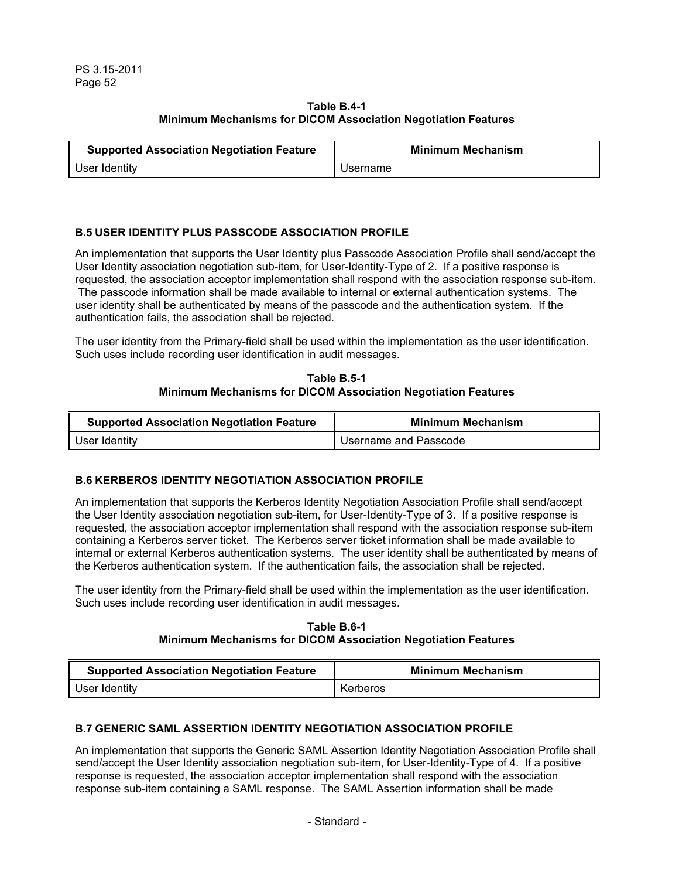**Table B.4-1**
**Minimum Mechanisms for DICOM Association Negotiation Features**

| Supported Association Negotiation Feature | Minimum Mechanism |
|---|---|
| User Identity | Username |

### B.5 USER IDENTITY PLUS PASSCODE ASSOCIATION PROFILE

An implementation that supports the User Identity plus Passcode Association Profile shall send/accept the User Identity association negotiation sub-item, for User-Identity-Type of 2. If a positive response is requested, the association acceptor implementation shall respond with the association response sub-item. The passcode information shall be made available to internal or external authentication systems. The user identity shall be authenticated by means of the passcode and the authentication system. If the authentication fails, the association shall be rejected.

The user identity from the Primary-field shall be used within the implementation as the user identification. Such uses include recording user identification in audit messages.

**Table B.5-1**
**Minimum Mechanisms for DICOM Association Negotiation Features**

| Supported Association Negotiation Feature | Minimum Mechanism |
|---|---|
| User Identity | Username and Passcode |

### B.6 KERBEROS IDENTITY NEGOTIATION ASSOCIATION PROFILE

An implementation that supports the Kerberos Identity Negotiation Association Profile shall send/accept the User Identity association negotiation sub-item, for User-Identity-Type of 3. If a positive response is requested, the association acceptor implementation shall respond with the association response sub-item containing a Kerberos server ticket. The Kerberos server ticket information shall be made available to internal or external Kerberos authentication systems. The user identity shall be authenticated by means of the Kerberos authentication system. If the authentication fails, the association shall be rejected.

The user identity from the Primary-field shall be used within the implementation as the user identification. Such uses include recording user identification in audit messages.

**Table B.6-1**
**Minimum Mechanisms for DICOM Association Negotiation Features**

| Supported Association Negotiation Feature | Minimum Mechanism |
|---|---|
| User Identity | Kerberos |

### B.7 GENERIC SAML ASSERTION IDENTITY NEGOTIATION ASSOCIATION PROFILE

An implementation that supports the Generic SAML Assertion Identity Negotiation Association Profile shall send/accept the User Identity association negotiation sub-item, for User-Identity-Type of 4. If a positive response is requested, the association acceptor implementation shall respond with the association response sub-item containing a SAML response. The SAML Assertion information shall be made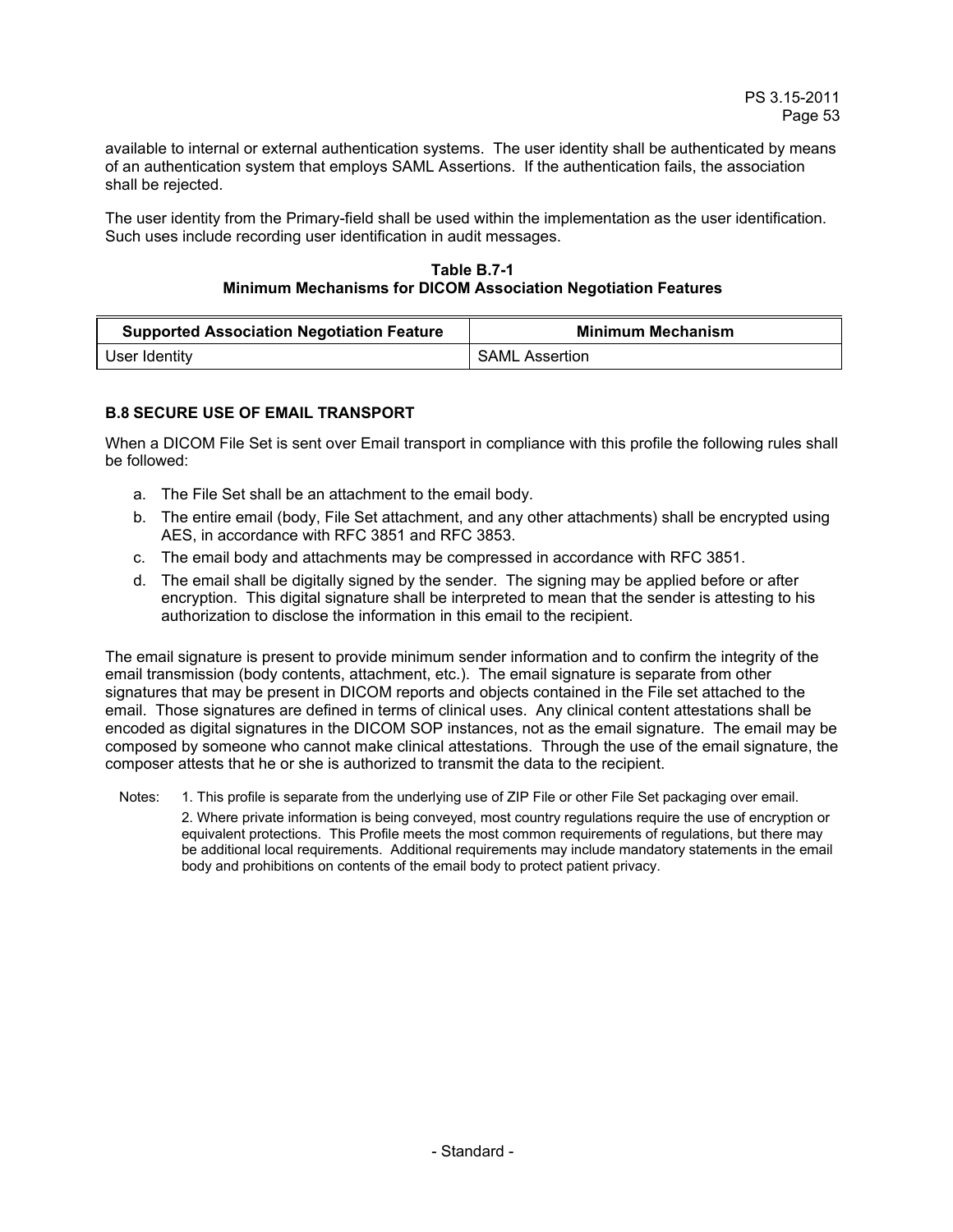available to internal or external authentication systems. The user identity shall be authenticated by means of an authentication system that employs SAML Assertions. If the authentication fails, the association shall be rejected.

The user identity from the Primary-field shall be used within the implementation as the user identification. Such uses include recording user identification in audit messages.

**Table B.7-1**
**Minimum Mechanisms for DICOM Association Negotiation Features**

| Supported Association Negotiation Feature | Minimum Mechanism |
|---|---|
| User Identity | SAML Assertion |

### B.8 SECURE USE OF EMAIL TRANSPORT

When a DICOM File Set is sent over Email transport in compliance with this profile the following rules shall be followed:

a. The File Set shall be an attachment to the email body.
b. The entire email (body, File Set attachment, and any other attachments) shall be encrypted using AES, in accordance with RFC 3851 and RFC 3853.
c. The email body and attachments may be compressed in accordance with RFC 3851.
d. The email shall be digitally signed by the sender. The signing may be applied before or after encryption. This digital signature shall be interpreted to mean that the sender is attesting to his authorization to disclose the information in this email to the recipient.

The email signature is present to provide minimum sender information and to confirm the integrity of the email transmission (body contents, attachment, etc.). The email signature is separate from other signatures that may be present in DICOM reports and objects contained in the File set attached to the email. Those signatures are defined in terms of clinical uses. Any clinical content attestations shall be encoded as digital signatures in the DICOM SOP instances, not as the email signature. The email may be composed by someone who cannot make clinical attestations. Through the use of the email signature, the composer attests that he or she is authorized to transmit the data to the recipient.

Notes: 1. This profile is separate from the underlying use of ZIP File or other File Set packaging over email.

2. Where private information is being conveyed, most country regulations require the use of encryption or equivalent protections. This Profile meets the most common requirements of regulations, but there may be additional local requirements. Additional requirements may include mandatory statements in the email body and prohibitions on contents of the email body to protect patient privacy.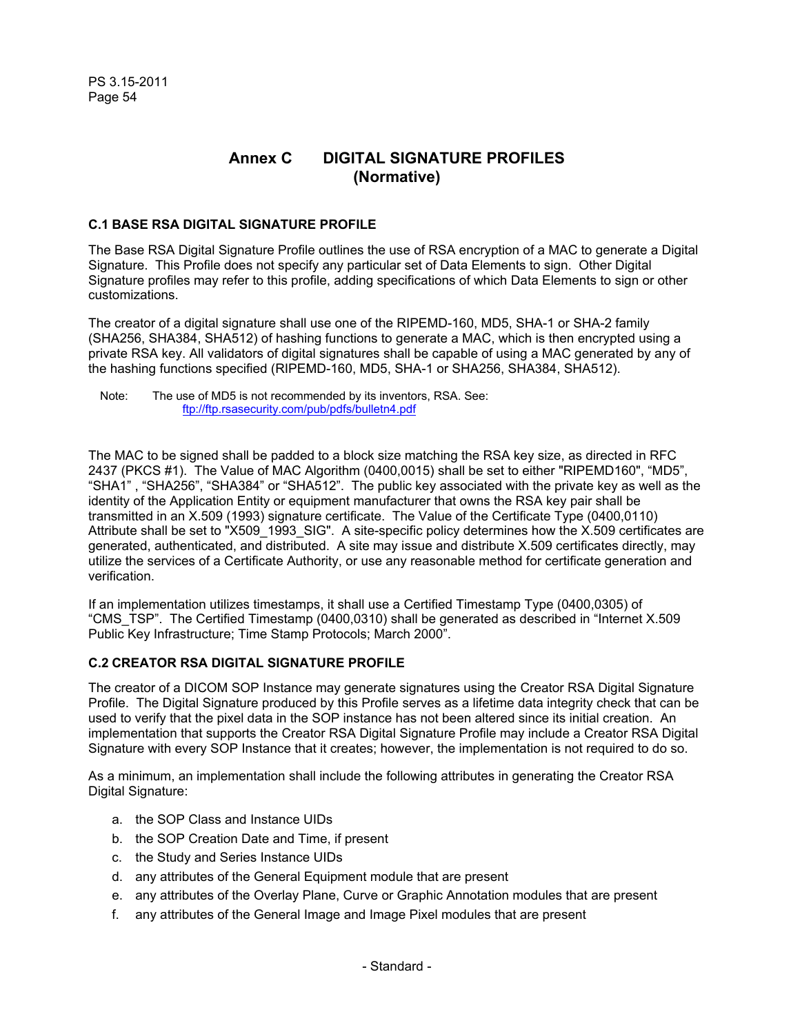# Annex C DIGITAL SIGNATURE PROFILES (Normative)

## C.1 BASE RSA DIGITAL SIGNATURE PROFILE

The Base RSA Digital Signature Profile outlines the use of RSA encryption of a MAC to generate a Digital Signature. This Profile does not specify any particular set of Data Elements to sign. Other Digital Signature profiles may refer to this profile, adding specifications of which Data Elements to sign or other customizations.

The creator of a digital signature shall use one of the RIPEMD-160, MD5, SHA-1 or SHA-2 family (SHA256, SHA384, SHA512) of hashing functions to generate a MAC, which is then encrypted using a private RSA key. All validators of digital signatures shall be capable of using a MAC generated by any of the hashing functions specified (RIPEMD-160, MD5, SHA-1 or SHA256, SHA384, SHA512).

Note: The use of MD5 is not recommended by its inventors, RSA. See: ftp://ftp.rsasecurity.com/pub/pdfs/bulletn4.pdf

The MAC to be signed shall be padded to a block size matching the RSA key size, as directed in RFC 2437 (PKCS #1). The Value of MAC Algorithm (0400,0015) shall be set to either "RIPEMD160", "MD5", "SHA1" , "SHA256", "SHA384" or "SHA512". The public key associated with the private key as well as the identity of the Application Entity or equipment manufacturer that owns the RSA key pair shall be transmitted in an X.509 (1993) signature certificate. The Value of the Certificate Type (0400,0110) Attribute shall be set to "X509_1993_SIG". A site-specific policy determines how the X.509 certificates are generated, authenticated, and distributed. A site may issue and distribute X.509 certificates directly, may utilize the services of a Certificate Authority, or use any reasonable method for certificate generation and verification.

If an implementation utilizes timestamps, it shall use a Certified Timestamp Type (0400,0305) of "CMS_TSP". The Certified Timestamp (0400,0310) shall be generated as described in "Internet X.509 Public Key Infrastructure; Time Stamp Protocols; March 2000".

## C.2 CREATOR RSA DIGITAL SIGNATURE PROFILE

The creator of a DICOM SOP Instance may generate signatures using the Creator RSA Digital Signature Profile. The Digital Signature produced by this Profile serves as a lifetime data integrity check that can be used to verify that the pixel data in the SOP instance has not been altered since its initial creation. An implementation that supports the Creator RSA Digital Signature Profile may include a Creator RSA Digital Signature with every SOP Instance that it creates; however, the implementation is not required to do so.

As a minimum, an implementation shall include the following attributes in generating the Creator RSA Digital Signature:

a. the SOP Class and Instance UIDs
b. the SOP Creation Date and Time, if present
c. the Study and Series Instance UIDs
d. any attributes of the General Equipment module that are present
e. any attributes of the Overlay Plane, Curve or Graphic Annotation modules that are present
f. any attributes of the General Image and Image Pixel modules that are present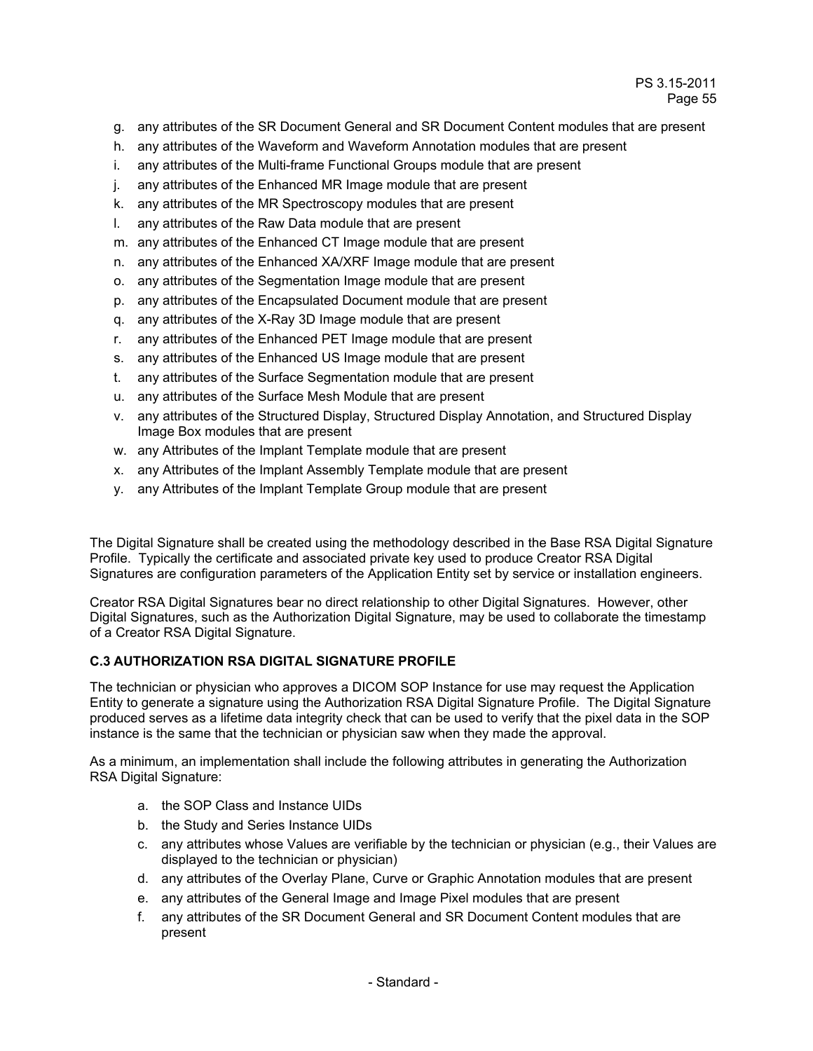g. any attributes of the SR Document General and SR Document Content modules that are present
h. any attributes of the Waveform and Waveform Annotation modules that are present
i. any attributes of the Multi-frame Functional Groups module that are present
j. any attributes of the Enhanced MR Image module that are present
k. any attributes of the MR Spectroscopy modules that are present
l. any attributes of the Raw Data module that are present
m. any attributes of the Enhanced CT Image module that are present
n. any attributes of the Enhanced XA/XRF Image module that are present
o. any attributes of the Segmentation Image module that are present
p. any attributes of the Encapsulated Document module that are present
q. any attributes of the X-Ray 3D Image module that are present
r. any attributes of the Enhanced PET Image module that are present
s. any attributes of the Enhanced US Image module that are present
t. any attributes of the Surface Segmentation module that are present
u. any attributes of the Surface Mesh Module that are present
v. any attributes of the Structured Display, Structured Display Annotation, and Structured Display Image Box modules that are present
w. any Attributes of the Implant Template module that are present
x. any Attributes of the Implant Assembly Template module that are present
y. any Attributes of the Implant Template Group module that are present

The Digital Signature shall be created using the methodology described in the Base RSA Digital Signature Profile. Typically the certificate and associated private key used to produce Creator RSA Digital Signatures are configuration parameters of the Application Entity set by service or installation engineers.

Creator RSA Digital Signatures bear no direct relationship to other Digital Signatures. However, other Digital Signatures, such as the Authorization Digital Signature, may be used to collaborate the timestamp of a Creator RSA Digital Signature.

### C.3 AUTHORIZATION RSA DIGITAL SIGNATURE PROFILE

The technician or physician who approves a DICOM SOP Instance for use may request the Application Entity to generate a signature using the Authorization RSA Digital Signature Profile. The Digital Signature produced serves as a lifetime data integrity check that can be used to verify that the pixel data in the SOP instance is the same that the technician or physician saw when they made the approval.

As a minimum, an implementation shall include the following attributes in generating the Authorization RSA Digital Signature:

a. the SOP Class and Instance UIDs
b. the Study and Series Instance UIDs
c. any attributes whose Values are verifiable by the technician or physician (e.g., their Values are displayed to the technician or physician)
d. any attributes of the Overlay Plane, Curve or Graphic Annotation modules that are present
e. any attributes of the General Image and Image Pixel modules that are present
f. any attributes of the SR Document General and SR Document Content modules that are present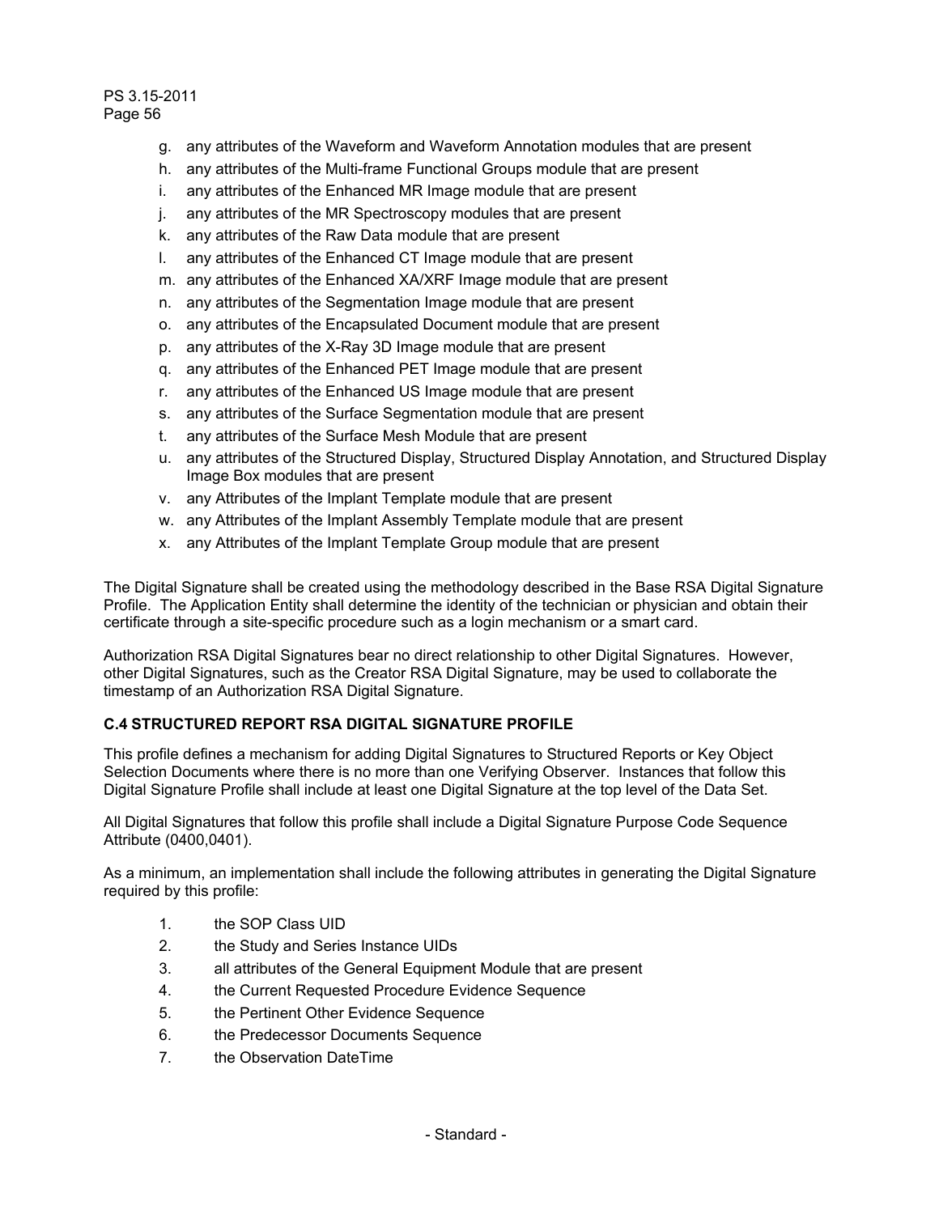g. any attributes of the Waveform and Waveform Annotation modules that are present
h. any attributes of the Multi-frame Functional Groups module that are present
i. any attributes of the Enhanced MR Image module that are present
j. any attributes of the MR Spectroscopy modules that are present
k. any attributes of the Raw Data module that are present
l. any attributes of the Enhanced CT Image module that are present
m. any attributes of the Enhanced XA/XRF Image module that are present
n. any attributes of the Segmentation Image module that are present
o. any attributes of the Encapsulated Document module that are present
p. any attributes of the X-Ray 3D Image module that are present
q. any attributes of the Enhanced PET Image module that are present
r. any attributes of the Enhanced US Image module that are present
s. any attributes of the Surface Segmentation module that are present
t. any attributes of the Surface Mesh Module that are present
u. any attributes of the Structured Display, Structured Display Annotation, and Structured Display Image Box modules that are present
v. any Attributes of the Implant Template module that are present
w. any Attributes of the Implant Assembly Template module that are present
x. any Attributes of the Implant Template Group module that are present

The Digital Signature shall be created using the methodology described in the Base RSA Digital Signature Profile. The Application Entity shall determine the identity of the technician or physician and obtain their certificate through a site-specific procedure such as a login mechanism or a smart card.

Authorization RSA Digital Signatures bear no direct relationship to other Digital Signatures. However, other Digital Signatures, such as the Creator RSA Digital Signature, may be used to collaborate the timestamp of an Authorization RSA Digital Signature.

### C.4 STRUCTURED REPORT RSA DIGITAL SIGNATURE PROFILE

This profile defines a mechanism for adding Digital Signatures to Structured Reports or Key Object Selection Documents where there is no more than one Verifying Observer. Instances that follow this Digital Signature Profile shall include at least one Digital Signature at the top level of the Data Set.

All Digital Signatures that follow this profile shall include a Digital Signature Purpose Code Sequence Attribute (0400,0401).

As a minimum, an implementation shall include the following attributes in generating the Digital Signature required by this profile:

1. the SOP Class UID
2. the Study and Series Instance UIDs
3. all attributes of the General Equipment Module that are present
4. the Current Requested Procedure Evidence Sequence
5. the Pertinent Other Evidence Sequence
6. the Predecessor Documents Sequence
7. the Observation DateTime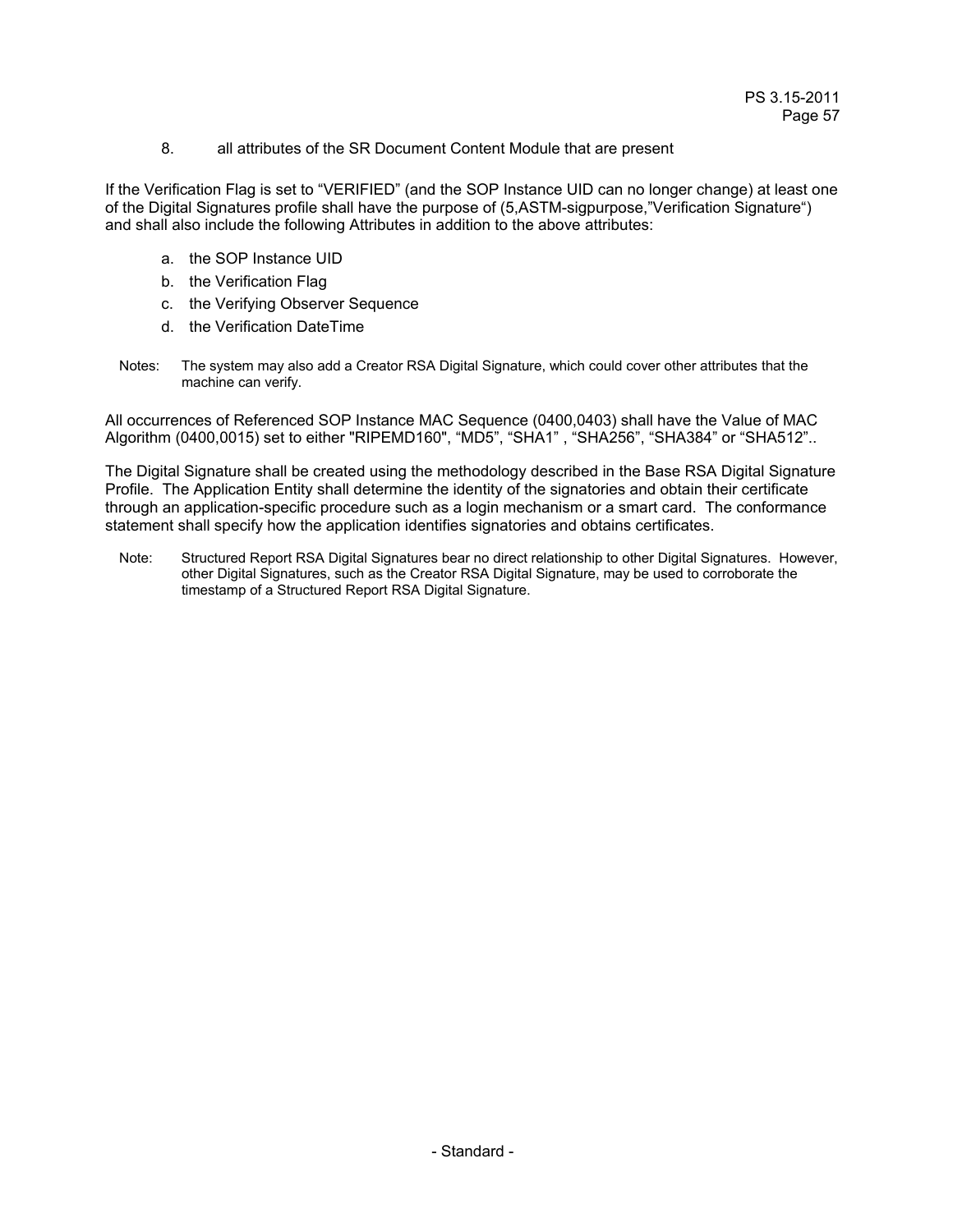8. all attributes of the SR Document Content Module that are present

If the Verification Flag is set to "VERIFIED" (and the SOP Instance UID can no longer change) at least one of the Digital Signatures profile shall have the purpose of (5,ASTM-sigpurpose,"Verification Signature") and shall also include the following Attributes in addition to the above attributes:

a. the SOP Instance UID
b. the Verification Flag
c. the Verifying Observer Sequence
d. the Verification DateTime

Notes: The system may also add a Creator RSA Digital Signature, which could cover other attributes that the machine can verify.

All occurrences of Referenced SOP Instance MAC Sequence (0400,0403) shall have the Value of MAC Algorithm (0400,0015) set to either "RIPEMD160", "MD5", "SHA1" , "SHA256", "SHA384" or "SHA512"..

The Digital Signature shall be created using the methodology described in the Base RSA Digital Signature Profile. The Application Entity shall determine the identity of the signatories and obtain their certificate through an application-specific procedure such as a login mechanism or a smart card. The conformance statement shall specify how the application identifies signatories and obtains certificates.

Note: Structured Report RSA Digital Signatures bear no direct relationship to other Digital Signatures. However, other Digital Signatures, such as the Creator RSA Digital Signature, may be used to corroborate the timestamp of a Structured Report RSA Digital Signature.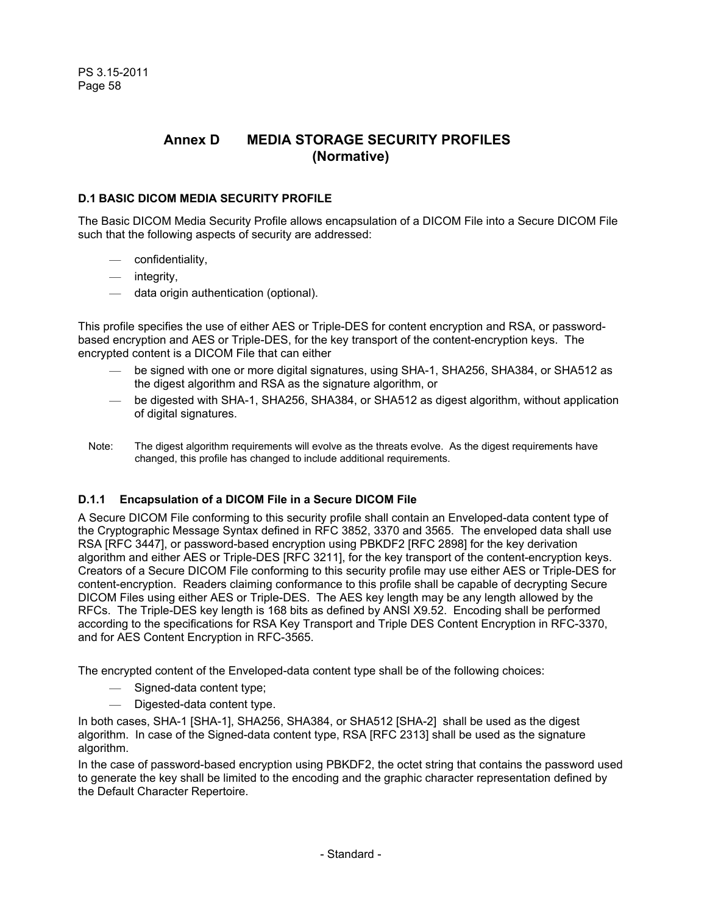# Annex D MEDIA STORAGE SECURITY PROFILES (Normative)

### D.1 BASIC DICOM MEDIA SECURITY PROFILE

The Basic DICOM Media Security Profile allows encapsulation of a DICOM File into a Secure DICOM File such that the following aspects of security are addressed:

- confidentiality,
- integrity,
- data origin authentication (optional).

This profile specifies the use of either AES or Triple-DES for content encryption and RSA, or password-based encryption and AES or Triple-DES, for the key transport of the content-encryption keys. The encrypted content is a DICOM File that can either

- be signed with one or more digital signatures, using SHA-1, SHA256, SHA384, or SHA512 as the digest algorithm and RSA as the signature algorithm, or
- be digested with SHA-1, SHA256, SHA384, or SHA512 as digest algorithm, without application of digital signatures.

Note: The digest algorithm requirements will evolve as the threats evolve. As the digest requirements have changed, this profile has changed to include additional requirements.

#### D.1.1 Encapsulation of a DICOM File in a Secure DICOM File

A Secure DICOM File conforming to this security profile shall contain an Enveloped-data content type of the Cryptographic Message Syntax defined in RFC 3852, 3370 and 3565. The enveloped data shall use RSA [RFC 3447], or password-based encryption using PBKDF2 [RFC 2898] for the key derivation algorithm and either AES or Triple-DES [RFC 3211], for the key transport of the content-encryption keys. Creators of a Secure DICOM File conforming to this security profile may use either AES or Triple-DES for content-encryption. Readers claiming conformance to this profile shall be capable of decrypting Secure DICOM Files using either AES or Triple-DES. The AES key length may be any length allowed by the RFCs. The Triple-DES key length is 168 bits as defined by ANSI X9.52. Encoding shall be performed according to the specifications for RSA Key Transport and Triple DES Content Encryption in RFC-3370, and for AES Content Encryption in RFC-3565.

The encrypted content of the Enveloped-data content type shall be of the following choices:

- Signed-data content type;
- Digested-data content type.

In both cases, SHA-1 [SHA-1], SHA256, SHA384, or SHA512 [SHA-2] shall be used as the digest algorithm. In case of the Signed-data content type, RSA [RFC 2313] shall be used as the signature algorithm.

In the case of password-based encryption using PBKDF2, the octet string that contains the password used to generate the key shall be limited to the encoding and the graphic character representation defined by the Default Character Repertoire.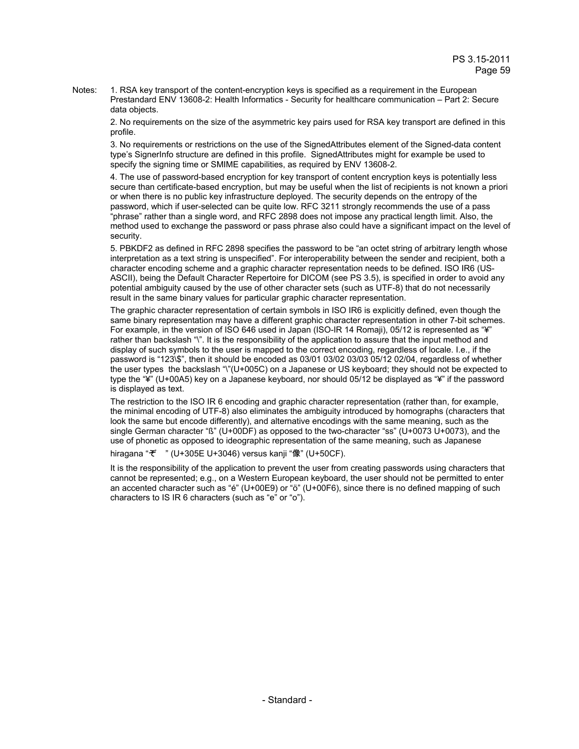Notes: 1. RSA key transport of the content-encryption keys is specified as a requirement in the European Prestandard ENV 13608-2: Health Informatics - Security for healthcare communication – Part 2: Secure data objects.

2. No requirements on the size of the asymmetric key pairs used for RSA key transport are defined in this profile.

3. No requirements or restrictions on the use of the SignedAttributes element of the Signed-data content type's SignerInfo structure are defined in this profile. SignedAttributes might for example be used to specify the signing time or SMIME capabilities, as required by ENV 13608-2.

4. The use of password-based encryption for key transport of content encryption keys is potentially less secure than certificate-based encryption, but may be useful when the list of recipients is not known a priori or when there is no public key infrastructure deployed. The security depends on the entropy of the password, which if user-selected can be quite low. RFC 3211 strongly recommends the use of a pass "phrase" rather than a single word, and RFC 2898 does not impose any practical length limit. Also, the method used to exchange the password or pass phrase also could have a significant impact on the level of security.

5. PBKDF2 as defined in RFC 2898 specifies the password to be "an octet string of arbitrary length whose interpretation as a text string is unspecified". For interoperability between the sender and recipient, both a character encoding scheme and a graphic character representation needs to be defined. ISO IR6 (US-ASCII), being the Default Character Repertoire for DICOM (see PS 3.5), is specified in order to avoid any potential ambiguity caused by the use of other character sets (such as UTF-8) that do not necessarily result in the same binary values for particular graphic character representation.

The graphic character representation of certain symbols in ISO IR6 is explicitly defined, even though the same binary representation may have a different graphic character representation in other 7-bit schemes. For example, in the version of ISO 646 used in Japan (ISO-IR 14 Romaji), 05/12 is represented as "¥" rather than backslash "\". It is the responsibility of the application to assure that the input method and display of such symbols to the user is mapped to the correct encoding, regardless of locale. I.e., if the password is "123\$", then it should be encoded as 03/01 03/02 03/03 05/12 02/04, regardless of whether the user types the backslash "\"(U+005C) on a Japanese or US keyboard; they should not be expected to type the "¥" (U+00A5) key on a Japanese keyboard, nor should 05/12 be displayed as "¥" if the password is displayed as text.

The restriction to the ISO IR 6 encoding and graphic character representation (rather than, for example, the minimal encoding of UTF-8) also eliminates the ambiguity introduced by homographs (characters that look the same but encode differently), and alternative encodings with the same meaning, such as the single German character "ß" (U+00DF) as opposed to the two-character "ss" (U+0073 U+0073), and the use of phonetic as opposed to ideographic representation of the same meaning, such as Japanese hiragana "ぞう" (U+305E U+3046) versus kanji "像" (U+50CF).

It is the responsibility of the application to prevent the user from creating passwords using characters that cannot be represented; e.g., on a Western European keyboard, the user should not be permitted to enter an accented character such as "é" (U+00E9) or "ö" (U+00F6), since there is no defined mapping of such characters to IS IR 6 characters (such as "e" or "o").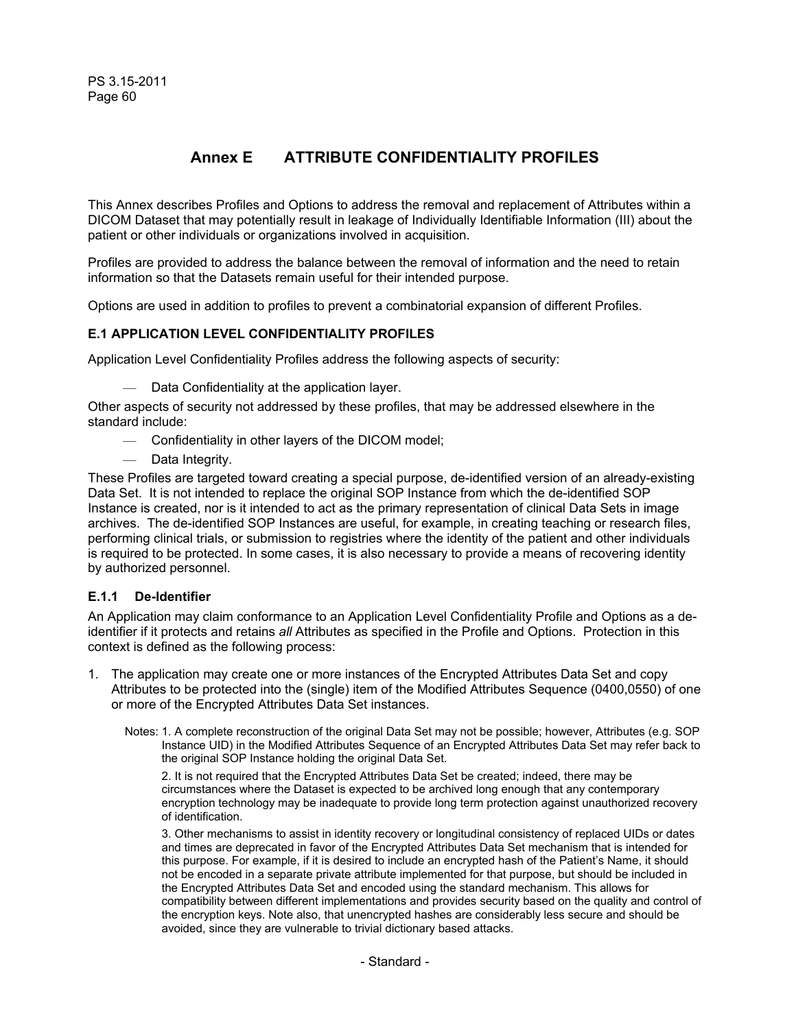# Annex E ATTRIBUTE CONFIDENTIALITY PROFILES

This Annex describes Profiles and Options to address the removal and replacement of Attributes within a DICOM Dataset that may potentially result in leakage of Individually Identifiable Information (III) about the patient or other individuals or organizations involved in acquisition.

Profiles are provided to address the balance between the removal of information and the need to retain information so that the Datasets remain useful for their intended purpose.

Options are used in addition to profiles to prevent a combinatorial expansion of different Profiles.

## E.1 APPLICATION LEVEL CONFIDENTIALITY PROFILES

Application Level Confidentiality Profiles address the following aspects of security:

— Data Confidentiality at the application layer.

Other aspects of security not addressed by these profiles, that may be addressed elsewhere in the standard include:

— Confidentiality in other layers of the DICOM model;

— Data Integrity.

These Profiles are targeted toward creating a special purpose, de-identified version of an already-existing Data Set. It is not intended to replace the original SOP Instance from which the de-identified SOP Instance is created, nor is it intended to act as the primary representation of clinical Data Sets in image archives. The de-identified SOP Instances are useful, for example, in creating teaching or research files, performing clinical trials, or submission to registries where the identity of the patient and other individuals is required to be protected. In some cases, it is also necessary to provide a means of recovering identity by authorized personnel.

### E.1.1 De-Identifier

An Application may claim conformance to an Application Level Confidentiality Profile and Options as a de-identifier if it protects and retains *all* Attributes as specified in the Profile and Options. Protection in this context is defined as the following process:

1. The application may create one or more instances of the Encrypted Attributes Data Set and copy Attributes to be protected into the (single) item of the Modified Attributes Sequence (0400,0550) of one or more of the Encrypted Attributes Data Set instances.

   Notes: 1. A complete reconstruction of the original Data Set may not be possible; however, Attributes (e.g. SOP Instance UID) in the Modified Attributes Sequence of an Encrypted Attributes Data Set may refer back to the original SOP Instance holding the original Data Set.

   2. It is not required that the Encrypted Attributes Data Set be created; indeed, there may be circumstances where the Dataset is expected to be archived long enough that any contemporary encryption technology may be inadequate to provide long term protection against unauthorized recovery of identification.

   3. Other mechanisms to assist in identity recovery or longitudinal consistency of replaced UIDs or dates and times are deprecated in favor of the Encrypted Attributes Data Set mechanism that is intended for this purpose. For example, if it is desired to include an encrypted hash of the Patient's Name, it should not be encoded in a separate private attribute implemented for that purpose, but should be included in the Encrypted Attributes Data Set and encoded using the standard mechanism. This allows for compatibility between different implementations and provides security based on the quality and control of the encryption keys. Note also, that unencrypted hashes are considerably less secure and should be avoided, since they are vulnerable to trivial dictionary based attacks.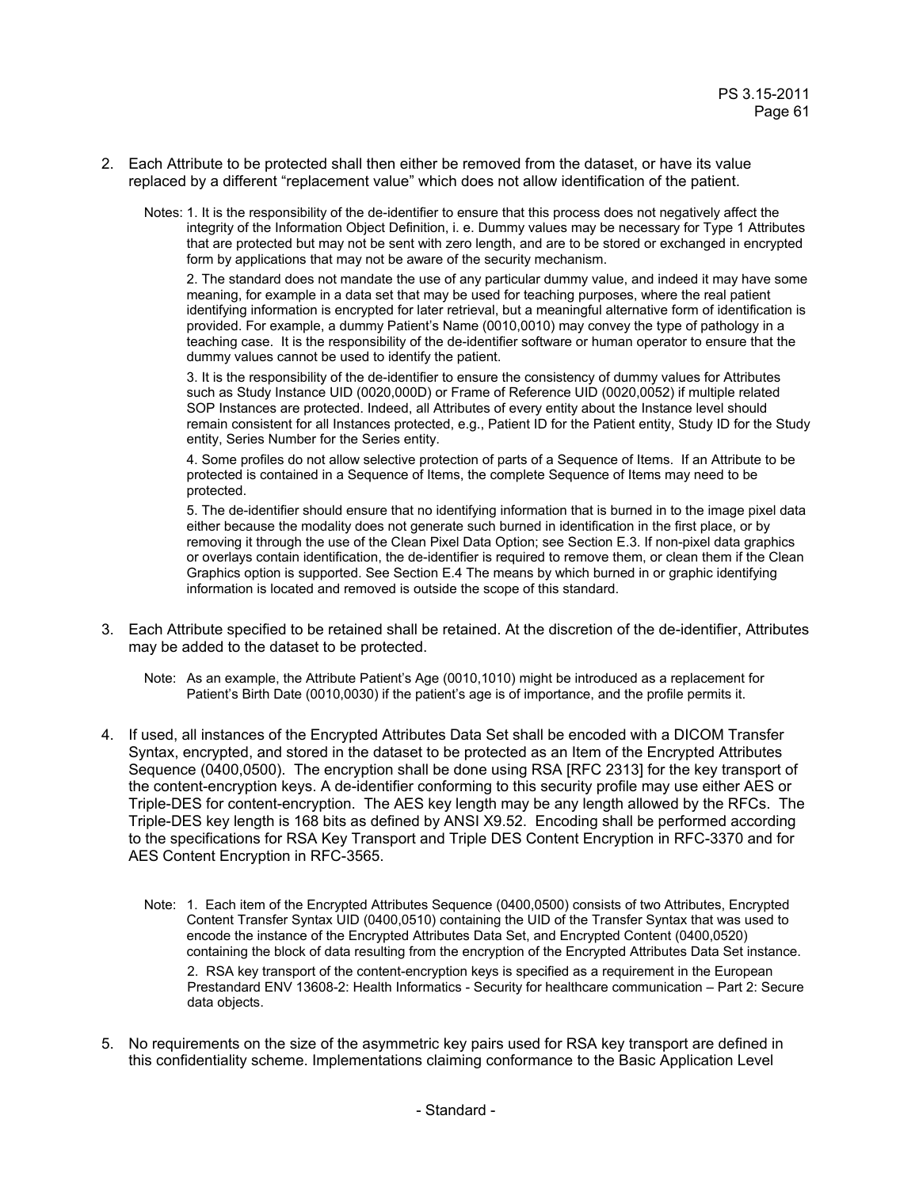2. Each Attribute to be protected shall then either be removed from the dataset, or have its value replaced by a different "replacement value" which does not allow identification of the patient.

   Notes: 1. It is the responsibility of the de-identifier to ensure that this process does not negatively affect the integrity of the Information Object Definition, i. e. Dummy values may be necessary for Type 1 Attributes that are protected but may not be sent with zero length, and are to be stored or exchanged in encrypted form by applications that may not be aware of the security mechanism.

   2. The standard does not mandate the use of any particular dummy value, and indeed it may have some meaning, for example in a data set that may be used for teaching purposes, where the real patient identifying information is encrypted for later retrieval, but a meaningful alternative form of identification is provided. For example, a dummy Patient's Name (0010,0010) may convey the type of pathology in a teaching case. It is the responsibility of the de-identifier software or human operator to ensure that the dummy values cannot be used to identify the patient.

   3. It is the responsibility of the de-identifier to ensure the consistency of dummy values for Attributes such as Study Instance UID (0020,000D) or Frame of Reference UID (0020,0052) if multiple related SOP Instances are protected. Indeed, all Attributes of every entity about the Instance level should remain consistent for all Instances protected, e.g., Patient ID for the Patient entity, Study ID for the Study entity, Series Number for the Series entity.

   4. Some profiles do not allow selective protection of parts of a Sequence of Items. If an Attribute to be protected is contained in a Sequence of Items, the complete Sequence of Items may need to be protected.

   5. The de-identifier should ensure that no identifying information that is burned in to the image pixel data either because the modality does not generate such burned in identification in the first place, or by removing it through the use of the Clean Pixel Data Option; see Section E.3. If non-pixel data graphics or overlays contain identification, the de-identifier is required to remove them, or clean them if the Clean Graphics option is supported. See Section E.4 The means by which burned in or graphic identifying information is located and removed is outside the scope of this standard.

3. Each Attribute specified to be retained shall be retained. At the discretion of the de-identifier, Attributes may be added to the dataset to be protected.

   Note: As an example, the Attribute Patient's Age (0010,1010) might be introduced as a replacement for Patient's Birth Date (0010,0030) if the patient's age is of importance, and the profile permits it.

4. If used, all instances of the Encrypted Attributes Data Set shall be encoded with a DICOM Transfer Syntax, encrypted, and stored in the dataset to be protected as an Item of the Encrypted Attributes Sequence (0400,0500). The encryption shall be done using RSA [RFC 2313] for the key transport of the content-encryption keys. A de-identifier conforming to this security profile may use either AES or Triple-DES for content-encryption. The AES key length may be any length allowed by the RFCs. The Triple-DES key length is 168 bits as defined by ANSI X9.52. Encoding shall be performed according to the specifications for RSA Key Transport and Triple DES Content Encryption in RFC-3370 and for AES Content Encryption in RFC-3565.

   Note: 1. Each item of the Encrypted Attributes Sequence (0400,0500) consists of two Attributes, Encrypted Content Transfer Syntax UID (0400,0510) containing the UID of the Transfer Syntax that was used to encode the instance of the Encrypted Attributes Data Set, and Encrypted Content (0400,0520) containing the block of data resulting from the encryption of the Encrypted Attributes Data Set instance.

   2. RSA key transport of the content-encryption keys is specified as a requirement in the European Prestandard ENV 13608-2: Health Informatics - Security for healthcare communication – Part 2: Secure data objects.

5. No requirements on the size of the asymmetric key pairs used for RSA key transport are defined in this confidentiality scheme. Implementations claiming conformance to the Basic Application Level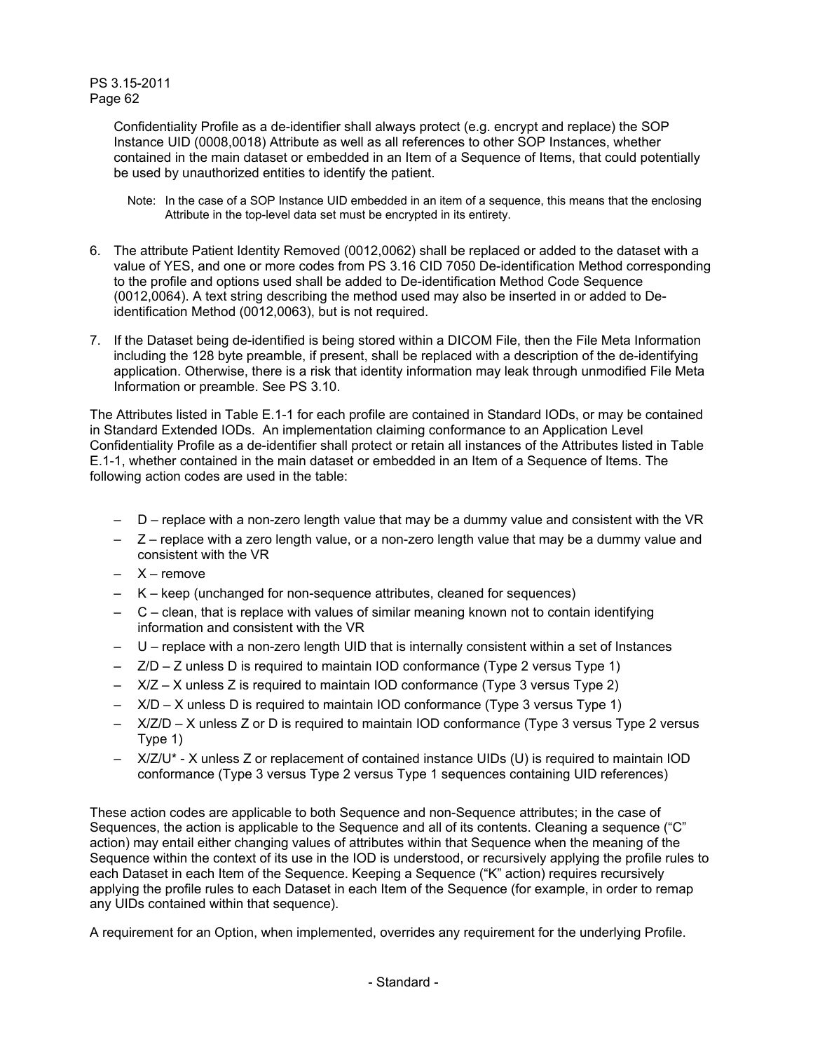Confidentiality Profile as a de-identifier shall always protect (e.g. encrypt and replace) the SOP Instance UID (0008,0018) Attribute as well as all references to other SOP Instances, whether contained in the main dataset or embedded in an Item of a Sequence of Items, that could potentially be used by unauthorized entities to identify the patient.

   Note: In the case of a SOP Instance UID embedded in an item of a sequence, this means that the enclosing Attribute in the top-level data set must be encrypted in its entirety.

6. The attribute Patient Identity Removed (0012,0062) shall be replaced or added to the dataset with a value of YES, and one or more codes from PS 3.16 CID 7050 De-identification Method corresponding to the profile and options used shall be added to De-identification Method Code Sequence (0012,0064). A text string describing the method used may also be inserted in or added to De-identification Method (0012,0063), but is not required.

7. If the Dataset being de-identified is being stored within a DICOM File, then the File Meta Information including the 128 byte preamble, if present, shall be replaced with a description of the de-identifying application. Otherwise, there is a risk that identity information may leak through unmodified File Meta Information or preamble. See PS 3.10.

The Attributes listed in Table E.1-1 for each profile are contained in Standard IODs, or may be contained in Standard Extended IODs. An implementation claiming conformance to an Application Level Confidentiality Profile as a de-identifier shall protect or retain all instances of the Attributes listed in Table E.1-1, whether contained in the main dataset or embedded in an Item of a Sequence of Items. The following action codes are used in the table:

- D – replace with a non-zero length value that may be a dummy value and consistent with the VR
- Z – replace with a zero length value, or a non-zero length value that may be a dummy value and consistent with the VR
- X – remove
- K – keep (unchanged for non-sequence attributes, cleaned for sequences)
- C – clean, that is replace with values of similar meaning known not to contain identifying information and consistent with the VR
- U – replace with a non-zero length UID that is internally consistent within a set of Instances
- Z/D – Z unless D is required to maintain IOD conformance (Type 2 versus Type 1)
- X/Z – X unless Z is required to maintain IOD conformance (Type 3 versus Type 2)
- X/D – X unless D is required to maintain IOD conformance (Type 3 versus Type 1)
- X/Z/D – X unless Z or D is required to maintain IOD conformance (Type 3 versus Type 2 versus Type 1)
- X/Z/U* - X unless Z or replacement of contained instance UIDs (U) is required to maintain IOD conformance (Type 3 versus Type 2 versus Type 1 sequences containing UID references)

These action codes are applicable to both Sequence and non-Sequence attributes; in the case of Sequences, the action is applicable to the Sequence and all of its contents. Cleaning a sequence ("C" action) may entail either changing values of attributes within that Sequence when the meaning of the Sequence within the context of its use in the IOD is understood, or recursively applying the profile rules to each Dataset in each Item of the Sequence. Keeping a Sequence ("K" action) requires recursively applying the profile rules to each Dataset in each Item of the Sequence (for example, in order to remap any UIDs contained within that sequence).

A requirement for an Option, when implemented, overrides any requirement for the underlying Profile.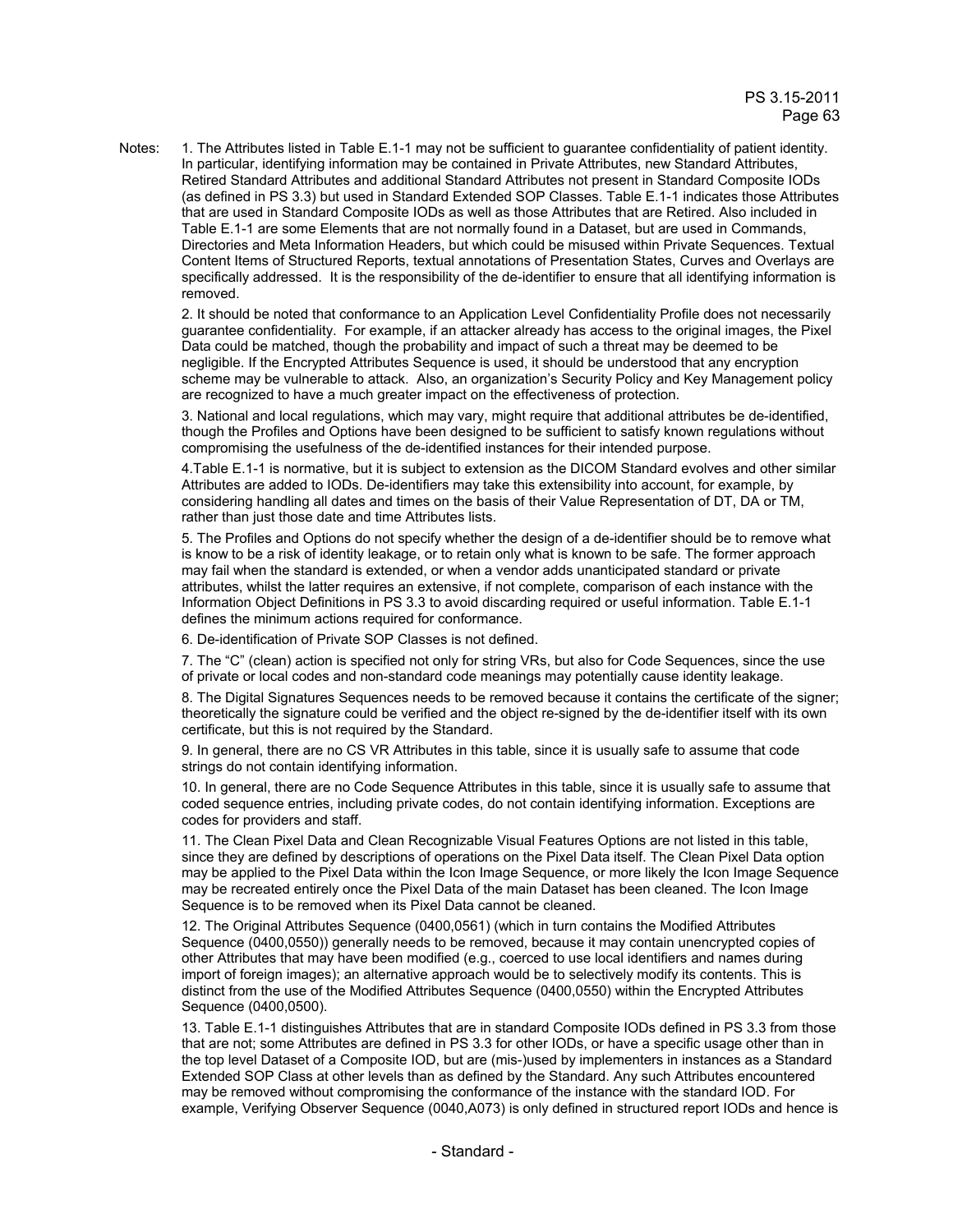Notes: 1. The Attributes listed in Table E.1-1 may not be sufficient to guarantee confidentiality of patient identity. In particular, identifying information may be contained in Private Attributes, new Standard Attributes, Retired Standard Attributes and additional Standard Attributes not present in Standard Composite IODs (as defined in PS 3.3) but used in Standard Extended SOP Classes. Table E.1-1 indicates those Attributes that are used in Standard Composite IODs as well as those Attributes that are Retired. Also included in Table E.1-1 are some Elements that are not normally found in a Dataset, but are used in Commands, Directories and Meta Information Headers, but which could be misused within Private Sequences. Textual Content Items of Structured Reports, textual annotations of Presentation States, Curves and Overlays are specifically addressed. It is the responsibility of the de-identifier to ensure that all identifying information is removed.

2. It should be noted that conformance to an Application Level Confidentiality Profile does not necessarily guarantee confidentiality. For example, if an attacker already has access to the original images, the Pixel Data could be matched, though the probability and impact of such a threat may be deemed to be negligible. If the Encrypted Attributes Sequence is used, it should be understood that any encryption scheme may be vulnerable to attack. Also, an organization's Security Policy and Key Management policy are recognized to have a much greater impact on the effectiveness of protection.

3. National and local regulations, which may vary, might require that additional attributes be de-identified, though the Profiles and Options have been designed to be sufficient to satisfy known regulations without compromising the usefulness of the de-identified instances for their intended purpose.

4.Table E.1-1 is normative, but it is subject to extension as the DICOM Standard evolves and other similar Attributes are added to IODs. De-identifiers may take this extensibility into account, for example, by considering handling all dates and times on the basis of their Value Representation of DT, DA or TM, rather than just those date and time Attributes lists.

5. The Profiles and Options do not specify whether the design of a de-identifier should be to remove what is know to be a risk of identity leakage, or to retain only what is known to be safe. The former approach may fail when the standard is extended, or when a vendor adds unanticipated standard or private attributes, whilst the latter requires an extensive, if not complete, comparison of each instance with the Information Object Definitions in PS 3.3 to avoid discarding required or useful information. Table E.1-1 defines the minimum actions required for conformance.

6. De-identification of Private SOP Classes is not defined.

7. The "C" (clean) action is specified not only for string VRs, but also for Code Sequences, since the use of private or local codes and non-standard code meanings may potentially cause identity leakage.

8. The Digital Signatures Sequences needs to be removed because it contains the certificate of the signer; theoretically the signature could be verified and the object re-signed by the de-identifier itself with its own certificate, but this is not required by the Standard.

9. In general, there are no CS VR Attributes in this table, since it is usually safe to assume that code strings do not contain identifying information.

10. In general, there are no Code Sequence Attributes in this table, since it is usually safe to assume that coded sequence entries, including private codes, do not contain identifying information. Exceptions are codes for providers and staff.

11. The Clean Pixel Data and Clean Recognizable Visual Features Options are not listed in this table, since they are defined by descriptions of operations on the Pixel Data itself. The Clean Pixel Data option may be applied to the Pixel Data within the Icon Image Sequence, or more likely the Icon Image Sequence may be recreated entirely once the Pixel Data of the main Dataset has been cleaned. The Icon Image Sequence is to be removed when its Pixel Data cannot be cleaned.

12. The Original Attributes Sequence (0400,0561) (which in turn contains the Modified Attributes Sequence (0400,0550)) generally needs to be removed, because it may contain unencrypted copies of other Attributes that may have been modified (e.g., coerced to use local identifiers and names during import of foreign images); an alternative approach would be to selectively modify its contents. This is distinct from the use of the Modified Attributes Sequence (0400,0550) within the Encrypted Attributes Sequence (0400,0500).

13. Table E.1-1 distinguishes Attributes that are in standard Composite IODs defined in PS 3.3 from those that are not; some Attributes are defined in PS 3.3 for other IODs, or have a specific usage other than in the top level Dataset of a Composite IOD, but are (mis-)used by implementers in instances as a Standard Extended SOP Class at other levels than as defined by the Standard. Any such Attributes encountered may be removed without compromising the conformance of the instance with the standard IOD. For example, Verifying Observer Sequence (0040,A073) is only defined in structured report IODs and hence is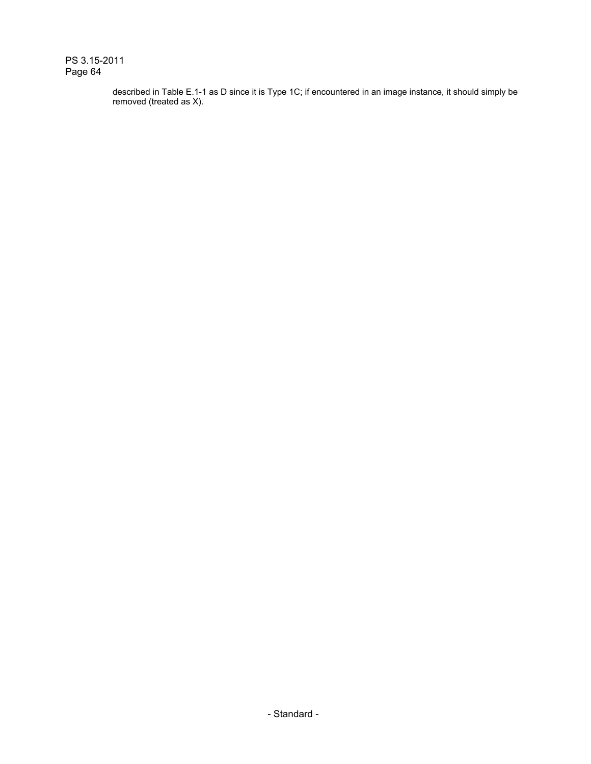described in Table E.1-1 as D since it is Type 1C; if encountered in an image instance, it should simply be removed (treated as X).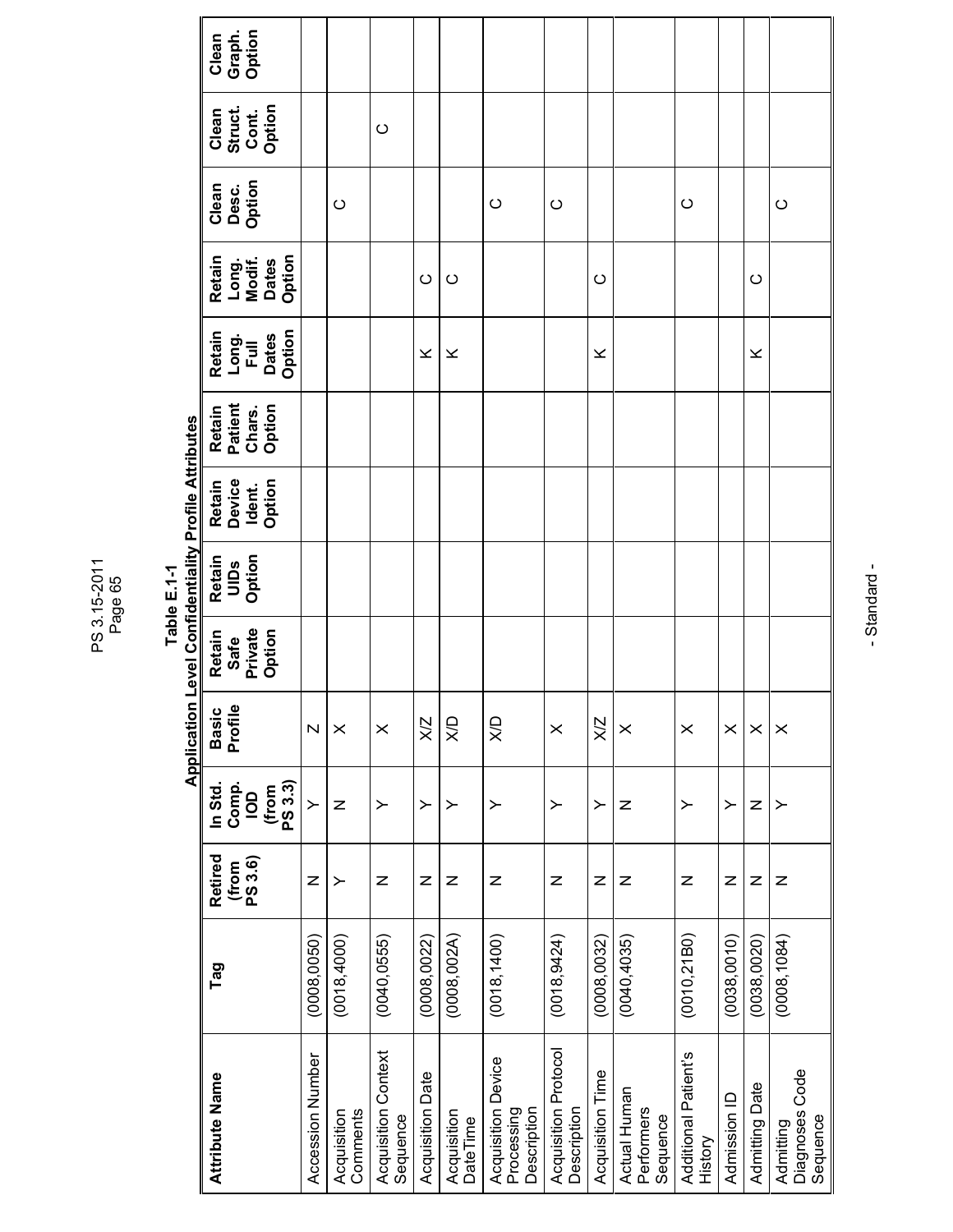**Table E.1-1**
**Application Level Confidentiality Profile Attributes**

| Attribute Name | Tag | Retired (from PS 3.6) | In Std. Comp. IOD (from PS 3.3) | Basic Profile | Retain Safe Private Option | Retain UIDs Option | Retain Device Ident. Option | Retain Patient Chars. Option | Retain Long. Full Dates Option | Retain Long. Modif. Dates Option | Clean Desc. Option | Clean Struct. Cont. Option | Clean Graph. Option |
|---|---|---|---|---|---|---|---|---|---|---|---|---|---|
| Accession Number | (0008,0050) | N | Y | Z | | | | | | | | | |
| Acquisition Comments | (0018,4000) | Y | N | X | | | | | | | C | | |
| Acquisition Context Sequence | (0040,0555) | N | Y | X | | | | | | | | C | |
| Acquisition Date | (0008,0022) | N | Y | X/Z | | | | | K | C | | | |
| Acquisition DateTime | (0008,002A) | N | Y | X/D | | | | | K | C | | | |
| Acquisition Device Processing Description | (0018,1400) | N | Y | X/D | | | | | | | C | | |
| Acquisition Protocol Description | (0018,9424) | N | Y | X | | | | | | | C | | |
| Acquisition Time | (0008,0032) | N | Y | X/Z | | | | | K | C | | | |
| Actual Human Performers Sequence | (0040,4035) | N | N | X | | | | | | | | | |
| Additional Patient's History | (0010,21B0) | N | Y | X | | | | | | | C | | |
| Admission ID | (0038,0010) | N | Y | X | | | | | | | | | |
| Admitting Date | (0038,0020) | N | N | X | | | | | K | C | | | |
| Admitting Diagnoses Code Sequence | (0008,1084) | N | Y | X | | | | | | | C | | |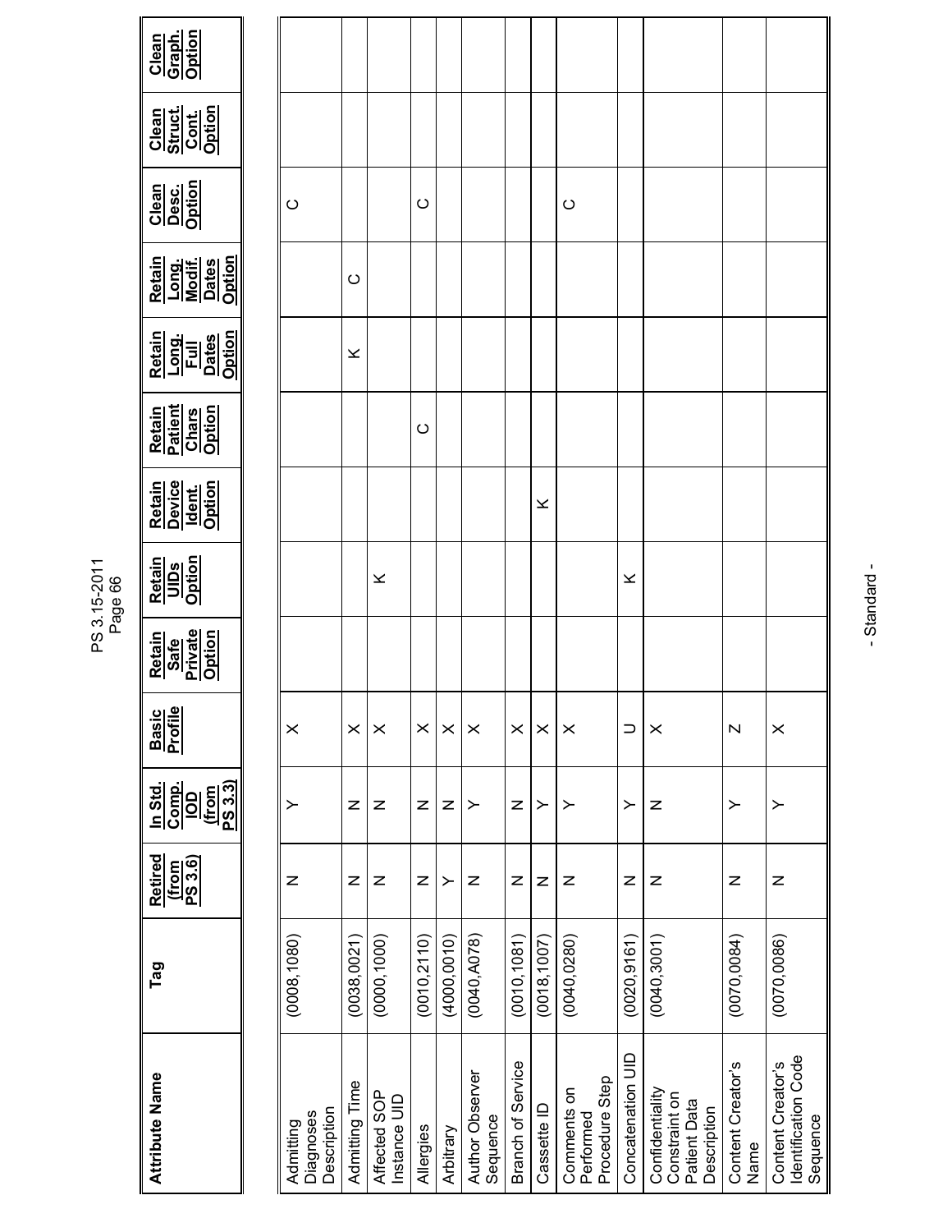| Attribute Name | Tag | Retired (from PS 3.6) | In Std. Comp. IOD (from PS 3.3) | Basic Profile | Retain Safe Private Option | Retain UIDs Option | Retain Device Ident. Option | Retain Patient Chars Option | Retain Long. Full Dates Option | Retain Long. Modif. Dates Option | Clean Desc. Option | Clean Struct. Cont. Option | Clean Graph. Option |
|---|---|---|---|---|---|---|---|---|---|---|---|---|---|
| Admitting Diagnoses Description | (0008,1080) | N | Y | X | | | | | | | C | | |
| Admitting Time | (0038,0021) | N | N | X | | | | | K | C | | | |
| Affected SOP Instance UID | (0000,1000) | N | N | X | | K | | | | | | | |
| Allergies | (0010,2110) | N | N | X | | | | C | | | C | | |
| Arbitrary | (4000,0010) | Y | N | X | | | | | | | | | |
| Author Observer Sequence | (0040,A078) | N | Y | X | | | | | | | | | |
| Branch of Service | (0010,1081) | N | N | X | | | | | | | | | |
| Cassette ID | (0018,1007) | N | Y | X | | | K | | | | | | |
| Comments on Performed Procedure Step | (0040,0280) | N | Y | X | | | | | | | C | | |
| Concatenation UID | (0020,9161) | N | Y | U | | K | | | | | | | |
| Confidentiality Constraint on Patient Data Description | (0040,3001) | N | N | X | | | | | | | | | |
| Content Creator's Name | (0070,0084) | N | Y | Z | | | | | | | | | |
| Content Creator's Identification Code Sequence | (0070,0086) | N | Y | X | | | | | | | | | |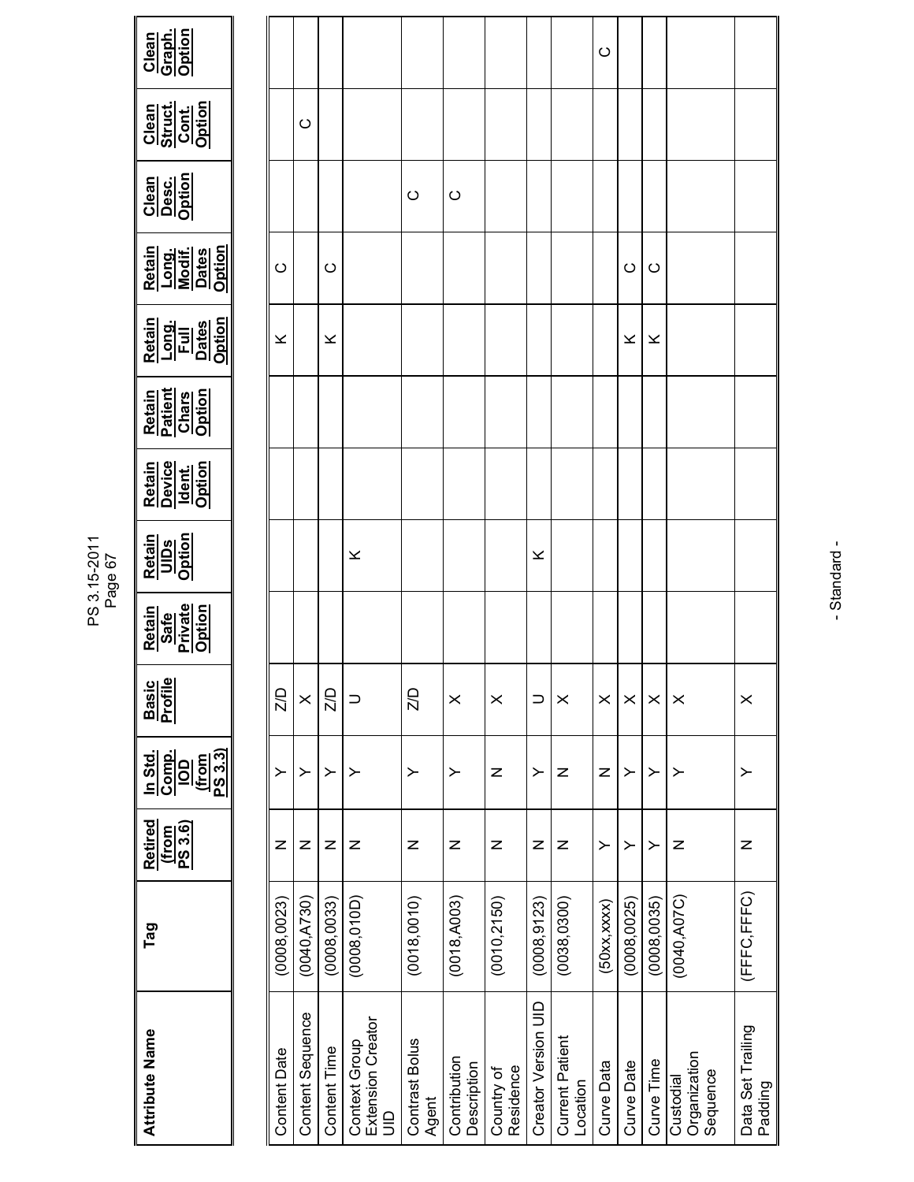| Attribute Name | Tag | Retired (from PS 3.6) | In Std. Comp. IOD (from PS 3.3) | Basic Profile | Retain Safe Private Option | Retain UIDs Option | Retain Device Ident. Option | Retain Patient Chars Option | Retain Long. Full Dates Option | Retain Long. Modif. Dates Option | Clean Desc. Option | Clean Struct. Cont. Option | Clean Graph. Option |
|---|---|---|---|---|---|---|---|---|---|---|---|---|---|
| Content Date | (0008,0023) | N | Y | Z/D | | | | | K | C | | | |
| Content Sequence | (0040,A730) | N | Y | X | | | | | | | | C | |
| Content Time | (0008,0033) | N | Y | Z/D | | | | | K | C | | | |
| Context Group Extension Creator UID | (0008,010D) | N | Y | U | | K | | | | | | | |
| Contrast Bolus Agent | (0018,0010) | N | Y | Z/D | | | | | | | C | | |
| Contribution Description | (0018,A003) | N | Y | X | | | | | | | C | | |
| Country of Residence | (0010,2150) | N | N | X | | | | | | | | | |
| Creator Version UID | (0008,9123) | N | Y | U | | K | | | | | | | |
| Current Patient Location | (0038,0300) | N | N | X | | | | | | | | | |
| Curve Data | (50xx,xxxx) | Y | N | X | | | | | | | | | C |
| Curve Date | (0008,0025) | Y | Y | X | | | | | K | C | | | |
| Curve Time | (0008,0035) | Y | Y | X | | | | | K | C | | | |
| Custodial Organization Sequence | (0040,A07C) | N | Y | X | | | | | | | | | |
| Data Set Trailing Padding | (FFFC,FFFC) | N | Y | X | | | | | | | | | |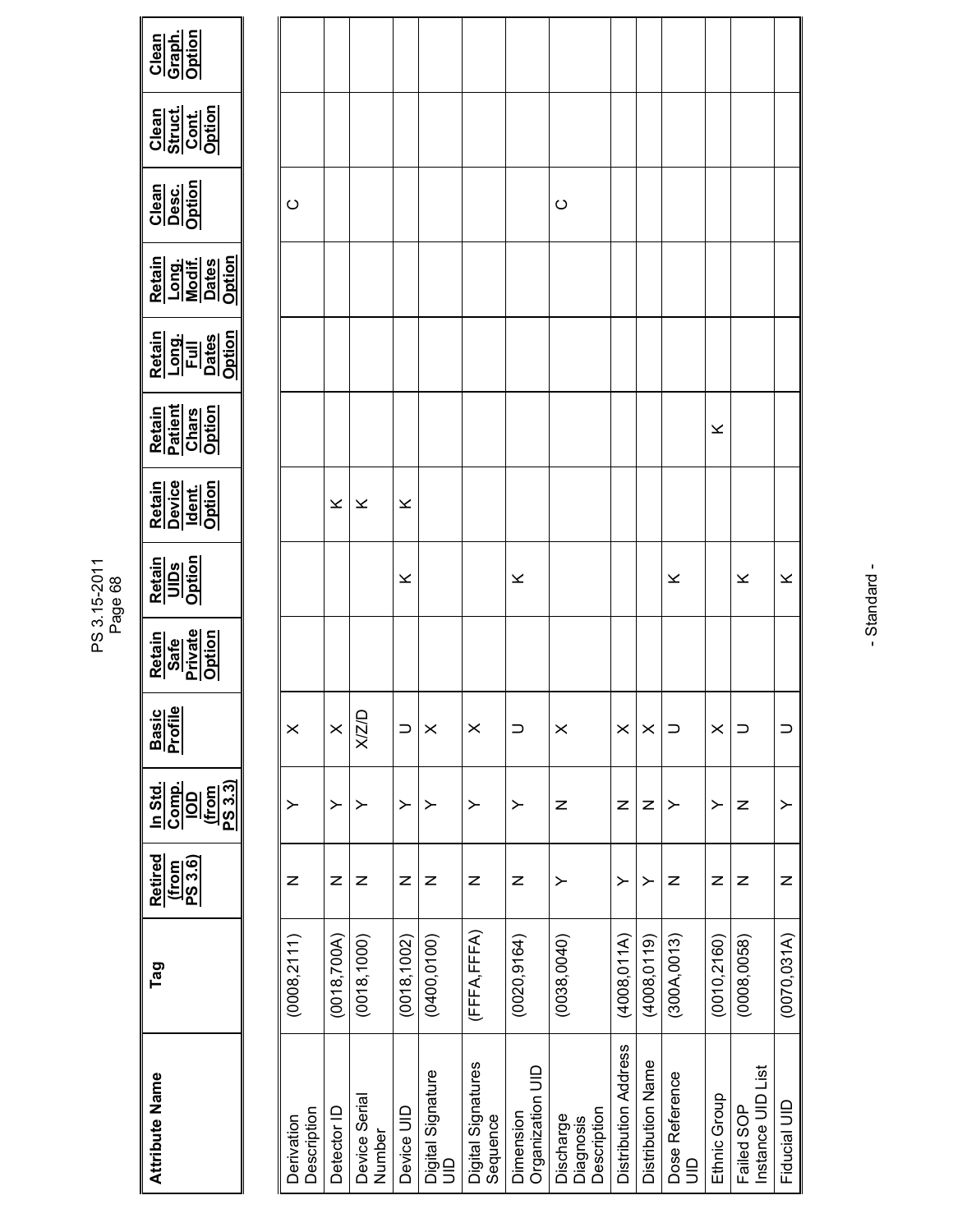| Attribute Name | Tag | Retired (from PS 3.6) | In Std. Comp. IOD (from PS 3.3) | Basic Profile | Retain Safe Private Option | Retain UIDs Option | Retain Device Ident. Option | Retain Patient Chars Option | Retain Long. Full Dates Option | Retain Long. Modif. Dates Option | Clean Desc. Option | Clean Struct. Cont. Option | Clean Graph. Option |
|---|---|---|---|---|---|---|---|---|---|---|---|---|---|
| Derivation Description | (0008,2111) | N | Y | X | | | | | | | C | | |
| Detector ID | (0018,700A) | N | Y | X | | | K | | | | | | |
| Device Serial Number | (0018,1000) | N | Y | X/Z/D | | | K | | | | | | |
| Device UID | (0018,1002) | N | Y | U | | K | K | | | | | | |
| Digital Signature UID | (0400,0100) | N | Y | X | | | | | | | | | |
| Digital Signatures Sequence | (FFFA,FFFA) | N | Y | X | | | | | | | | | |
| Dimension Organization UID | (0020,9164) | N | Y | U | | K | | | | | | | |
| Discharge Diagnosis Description | (0038,0040) | Y | N | X | | | | | | | C | | |
| Distribution Address | (4008,011A) | Y | N | X | | | | | | | | | |
| Distribution Name | (4008,0119) | Y | N | X | | | | | | | | | |
| Dose Reference UID | (300A,0013) | N | Y | U | | K | | | | | | | |
| Ethnic Group | (0010,2160) | N | Y | X | | | | K | | | | | |
| Failed SOP Instance UID List | (0008,0058) | N | N | U | | K | | | | | | | |
| Fiducial UID | (0070,031A) | N | Y | U | | K | | | | | | | |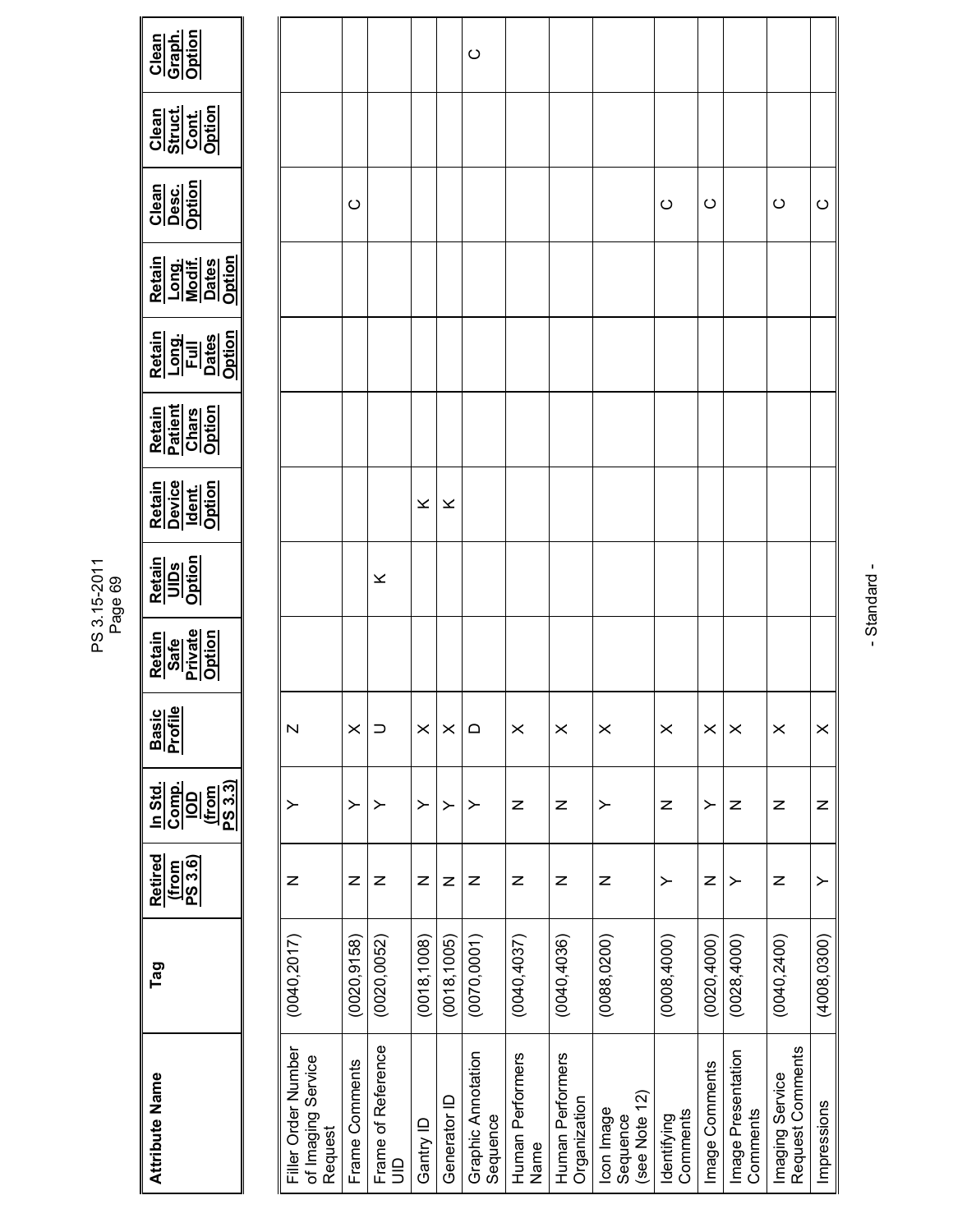| Attribute Name | Tag | Retired (from PS 3.6) | In Std. Comp. IOD (from PS 3.3) | Basic Profile | Retain Safe Private Option | Retain UIDs Option | Retain Device Ident. Option | Retain Patient Chars Option | Retain Long. Full Dates Option | Retain Long. Modif. Dates Option | Clean Desc. Option | Clean Struct. Cont. Option | Clean Graph. Option |
|---|---|---|---|---|---|---|---|---|---|---|---|---|---|
| Filler Order Number of Imaging Service Request | (0040,2017) | N | Y | Z | | | | | | | | | |
| Frame Comments | (0020,9158) | N | Y | X | | | | | | | C | | |
| Frame of Reference UID | (0020,0052) | N | Y | U | | K | | | | | | | |
| Gantry ID | (0018,1008) | N | Y | X | | | K | | | | | | |
| Generator ID | (0018,1005) | N | Y | X | | | K | | | | | | |
| Graphic Annotation Sequence | (0070,0001) | N | Y | D | | | | | | | | | C |
| Human Performers Name | (0040,4037) | N | N | X | | | | | | | | | |
| Human Performers Organization | (0040,4036) | N | N | X | | | | | | | | | |
| Icon Image Sequence (see Note 12) | (0088,0200) | N | Y | X | | | | | | | | | |
| Identifying Comments | (0008,4000) | Y | N | X | | | | | | | C | | |
| Image Comments | (0020,4000) | N | Y | X | | | | | | | C | | |
| Image Presentation Comments | (0028,4000) | Y | N | X | | | | | | | | | |
| Imaging Service Request Comments | (0040,2400) | N | N | X | | | | | | | C | | |
| Impressions | (4008,0300) | Y | N | X | | | | | | | C | | |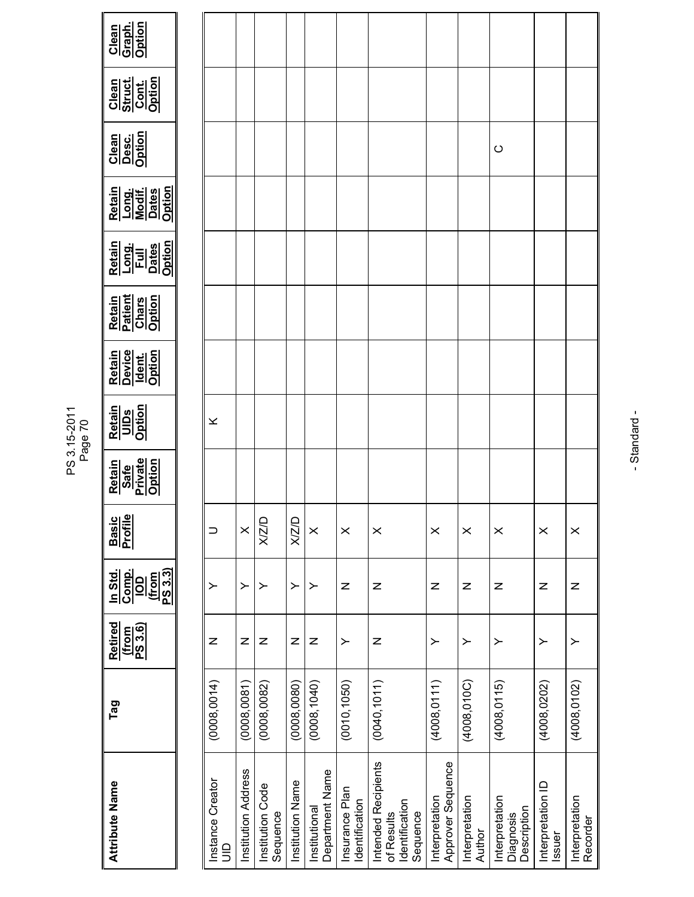| Attribute Name | Tag | Retired (from PS 3.6) | In Std. Comp. IOD (from PS 3.3) | Basic Profile | Retain Safe Private Option | Retain UIDs Option | Retain Device Ident. Option | Retain Patient Chars Option | Retain Long. Full Dates Option | Retain Long. Modif. Dates Option | Clean Desc. Option | Clean Struct. Cont. Option | Clean Graph. Option |
|---|---|---|---|---|---|---|---|---|---|---|---|---|---|
| Instance Creator UID | (0008,0014) | N | Y | U | | K | | | | | | | |
| Institution Address | (0008,0081) | N | Y | X | | | | | | | | | |
| Institution Code Sequence | (0008,0082) | N | Y | X/Z/D | | | | | | | | | |
| Institution Name | (0008,0080) | N | Y | X/Z/D | | | | | | | | | |
| Institutional Department Name | (0008,1040) | N | Y | X | | | | | | | | | |
| Insurance Plan Identification | (0010,1050) | Y | N | X | | | | | | | | | |
| Intended Recipients of Results Identification Sequence | (0040,1011) | N | N | X | | | | | | | | | |
| Interpretation Approver Sequence | (4008,0111) | Y | N | X | | | | | | | | | |
| Interpretation Author | (4008,010C) | Y | N | X | | | | | | | | | |
| Interpretation Diagnosis Description | (4008,0115) | Y | N | X | | | | | | | C | | |
| Interpretation ID Issuer | (4008,0202) | Y | N | X | | | | | | | | | |
| Interpretation Recorder | (4008,0102) | Y | N | X | | | | | | | | | |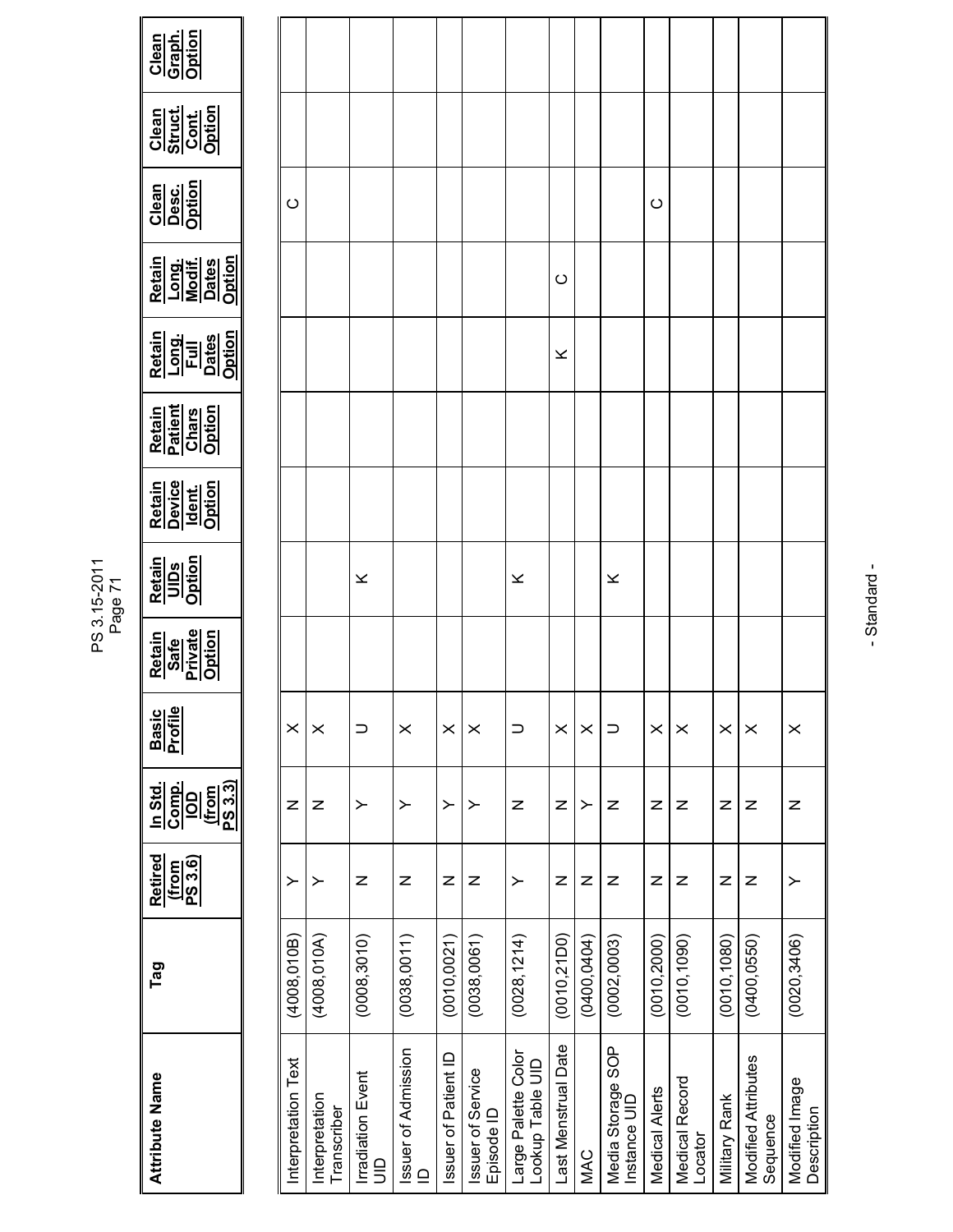| Attribute Name | Tag | Retired (from PS 3.6) | In Std. Comp. IOD (from PS 3.3) | Basic Profile | Retain Safe Private Option | Retain UIDs Option | Retain Device Ident. Option | Retain Patient Chars Option | Retain Long. Full Dates Option | Retain Long. Modif. Dates Option | Clean Desc. Option | Clean Struct. Cont. Option | Clean Graph. Option |
|---|---|---|---|---|---|---|---|---|---|---|---|---|---|
| Interpretation Text | (4008,010B) | Y | N | X | | | | | | | C | | |
| Interpretation Transcriber | (4008,010A) | Y | N | X | | | | | | | | | |
| Irradiation Event UID | (0008,3010) | N | Y | U | | K | | | | | | | |
| Issuer of Admission ID | (0038,0011) | N | Y | X | | | | | | | | | |
| Issuer of Patient ID | (0010,0021) | N | Y | X | | | | | | | | | |
| Issuer of Service Episode ID | (0038,0061) | N | Y | X | | | | | | | | | |
| Large Palette Color Lookup Table UID | (0028,1214) | Y | N | U | | K | | | | | | | |
| Last Menstrual Date | (0010,21D0) | N | N | X | | | | | K | C | | | |
| MAC | (0400,0404) | N | Y | X | | | | | | | | | |
| Media Storage SOP Instance UID | (0002,0003) | N | N | U | | K | | | | | | | |
| Medical Alerts | (0010,2000) | N | N | X | | | | | | | C | | |
| Medical Record Locator | (0010,1090) | N | N | X | | | | | | | | | |
| Military Rank | (0010,1080) | N | N | X | | | | | | | | | |
| Modified Attributes Sequence | (0400,0550) | N | N | X | | | | | | | | | |
| Modified Image Description | (0020,3406) | Y | N | X | | | | | | | | | |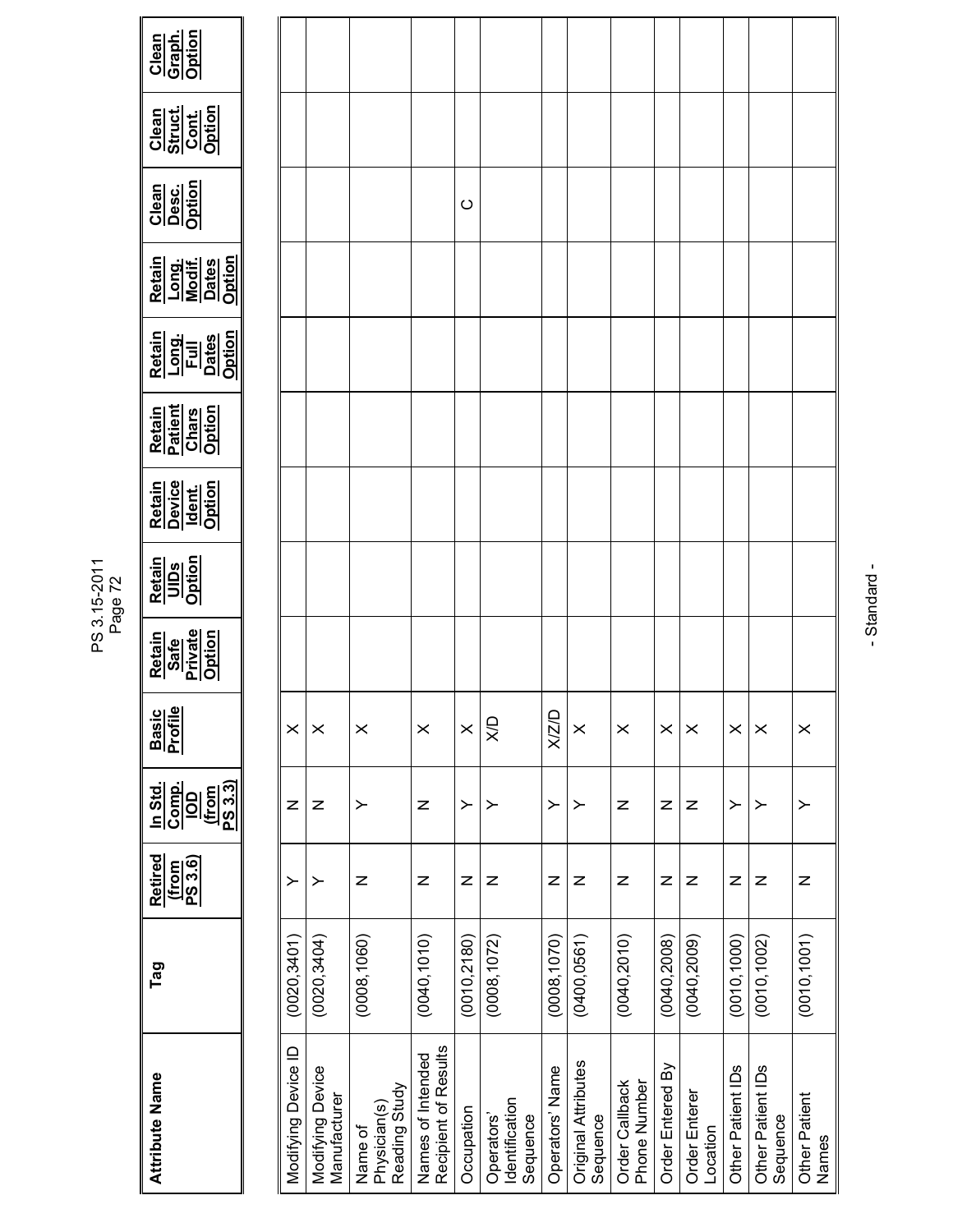| Attribute Name | Tag | Retired (from PS 3.6) | In Std. Comp. IOD (from PS 3.3) | Basic Profile | Retain Safe Private Option | Retain UIDs Option | Retain Device Ident. Option | Retain Patient Chars Option | Retain Long. Full Dates Option | Retain Long. Modif. Dates Option | Clean Desc. Option | Clean Struct. Cont. Option | Clean Graph. Option |
|---|---|---|---|---|---|---|---|---|---|---|---|---|---|
| Modifying Device ID | (0020,3401) | Y | N | X | | | | | | | | | |
| Modifying Device Manufacturer | (0020,3404) | Y | N | X | | | | | | | | | |
| Name of Physician(s) Reading Study | (0008,1060) | N | Y | X | | | | | | | | | |
| Names of Intended Recipient of Results | (0040,1010) | N | N | X | | | | | | | | | |
| Occupation | (0010,2180) | N | Y | X | | | | | | | C | | |
| Operators' Identification Sequence | (0008,1072) | N | Y | X/D | | | | | | | | | |
| Operators' Name | (0008,1070) | N | Y | X/Z/D | | | | | | | | | |
| Original Attributes Sequence | (0400,0561) | N | Y | X | | | | | | | | | |
| Order Callback Phone Number | (0040,2010) | N | N | X | | | | | | | | | |
| Order Entered By | (0040,2008) | N | N | X | | | | | | | | | |
| Order Enterer Location | (0040,2009) | N | N | X | | | | | | | | | |
| Other Patient IDs | (0010,1000) | N | Y | X | | | | | | | | | |
| Other Patient IDs Sequence | (0010,1002) | N | Y | X | | | | | | | | | |
| Other Patient Names | (0010,1001) | N | Y | X | | | | | | | | | |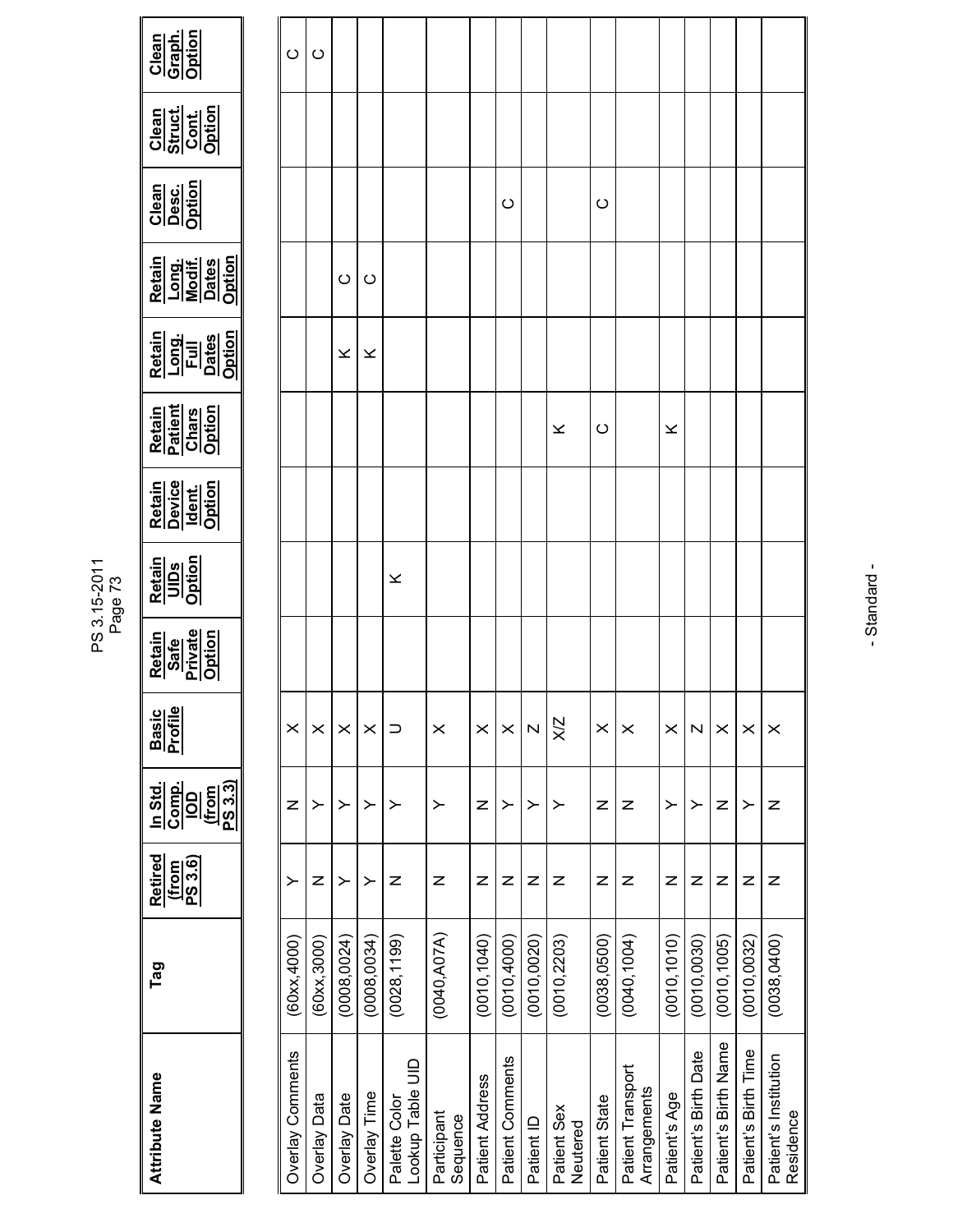| Attribute Name | Tag | Retired (from PS 3.6) | In Std. Comp. IOD (from PS 3.3) | Basic Profile | Retain Safe Private Option | Retain UIDs Option | Retain Device Ident. Option | Retain Patient Chars Option | Retain Long. Full Dates Option | Retain Long. Modif. Dates Option | Clean Desc. Option | Clean Struct. Cont. Option | Clean Graph. Option |
|---|---|---|---|---|---|---|---|---|---|---|---|---|---|
| Overlay Comments | (60xx,4000) | Y | N | X | | | | | | | | | C |
| Overlay Data | (60xx,3000) | N | Y | X | | | | | | | | | C |
| Overlay Date | (0008,0024) | Y | Y | X | | | | | K | C | | | |
| Overlay Time | (0008,0034) | Y | Y | X | | | | | K | C | | | |
| Palette Color Lookup Table UID | (0028,1199) | N | Y | U | | K | | | | | | | |
| Participant Sequence | (0040,A07A) | N | Y | X | | | | | | | | | |
| Patient Address | (0010,1040) | N | N | X | | | | | | | | | |
| Patient Comments | (0010,4000) | N | Y | X | | | | | | | C | | |
| Patient ID | (0010,0020) | N | Y | Z | | | | | | | | | |
| Patient Sex Neutered | (0010,2203) | N | Y | X/Z | | | | K | | | | | |
| Patient State | (0038,0500) | N | N | X | | | | C | | | C | | |
| Patient Transport Arrangements | (0040,1004) | N | N | X | | | | | | | | | |
| Patient's Age | (0010,1010) | N | Y | X | | | | K | | | | | |
| Patient's Birth Date | (0010,0030) | N | Y | Z | | | | | | | | | |
| Patient's Birth Name | (0010,1005) | N | N | X | | | | | | | | | |
| Patient's Birth Time | (0010,0032) | N | Y | X | | | | | | | | | |
| Patient's Institution Residence | (0038,0400) | N | N | X | | | | | | | | | |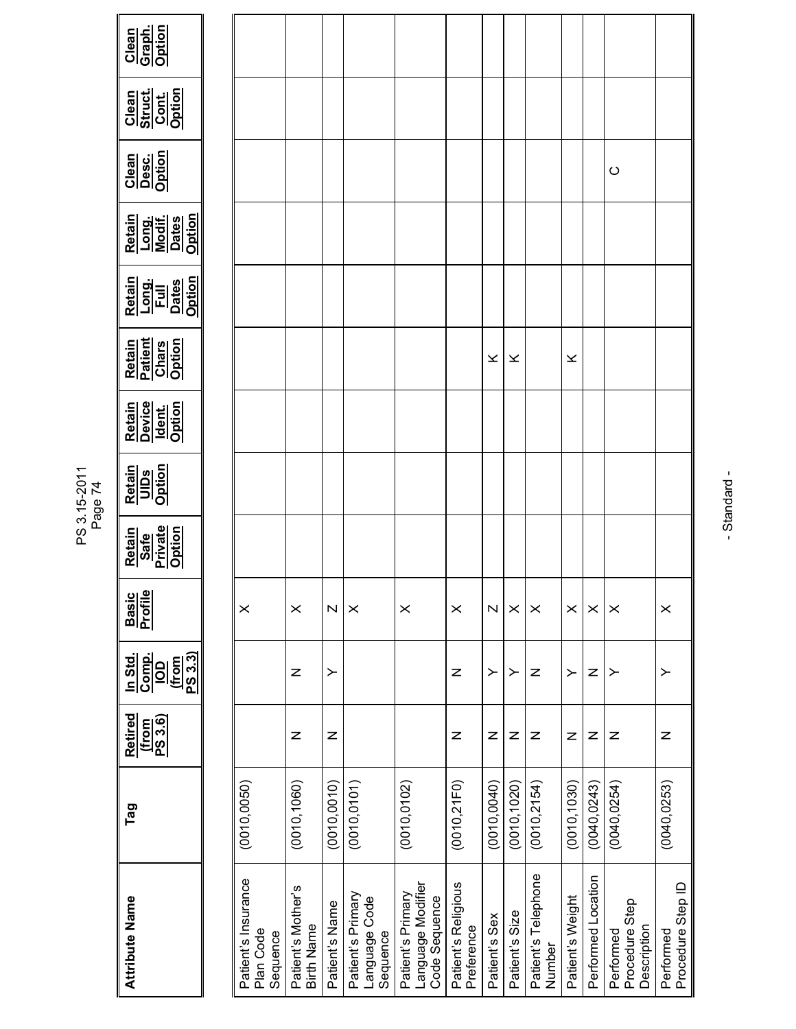| Attribute Name | Tag | Retired (from PS 3.6) | In Std. Comp. IOD (from PS 3.3) | Basic Profile | Retain Safe Private Option | Retain UIDs Option | Retain Device Ident. Option | Retain Patient Chars Option | Retain Long. Full Dates Option | Retain Long. Modif. Dates Option | Clean Desc. Option | Clean Struct. Cont. Option | Clean Graph. Option |
|---|---|---|---|---|---|---|---|---|---|---|---|---|---|
| Patient's Insurance Plan Code Sequence | (0010,0050) | | | X | | | | | | | | | |
| Patient's Mother's Birth Name | (0010,1060) | N | N | X | | | | | | | | | |
| Patient's Name | (0010,0010) | N | Y | Z | | | | | | | | | |
| Patient's Primary Language Code Sequence | (0010,0101) | | | X | | | | | | | | | |
| Patient's Primary Language Modifier Code Sequence | (0010,0102) | | | X | | | | | | | | | |
| Patient's Religious Preference | (0010,21F0) | N | N | X | | | | | | | | | |
| Patient's Sex | (0010,0040) | N | Y | Z | | | | K | | | | | |
| Patient's Size | (0010,1020) | N | Y | X | | | | K | | | | | |
| Patient's Telephone Number | (0010,2154) | N | N | X | | | | | | | | | |
| Patient's Weight | (0010,1030) | N | Y | X | | | | K | | | | | |
| Performed Location | (0040,0243) | N | N | X | | | | | | | | | |
| Performed Procedure Step Description | (0040,0254) | N | Y | X | | | | | | | C | | |
| Performed Procedure Step ID | (0040,0253) | N | Y | X | | | | | | | | | |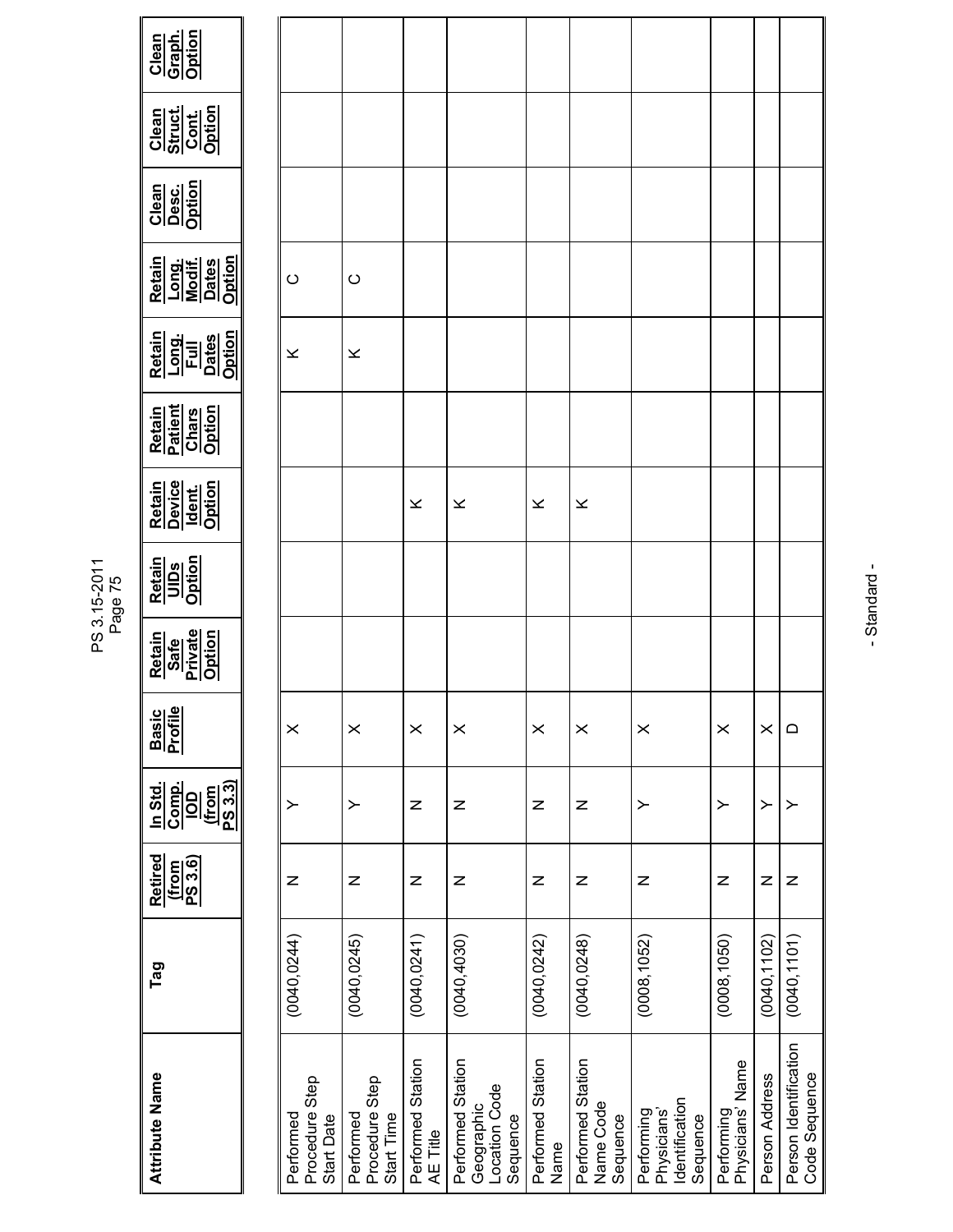| Attribute Name | Tag | Retired (from PS 3.6) | In Std. Comp. IOD (from PS 3.3) | Basic Profile | Retain Safe Private Option | Retain UIDs Option | Retain Device Ident. Option | Retain Patient Chars Option | Retain Long. Full Dates Option | Retain Long. Modif. Dates Option | Clean Desc. Option | Clean Struct. Cont. Option | Clean Graph. Option |
|---|---|---|---|---|---|---|---|---|---|---|---|---|---|
| Performed Procedure Step Start Date | (0040,0244) | N | Y | X | | | | | K | C | | | |
| Performed Procedure Step Start Time | (0040,0245) | N | Y | X | | | | | K | C | | | |
| Performed Station AE Title | (0040,0241) | N | N | X | | | K | | | | | | |
| Performed Station Geographic Location Code Sequence | (0040,4030) | N | N | X | | | K | | | | | | |
| Performed Station Name | (0040,0242) | N | N | X | | | K | | | | | | |
| Performed Station Name Code Sequence | (0040,0248) | N | N | X | | | K | | | | | | |
| Performing Physicians' Identification Sequence | (0008,1052) | N | Y | X | | | | | | | | | |
| Performing Physicians' Name | (0008,1050) | N | Y | X | | | | | | | | | |
| Person Address | (0040,1102) | N | Y | X | | | | | | | | | |
| Person Identification Code Sequence | (0040,1101) | N | Y | D | | | | | | | | | |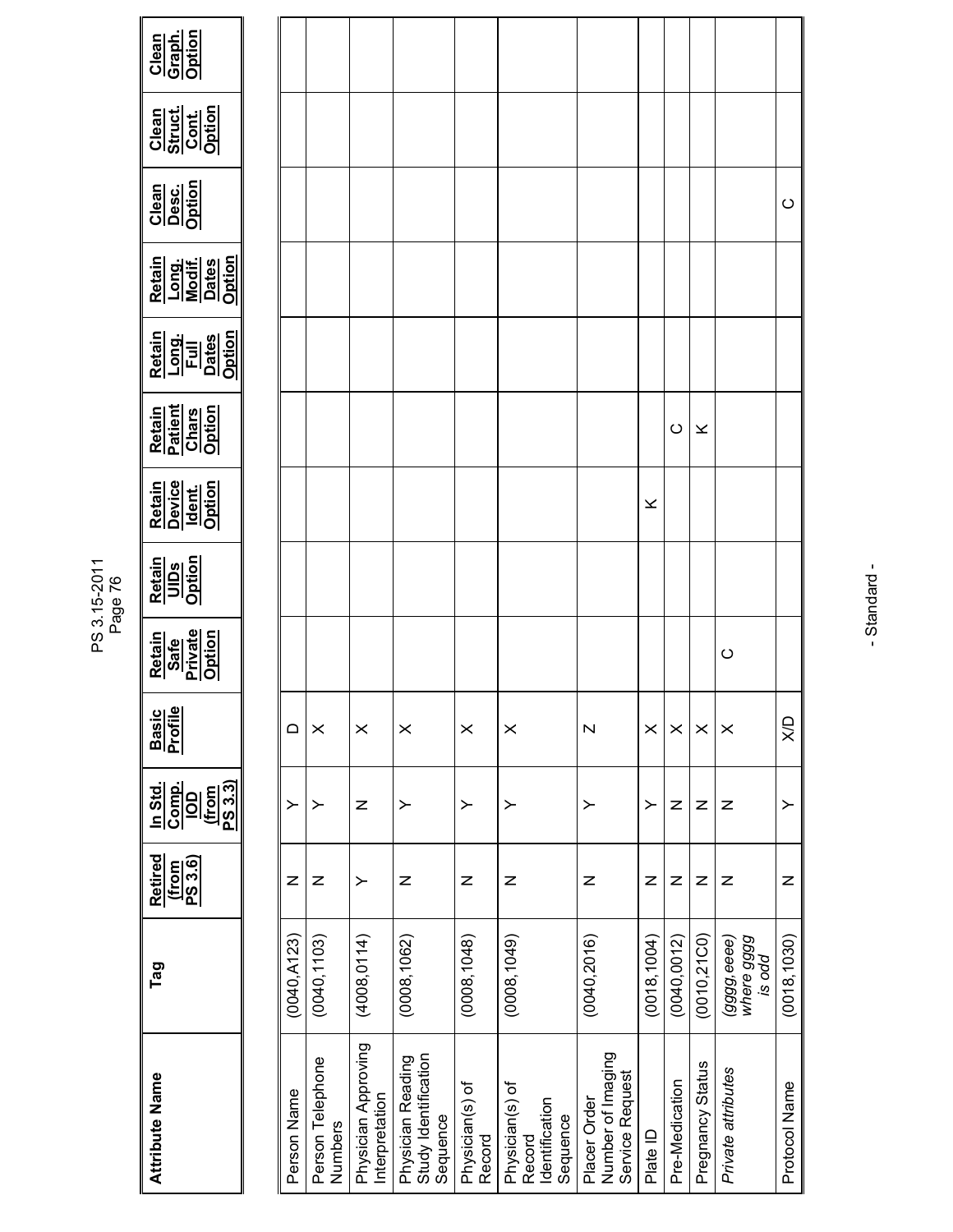| Attribute Name | Tag | Retired (from PS 3.6) | In Std. Comp. IOD (from PS 3.3) | Basic Profile | Retain Safe Private Option | Retain UIDs Option | Retain Device Ident. Option | Retain Patient Chars Option | Retain Long. Full Dates Option | Retain Long. Modif. Dates Option | Clean Desc. Option | Clean Struct. Cont. Option | Clean Graph. Option |
|---|---|---|---|---|---|---|---|---|---|---|---|---|---|
| Person Name | (0040,A123) | N | Y | D | | | | | | | | | |
| Person Telephone Numbers | (0040,1103) | N | Y | X | | | | | | | | | |
| Physician Approving Interpretation | (4008,0114) | Y | N | X | | | | | | | | | |
| Physician Reading Study Identification Sequence | (0008,1062) | N | Y | X | | | | | | | | | |
| Physician(s) of Record | (0008,1048) | N | Y | X | | | | | | | | | |
| Physician(s) of Record Identification Sequence | (0008,1049) | N | Y | X | | | | | | | | | |
| Placer Order Number of Imaging Service Request | (0040,2016) | N | Y | Z | | | | | | | | | |
| Plate ID | (0018,1004) | N | Y | X | | | K | | | | | | |
| Pre-Medication | (0040,0012) | N | N | X | | | | C | | | | | |
| Pregnancy Status | (0010,21C0) | N | N | X | | | | K | | | | | |
| *Private attributes* | *(gggg,eeee) where gggg is odd* | N | N | X | C | | | | | | | | |
| Protocol Name | (0018,1030) | N | Y | X/D | | | | | | | C | | |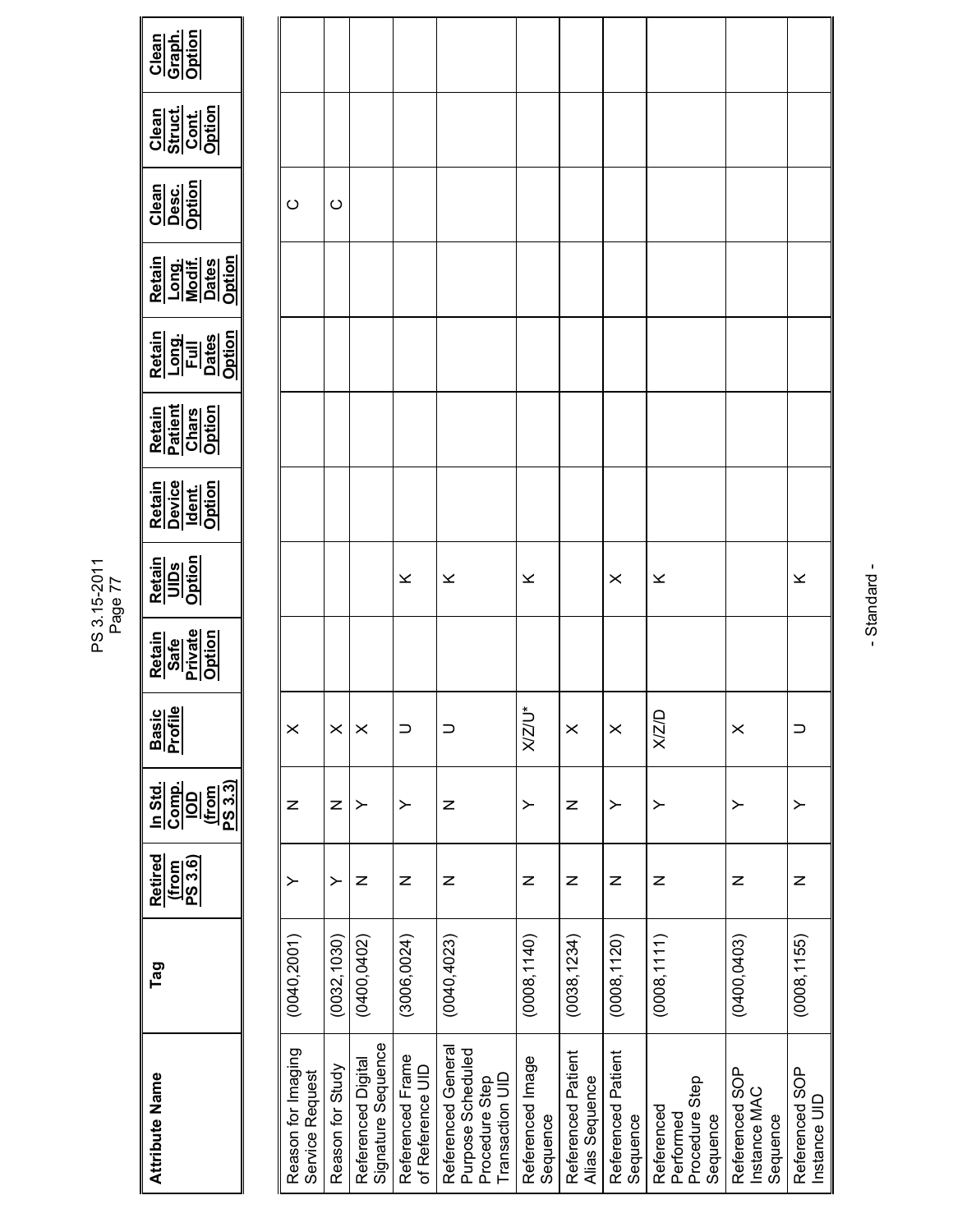| Attribute Name | Tag | Retired (from PS 3.6) | In Std. Comp. IOD (from PS 3.3) | Basic Profile | Retain Safe Private Option | Retain UIDs Option | Retain Device Ident. Option | Retain Patient Chars Option | Retain Long. Full Dates Option | Retain Long. Modif. Dates Option | Clean Desc. Option | Clean Struct. Cont. Option | Clean Graph. Option |
|---|---|---|---|---|---|---|---|---|---|---|---|---|---|
| Reason for Imaging Service Request | (0040,2001) | Y | N | X | | | | | | | C | | |
| Reason for Study | (0032,1030) | Y | N | X | | | | | | | C | | |
| Referenced Digital Signature Sequence | (0400,0402) | N | Y | X | | | | | | | | | |
| Referenced Frame of Reference UID | (3006,0024) | N | Y | U | | K | | | | | | | |
| Referenced General Purpose Scheduled Procedure Step Transaction UID | (0040,4023) | N | N | U | | K | | | | | | | |
| Referenced Image Sequence | (0008,1140) | N | Y | X/Z/U* | | K | | | | | | | |
| Referenced Patient Alias Sequence | (0038,1234) | N | N | X | | | | | | | | | |
| Referenced Patient Sequence | (0008,1120) | N | Y | X | | X | | | | | | | |
| Referenced Performed Procedure Step Sequence | (0008,1111) | N | Y | X/Z/D | | K | | | | | | | |
| Referenced SOP Instance MAC Sequence | (0400,0403) | N | Y | X | | | | | | | | | |
| Referenced SOP Instance UID | (0008,1155) | N | Y | U | | K | | | | | | | |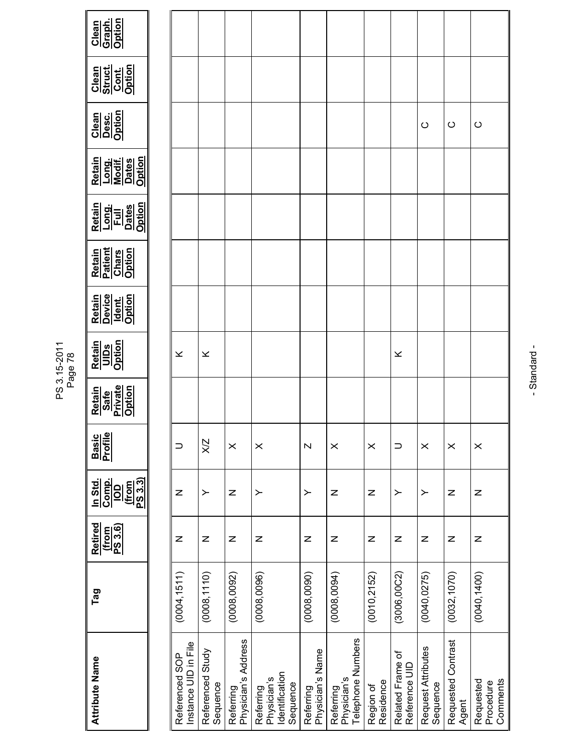| Attribute Name | Tag | Retired (from PS 3.6) | In Std. Comp. IOD (from PS 3.3) | Basic Profile | Retain Safe Private Option | Retain UIDs Option | Retain Device Ident. Option | Retain Patient Chars Option | Retain Long. Full Dates Option | Retain Long. Modif. Dates Option | Clean Desc. Option | Clean Struct. Cont. Option | Clean Graph. Option |
|---|---|---|---|---|---|---|---|---|---|---|---|---|---|
| Referenced SOP Instance UID in File | (0004,1511) | N | N | U | | K | | | | | | | |
| Referenced Study Sequence | (0008,1110) | N | Y | X/Z | | K | | | | | | | |
| Referring Physician's Address | (0008,0092) | N | N | X | | | | | | | | | |
| Referring Physician's Identification Sequence | (0008,0096) | N | Y | X | | | | | | | | | |
| Referring Physician's Name | (0008,0090) | N | Y | Z | | | | | | | | | |
| Referring Physician's Telephone Numbers | (0008,0094) | N | N | X | | | | | | | | | |
| Region of Residence | (0010,2152) | N | N | X | | | | | | | | | |
| Related Frame of Reference UID | (3006,00C2) | N | Y | U | | K | | | | | | | |
| Request Attributes Sequence | (0040,0275) | N | Y | X | | | | | | | C | | |
| Requested Contrast Agent | (0032,1070) | N | N | X | | | | | | | C | | |
| Requested Procedure Comments | (0040,1400) | N | N | X | | | | | | | C | | |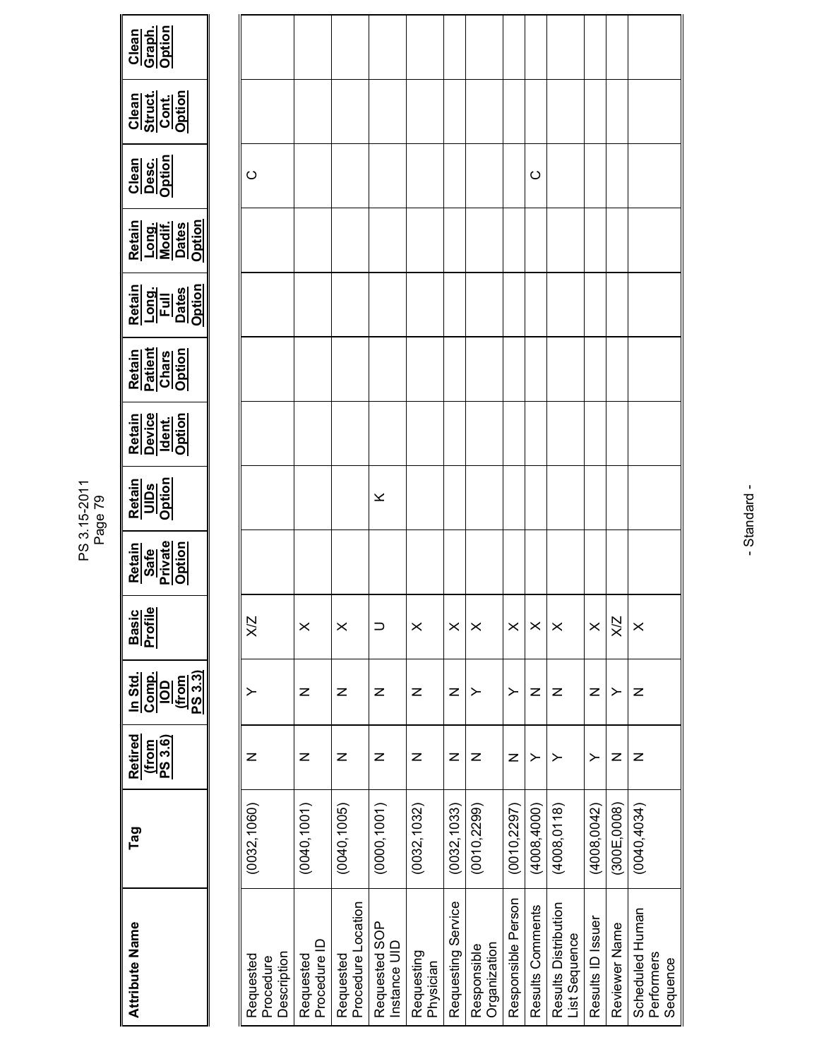| Attribute Name | Tag | Retired (from PS 3.6) | In Std. Comp. IOD (from PS 3.3) | Basic Profile | Retain Safe Private Option | Retain UIDs Option | Retain Device Ident. Option | Retain Patient Chars Option | Retain Long. Full Dates Option | Retain Long. Modif. Dates Option | Clean Desc. Option | Clean Struct. Cont. Option | Clean Graph. Option |
|---|---|---|---|---|---|---|---|---|---|---|---|---|---|
| Requested Procedure Description | (0032,1060) | N | Y | X/Z | | | | | | | C | | |
| Requested Procedure ID | (0040,1001) | N | N | X | | | | | | | | | |
| Requested Procedure Location | (0040,1005) | N | N | X | | | | | | | | | |
| Requested SOP Instance UID | (0000,1001) | N | N | U | | K | | | | | | | |
| Requesting Physician | (0032,1032) | N | N | X | | | | | | | | | |
| Requesting Service | (0032,1033) | N | N | X | | | | | | | | | |
| Responsible Organization | (0010,2299) | N | Y | X | | | | | | | | | |
| Responsible Person | (0010,2297) | N | Y | X | | | | | | | | | |
| Results Comments | (4008,4000) | Y | N | X | | | | | | | C | | |
| Results Distribution List Sequence | (4008,0118) | Y | N | X | | | | | | | | | |
| Results ID Issuer | (4008,0042) | Y | N | X | | | | | | | | | |
| Reviewer Name | (300E,0008) | N | Y | X/Z | | | | | | | | | |
| Scheduled Human Performers Sequence | (0040,4034) | N | N | X | | | | | | | | | |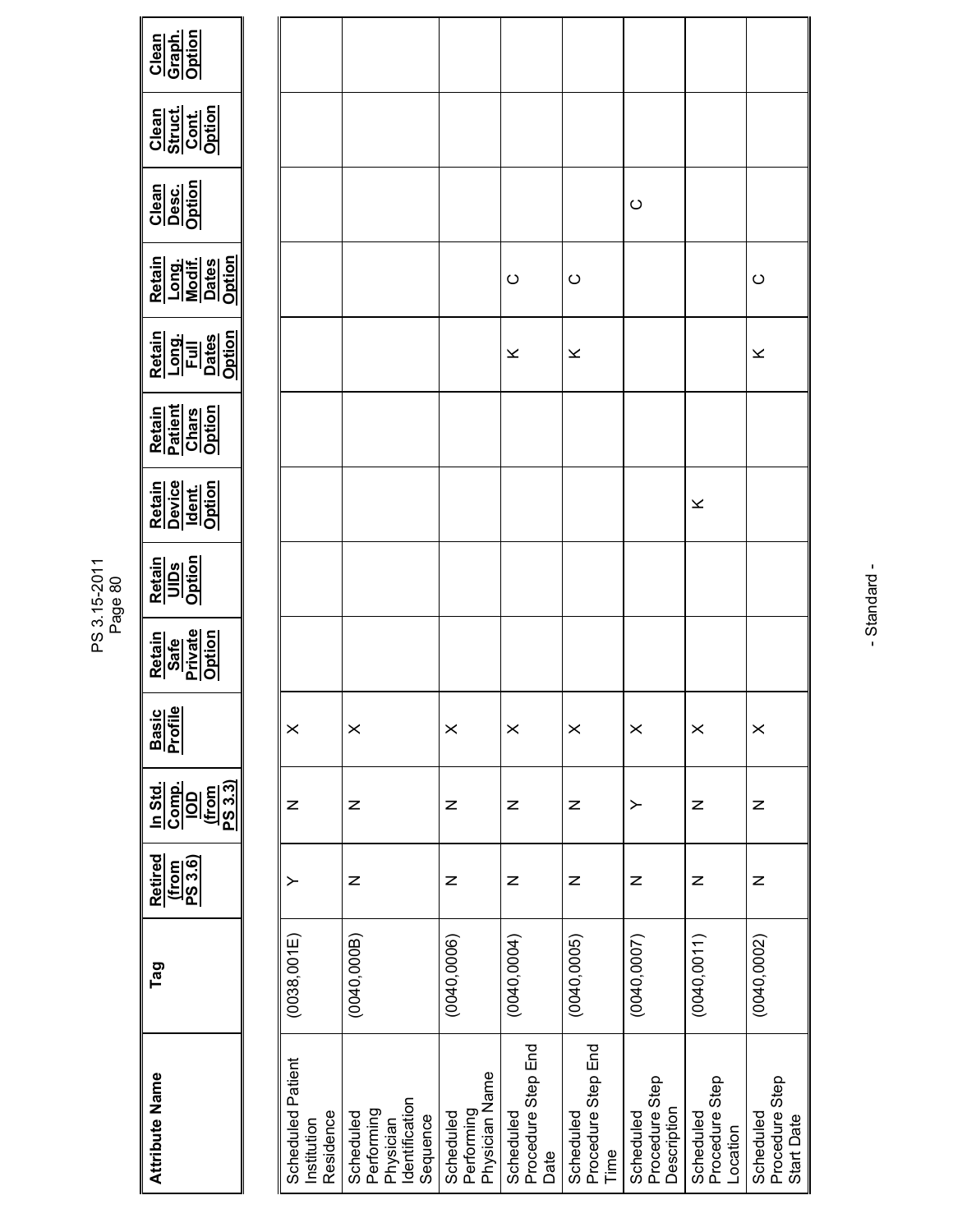| Attribute Name | Tag | Retired (from PS 3.6) | In Std. Comp. IOD (from PS 3.3) | Basic Profile | Retain Safe Private Option | Retain UIDs Option | Retain Device Ident. Option | Retain Patient Chars Option | Retain Long. Full Dates Option | Retain Long. Modif. Dates Option | Clean Desc. Option | Clean Struct. Cont. Option | Clean Graph. Option |
|---|---|---|---|---|---|---|---|---|---|---|---|---|---|
| Scheduled Patient Institution Residence | (0038,001E) | Y | N | X | | | | | | | | | |
| Scheduled Performing Physician Identification Sequence | (0040,000B) | N | N | X | | | | | | | | | |
| Scheduled Performing Physician Name | (0040,0006) | N | N | X | | | | | | | | | |
| Scheduled Procedure Step End Date | (0040,0004) | N | N | X | | | | | K | C | | | |
| Scheduled Procedure Step End Time | (0040,0005) | N | N | X | | | | | K | C | | | |
| Scheduled Procedure Step Description | (0040,0007) | N | Y | X | | | | | | | C | | |
| Scheduled Procedure Step Location | (0040,0011) | N | N | X | | | K | | | | | | |
| Scheduled Procedure Step Start Date | (0040,0002) | N | N | X | | | | | K | C | | | |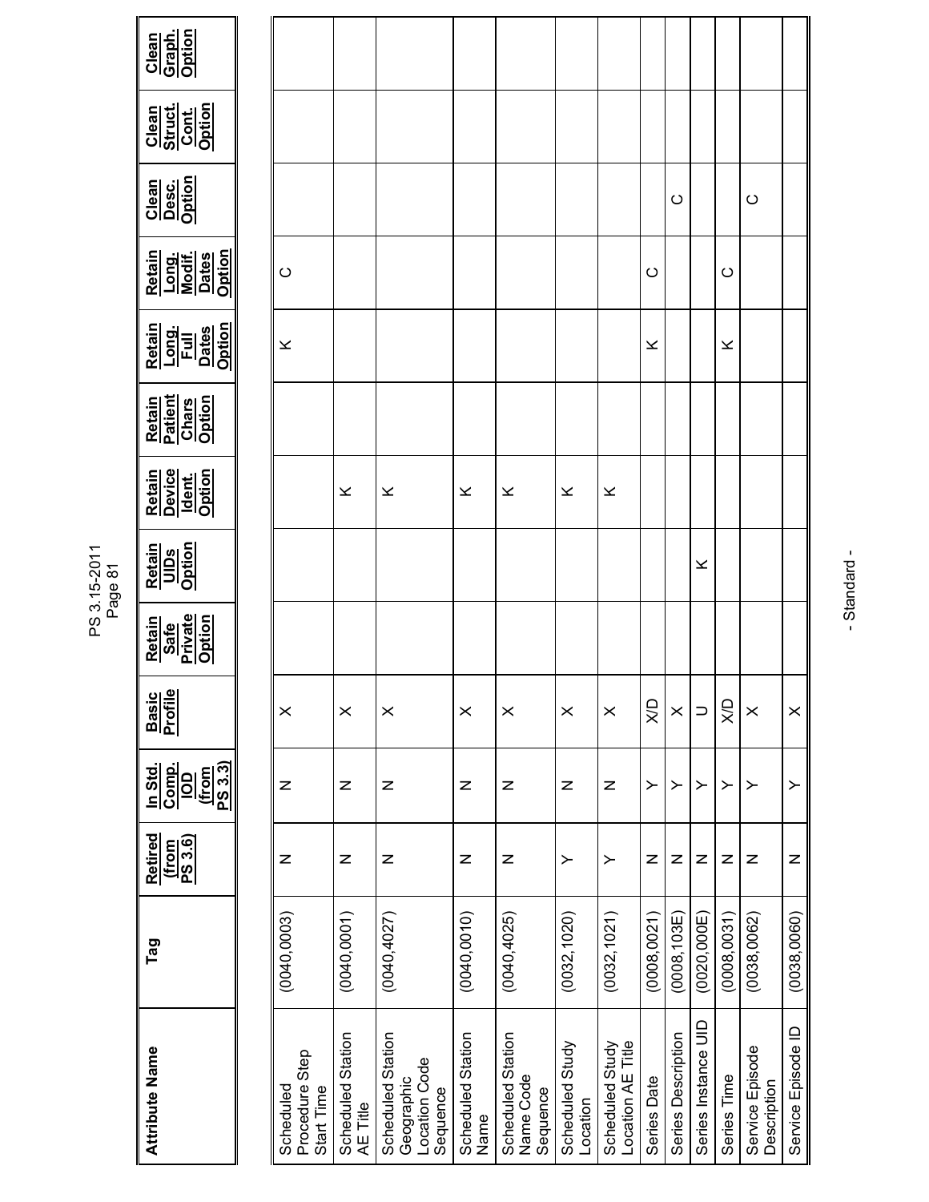| Attribute Name | Tag | Retired (from PS 3.6) | In Std. Comp. IOD (from PS 3.3) | Basic Profile | Retain Safe Private Option | Retain UIDs Option | Retain Device Ident. Option | Retain Patient Chars Option | Retain Long. Full Dates Option | Retain Long. Modif. Dates Option | Clean Desc. Option | Clean Struct. Cont. Option | Clean Graph. Option |
|---|---|---|---|---|---|---|---|---|---|---|---|---|---|
| Scheduled Procedure Step Start Time | (0040,0003) | N | N | X | | | | | K | C | | | |
| Scheduled Station AE Title | (0040,0001) | N | N | X | | | K | | | | | | |
| Scheduled Station Geographic Location Code Sequence | (0040,4027) | N | N | X | | | K | | | | | | |
| Scheduled Station Name | (0040,0010) | N | N | X | | | K | | | | | | |
| Scheduled Station Name Code Sequence | (0040,4025) | N | N | X | | | K | | | | | | |
| Scheduled Study Location | (0032,1020) | Y | N | X | | | K | | | | | | |
| Scheduled Study Location AE Title | (0032,1021) | Y | N | X | | | K | | | | | | |
| Series Date | (0008,0021) | N | Y | X/D | | | | | K | C | | | |
| Series Description | (0008,103E) | N | Y | X | | | | | | | C | | |
| Series Instance UID | (0020,000E) | N | Y | U | | K | | | | | | | |
| Series Time | (0008,0031) | N | Y | X/D | | | | | K | C | | | |
| Service Episode Description | (0038,0062) | N | Y | X | | | | | | | C | | |
| Service Episode ID | (0038,0060) | N | Y | X | | | | | | | | | |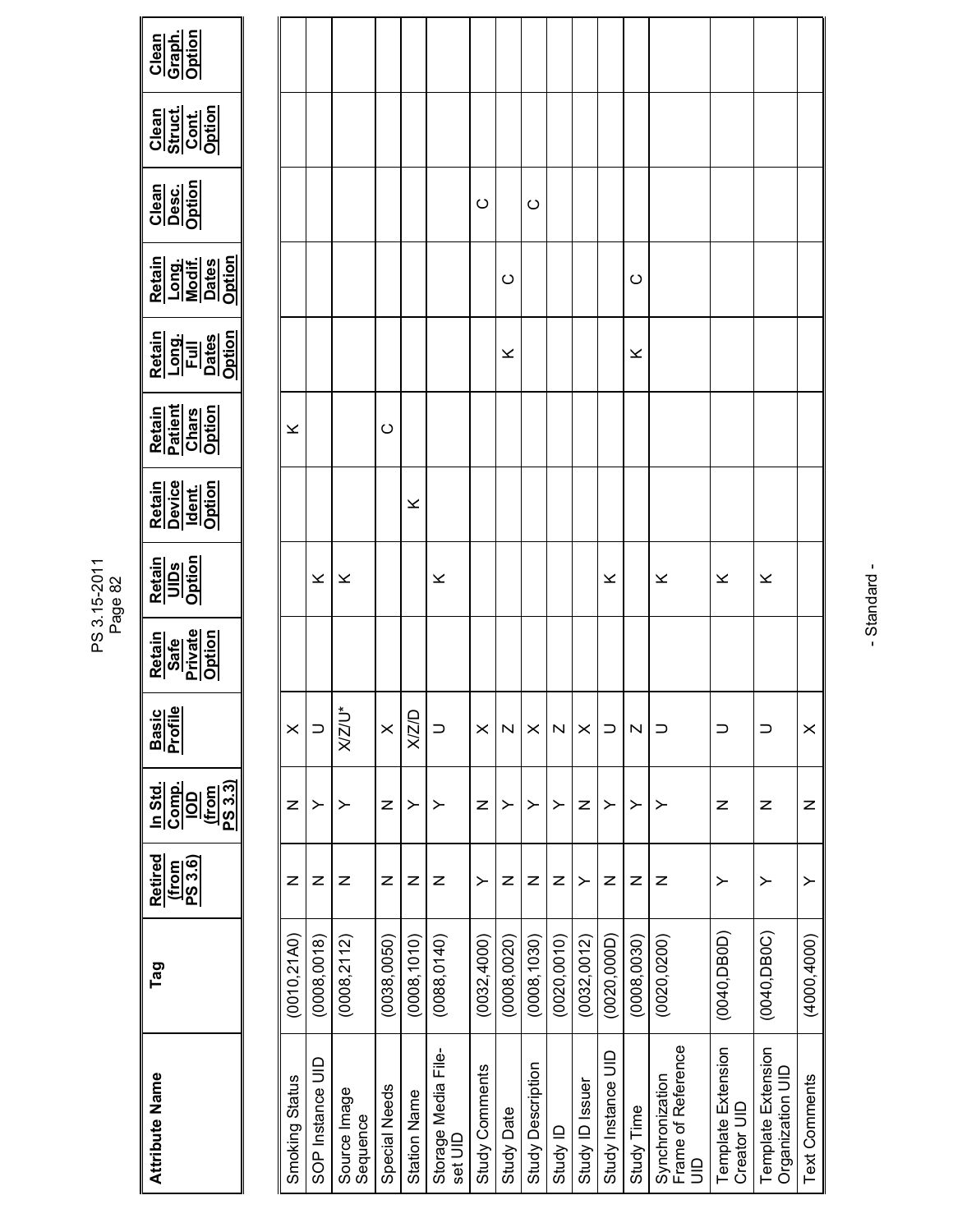| Attribute Name | Tag | Retired (from PS 3.6) | In Std. Comp. IOD (from PS 3.3) | Basic Profile | Retain Safe Private Option | Retain UIDs Option | Retain Device Ident. Option | Retain Patient Chars Option | Retain Long. Full Dates Option | Retain Long. Modif. Dates Option | Clean Desc. Option | Clean Struct. Cont. Option | Clean Graph. Option |
|---|---|---|---|---|---|---|---|---|---|---|---|---|---|
| Smoking Status | (0010,21A0) | N | N | X | | | | K | | | | | |
| SOP Instance UID | (0008,0018) | N | Y | U | | K | | | | | | | |
| Source Image Sequence | (0008,2112) | N | Y | X/Z/U* | | K | | | | | | | |
| Special Needs | (0038,0050) | N | N | X | | | | C | | | | | |
| Station Name | (0008,1010) | N | Y | X/Z/D | | | K | | | | | | |
| Storage Media File-set UID | (0088,0140) | N | Y | U | | K | | | | | | | |
| Study Comments | (0032,4000) | Y | N | X | | | | | | | C | | |
| Study Date | (0008,0020) | N | Y | Z | | | | | K | C | | | |
| Study Description | (0008,1030) | N | Y | X | | | | | | | C | | |
| Study ID | (0020,0010) | N | Y | Z | | | | | | | | | |
| Study ID Issuer | (0032,0012) | Y | N | X | | | | | | | | | |
| Study Instance UID | (0020,000D) | N | Y | U | | K | | | | | | | |
| Study Time | (0008,0030) | N | Y | Z | | | | | K | C | | | |
| Synchronization Frame of Reference UID | (0020,0200) | N | Y | U | | K | | | | | | | |
| Template Extension Creator UID | (0040,DB0D) | Y | N | U | | K | | | | | | | |
| Template Extension Organization UID | (0040,DB0C) | Y | N | U | | K | | | | | | | |
| Text Comments | (4000,4000) | Y | N | X | | | | | | | | | |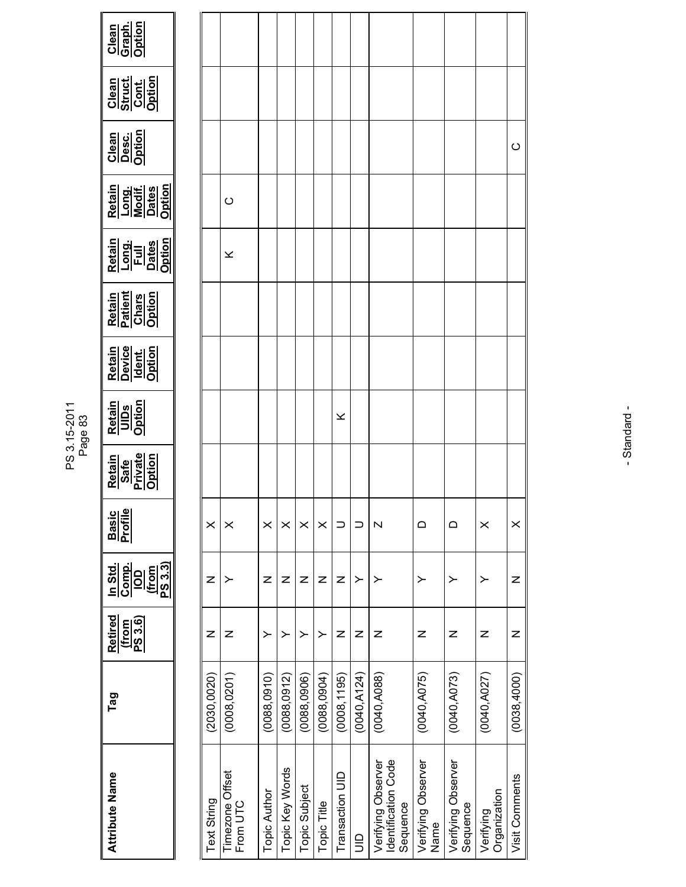| Attribute Name | Tag | Retired (from PS 3.6) | In Std. Comp. IOD (from PS 3.3) | Basic Profile | Retain Safe Private Option | Retain UIDs Option | Retain Device Ident. Option | Retain Patient Chars Option | Retain Long. Full Dates Option | Retain Long. Modif. Dates Option | Clean Desc. Option | Clean Struct. Cont. Option | Clean Graph. Option |
|---|---|---|---|---|---|---|---|---|---|---|---|---|---|
| Text String | (2030,0020) | N | N | X | | | | | | | | | |
| Timezone Offset From UTC | (0008,0201) | N | Y | X | | | | | K | C | | | |
| Topic Author | (0088,0910) | Y | N | X | | | | | | | | | |
| Topic Key Words | (0088,0912) | Y | N | X | | | | | | | | | |
| Topic Subject | (0088,0906) | Y | N | X | | | | | | | | | |
| Topic Title | (0088,0904) | Y | N | X | | | | | | | | | |
| Transaction UID | (0008,1195) | N | N | U | | K | | | | | | | |
| UID | (0040,A124) | N | Y | U | | | | | | | | | |
| Verifying Observer Identification Code Sequence | (0040,A088) | N | Y | Z | | | | | | | | | |
| Verifying Observer Name | (0040,A075) | N | Y | D | | | | | | | | | |
| Verifying Observer Sequence | (0040,A073) | N | Y | D | | | | | | | | | |
| Verifying Organization | (0040,A027) | N | Y | X | | | | | | | | | |
| Visit Comments | (0038,4000) | N | N | X | | | | | | | C | | |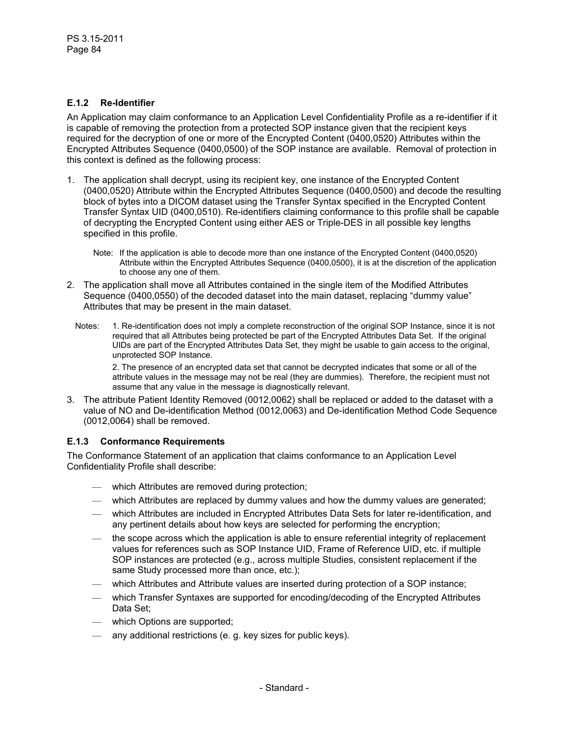### E.1.2 Re-Identifier

An Application may claim conformance to an Application Level Confidentiality Profile as a re-identifier if it is capable of removing the protection from a protected SOP instance given that the recipient keys required for the decryption of one or more of the Encrypted Content (0400,0520) Attributes within the Encrypted Attributes Sequence (0400,0500) of the SOP instance are available. Removal of protection in this context is defined as the following process:

1. The application shall decrypt, using its recipient key, one instance of the Encrypted Content (0400,0520) Attribute within the Encrypted Attributes Sequence (0400,0500) and decode the resulting block of bytes into a DICOM dataset using the Transfer Syntax specified in the Encrypted Content Transfer Syntax UID (0400,0510). Re-identifiers claiming conformance to this profile shall be capable of decrypting the Encrypted Content using either AES or Triple-DES in all possible key lengths specified in this profile.

   Note: If the application is able to decode more than one instance of the Encrypted Content (0400,0520) Attribute within the Encrypted Attributes Sequence (0400,0500), it is at the discretion of the application to choose any one of them.

2. The application shall move all Attributes contained in the single item of the Modified Attributes Sequence (0400,0550) of the decoded dataset into the main dataset, replacing "dummy value" Attributes that may be present in the main dataset.

   Notes: 1. Re-identification does not imply a complete reconstruction of the original SOP Instance, since it is not required that all Attributes being protected be part of the Encrypted Attributes Data Set. If the original UIDs are part of the Encrypted Attributes Data Set, they might be usable to gain access to the original, unprotected SOP Instance.

   2. The presence of an encrypted data set that cannot be decrypted indicates that some or all of the attribute values in the message may not be real (they are dummies). Therefore, the recipient must not assume that any value in the message is diagnostically relevant.

3. The attribute Patient Identity Removed (0012,0062) shall be replaced or added to the dataset with a value of NO and De-identification Method (0012,0063) and De-identification Method Code Sequence (0012,0064) shall be removed.

### E.1.3 Conformance Requirements

The Conformance Statement of an application that claims conformance to an Application Level Confidentiality Profile shall describe:

- which Attributes are removed during protection;
- which Attributes are replaced by dummy values and how the dummy values are generated;
- which Attributes are included in Encrypted Attributes Data Sets for later re-identification, and any pertinent details about how keys are selected for performing the encryption;
- the scope across which the application is able to ensure referential integrity of replacement values for references such as SOP Instance UID, Frame of Reference UID, etc. if multiple SOP instances are protected (e.g., across multiple Studies, consistent replacement if the same Study processed more than once, etc.);
- which Attributes and Attribute values are inserted during protection of a SOP instance;
- which Transfer Syntaxes are supported for encoding/decoding of the Encrypted Attributes Data Set;
- which Options are supported;
- any additional restrictions (e. g. key sizes for public keys).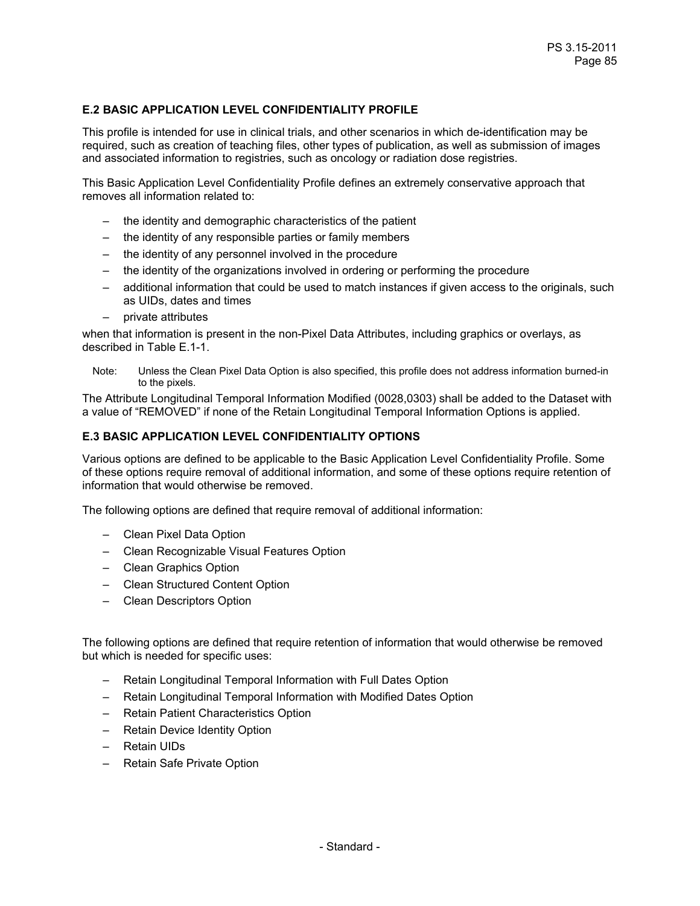## E.2 BASIC APPLICATION LEVEL CONFIDENTIALITY PROFILE

This profile is intended for use in clinical trials, and other scenarios in which de-identification may be required, such as creation of teaching files, other types of publication, as well as submission of images and associated information to registries, such as oncology or radiation dose registries.

This Basic Application Level Confidentiality Profile defines an extremely conservative approach that removes all information related to:

- the identity and demographic characteristics of the patient
- the identity of any responsible parties or family members
- the identity of any personnel involved in the procedure
- the identity of the organizations involved in ordering or performing the procedure
- additional information that could be used to match instances if given access to the originals, such as UIDs, dates and times
- private attributes

when that information is present in the non-Pixel Data Attributes, including graphics or overlays, as described in Table E.1-1.

Note: Unless the Clean Pixel Data Option is also specified, this profile does not address information burned-in to the pixels.

The Attribute Longitudinal Temporal Information Modified (0028,0303) shall be added to the Dataset with a value of “REMOVED” if none of the Retain Longitudinal Temporal Information Options is applied.

## E.3 BASIC APPLICATION LEVEL CONFIDENTIALITY OPTIONS

Various options are defined to be applicable to the Basic Application Level Confidentiality Profile. Some of these options require removal of additional information, and some of these options require retention of information that would otherwise be removed.

The following options are defined that require removal of additional information:

- Clean Pixel Data Option
- Clean Recognizable Visual Features Option
- Clean Graphics Option
- Clean Structured Content Option
- Clean Descriptors Option

The following options are defined that require retention of information that would otherwise be removed but which is needed for specific uses:

- Retain Longitudinal Temporal Information with Full Dates Option
- Retain Longitudinal Temporal Information with Modified Dates Option
- Retain Patient Characteristics Option
- Retain Device Identity Option
- Retain UIDs
- Retain Safe Private Option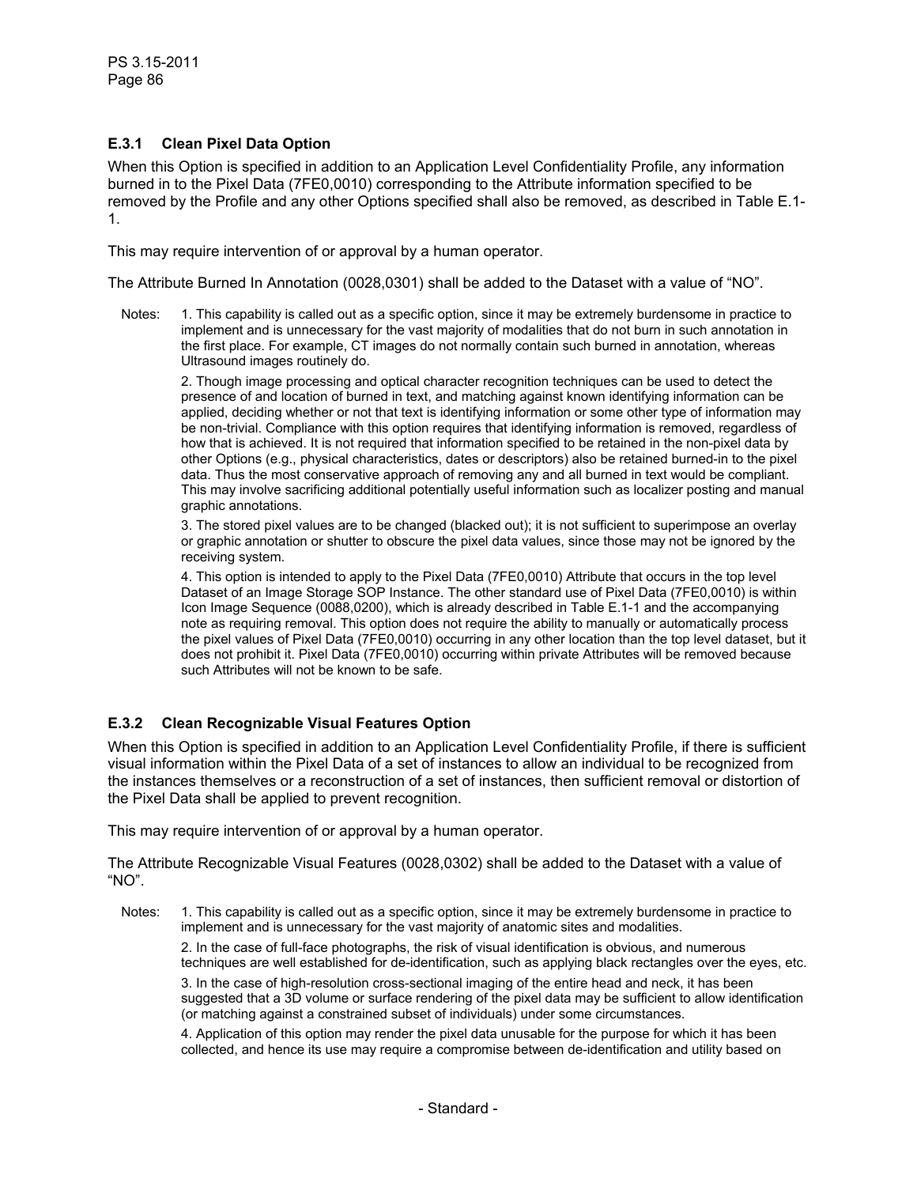### E.3.1 Clean Pixel Data Option

When this Option is specified in addition to an Application Level Confidentiality Profile, any information burned in to the Pixel Data (7FE0,0010) corresponding to the Attribute information specified to be removed by the Profile and any other Options specified shall also be removed, as described in Table E.1-1.

This may require intervention of or approval by a human operator.

The Attribute Burned In Annotation (0028,0301) shall be added to the Dataset with a value of "NO".

Notes: 1. This capability is called out as a specific option, since it may be extremely burdensome in practice to implement and is unnecessary for the vast majority of modalities that do not burn in such annotation in the first place. For example, CT images do not normally contain such burned in annotation, whereas Ultrasound images routinely do.

2. Though image processing and optical character recognition techniques can be used to detect the presence of and location of burned in text, and matching against known identifying information can be applied, deciding whether or not that text is identifying information or some other type of information may be non-trivial. Compliance with this option requires that identifying information is removed, regardless of how that is achieved. It is not required that information specified to be retained in the non-pixel data by other Options (e.g., physical characteristics, dates or descriptors) also be retained burned-in to the pixel data. Thus the most conservative approach of removing any and all burned in text would be compliant. This may involve sacrificing additional potentially useful information such as localizer posting and manual graphic annotations.

3. The stored pixel values are to be changed (blacked out); it is not sufficient to superimpose an overlay or graphic annotation or shutter to obscure the pixel data values, since those may not be ignored by the receiving system.

4. This option is intended to apply to the Pixel Data (7FE0,0010) Attribute that occurs in the top level Dataset of an Image Storage SOP Instance. The other standard use of Pixel Data (7FE0,0010) is within Icon Image Sequence (0088,0200), which is already described in Table E.1-1 and the accompanying note as requiring removal. This option does not require the ability to manually or automatically process the pixel values of Pixel Data (7FE0,0010) occurring in any other location than the top level dataset, but it does not prohibit it. Pixel Data (7FE0,0010) occurring within private Attributes will be removed because such Attributes will not be known to be safe.

### E.3.2 Clean Recognizable Visual Features Option

When this Option is specified in addition to an Application Level Confidentiality Profile, if there is sufficient visual information within the Pixel Data of a set of instances to allow an individual to be recognized from the instances themselves or a reconstruction of a set of instances, then sufficient removal or distortion of the Pixel Data shall be applied to prevent recognition.

This may require intervention of or approval by a human operator.

The Attribute Recognizable Visual Features (0028,0302) shall be added to the Dataset with a value of "NO".

Notes: 1. This capability is called out as a specific option, since it may be extremely burdensome in practice to implement and is unnecessary for the vast majority of anatomic sites and modalities.

2. In the case of full-face photographs, the risk of visual identification is obvious, and numerous techniques are well established for de-identification, such as applying black rectangles over the eyes, etc.

3. In the case of high-resolution cross-sectional imaging of the entire head and neck, it has been suggested that a 3D volume or surface rendering of the pixel data may be sufficient to allow identification (or matching against a constrained subset of individuals) under some circumstances.

4. Application of this option may render the pixel data unusable for the purpose for which it has been collected, and hence its use may require a compromise between de-identification and utility based on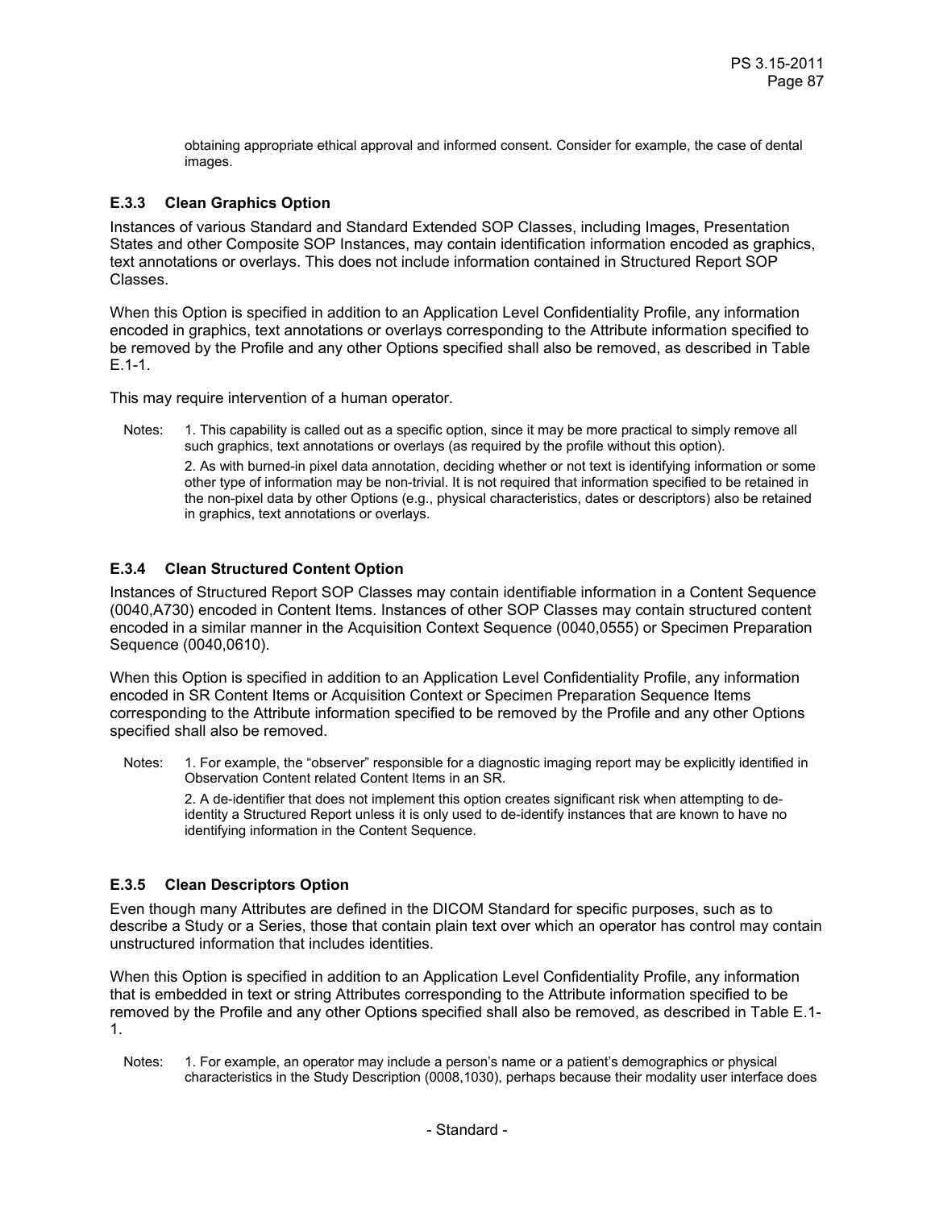obtaining appropriate ethical approval and informed consent. Consider for example, the case of dental images.

### E.3.3 Clean Graphics Option

Instances of various Standard and Standard Extended SOP Classes, including Images, Presentation States and other Composite SOP Instances, may contain identification information encoded as graphics, text annotations or overlays. This does not include information contained in Structured Report SOP Classes.

When this Option is specified in addition to an Application Level Confidentiality Profile, any information encoded in graphics, text annotations or overlays corresponding to the Attribute information specified to be removed by the Profile and any other Options specified shall also be removed, as described in Table E.1-1.

This may require intervention of a human operator.

Notes: 1. This capability is called out as a specific option, since it may be more practical to simply remove all such graphics, text annotations or overlays (as required by the profile without this option).

2. As with burned-in pixel data annotation, deciding whether or not text is identifying information or some other type of information may be non-trivial. It is not required that information specified to be retained in the non-pixel data by other Options (e.g., physical characteristics, dates or descriptors) also be retained in graphics, text annotations or overlays.

### E.3.4 Clean Structured Content Option

Instances of Structured Report SOP Classes may contain identifiable information in a Content Sequence (0040,A730) encoded in Content Items. Instances of other SOP Classes may contain structured content encoded in a similar manner in the Acquisition Context Sequence (0040,0555) or Specimen Preparation Sequence (0040,0610).

When this Option is specified in addition to an Application Level Confidentiality Profile, any information encoded in SR Content Items or Acquisition Context or Specimen Preparation Sequence Items corresponding to the Attribute information specified to be removed by the Profile and any other Options specified shall also be removed.

Notes: 1. For example, the "observer" responsible for a diagnostic imaging report may be explicitly identified in Observation Content related Content Items in an SR.

2. A de-identifier that does not implement this option creates significant risk when attempting to de-identity a Structured Report unless it is only used to de-identify instances that are known to have no identifying information in the Content Sequence.

### E.3.5 Clean Descriptors Option

Even though many Attributes are defined in the DICOM Standard for specific purposes, such as to describe a Study or a Series, those that contain plain text over which an operator has control may contain unstructured information that includes identities.

When this Option is specified in addition to an Application Level Confidentiality Profile, any information that is embedded in text or string Attributes corresponding to the Attribute information specified to be removed by the Profile and any other Options specified shall also be removed, as described in Table E.1-1.

Notes: 1. For example, an operator may include a person's name or a patient's demographics or physical characteristics in the Study Description (0008,1030), perhaps because their modality user interface does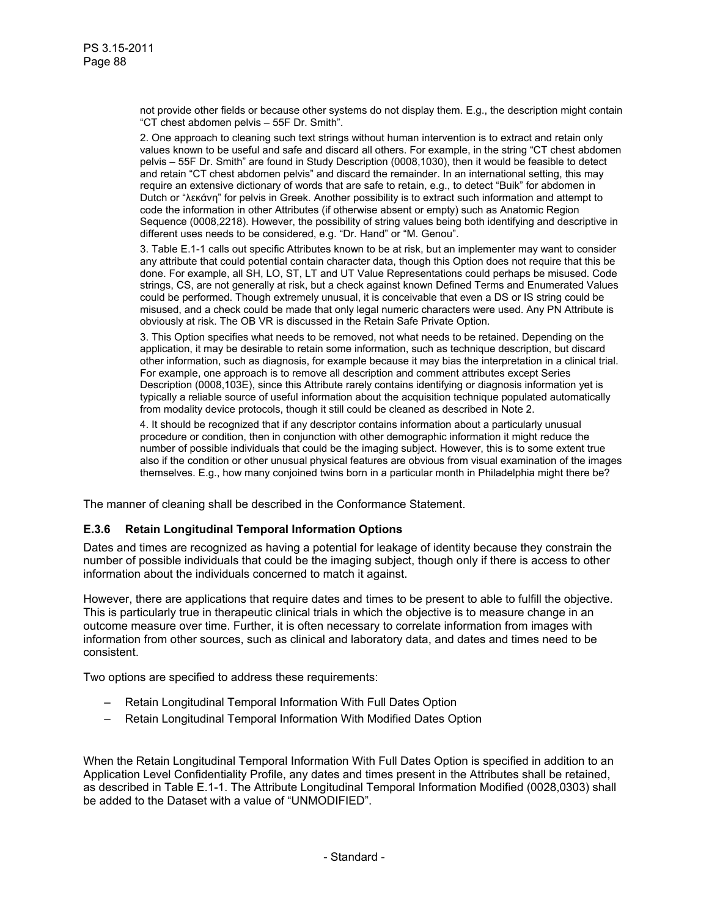not provide other fields or because other systems do not display them. E.g., the description might contain "CT chest abdomen pelvis – 55F Dr. Smith".

2. One approach to cleaning such text strings without human intervention is to extract and retain only values known to be useful and safe and discard all others. For example, in the string "CT chest abdomen pelvis – 55F Dr. Smith" are found in Study Description (0008,1030), then it would be feasible to detect and retain "CT chest abdomen pelvis" and discard the remainder. In an international setting, this may require an extensive dictionary of words that are safe to retain, e.g., to detect "Buik" for abdomen in Dutch or "λεκάνη" for pelvis in Greek. Another possibility is to extract such information and attempt to code the information in other Attributes (if otherwise absent or empty) such as Anatomic Region Sequence (0008,2218). However, the possibility of string values being both identifying and descriptive in different uses needs to be considered, e.g. "Dr. Hand" or "M. Genou".

3. Table E.1-1 calls out specific Attributes known to be at risk, but an implementer may want to consider any attribute that could potential contain character data, though this Option does not require that this be done. For example, all SH, LO, ST, LT and UT Value Representations could perhaps be misused. Code strings, CS, are not generally at risk, but a check against known Defined Terms and Enumerated Values could be performed. Though extremely unusual, it is conceivable that even a DS or IS string could be misused, and a check could be made that only legal numeric characters were used. Any PN Attribute is obviously at risk. The OB VR is discussed in the Retain Safe Private Option.

3. This Option specifies what needs to be removed, not what needs to be retained. Depending on the application, it may be desirable to retain some information, such as technique description, but discard other information, such as diagnosis, for example because it may bias the interpretation in a clinical trial. For example, one approach is to remove all description and comment attributes except Series Description (0008,103E), since this Attribute rarely contains identifying or diagnosis information yet is typically a reliable source of useful information about the acquisition technique populated automatically from modality device protocols, though it still could be cleaned as described in Note 2.

4. It should be recognized that if any descriptor contains information about a particularly unusual procedure or condition, then in conjunction with other demographic information it might reduce the number of possible individuals that could be the imaging subject. However, this is to some extent true also if the condition or other unusual physical features are obvious from visual examination of the images themselves. E.g., how many conjoined twins born in a particular month in Philadelphia might there be?

The manner of cleaning shall be described in the Conformance Statement.

### E.3.6 Retain Longitudinal Temporal Information Options

Dates and times are recognized as having a potential for leakage of identity because they constrain the number of possible individuals that could be the imaging subject, though only if there is access to other information about the individuals concerned to match it against.

However, there are applications that require dates and times to be present to able to fulfill the objective. This is particularly true in therapeutic clinical trials in which the objective is to measure change in an outcome measure over time. Further, it is often necessary to correlate information from images with information from other sources, such as clinical and laboratory data, and dates and times need to be consistent.

Two options are specified to address these requirements:

– Retain Longitudinal Temporal Information With Full Dates Option

– Retain Longitudinal Temporal Information With Modified Dates Option

When the Retain Longitudinal Temporal Information With Full Dates Option is specified in addition to an Application Level Confidentiality Profile, any dates and times present in the Attributes shall be retained, as described in Table E.1-1. The Attribute Longitudinal Temporal Information Modified (0028,0303) shall be added to the Dataset with a value of "UNMODIFIED".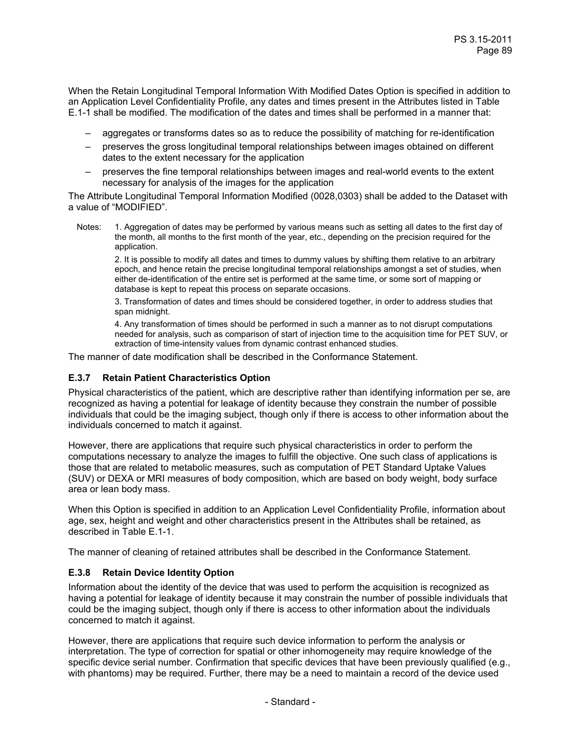When the Retain Longitudinal Temporal Information With Modified Dates Option is specified in addition to an Application Level Confidentiality Profile, any dates and times present in the Attributes listed in Table E.1-1 shall be modified. The modification of the dates and times shall be performed in a manner that:

- aggregates or transforms dates so as to reduce the possibility of matching for re-identification
- preserves the gross longitudinal temporal relationships between images obtained on different dates to the extent necessary for the application
- preserves the fine temporal relationships between images and real-world events to the extent necessary for analysis of the images for the application

The Attribute Longitudinal Temporal Information Modified (0028,0303) shall be added to the Dataset with a value of "MODIFIED".

Notes: 1. Aggregation of dates may be performed by various means such as setting all dates to the first day of the month, all months to the first month of the year, etc., depending on the precision required for the application.

2. It is possible to modify all dates and times to dummy values by shifting them relative to an arbitrary epoch, and hence retain the precise longitudinal temporal relationships amongst a set of studies, when either de-identification of the entire set is performed at the same time, or some sort of mapping or database is kept to repeat this process on separate occasions.

3. Transformation of dates and times should be considered together, in order to address studies that span midnight.

4. Any transformation of times should be performed in such a manner as to not disrupt computations needed for analysis, such as comparison of start of injection time to the acquisition time for PET SUV, or extraction of time-intensity values from dynamic contrast enhanced studies.

The manner of date modification shall be described in the Conformance Statement.

### E.3.7 Retain Patient Characteristics Option

Physical characteristics of the patient, which are descriptive rather than identifying information per se, are recognized as having a potential for leakage of identity because they constrain the number of possible individuals that could be the imaging subject, though only if there is access to other information about the individuals concerned to match it against.

However, there are applications that require such physical characteristics in order to perform the computations necessary to analyze the images to fulfill the objective. One such class of applications is those that are related to metabolic measures, such as computation of PET Standard Uptake Values (SUV) or DEXA or MRI measures of body composition, which are based on body weight, body surface area or lean body mass.

When this Option is specified in addition to an Application Level Confidentiality Profile, information about age, sex, height and weight and other characteristics present in the Attributes shall be retained, as described in Table E.1-1.

The manner of cleaning of retained attributes shall be described in the Conformance Statement.

### E.3.8 Retain Device Identity Option

Information about the identity of the device that was used to perform the acquisition is recognized as having a potential for leakage of identity because it may constrain the number of possible individuals that could be the imaging subject, though only if there is access to other information about the individuals concerned to match it against.

However, there are applications that require such device information to perform the analysis or interpretation. The type of correction for spatial or other inhomogeneity may require knowledge of the specific device serial number. Confirmation that specific devices that have been previously qualified (e.g., with phantoms) may be required. Further, there may be a need to maintain a record of the device used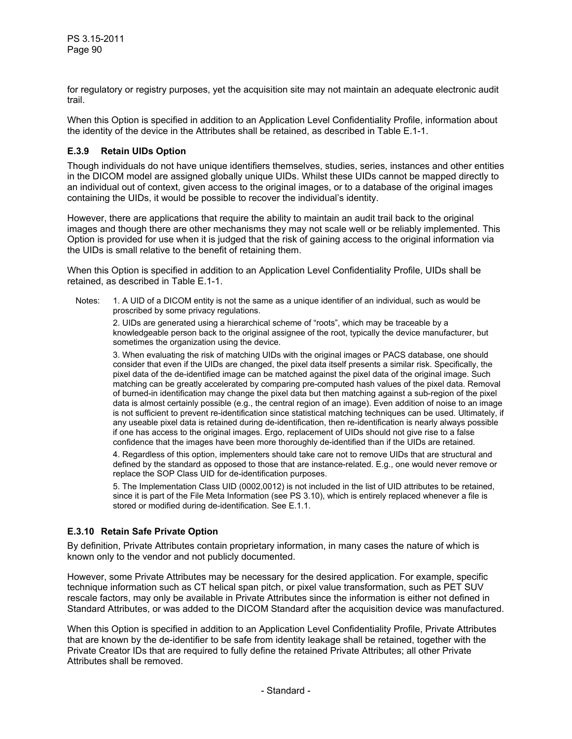for regulatory or registry purposes, yet the acquisition site may not maintain an adequate electronic audit trail.

When this Option is specified in addition to an Application Level Confidentiality Profile, information about the identity of the device in the Attributes shall be retained, as described in Table E.1-1.

### E.3.9 Retain UIDs Option

Though individuals do not have unique identifiers themselves, studies, series, instances and other entities in the DICOM model are assigned globally unique UIDs. Whilst these UIDs cannot be mapped directly to an individual out of context, given access to the original images, or to a database of the original images containing the UIDs, it would be possible to recover the individual's identity.

However, there are applications that require the ability to maintain an audit trail back to the original images and though there are other mechanisms they may not scale well or be reliably implemented. This Option is provided for use when it is judged that the risk of gaining access to the original information via the UIDs is small relative to the benefit of retaining them.

When this Option is specified in addition to an Application Level Confidentiality Profile, UIDs shall be retained, as described in Table E.1-1.

Notes:

1. A UID of a DICOM entity is not the same as a unique identifier of an individual, such as would be proscribed by some privacy regulations.

2. UIDs are generated using a hierarchical scheme of "roots", which may be traceable by a knowledgeable person back to the original assignee of the root, typically the device manufacturer, but sometimes the organization using the device.

3. When evaluating the risk of matching UIDs with the original images or PACS database, one should consider that even if the UIDs are changed, the pixel data itself presents a similar risk. Specifically, the pixel data of the de-identified image can be matched against the pixel data of the original image. Such matching can be greatly accelerated by comparing pre-computed hash values of the pixel data. Removal of burned-in identification may change the pixel data but then matching against a sub-region of the pixel data is almost certainly possible (e.g., the central region of an image). Even addition of noise to an image is not sufficient to prevent re-identification since statistical matching techniques can be used. Ultimately, if any useable pixel data is retained during de-identification, then re-identification is nearly always possible if one has access to the original images. Ergo, replacement of UIDs should not give rise to a false confidence that the images have been more thoroughly de-identified than if the UIDs are retained.

4. Regardless of this option, implementers should take care not to remove UIDs that are structural and defined by the standard as opposed to those that are instance-related. E.g., one would never remove or replace the SOP Class UID for de-identification purposes.

5. The Implementation Class UID (0002,0012) is not included in the list of UID attributes to be retained, since it is part of the File Meta Information (see PS 3.10), which is entirely replaced whenever a file is stored or modified during de-identification. See E.1.1.

### E.3.10 Retain Safe Private Option

By definition, Private Attributes contain proprietary information, in many cases the nature of which is known only to the vendor and not publicly documented.

However, some Private Attributes may be necessary for the desired application. For example, specific technique information such as CT helical span pitch, or pixel value transformation, such as PET SUV rescale factors, may only be available in Private Attributes since the information is either not defined in Standard Attributes, or was added to the DICOM Standard after the acquisition device was manufactured.

When this Option is specified in addition to an Application Level Confidentiality Profile, Private Attributes that are known by the de-identifier to be safe from identity leakage shall be retained, together with the Private Creator IDs that are required to fully define the retained Private Attributes; all other Private Attributes shall be removed.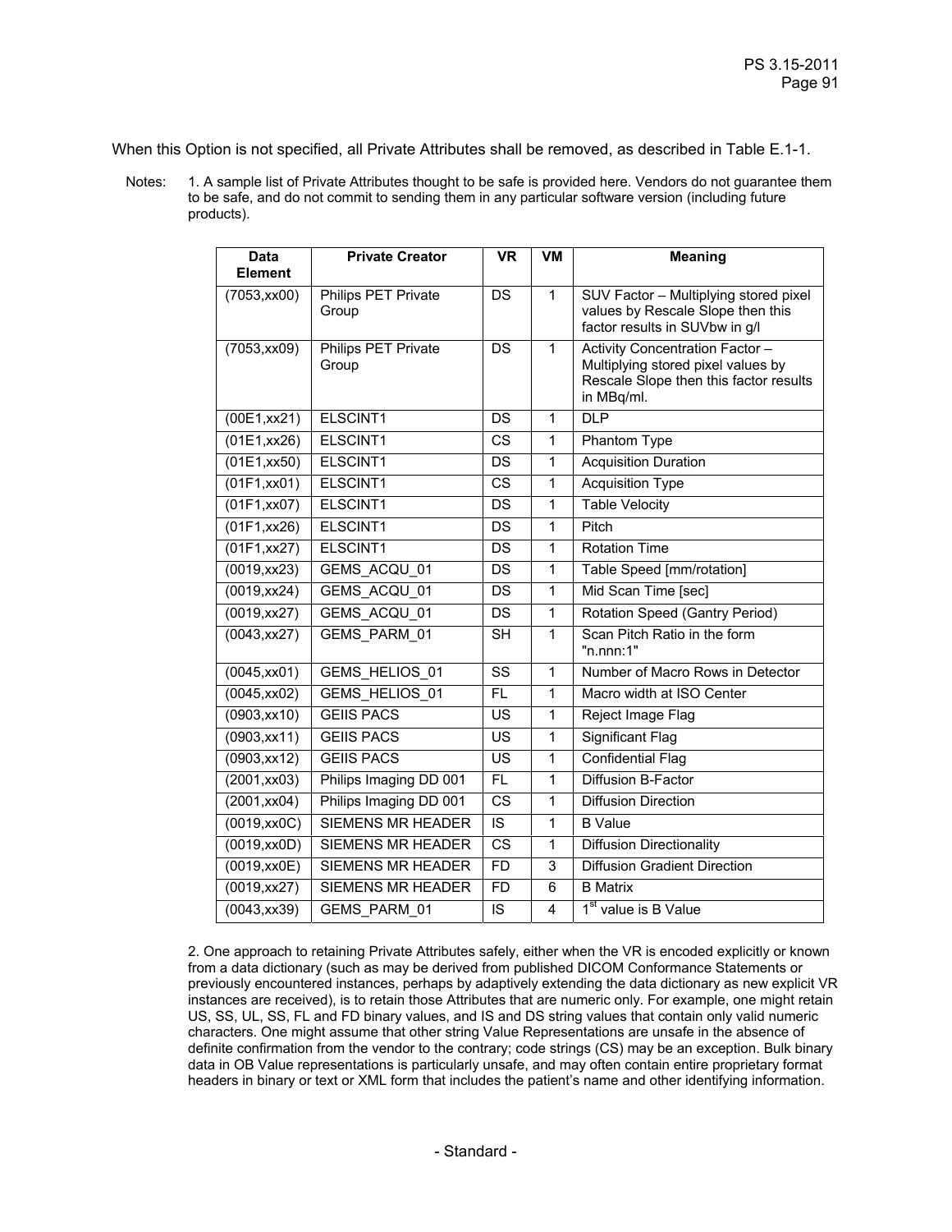When this Option is not specified, all Private Attributes shall be removed, as described in Table E.1-1.

Notes: 1. A sample list of Private Attributes thought to be safe is provided here. Vendors do not guarantee them to be safe, and do not commit to sending them in any particular software version (including future products).

| Data Element | Private Creator | VR | VM | Meaning |
|---|---|---|---|---|
| (7053,xx00) | Philips PET Private Group | DS | 1 | SUV Factor – Multiplying stored pixel values by Rescale Slope then this factor results in SUVbw in g/l |
| (7053,xx09) | Philips PET Private Group | DS | 1 | Activity Concentration Factor – Multiplying stored pixel values by Rescale Slope then this factor results in MBq/ml. |
| (00E1,xx21) | ELSCINT1 | DS | 1 | DLP |
| (01E1,xx26) | ELSCINT1 | CS | 1 | Phantom Type |
| (01E1,xx50) | ELSCINT1 | DS | 1 | Acquisition Duration |
| (01F1,xx01) | ELSCINT1 | CS | 1 | Acquisition Type |
| (01F1,xx07) | ELSCINT1 | DS | 1 | Table Velocity |
| (01F1,xx26) | ELSCINT1 | DS | 1 | Pitch |
| (01F1,xx27) | ELSCINT1 | DS | 1 | Rotation Time |
| (0019,xx23) | GEMS_ACQU_01 | DS | 1 | Table Speed [mm/rotation] |
| (0019,xx24) | GEMS_ACQU_01 | DS | 1 | Mid Scan Time [sec] |
| (0019,xx27) | GEMS_ACQU_01 | DS | 1 | Rotation Speed (Gantry Period) |
| (0043,xx27) | GEMS_PARM_01 | SH | 1 | Scan Pitch Ratio in the form "n.nnn:1" |
| (0045,xx01) | GEMS_HELIOS_01 | SS | 1 | Number of Macro Rows in Detector |
| (0045,xx02) | GEMS_HELIOS_01 | FL | 1 | Macro width at ISO Center |
| (0903,xx10) | GEIIS PACS | US | 1 | Reject Image Flag |
| (0903,xx11) | GEIIS PACS | US | 1 | Significant Flag |
| (0903,xx12) | GEIIS PACS | US | 1 | Confidential Flag |
| (2001,xx03) | Philips Imaging DD 001 | FL | 1 | Diffusion B-Factor |
| (2001,xx04) | Philips Imaging DD 001 | CS | 1 | Diffusion Direction |
| (0019,xx0C) | SIEMENS MR HEADER | IS | 1 | B Value |
| (0019,xx0D) | SIEMENS MR HEADER | CS | 1 | Diffusion Directionality |
| (0019,xx0E) | SIEMENS MR HEADER | FD | 3 | Diffusion Gradient Direction |
| (0019,xx27) | SIEMENS MR HEADER | FD | 6 | B Matrix |
| (0043,xx39) | GEMS_PARM_01 | IS | 4 | 1st value is B Value |

2. One approach to retaining Private Attributes safely, either when the VR is encoded explicitly or known from a data dictionary (such as may be derived from published DICOM Conformance Statements or previously encountered instances, perhaps by adaptively extending the data dictionary as new explicit VR instances are received), is to retain those Attributes that are numeric only. For example, one might retain US, SS, UL, SS, FL and FD binary values, and IS and DS string values that contain only valid numeric characters. One might assume that other string Value Representations are unsafe in the absence of definite confirmation from the vendor to the contrary; code strings (CS) may be an exception. Bulk binary data in OB Value representations is particularly unsafe, and may often contain entire proprietary format headers in binary or text or XML form that includes the patient's name and other identifying information.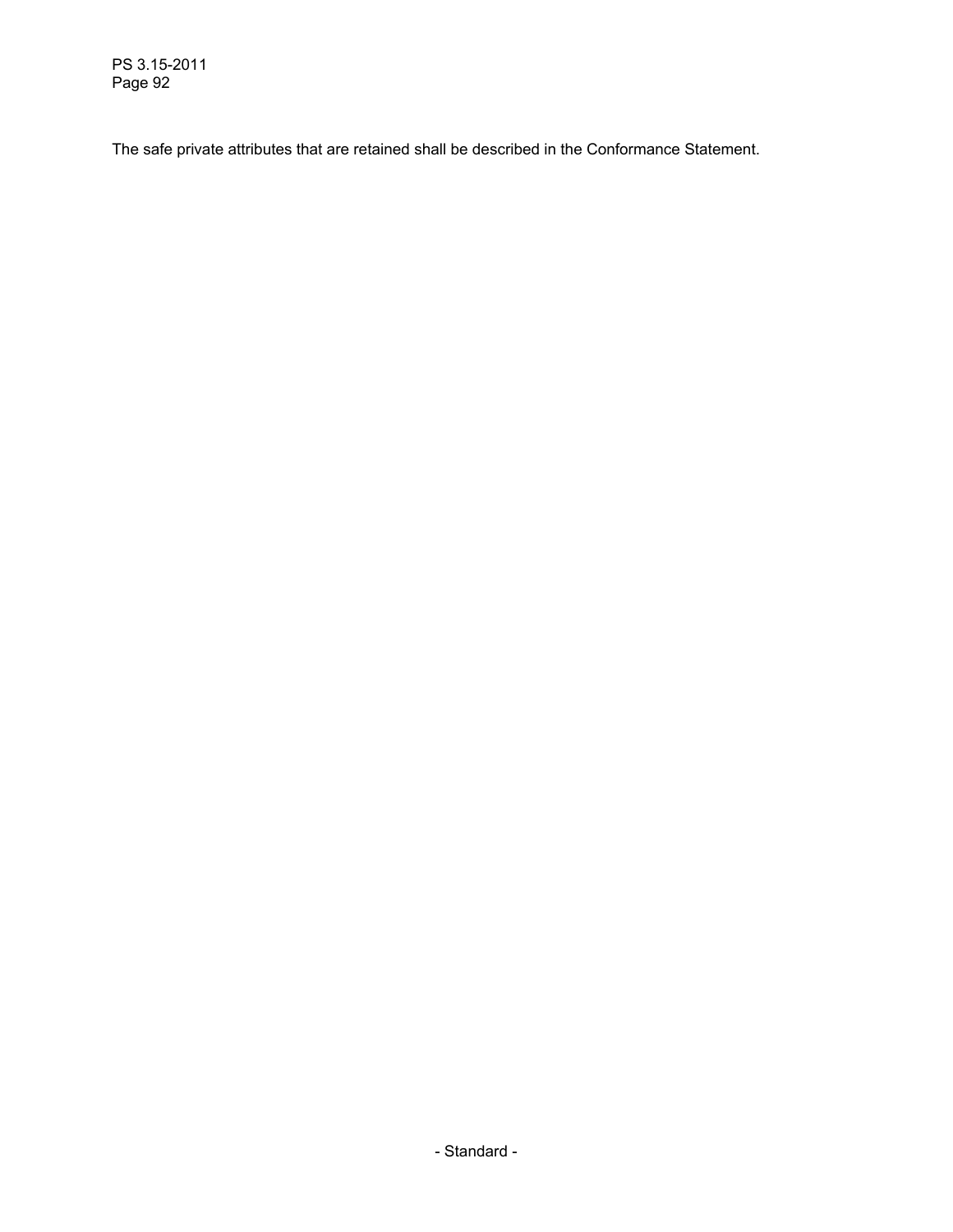The safe private attributes that are retained shall be described in the Conformance Statement.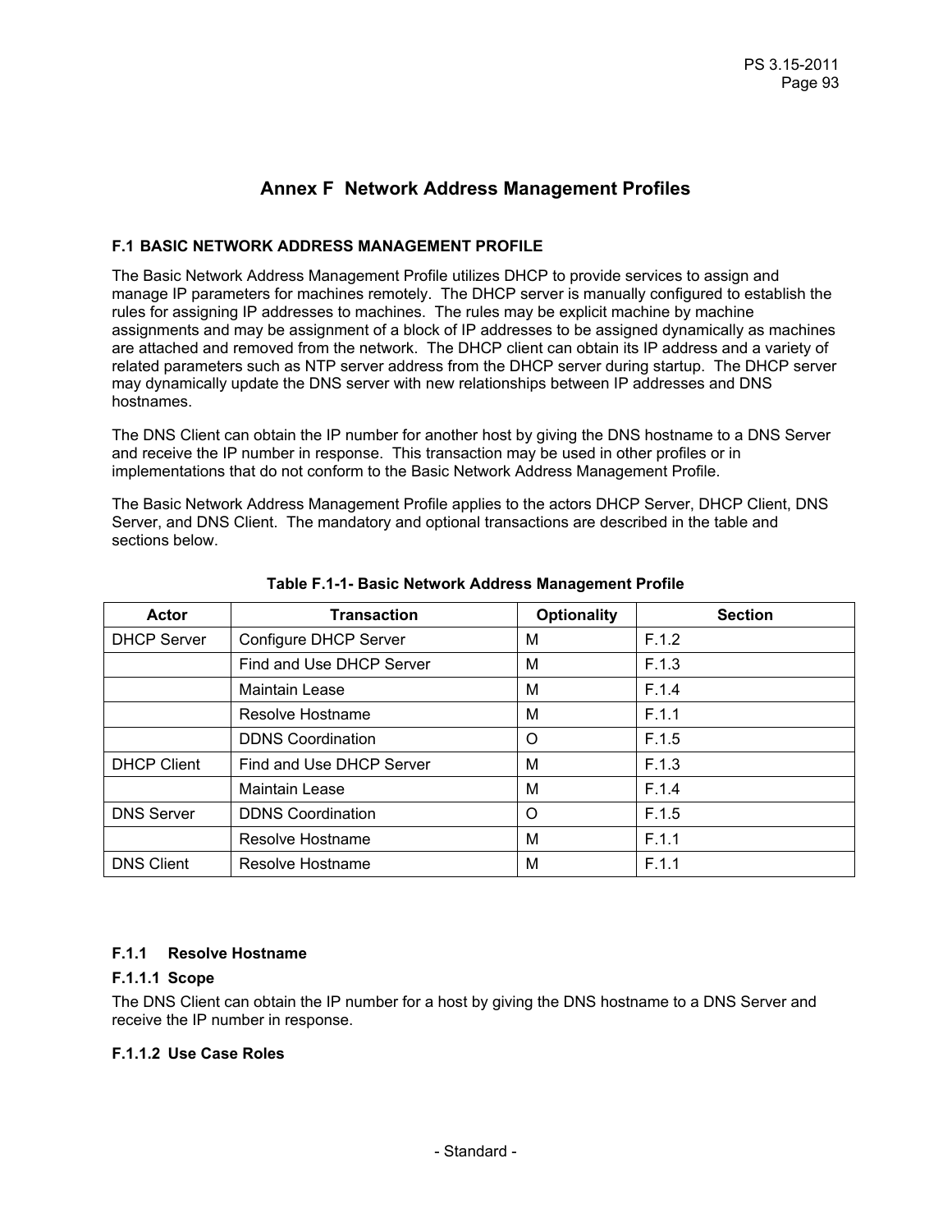# Annex F Network Address Management Profiles

## F.1 BASIC NETWORK ADDRESS MANAGEMENT PROFILE

The Basic Network Address Management Profile utilizes DHCP to provide services to assign and manage IP parameters for machines remotely. The DHCP server is manually configured to establish the rules for assigning IP addresses to machines. The rules may be explicit machine by machine assignments and may be assignment of a block of IP addresses to be assigned dynamically as machines are attached and removed from the network. The DHCP client can obtain its IP address and a variety of related parameters such as NTP server address from the DHCP server during startup. The DHCP server may dynamically update the DNS server with new relationships between IP addresses and DNS hostnames.

The DNS Client can obtain the IP number for another host by giving the DNS hostname to a DNS Server and receive the IP number in response. This transaction may be used in other profiles or in implementations that do not conform to the Basic Network Address Management Profile.

The Basic Network Address Management Profile applies to the actors DHCP Server, DHCP Client, DNS Server, and DNS Client. The mandatory and optional transactions are described in the table and sections below.

**Table F.1-1- Basic Network Address Management Profile**

| Actor | Transaction | Optionality | Section |
|---|---|---|---|
| DHCP Server | Configure DHCP Server | M | F.1.2 |
| | Find and Use DHCP Server | M | F.1.3 |
| | Maintain Lease | M | F.1.4 |
| | Resolve Hostname | M | F.1.1 |
| | DDNS Coordination | O | F.1.5 |
| DHCP Client | Find and Use DHCP Server | M | F.1.3 |
| | Maintain Lease | M | F.1.4 |
| DNS Server | DDNS Coordination | O | F.1.5 |
| | Resolve Hostname | M | F.1.1 |
| DNS Client | Resolve Hostname | M | F.1.1 |

### F.1.1 Resolve Hostname

#### F.1.1.1 Scope

The DNS Client can obtain the IP number for a host by giving the DNS hostname to a DNS Server and receive the IP number in response.

#### F.1.1.2 Use Case Roles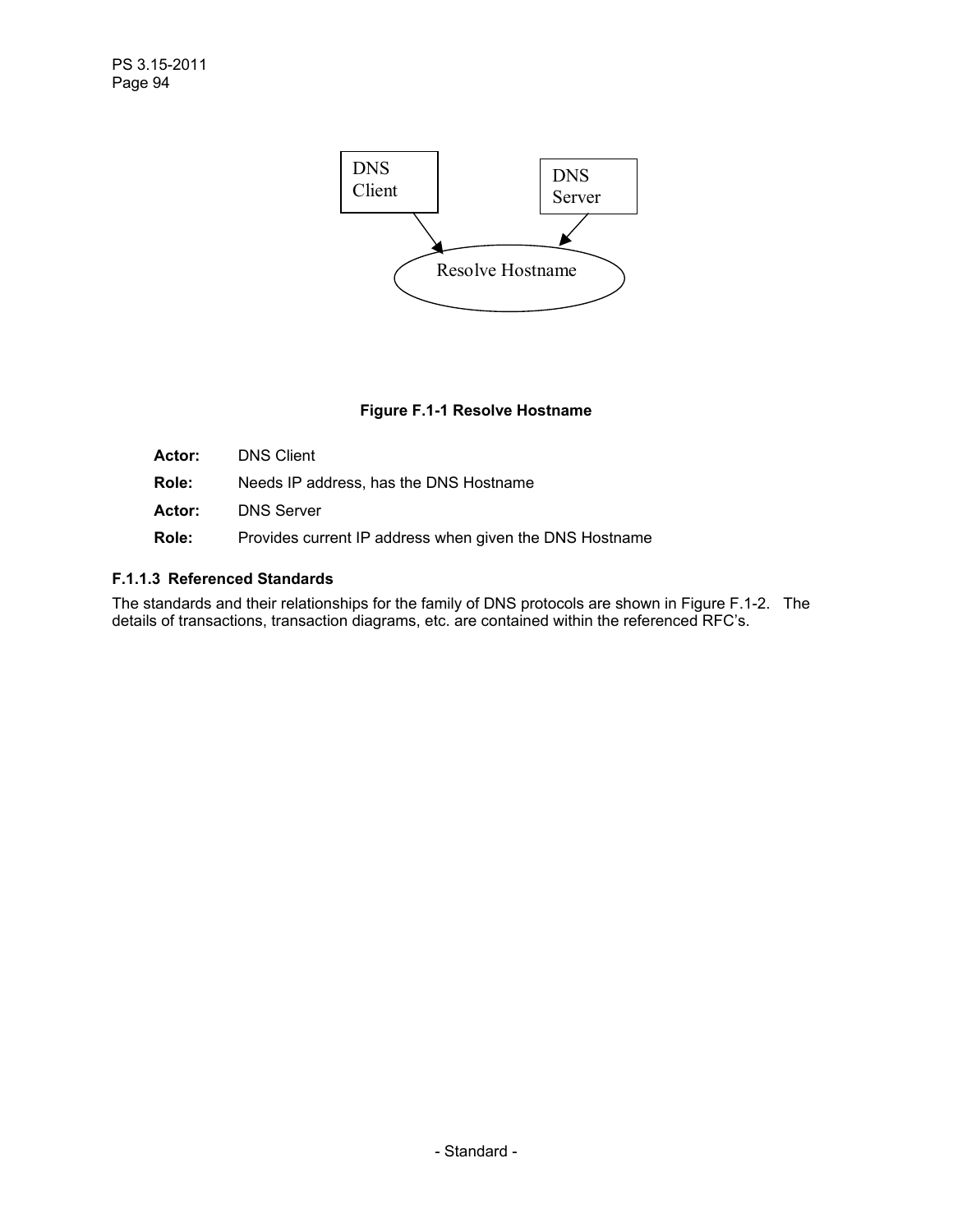DNS Client

DNS Server

Resolve Hostname

**Figure F.1-1 Resolve Hostname**

**Actor:** DNS Client

**Role:** Needs IP address, has the DNS Hostname

**Actor:** DNS Server

**Role:** Provides current IP address when given the DNS Hostname

### F.1.1.3 Referenced Standards

The standards and their relationships for the family of DNS protocols are shown in Figure F.1-2. The details of transactions, transaction diagrams, etc. are contained within the referenced RFC's.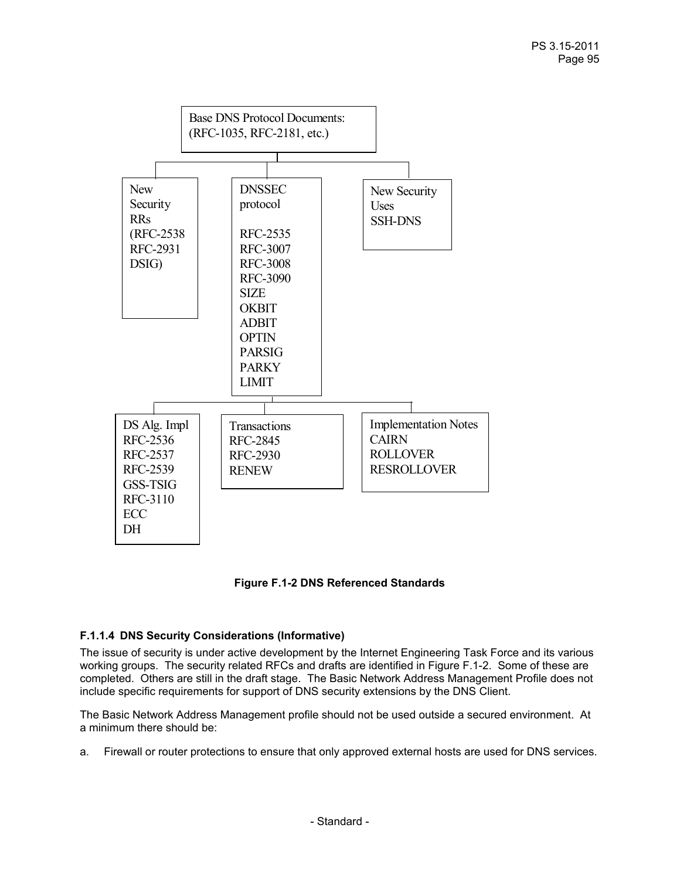Base DNS Protocol Documents:
(RFC-1035, RFC-2181, etc.)

New Security RRs
(RFC-2538
RFC-2931
DSIG)

DNSSEC protocol

RFC-2535
RFC-3007
RFC-3008
RFC-3090
SIZE
OKBIT
ADBIT
OPTIN
PARSIG
PARKY
LIMIT

New Security Uses
SSH-DNS

DS Alg. Impl
RFC-2536
RFC-2537
RFC-2539
GSS-TSIG
RFC-3110
ECC
DH

Transactions
RFC-2845
RFC-2930
RENEW

Implementation Notes
CAIRN
ROLLOVER
RESROLLOVER

**Figure F.1-2 DNS Referenced Standards**

#### F.1.1.4 DNS Security Considerations (Informative)

The issue of security is under active development by the Internet Engineering Task Force and its various working groups. The security related RFCs and drafts are identified in Figure F.1-2. Some of these are completed. Others are still in the draft stage. The Basic Network Address Management Profile does not include specific requirements for support of DNS security extensions by the DNS Client.

The Basic Network Address Management profile should not be used outside a secured environment. At a minimum there should be:

a. Firewall or router protections to ensure that only approved external hosts are used for DNS services.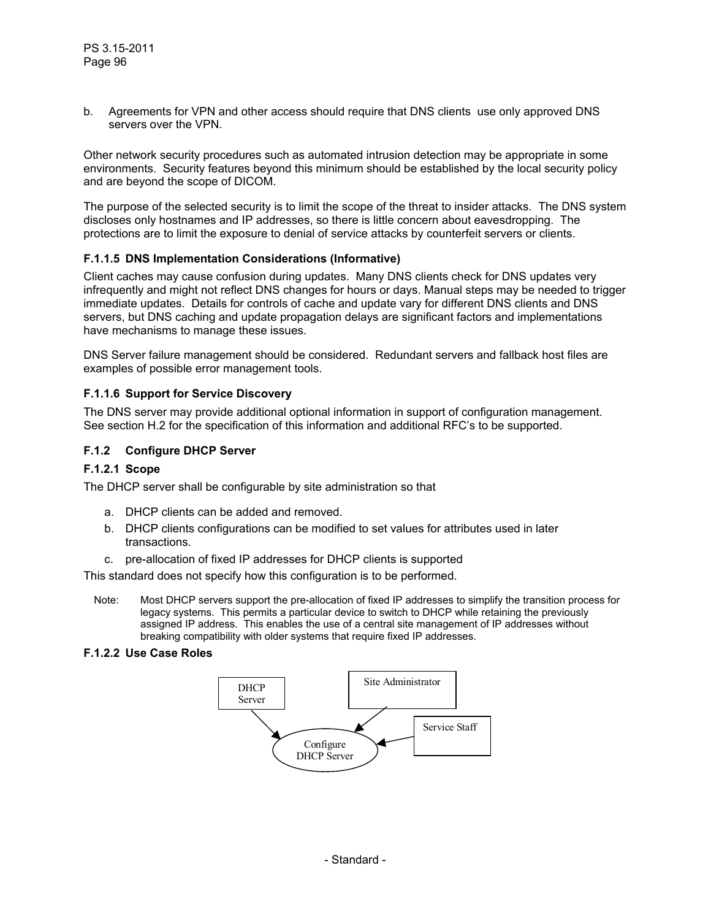b. Agreements for VPN and other access should require that DNS clients use only approved DNS servers over the VPN.

Other network security procedures such as automated intrusion detection may be appropriate in some environments. Security features beyond this minimum should be established by the local security policy and are beyond the scope of DICOM.

The purpose of the selected security is to limit the scope of the threat to insider attacks. The DNS system discloses only hostnames and IP addresses, so there is little concern about eavesdropping. The protections are to limit the exposure to denial of service attacks by counterfeit servers or clients.

#### F.1.1.5 DNS Implementation Considerations (Informative)

Client caches may cause confusion during updates. Many DNS clients check for DNS updates very infrequently and might not reflect DNS changes for hours or days. Manual steps may be needed to trigger immediate updates. Details for controls of cache and update vary for different DNS clients and DNS servers, but DNS caching and update propagation delays are significant factors and implementations have mechanisms to manage these issues.

DNS Server failure management should be considered. Redundant servers and fallback host files are examples of possible error management tools.

#### F.1.1.6 Support for Service Discovery

The DNS server may provide additional optional information in support of configuration management. See section H.2 for the specification of this information and additional RFC's to be supported.

### F.1.2 Configure DHCP Server

#### F.1.2.1 Scope

The DHCP server shall be configurable by site administration so that

a. DHCP clients can be added and removed.
b. DHCP clients configurations can be modified to set values for attributes used in later transactions.
c. pre-allocation of fixed IP addresses for DHCP clients is supported

This standard does not specify how this configuration is to be performed.

Note: Most DHCP servers support the pre-allocation of fixed IP addresses to simplify the transition process for legacy systems. This permits a particular device to switch to DHCP while retaining the previously assigned IP address. This enables the use of a central site management of IP addresses without breaking compatibility with older systems that require fixed IP addresses.

#### F.1.2.2 Use Case Roles

DHCP Server

Site Administrator

Service Staff

Configure DHCP Server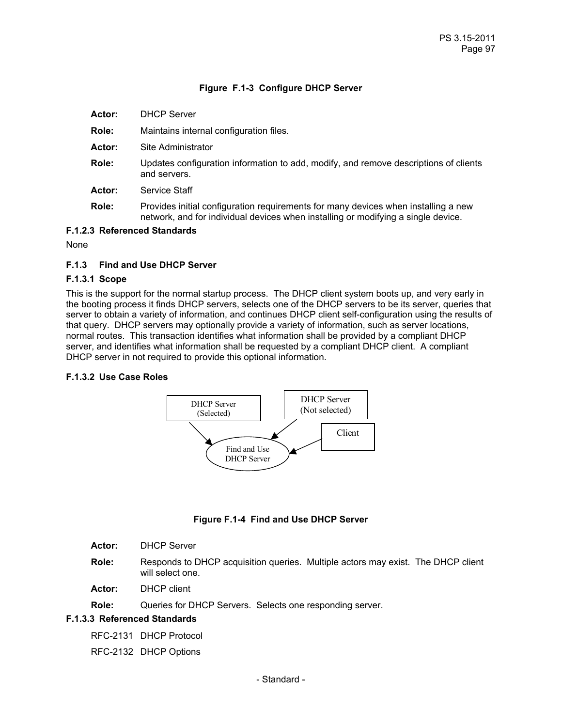**Figure F.1-3 Configure DHCP Server**

**Actor:** DHCP Server

**Role:** Maintains internal configuration files.

**Actor:** Site Administrator

**Role:** Updates configuration information to add, modify, and remove descriptions of clients and servers.

**Actor:** Service Staff

**Role:** Provides initial configuration requirements for many devices when installing a new network, and for individual devices when installing or modifying a single device.

### F.1.2.3 Referenced Standards

None

## F.1.3 Find and Use DHCP Server

### F.1.3.1 Scope

This is the support for the normal startup process. The DHCP client system boots up, and very early in the booting process it finds DHCP servers, selects one of the DHCP servers to be its server, queries that server to obtain a variety of information, and continues DHCP client self-configuration using the results of that query. DHCP servers may optionally provide a variety of information, such as server locations, normal routes. This transaction identifies what information shall be provided by a compliant DHCP server, and identifies what information shall be requested by a compliant DHCP client. A compliant DHCP server in not required to provide this optional information.

### F.1.3.2 Use Case Roles

DHCP Server (Selected)

DHCP Server (Not selected)

Client

Find and Use DHCP Server

**Figure F.1-4 Find and Use DHCP Server**

**Actor:** DHCP Server

**Role:** Responds to DHCP acquisition queries. Multiple actors may exist. The DHCP client will select one.

**Actor:** DHCP client

**Role:** Queries for DHCP Servers. Selects one responding server.

### F.1.3.3 Referenced Standards

RFC-2131 DHCP Protocol

RFC-2132 DHCP Options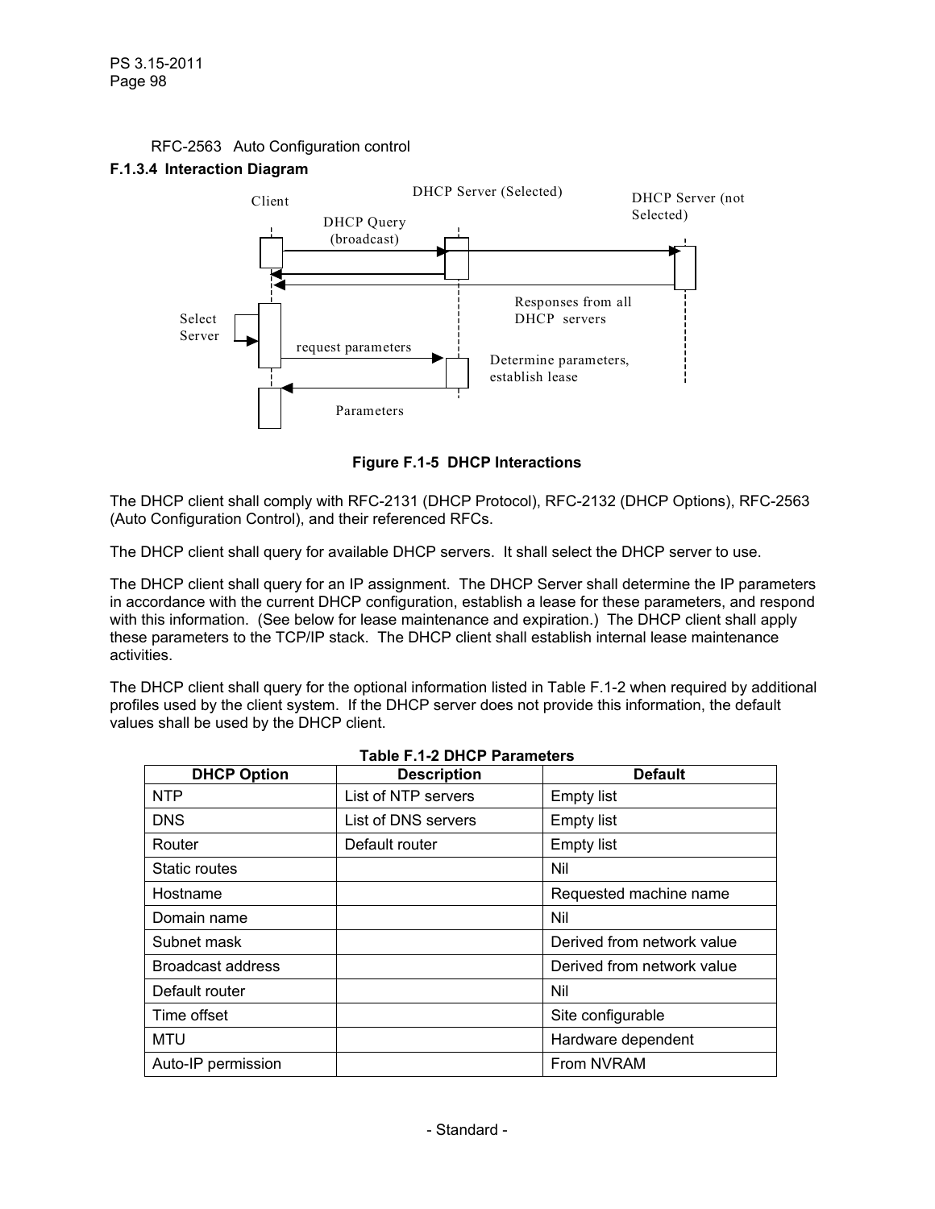RFC-2563 Auto Configuration control

#### F.1.3.4 Interaction Diagram

Client

DHCP Server (Selected)

DHCP Server (not Selected)

DHCP Query (broadcast)

Responses from all DHCP servers

Select Server

request parameters

Determine parameters, establish lease

Parameters

**Figure F.1-5 DHCP Interactions**

The DHCP client shall comply with RFC-2131 (DHCP Protocol), RFC-2132 (DHCP Options), RFC-2563 (Auto Configuration Control), and their referenced RFCs.

The DHCP client shall query for available DHCP servers. It shall select the DHCP server to use.

The DHCP client shall query for an IP assignment. The DHCP Server shall determine the IP parameters in accordance with the current DHCP configuration, establish a lease for these parameters, and respond with this information. (See below for lease maintenance and expiration.) The DHCP client shall apply these parameters to the TCP/IP stack. The DHCP client shall establish internal lease maintenance activities.

The DHCP client shall query for the optional information listed in Table F.1-2 when required by additional profiles used by the client system. If the DHCP server does not provide this information, the default values shall be used by the DHCP client.

**Table F.1-2 DHCP Parameters**

| DHCP Option | Description | Default |
|---|---|---|
| NTP | List of NTP servers | Empty list |
| DNS | List of DNS servers | Empty list |
| Router | Default router | Empty list |
| Static routes | | Nil |
| Hostname | | Requested machine name |
| Domain name | | Nil |
| Subnet mask | | Derived from network value |
| Broadcast address | | Derived from network value |
| Default router | | Nil |
| Time offset | | Site configurable |
| MTU | | Hardware dependent |
| Auto-IP permission | | From NVRAM |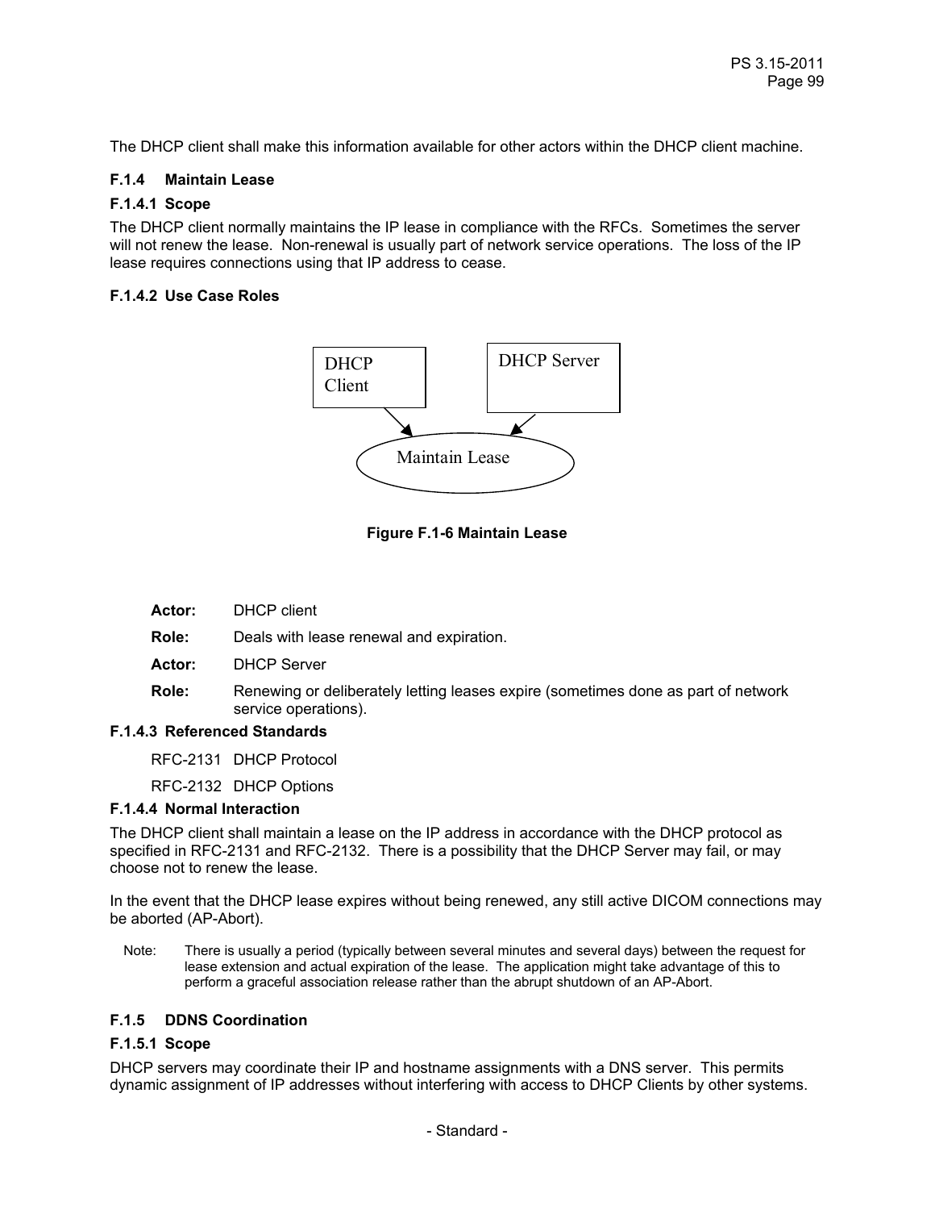The DHCP client shall make this information available for other actors within the DHCP client machine.

### F.1.4 Maintain Lease

#### F.1.4.1 Scope

The DHCP client normally maintains the IP lease in compliance with the RFCs. Sometimes the server will not renew the lease. Non-renewal is usually part of network service operations. The loss of the IP lease requires connections using that IP address to cease.

#### F.1.4.2 Use Case Roles

DHCP Client

DHCP Server

Maintain Lease

**Figure F.1-6 Maintain Lease**

**Actor:** DHCP client

**Role:** Deals with lease renewal and expiration.

**Actor:** DHCP Server

**Role:** Renewing or deliberately letting leases expire (sometimes done as part of network service operations).

#### F.1.4.3 Referenced Standards

RFC-2131 DHCP Protocol

RFC-2132 DHCP Options

#### F.1.4.4 Normal Interaction

The DHCP client shall maintain a lease on the IP address in accordance with the DHCP protocol as specified in RFC-2131 and RFC-2132. There is a possibility that the DHCP Server may fail, or may choose not to renew the lease.

In the event that the DHCP lease expires without being renewed, any still active DICOM connections may be aborted (AP-Abort).

Note: There is usually a period (typically between several minutes and several days) between the request for lease extension and actual expiration of the lease. The application might take advantage of this to perform a graceful association release rather than the abrupt shutdown of an AP-Abort.

### F.1.5 DDNS Coordination

#### F.1.5.1 Scope

DHCP servers may coordinate their IP and hostname assignments with a DNS server. This permits dynamic assignment of IP addresses without interfering with access to DHCP Clients by other systems.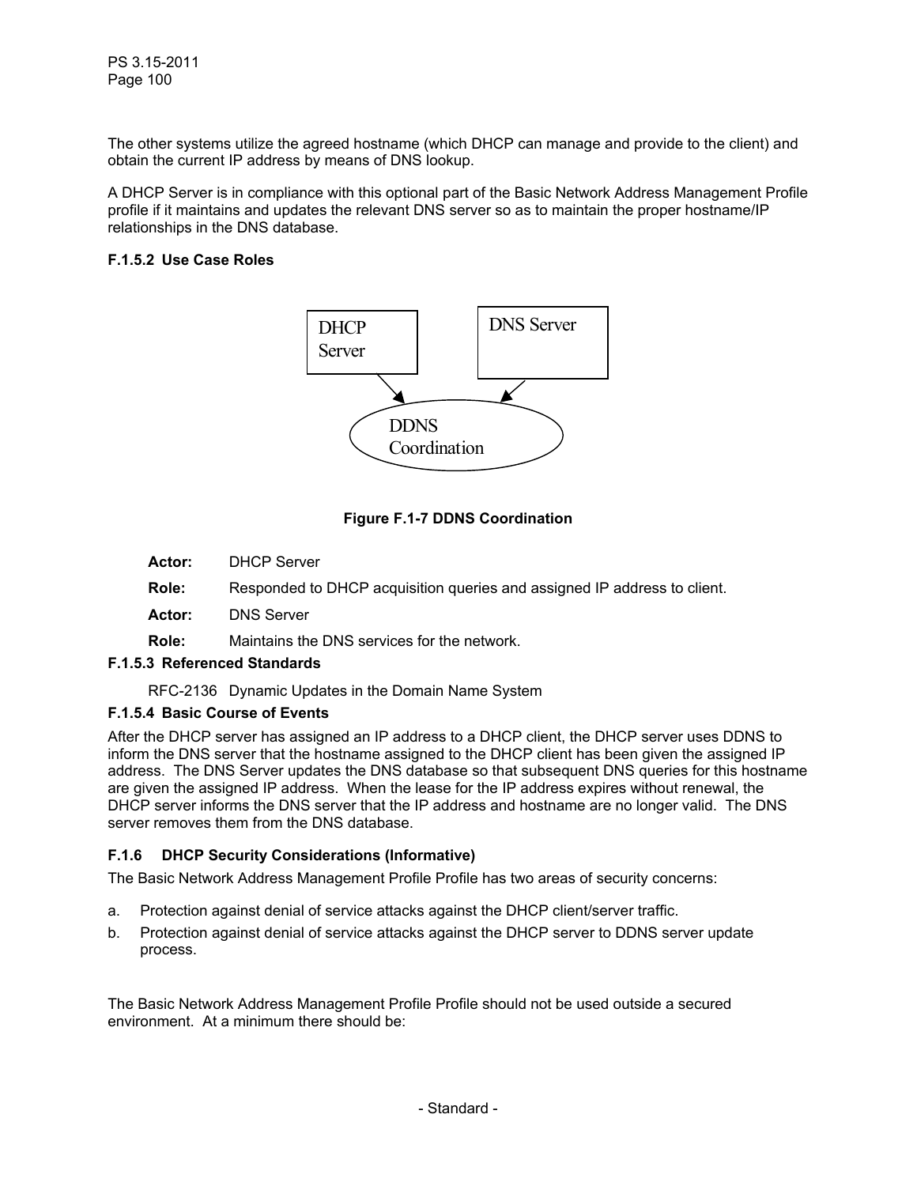The other systems utilize the agreed hostname (which DHCP can manage and provide to the client) and obtain the current IP address by means of DNS lookup.

A DHCP Server is in compliance with this optional part of the Basic Network Address Management Profile profile if it maintains and updates the relevant DNS server so as to maintain the proper hostname/IP relationships in the DNS database.

#### F.1.5.2 Use Case Roles

DHCP Server

DNS Server

DDNS Coordination

**Figure F.1-7 DDNS Coordination**

**Actor:** DHCP Server

**Role:** Responded to DHCP acquisition queries and assigned IP address to client.

**Actor:** DNS Server

**Role:** Maintains the DNS services for the network.

#### F.1.5.3 Referenced Standards

RFC-2136 Dynamic Updates in the Domain Name System

#### F.1.5.4 Basic Course of Events

After the DHCP server has assigned an IP address to a DHCP client, the DHCP server uses DDNS to inform the DNS server that the hostname assigned to the DHCP client has been given the assigned IP address. The DNS Server updates the DNS database so that subsequent DNS queries for this hostname are given the assigned IP address. When the lease for the IP address expires without renewal, the DHCP server informs the DNS server that the IP address and hostname are no longer valid. The DNS server removes them from the DNS database.

### F.1.6 DHCP Security Considerations (Informative)

The Basic Network Address Management Profile Profile has two areas of security concerns:

a. Protection against denial of service attacks against the DHCP client/server traffic.

b. Protection against denial of service attacks against the DHCP server to DDNS server update process.

The Basic Network Address Management Profile Profile should not be used outside a secured environment. At a minimum there should be: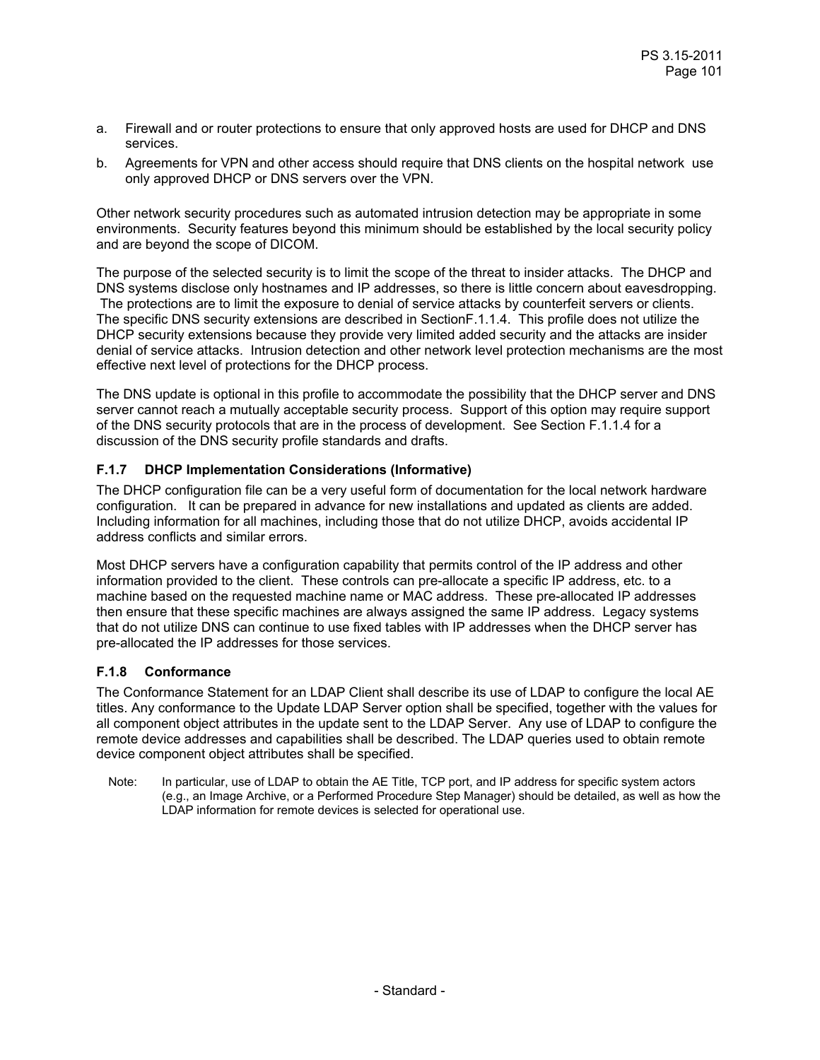a. Firewall and or router protections to ensure that only approved hosts are used for DHCP and DNS services.
b. Agreements for VPN and other access should require that DNS clients on the hospital network use only approved DHCP or DNS servers over the VPN.

Other network security procedures such as automated intrusion detection may be appropriate in some environments. Security features beyond this minimum should be established by the local security policy and are beyond the scope of DICOM.

The purpose of the selected security is to limit the scope of the threat to insider attacks. The DHCP and DNS systems disclose only hostnames and IP addresses, so there is little concern about eavesdropping. The protections are to limit the exposure to denial of service attacks by counterfeit servers or clients. The specific DNS security extensions are described in SectionF.1.1.4. This profile does not utilize the DHCP security extensions because they provide very limited added security and the attacks are insider denial of service attacks. Intrusion detection and other network level protection mechanisms are the most effective next level of protections for the DHCP process.

The DNS update is optional in this profile to accommodate the possibility that the DHCP server and DNS server cannot reach a mutually acceptable security process. Support of this option may require support of the DNS security protocols that are in the process of development. See Section F.1.1.4 for a discussion of the DNS security profile standards and drafts.

### F.1.7 DHCP Implementation Considerations (Informative)

The DHCP configuration file can be a very useful form of documentation for the local network hardware configuration. It can be prepared in advance for new installations and updated as clients are added. Including information for all machines, including those that do not utilize DHCP, avoids accidental IP address conflicts and similar errors.

Most DHCP servers have a configuration capability that permits control of the IP address and other information provided to the client. These controls can pre-allocate a specific IP address, etc. to a machine based on the requested machine name or MAC address. These pre-allocated IP addresses then ensure that these specific machines are always assigned the same IP address. Legacy systems that do not utilize DNS can continue to use fixed tables with IP addresses when the DHCP server has pre-allocated the IP addresses for those services.

### F.1.8 Conformance

The Conformance Statement for an LDAP Client shall describe its use of LDAP to configure the local AE titles. Any conformance to the Update LDAP Server option shall be specified, together with the values for all component object attributes in the update sent to the LDAP Server. Any use of LDAP to configure the remote device addresses and capabilities shall be described. The LDAP queries used to obtain remote device component object attributes shall be specified.

Note: In particular, use of LDAP to obtain the AE Title, TCP port, and IP address for specific system actors (e.g., an Image Archive, or a Performed Procedure Step Manager) should be detailed, as well as how the LDAP information for remote devices is selected for operational use.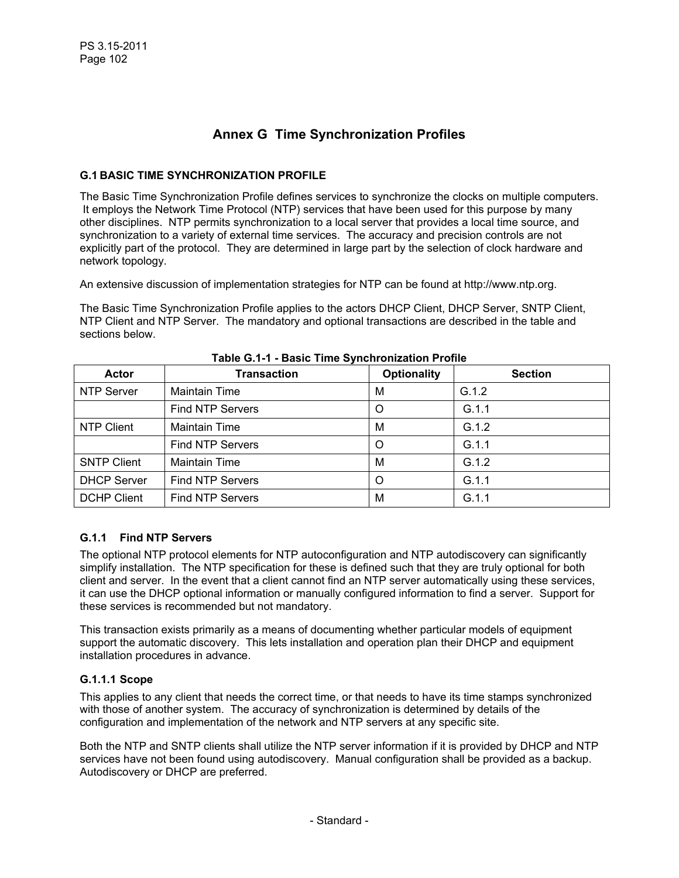# Annex G Time Synchronization Profiles

## G.1 BASIC TIME SYNCHRONIZATION PROFILE

The Basic Time Synchronization Profile defines services to synchronize the clocks on multiple computers. It employs the Network Time Protocol (NTP) services that have been used for this purpose by many other disciplines. NTP permits synchronization to a local server that provides a local time source, and synchronization to a variety of external time services. The accuracy and precision controls are not explicitly part of the protocol. They are determined in large part by the selection of clock hardware and network topology.

An extensive discussion of implementation strategies for NTP can be found at http://www.ntp.org.

The Basic Time Synchronization Profile applies to the actors DHCP Client, DHCP Server, SNTP Client, NTP Client and NTP Server. The mandatory and optional transactions are described in the table and sections below.

**Table G.1-1 - Basic Time Synchronization Profile**

| Actor | Transaction | Optionality | Section |
|---|---|---|---|
| NTP Server | Maintain Time | M | G.1.2 |
| | Find NTP Servers | O | G.1.1 |
| NTP Client | Maintain Time | M | G.1.2 |
| | Find NTP Servers | O | G.1.1 |
| SNTP Client | Maintain Time | M | G.1.2 |
| DHCP Server | Find NTP Servers | O | G.1.1 |
| DCHP Client | Find NTP Servers | M | G.1.1 |

### G.1.1 Find NTP Servers

The optional NTP protocol elements for NTP autoconfiguration and NTP autodiscovery can significantly simplify installation. The NTP specification for these is defined such that they are truly optional for both client and server. In the event that a client cannot find an NTP server automatically using these services, it can use the DHCP optional information or manually configured information to find a server. Support for these services is recommended but not mandatory.

This transaction exists primarily as a means of documenting whether particular models of equipment support the automatic discovery. This lets installation and operation plan their DHCP and equipment installation procedures in advance.

#### G.1.1.1 Scope

This applies to any client that needs the correct time, or that needs to have its time stamps synchronized with those of another system. The accuracy of synchronization is determined by details of the configuration and implementation of the network and NTP servers at any specific site.

Both the NTP and SNTP clients shall utilize the NTP server information if it is provided by DHCP and NTP services have not been found using autodiscovery. Manual configuration shall be provided as a backup. Autodiscovery or DHCP are preferred.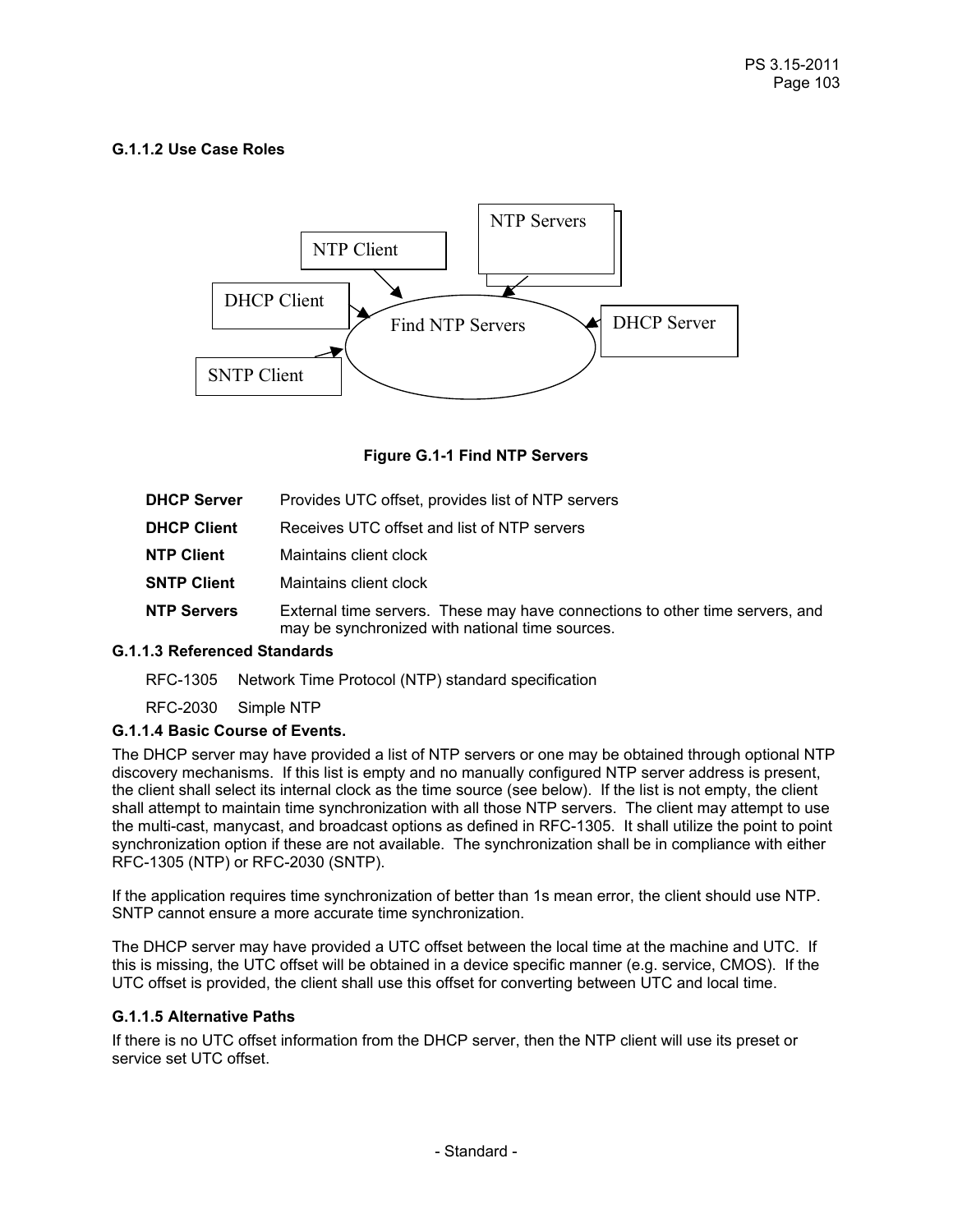### G.1.1.2 Use Case Roles

NTP Client

NTP Servers

DHCP Client

Find NTP Servers

DHCP Server

SNTP Client

**Figure G.1-1 Find NTP Servers**

| | |
|---|---|
| **DHCP Server** | Provides UTC offset, provides list of NTP servers |
| **DHCP Client** | Receives UTC offset and list of NTP servers |
| **NTP Client** | Maintains client clock |
| **SNTP Client** | Maintains client clock |
| **NTP Servers** | External time servers. These may have connections to other time servers, and may be synchronized with national time sources. |

### G.1.1.3 Referenced Standards

RFC-1305 Network Time Protocol (NTP) standard specification

RFC-2030 Simple NTP

### G.1.1.4 Basic Course of Events.

The DHCP server may have provided a list of NTP servers or one may be obtained through optional NTP discovery mechanisms. If this list is empty and no manually configured NTP server address is present, the client shall select its internal clock as the time source (see below). If the list is not empty, the client shall attempt to maintain time synchronization with all those NTP servers. The client may attempt to use the multi-cast, manycast, and broadcast options as defined in RFC-1305. It shall utilize the point to point synchronization option if these are not available. The synchronization shall be in compliance with either RFC-1305 (NTP) or RFC-2030 (SNTP).

If the application requires time synchronization of better than 1s mean error, the client should use NTP. SNTP cannot ensure a more accurate time synchronization.

The DHCP server may have provided a UTC offset between the local time at the machine and UTC. If this is missing, the UTC offset will be obtained in a device specific manner (e.g. service, CMOS). If the UTC offset is provided, the client shall use this offset for converting between UTC and local time.

### G.1.1.5 Alternative Paths

If there is no UTC offset information from the DHCP server, then the NTP client will use its preset or service set UTC offset.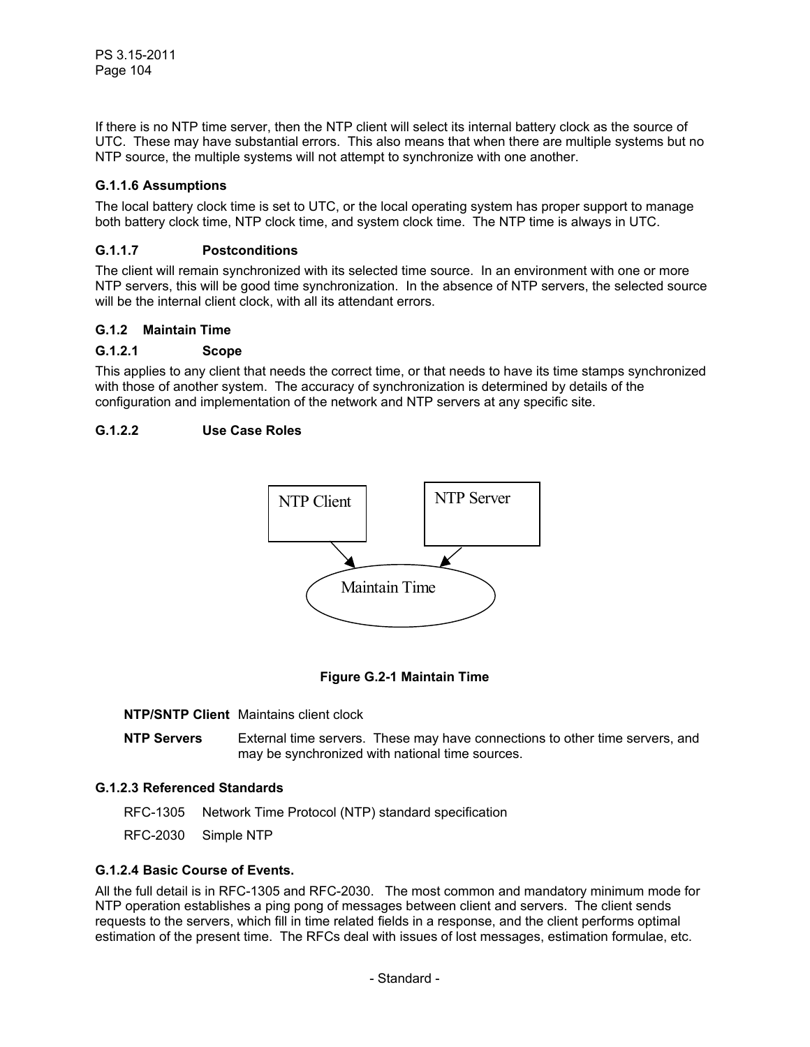If there is no NTP time server, then the NTP client will select its internal battery clock as the source of UTC. These may have substantial errors. This also means that when there are multiple systems but no NTP source, the multiple systems will not attempt to synchronize with one another.

### G.1.1.6 Assumptions

The local battery clock time is set to UTC, or the local operating system has proper support to manage both battery clock time, NTP clock time, and system clock time. The NTP time is always in UTC.

### G.1.1.7 Postconditions

The client will remain synchronized with its selected time source. In an environment with one or more NTP servers, this will be good time synchronization. In the absence of NTP servers, the selected source will be the internal client clock, with all its attendant errors.

## G.1.2 Maintain Time

### G.1.2.1 Scope

This applies to any client that needs the correct time, or that needs to have its time stamps synchronized with those of another system. The accuracy of synchronization is determined by details of the configuration and implementation of the network and NTP servers at any specific site.

### G.1.2.2 Use Case Roles

NTP Client

NTP Server

Maintain Time

**Figure G.2-1 Maintain Time**

**NTP/SNTP Client** Maintains client clock

**NTP Servers** External time servers. These may have connections to other time servers, and may be synchronized with national time sources.

### G.1.2.3 Referenced Standards

RFC-1305 Network Time Protocol (NTP) standard specification

RFC-2030 Simple NTP

### G.1.2.4 Basic Course of Events.

All the full detail is in RFC-1305 and RFC-2030. The most common and mandatory minimum mode for NTP operation establishes a ping pong of messages between client and servers. The client sends requests to the servers, which fill in time related fields in a response, and the client performs optimal estimation of the present time. The RFCs deal with issues of lost messages, estimation formulae, etc.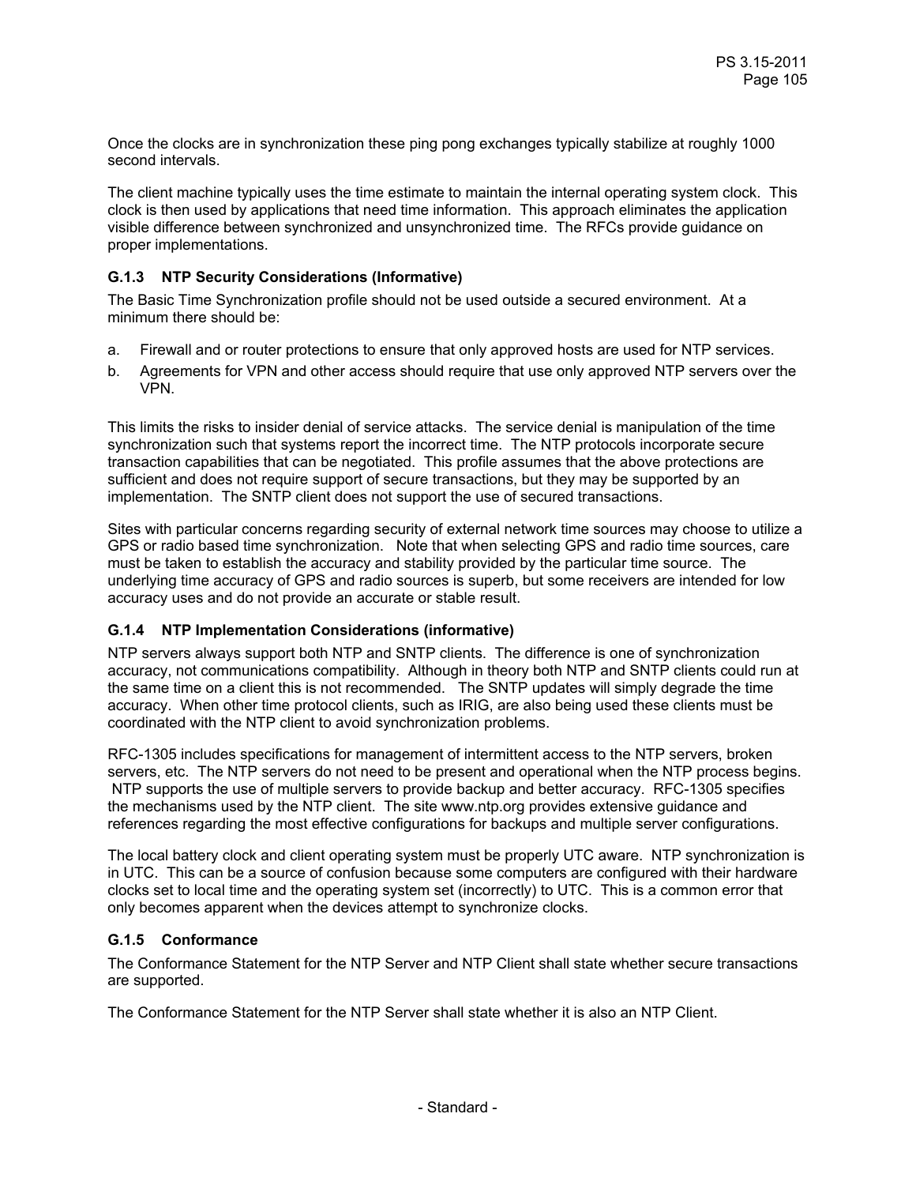Once the clocks are in synchronization these ping pong exchanges typically stabilize at roughly 1000 second intervals.

The client machine typically uses the time estimate to maintain the internal operating system clock. This clock is then used by applications that need time information. This approach eliminates the application visible difference between synchronized and unsynchronized time. The RFCs provide guidance on proper implementations.

### G.1.3 NTP Security Considerations (Informative)

The Basic Time Synchronization profile should not be used outside a secured environment. At a minimum there should be:

a. Firewall and or router protections to ensure that only approved hosts are used for NTP services.
b. Agreements for VPN and other access should require that use only approved NTP servers over the VPN.

This limits the risks to insider denial of service attacks. The service denial is manipulation of the time synchronization such that systems report the incorrect time. The NTP protocols incorporate secure transaction capabilities that can be negotiated. This profile assumes that the above protections are sufficient and does not require support of secure transactions, but they may be supported by an implementation. The SNTP client does not support the use of secured transactions.

Sites with particular concerns regarding security of external network time sources may choose to utilize a GPS or radio based time synchronization. Note that when selecting GPS and radio time sources, care must be taken to establish the accuracy and stability provided by the particular time source. The underlying time accuracy of GPS and radio sources is superb, but some receivers are intended for low accuracy uses and do not provide an accurate or stable result.

### G.1.4 NTP Implementation Considerations (informative)

NTP servers always support both NTP and SNTP clients. The difference is one of synchronization accuracy, not communications compatibility. Although in theory both NTP and SNTP clients could run at the same time on a client this is not recommended. The SNTP updates will simply degrade the time accuracy. When other time protocol clients, such as IRIG, are also being used these clients must be coordinated with the NTP client to avoid synchronization problems.

RFC-1305 includes specifications for management of intermittent access to the NTP servers, broken servers, etc. The NTP servers do not need to be present and operational when the NTP process begins. NTP supports the use of multiple servers to provide backup and better accuracy. RFC-1305 specifies the mechanisms used by the NTP client. The site www.ntp.org provides extensive guidance and references regarding the most effective configurations for backups and multiple server configurations.

The local battery clock and client operating system must be properly UTC aware. NTP synchronization is in UTC. This can be a source of confusion because some computers are configured with their hardware clocks set to local time and the operating system set (incorrectly) to UTC. This is a common error that only becomes apparent when the devices attempt to synchronize clocks.

### G.1.5 Conformance

The Conformance Statement for the NTP Server and NTP Client shall state whether secure transactions are supported.

The Conformance Statement for the NTP Server shall state whether it is also an NTP Client.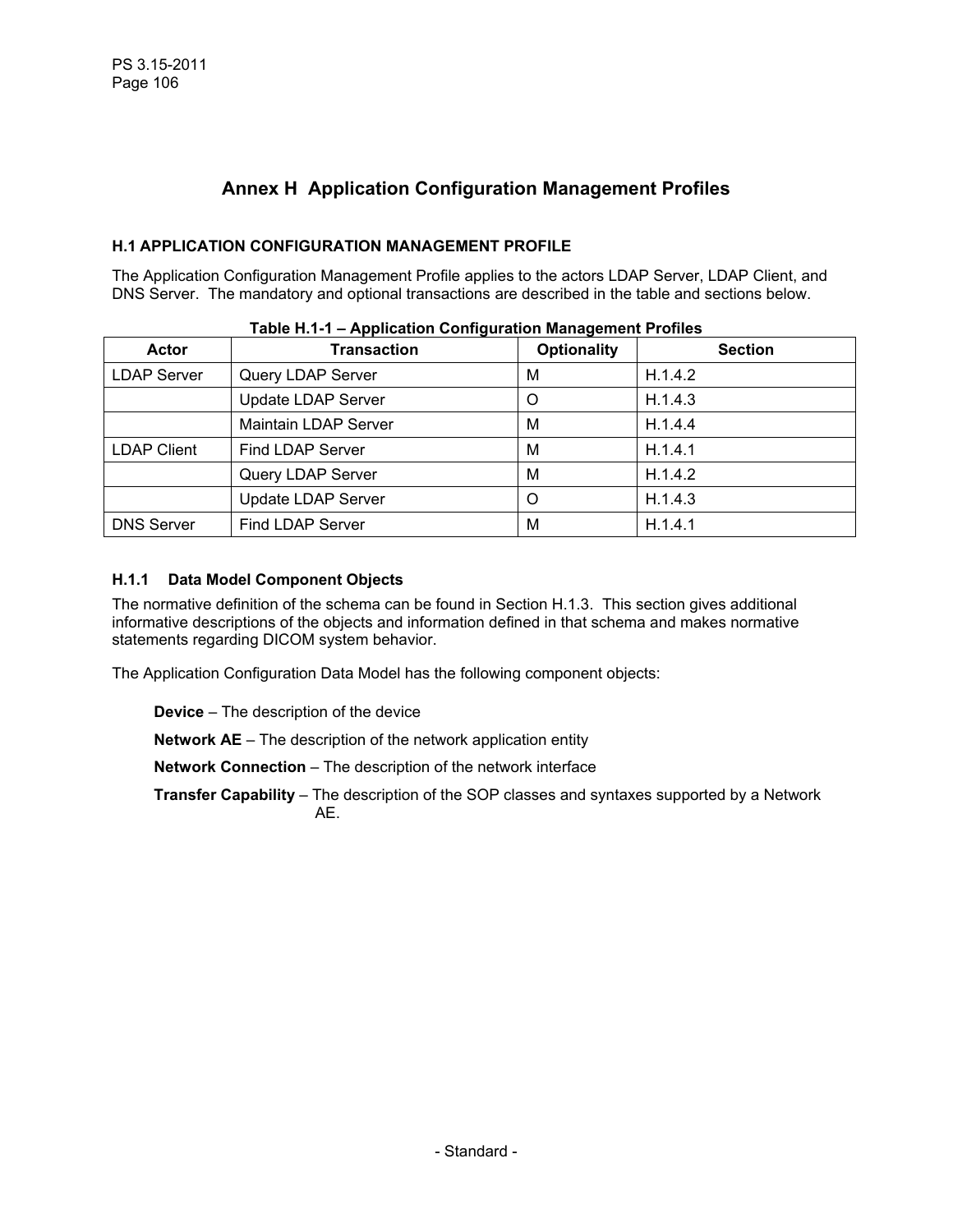# Annex H Application Configuration Management Profiles

## H.1 APPLICATION CONFIGURATION MANAGEMENT PROFILE

The Application Configuration Management Profile applies to the actors LDAP Server, LDAP Client, and DNS Server. The mandatory and optional transactions are described in the table and sections below.

**Table H.1-1 – Application Configuration Management Profiles**

| Actor | Transaction | Optionality | Section |
|---|---|---|---|
| LDAP Server | Query LDAP Server | M | H.1.4.2 |
| | Update LDAP Server | O | H.1.4.3 |
| | Maintain LDAP Server | M | H.1.4.4 |
| LDAP Client | Find LDAP Server | M | H.1.4.1 |
| | Query LDAP Server | M | H.1.4.2 |
| | Update LDAP Server | O | H.1.4.3 |
| DNS Server | Find LDAP Server | M | H.1.4.1 |

### H.1.1 Data Model Component Objects

The normative definition of the schema can be found in Section H.1.3. This section gives additional informative descriptions of the objects and information defined in that schema and makes normative statements regarding DICOM system behavior.

The Application Configuration Data Model has the following component objects:

- **Device** – The description of the device
- **Network AE** – The description of the network application entity
- **Network Connection** – The description of the network interface
- **Transfer Capability** – The description of the SOP classes and syntaxes supported by a Network AE.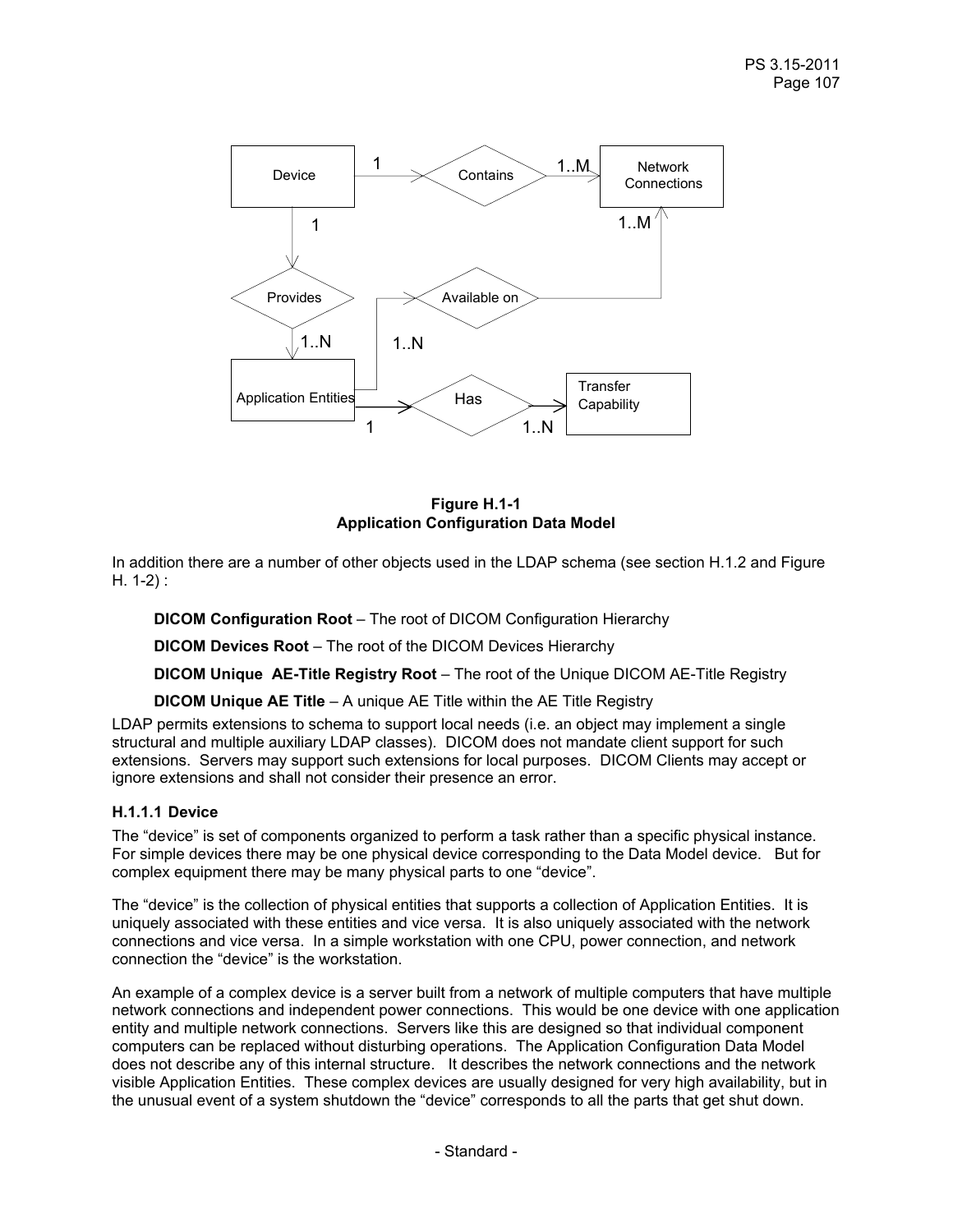**Figure H.1-1**
**Application Configuration Data Model**

In addition there are a number of other objects used in the LDAP schema (see section H.1.2 and Figure H. 1-2) :

> **DICOM Configuration Root** – The root of DICOM Configuration Hierarchy
>
> **DICOM Devices Root** – The root of the DICOM Devices Hierarchy
>
> **DICOM Unique AE-Title Registry Root** – The root of the Unique DICOM AE-Title Registry
>
> **DICOM Unique AE Title** – A unique AE Title within the AE Title Registry

LDAP permits extensions to schema to support local needs (i.e. an object may implement a single structural and multiple auxiliary LDAP classes). DICOM does not mandate client support for such extensions. Servers may support such extensions for local purposes. DICOM Clients may accept or ignore extensions and shall not consider their presence an error.

#### H.1.1.1 Device

The "device" is set of components organized to perform a task rather than a specific physical instance. For simple devices there may be one physical device corresponding to the Data Model device. But for complex equipment there may be many physical parts to one "device".

The "device" is the collection of physical entities that supports a collection of Application Entities. It is uniquely associated with these entities and vice versa. It is also uniquely associated with the network connections and vice versa. In a simple workstation with one CPU, power connection, and network connection the "device" is the workstation.

An example of a complex device is a server built from a network of multiple computers that have multiple network connections and independent power connections. This would be one device with one application entity and multiple network connections. Servers like this are designed so that individual component computers can be replaced without disturbing operations. The Application Configuration Data Model does not describe any of this internal structure. It describes the network connections and the network visible Application Entities. These complex devices are usually designed for very high availability, but in the unusual event of a system shutdown the "device" corresponds to all the parts that get shut down.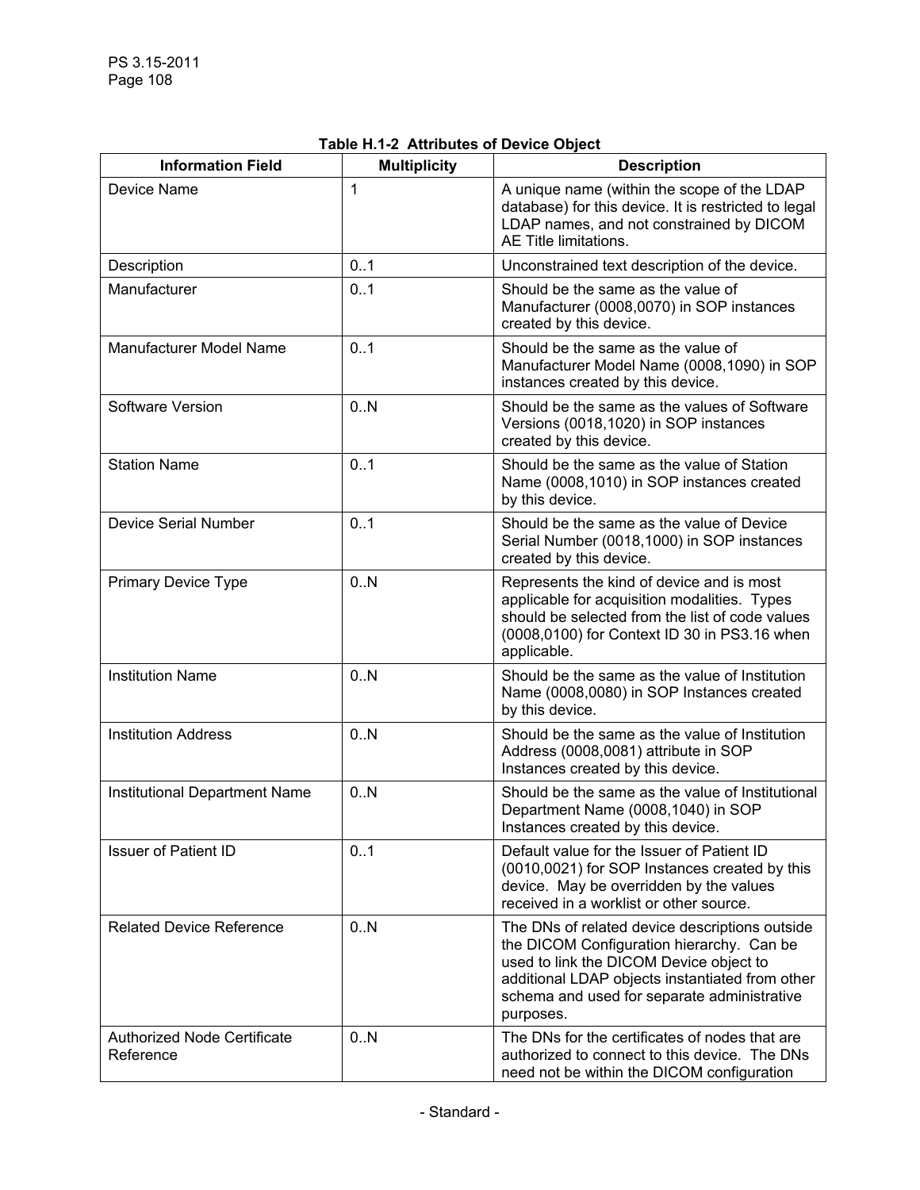**Table H.1-2 Attributes of Device Object**

| Information Field | Multiplicity | Description |
|---|---|---|
| Device Name | 1 | A unique name (within the scope of the LDAP database) for this device. It is restricted to legal LDAP names, and not constrained by DICOM AE Title limitations. |
| Description | 0..1 | Unconstrained text description of the device. |
| Manufacturer | 0..1 | Should be the same as the value of Manufacturer (0008,0070) in SOP instances created by this device. |
| Manufacturer Model Name | 0..1 | Should be the same as the value of Manufacturer Model Name (0008,1090) in SOP instances created by this device. |
| Software Version | 0..N | Should be the same as the values of Software Versions (0018,1020) in SOP instances created by this device. |
| Station Name | 0..1 | Should be the same as the value of Station Name (0008,1010) in SOP instances created by this device. |
| Device Serial Number | 0..1 | Should be the same as the value of Device Serial Number (0018,1000) in SOP instances created by this device. |
| Primary Device Type | 0..N | Represents the kind of device and is most applicable for acquisition modalities. Types should be selected from the list of code values (0008,0100) for Context ID 30 in PS3.16 when applicable. |
| Institution Name | 0..N | Should be the same as the value of Institution Name (0008,0080) in SOP Instances created by this device. |
| Institution Address | 0..N | Should be the same as the value of Institution Address (0008,0081) attribute in SOP Instances created by this device. |
| Institutional Department Name | 0..N | Should be the same as the value of Institutional Department Name (0008,1040) in SOP Instances created by this device. |
| Issuer of Patient ID | 0..1 | Default value for the Issuer of Patient ID (0010,0021) for SOP Instances created by this device. May be overridden by the values received in a worklist or other source. |
| Related Device Reference | 0..N | The DNs of related device descriptions outside the DICOM Configuration hierarchy. Can be used to link the DICOM Device object to additional LDAP objects instantiated from other schema and used for separate administrative purposes. |
| Authorized Node Certificate Reference | 0..N | The DNs for the certificates of nodes that are authorized to connect to this device. The DNs need not be within the DICOM configuration |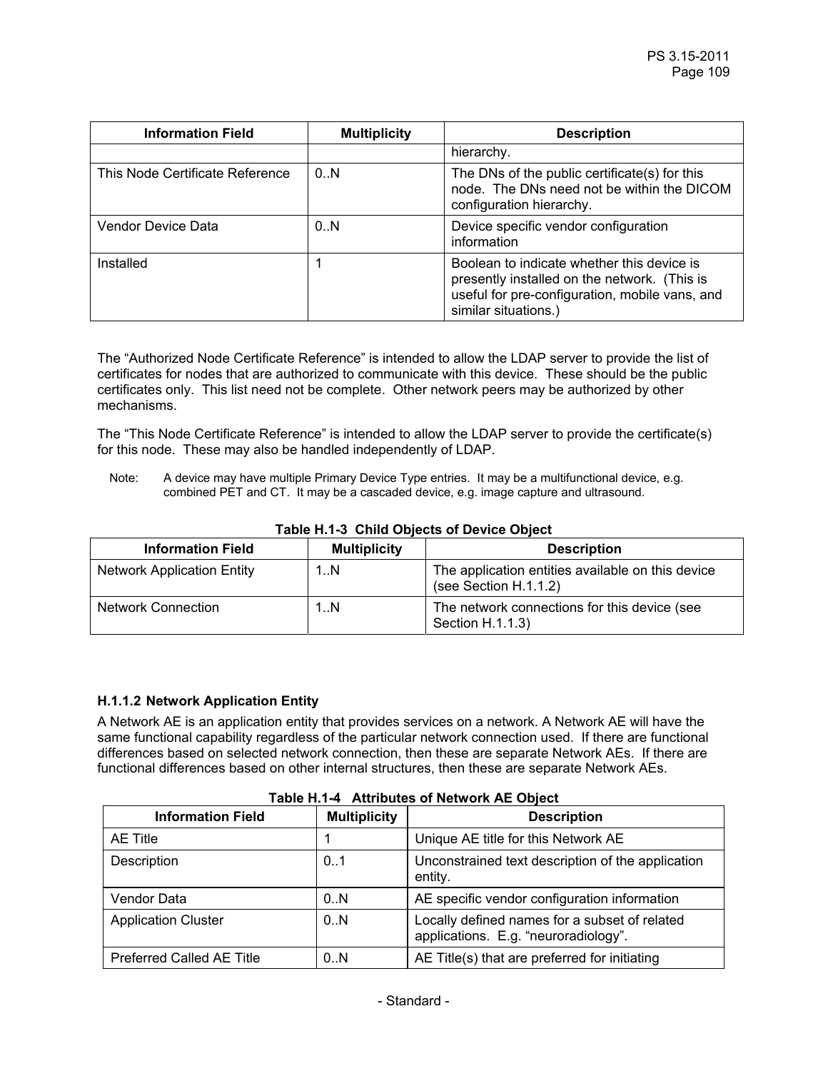| Information Field | Multiplicity | Description |
| --- | --- | --- |
| | | hierarchy. |
| This Node Certificate Reference | 0..N | The DNs of the public certificate(s) for this node. The DNs need not be within the DICOM configuration hierarchy. |
| Vendor Device Data | 0..N | Device specific vendor configuration information |
| Installed | 1 | Boolean to indicate whether this device is presently installed on the network. (This is useful for pre-configuration, mobile vans, and similar situations.) |

The “Authorized Node Certificate Reference” is intended to allow the LDAP server to provide the list of certificates for nodes that are authorized to communicate with this device. These should be the public certificates only. This list need not be complete. Other network peers may be authorized by other mechanisms.

The “This Node Certificate Reference” is intended to allow the LDAP server to provide the certificate(s) for this node. These may also be handled independently of LDAP.

Note: A device may have multiple Primary Device Type entries. It may be a multifunctional device, e.g. combined PET and CT. It may be a cascaded device, e.g. image capture and ultrasound.

**Table H.1-3 Child Objects of Device Object**

| Information Field | Multiplicity | Description |
| --- | --- | --- |
| Network Application Entity | 1..N | The application entities available on this device (see Section H.1.1.2) |
| Network Connection | 1..N | The network connections for this device (see Section H.1.1.3) |

#### H.1.1.2 Network Application Entity

A Network AE is an application entity that provides services on a network. A Network AE will have the same functional capability regardless of the particular network connection used. If there are functional differences based on selected network connection, then these are separate Network AEs. If there are functional differences based on other internal structures, then these are separate Network AEs.

**Table H.1-4 Attributes of Network AE Object**

| Information Field | Multiplicity | Description |
| --- | --- | --- |
| AE Title | 1 | Unique AE title for this Network AE |
| Description | 0..1 | Unconstrained text description of the application entity. |
| Vendor Data | 0..N | AE specific vendor configuration information |
| Application Cluster | 0..N | Locally defined names for a subset of related applications. E.g. “neuroradiology”. |
| Preferred Called AE Title | 0..N | AE Title(s) that are preferred for initiating |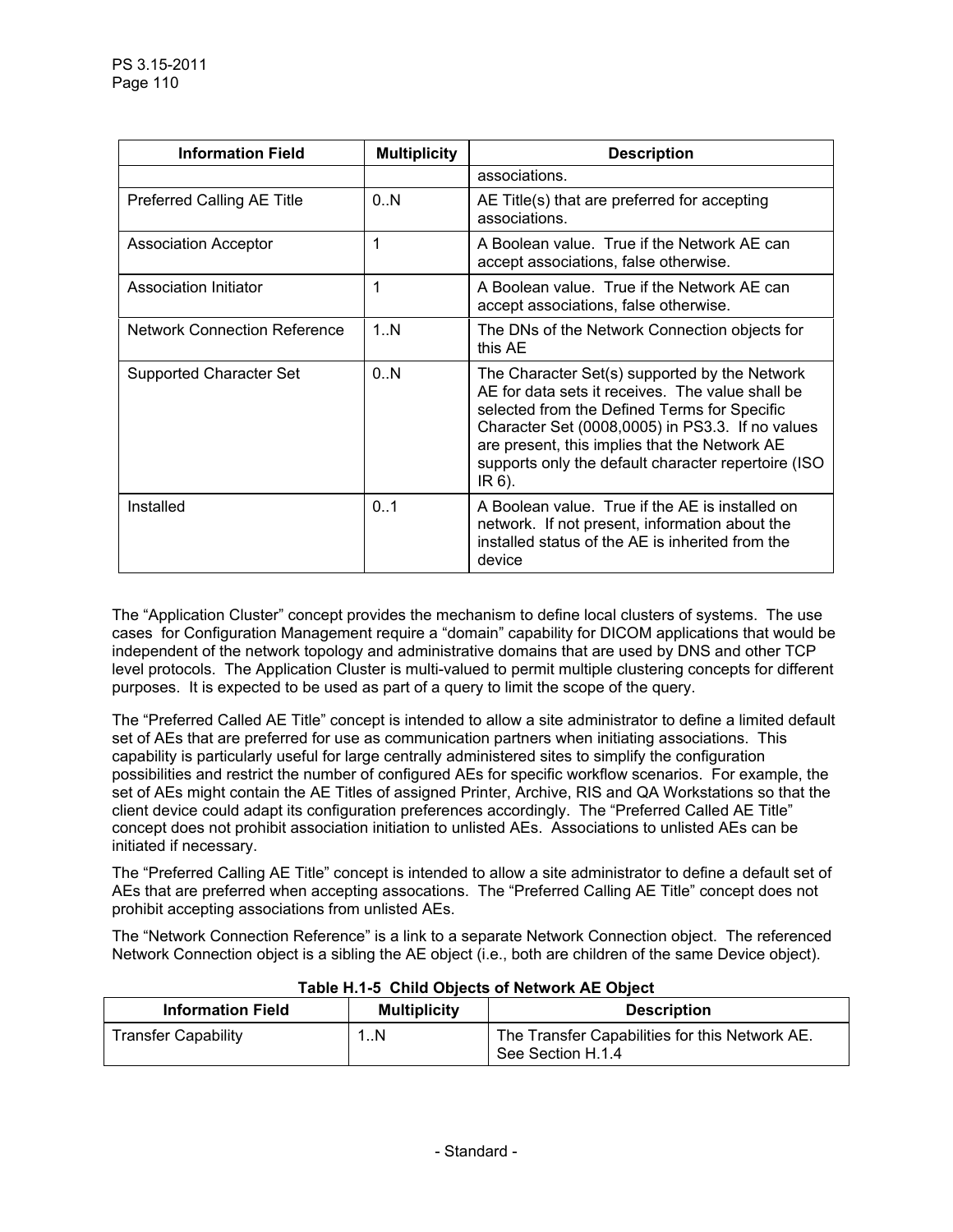| Information Field | Multiplicity | Description |
|---|---|---|
| | | associations. |
| Preferred Calling AE Title | 0..N | AE Title(s) that are preferred for accepting associations. |
| Association Acceptor | 1 | A Boolean value. True if the Network AE can accept associations, false otherwise. |
| Association Initiator | 1 | A Boolean value. True if the Network AE can accept associations, false otherwise. |
| Network Connection Reference | 1..N | The DNs of the Network Connection objects for this AE |
| Supported Character Set | 0..N | The Character Set(s) supported by the Network AE for data sets it receives. The value shall be selected from the Defined Terms for Specific Character Set (0008,0005) in PS3.3. If no values are present, this implies that the Network AE supports only the default character repertoire (ISO IR 6). |
| Installed | 0..1 | A Boolean value. True if the AE is installed on network. If not present, information about the installed status of the AE is inherited from the device |

The "Application Cluster" concept provides the mechanism to define local clusters of systems. The use cases for Configuration Management require a "domain" capability for DICOM applications that would be independent of the network topology and administrative domains that are used by DNS and other TCP level protocols. The Application Cluster is multi-valued to permit multiple clustering concepts for different purposes. It is expected to be used as part of a query to limit the scope of the query.

The "Preferred Called AE Title" concept is intended to allow a site administrator to define a limited default set of AEs that are preferred for use as communication partners when initiating associations. This capability is particularly useful for large centrally administered sites to simplify the configuration possibilities and restrict the number of configured AEs for specific workflow scenarios. For example, the set of AEs might contain the AE Titles of assigned Printer, Archive, RIS and QA Workstations so that the client device could adapt its configuration preferences accordingly. The "Preferred Called AE Title" concept does not prohibit association initiation to unlisted AEs. Associations to unlisted AEs can be initiated if necessary.

The "Preferred Calling AE Title" concept is intended to allow a site administrator to define a default set of AEs that are preferred when accepting assocations. The "Preferred Calling AE Title" concept does not prohibit accepting associations from unlisted AEs.

The "Network Connection Reference" is a link to a separate Network Connection object. The referenced Network Connection object is a sibling the AE object (i.e., both are children of the same Device object).

**Table H.1-5 Child Objects of Network AE Object**

| Information Field | Multiplicity | Description |
|---|---|---|
| Transfer Capability | 1..N | The Transfer Capabilities for this Network AE. See Section H.1.4 |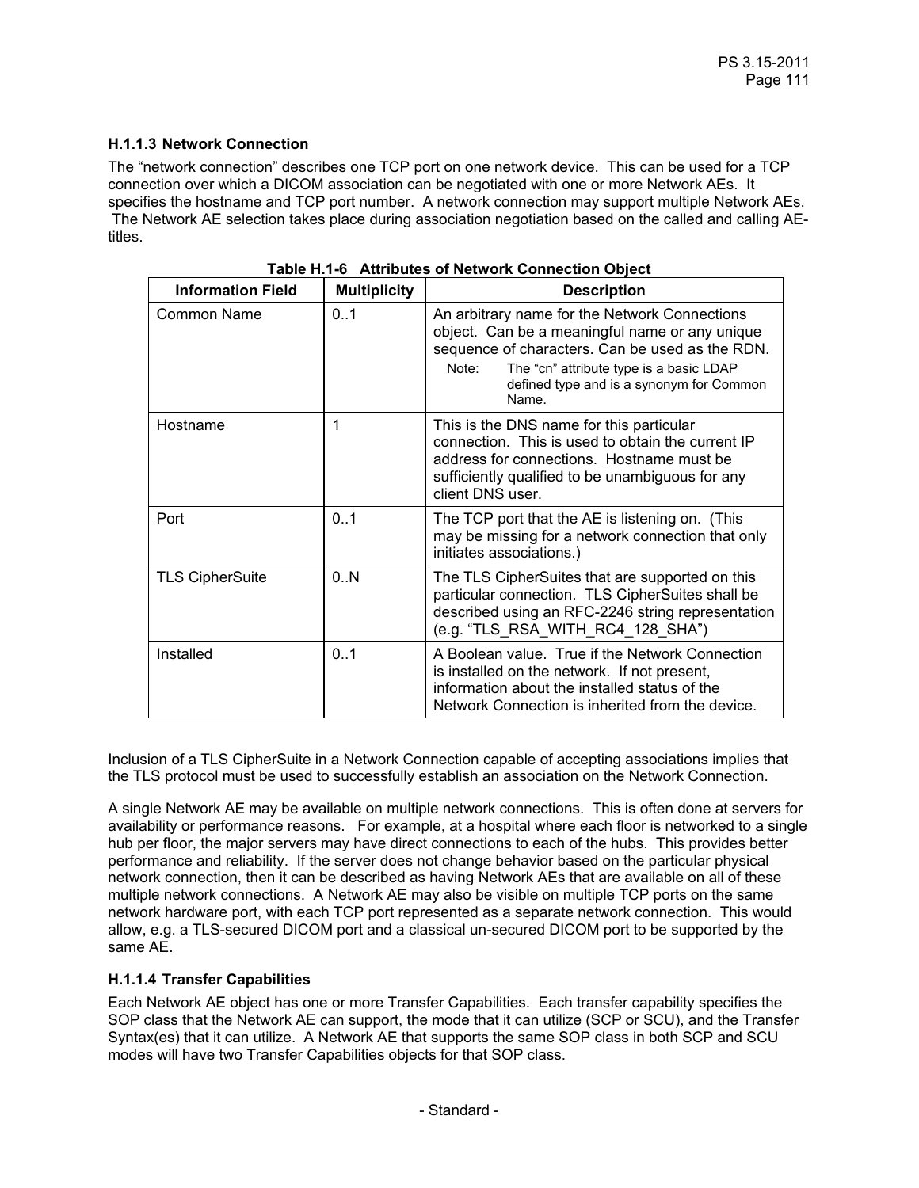#### H.1.1.3 Network Connection

The "network connection" describes one TCP port on one network device. This can be used for a TCP connection over which a DICOM association can be negotiated with one or more Network AEs. It specifies the hostname and TCP port number. A network connection may support multiple Network AEs. The Network AE selection takes place during association negotiation based on the called and calling AE-titles.

**Table H.1-6 Attributes of Network Connection Object**

| Information Field | Multiplicity | Description |
|---|---|---|
| Common Name | 0..1 | An arbitrary name for the Network Connections object. Can be a meaningful name or any unique sequence of characters. Can be used as the RDN.<br>Note: The "cn" attribute type is a basic LDAP defined type and is a synonym for Common Name. |
| Hostname | 1 | This is the DNS name for this particular connection. This is used to obtain the current IP address for connections. Hostname must be sufficiently qualified to be unambiguous for any client DNS user. |
| Port | 0..1 | The TCP port that the AE is listening on. (This may be missing for a network connection that only initiates associations.) |
| TLS CipherSuite | 0..N | The TLS CipherSuites that are supported on this particular connection. TLS CipherSuites shall be described using an RFC-2246 string representation (e.g. "TLS_RSA_WITH_RC4_128_SHA") |
| Installed | 0..1 | A Boolean value. True if the Network Connection is installed on the network. If not present, information about the installed status of the Network Connection is inherited from the device. |

Inclusion of a TLS CipherSuite in a Network Connection capable of accepting associations implies that the TLS protocol must be used to successfully establish an association on the Network Connection.

A single Network AE may be available on multiple network connections. This is often done at servers for availability or performance reasons. For example, at a hospital where each floor is networked to a single hub per floor, the major servers may have direct connections to each of the hubs. This provides better performance and reliability. If the server does not change behavior based on the particular physical network connection, then it can be described as having Network AEs that are available on all of these multiple network connections. A Network AE may also be visible on multiple TCP ports on the same network hardware port, with each TCP port represented as a separate network connection. This would allow, e.g. a TLS-secured DICOM port and a classical un-secured DICOM port to be supported by the same AE.

#### H.1.1.4 Transfer Capabilities

Each Network AE object has one or more Transfer Capabilities. Each transfer capability specifies the SOP class that the Network AE can support, the mode that it can utilize (SCP or SCU), and the Transfer Syntax(es) that it can utilize. A Network AE that supports the same SOP class in both SCP and SCU modes will have two Transfer Capabilities objects for that SOP class.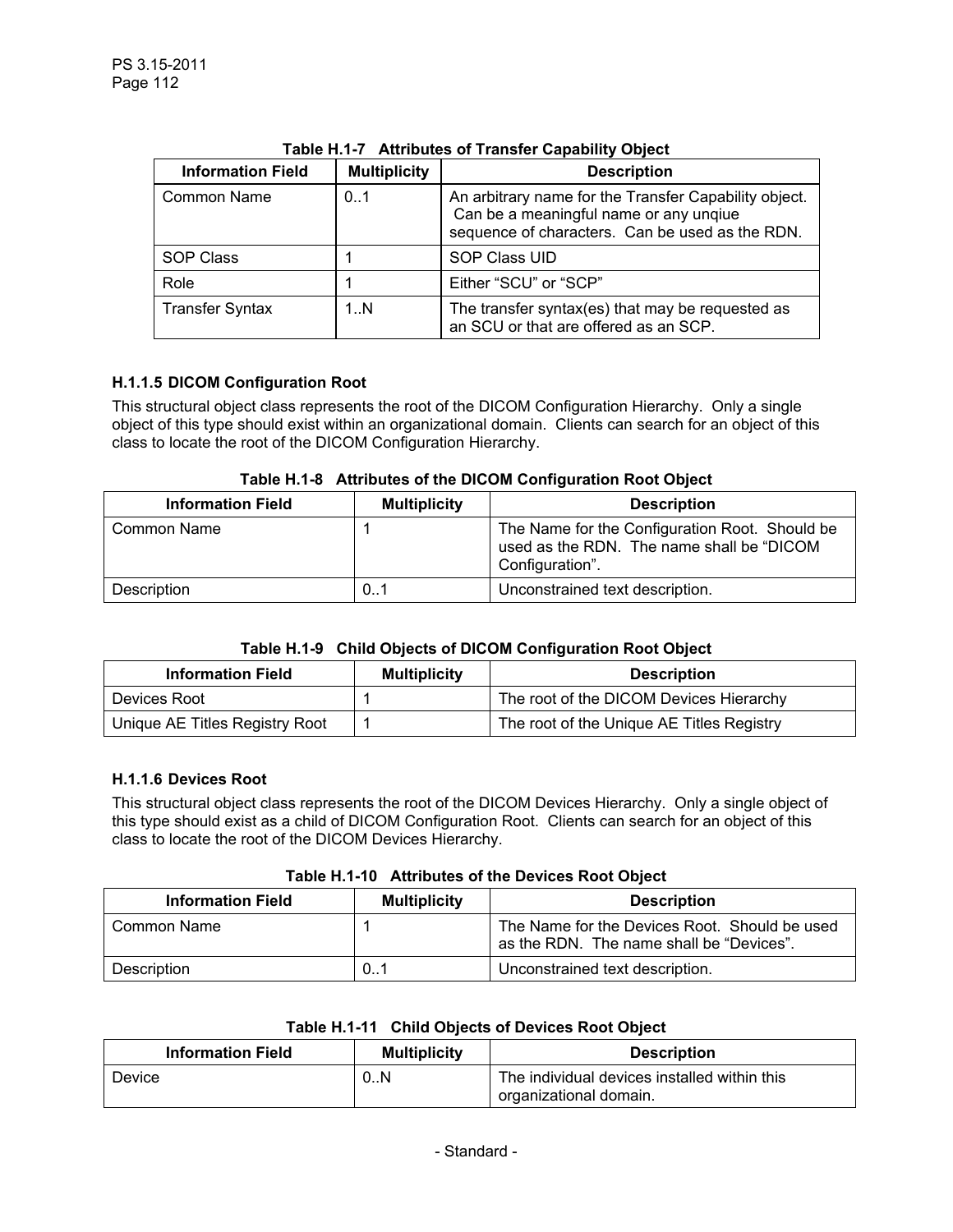**Table H.1-7 Attributes of Transfer Capability Object**

| Information Field | Multiplicity | Description |
|---|---|---|
| Common Name | 0..1 | An arbitrary name for the Transfer Capability object. Can be a meaningful name or any unqiue sequence of characters. Can be used as the RDN. |
| SOP Class | 1 | SOP Class UID |
| Role | 1 | Either "SCU" or "SCP" |
| Transfer Syntax | 1..N | The transfer syntax(es) that may be requested as an SCU or that are offered as an SCP. |

#### H.1.1.5 DICOM Configuration Root

This structural object class represents the root of the DICOM Configuration Hierarchy. Only a single object of this type should exist within an organizational domain. Clients can search for an object of this class to locate the root of the DICOM Configuration Hierarchy.

**Table H.1-8 Attributes of the DICOM Configuration Root Object**

| Information Field | Multiplicity | Description |
|---|---|---|
| Common Name | 1 | The Name for the Configuration Root. Should be used as the RDN. The name shall be "DICOM Configuration". |
| Description | 0..1 | Unconstrained text description. |

**Table H.1-9 Child Objects of DICOM Configuration Root Object**

| Information Field | Multiplicity | Description |
|---|---|---|
| Devices Root | 1 | The root of the DICOM Devices Hierarchy |
| Unique AE Titles Registry Root | 1 | The root of the Unique AE Titles Registry |

#### H.1.1.6 Devices Root

This structural object class represents the root of the DICOM Devices Hierarchy. Only a single object of this type should exist as a child of DICOM Configuration Root. Clients can search for an object of this class to locate the root of the DICOM Devices Hierarchy.

**Table H.1-10 Attributes of the Devices Root Object**

| Information Field | Multiplicity | Description |
|---|---|---|
| Common Name | 1 | The Name for the Devices Root. Should be used as the RDN. The name shall be "Devices". |
| Description | 0..1 | Unconstrained text description. |

**Table H.1-11 Child Objects of Devices Root Object**

| Information Field | Multiplicity | Description |
|---|---|---|
| Device | 0..N | The individual devices installed within this organizational domain. |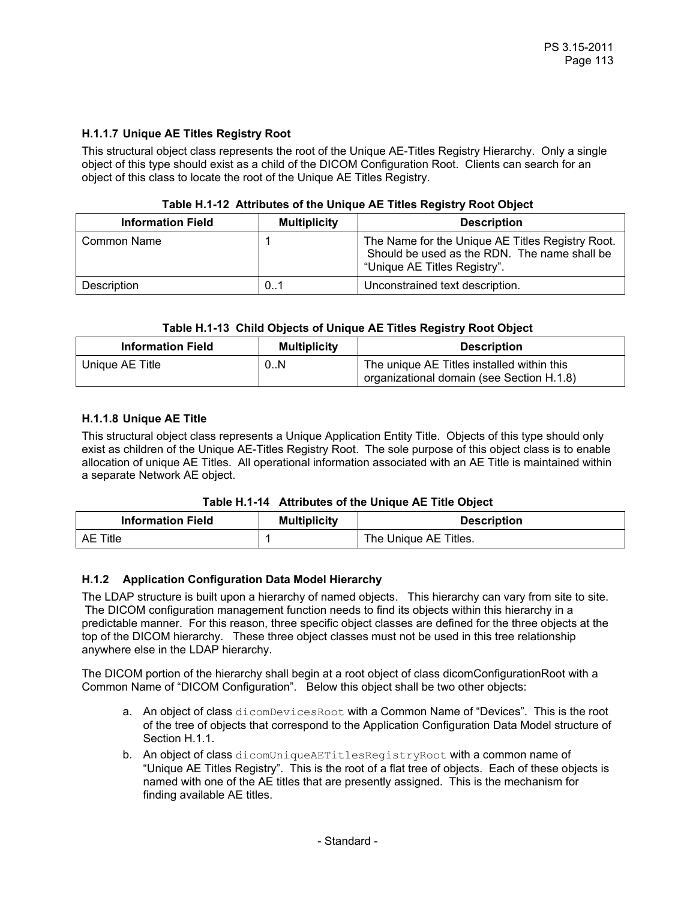### H.1.1.7 Unique AE Titles Registry Root

This structural object class represents the root of the Unique AE-Titles Registry Hierarchy. Only a single object of this type should exist as a child of the DICOM Configuration Root. Clients can search for an object of this class to locate the root of the Unique AE Titles Registry.

**Table H.1-12 Attributes of the Unique AE Titles Registry Root Object**

| Information Field | Multiplicity | Description |
|---|---|---|
| Common Name | 1 | The Name for the Unique AE Titles Registry Root. Should be used as the RDN. The name shall be “Unique AE Titles Registry”. |
| Description | 0..1 | Unconstrained text description. |

**Table H.1-13 Child Objects of Unique AE Titles Registry Root Object**

| Information Field | Multiplicity | Description |
|---|---|---|
| Unique AE Title | 0..N | The unique AE Titles installed within this organizational domain (see Section H.1.8) |

### H.1.1.8 Unique AE Title

This structural object class represents a Unique Application Entity Title. Objects of this type should only exist as children of the Unique AE-Titles Registry Root. The sole purpose of this object class is to enable allocation of unique AE Titles. All operational information associated with an AE Title is maintained within a separate Network AE object.

**Table H.1-14 Attributes of the Unique AE Title Object**

| Information Field | Multiplicity | Description |
|---|---|---|
| AE Title | 1 | The Unique AE Titles. |

## H.1.2 Application Configuration Data Model Hierarchy

The LDAP structure is built upon a hierarchy of named objects. This hierarchy can vary from site to site. The DICOM configuration management function needs to find its objects within this hierarchy in a predictable manner. For this reason, three specific object classes are defined for the three objects at the top of the DICOM hierarchy. These three object classes must not be used in this tree relationship anywhere else in the LDAP hierarchy.

The DICOM portion of the hierarchy shall begin at a root object of class dicomConfigurationRoot with a Common Name of “DICOM Configuration”. Below this object shall be two other objects:

a. An object of class `dicomDevicesRoot` with a Common Name of “Devices”. This is the root of the tree of objects that correspond to the Application Configuration Data Model structure of Section H.1.1.

b. An object of class `dicomUniqueAETitlesRegistryRoot` with a common name of “Unique AE Titles Registry”. This is the root of a flat tree of objects. Each of these objects is named with one of the AE titles that are presently assigned. This is the mechanism for finding available AE titles.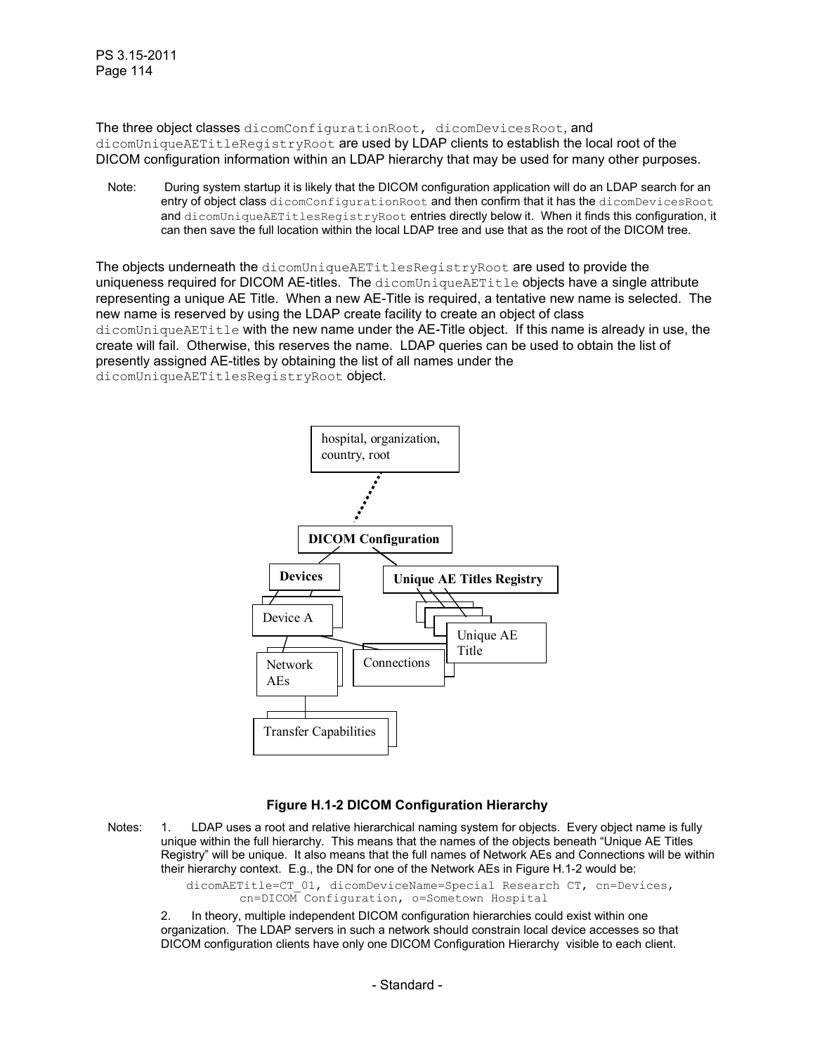The three object classes dicomConfigurationRoot, dicomDevicesRoot, and dicomUniqueAETitleRegistryRoot are used by LDAP clients to establish the local root of the DICOM configuration information within an LDAP hierarchy that may be used for many other purposes.

Note: During system startup it is likely that the DICOM configuration application will do an LDAP search for an entry of object class dicomConfigurationRoot and then confirm that it has the dicomDevicesRoot and dicomUniqueAETitlesRegistryRoot entries directly below it. When it finds this configuration, it can then save the full location within the local LDAP tree and use that as the root of the DICOM tree.

The objects underneath the dicomUniqueAETitlesRegistryRoot are used to provide the uniqueness required for DICOM AE-titles. The dicomUniqueAETitle objects have a single attribute representing a unique AE Title. When a new AE-Title is required, a tentative new name is selected. The new name is reserved by using the LDAP create facility to create an object of class dicomUniqueAETitle with the new name under the AE-Title object. If this name is already in use, the create will fail. Otherwise, this reserves the name. LDAP queries can be used to obtain the list of presently assigned AE-titles by obtaining the list of all names under the dicomUniqueAETitlesRegistryRoot object.

hospital, organization, country, root

DICOM Configuration

Devices

Unique AE Titles Registry

Device A

Unique AE Title

Network AEs

Connections

Transfer Capabilities

**Figure H.1-2 DICOM Configuration Hierarchy**

Notes: 1. LDAP uses a root and relative hierarchical naming system for objects. Every object name is fully unique within the full hierarchy. This means that the names of the objects beneath "Unique AE Titles Registry" will be unique. It also means that the full names of Network AEs and Connections will be within their hierarchy context. E.g., the DN for one of the Network AEs in Figure H.1-2 would be:

```
dicomAETitle=CT_01, dicomDeviceName=Special Research CT, cn=Devices,
        cn=DICOM Configuration, o=Sometown Hospital
```

2. In theory, multiple independent DICOM configuration hierarchies could exist within one organization. The LDAP servers in such a network should constrain local device accesses so that DICOM configuration clients have only one DICOM Configuration Hierarchy visible to each client.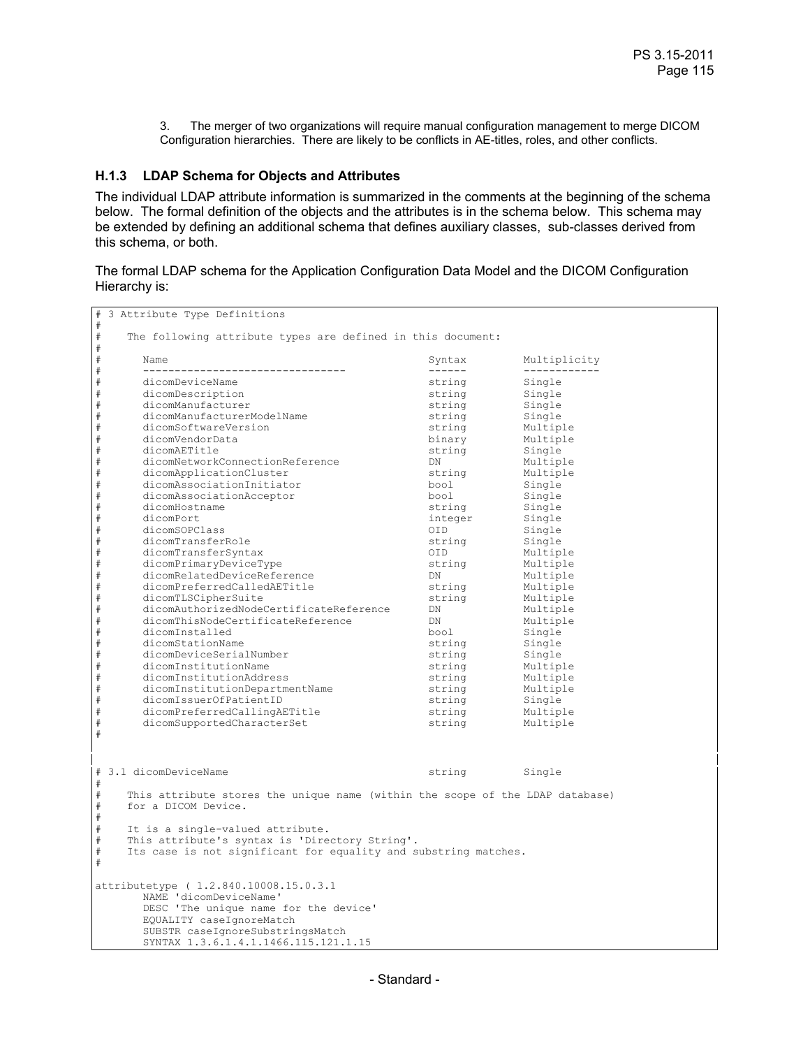3. The merger of two organizations will require manual configuration management to merge DICOM Configuration hierarchies. There are likely to be conflicts in AE-titles, roles, and other conflicts.

### H.1.3 LDAP Schema for Objects and Attributes

The individual LDAP attribute information is summarized in the comments at the beginning of the schema below. The formal definition of the objects and the attributes is in the schema below. This schema may be extended by defining an additional schema that defines auxiliary classes, sub-classes derived from this schema, or both.

The formal LDAP schema for the Application Configuration Data Model and the DICOM Configuration Hierarchy is:

```
# 3 Attribute Type Definitions
#
#    The following attribute types are defined in this document:
#
#       Name                                      Syntax        Multiplicity
#       --------------------------------          ------        ------------
#       dicomDeviceName                           string        Single
#       dicomDescription                          string        Single
#       dicomManufacturer                         string        Single
#       dicomManufacturerModelName                string        Single
#       dicomSoftwareVersion                      string        Multiple
#       dicomVendorData                           binary        Multiple
#       dicomAETitle                              string        Single
#       dicomNetworkConnectionReference           DN            Multiple
#       dicomApplicationCluster                   string        Multiple
#       dicomAssociationInitiator                 bool          Single
#       dicomAssociationAcceptor                  bool          Single
#       dicomHostname                             string        Single
#       dicomPort                                 integer       Single
#       dicomSOPClass                             OID           Single
#       dicomTransferRole                         string        Single
#       dicomTransferSyntax                       OID           Multiple
#       dicomPrimaryDeviceType                    string        Multiple
#       dicomRelatedDeviceReference               DN            Multiple
#       dicomPreferredCalledAETitle               string        Multiple
#       dicomTLSCipherSuite                       string        Multiple
#       dicomAuthorizedNodeCertificateReference   DN            Multiple
#       dicomThisNodeCertificateReference         DN            Multiple
#       dicomInstalled                            bool          Single
#       dicomStationName                          string        Single
#       dicomDeviceSerialNumber                   string        Single
#       dicomInstitutionName                      string        Multiple
#       dicomInstitutionAddress                   string        Multiple
#       dicomInstitutionDepartmentName            string        Multiple
#       dicomIssuerOfPatientID                    string        Single
#       dicomPreferredCallingAETitle              string        Multiple
#       dicomSupportedCharacterSet                string        Multiple
#


# 3.1 dicomDeviceName                             string        Single
#
#    This attribute stores the unique name (within the scope of the LDAP database)
#    for a DICOM Device.
#
#    It is a single-valued attribute.
#    This attribute's syntax is 'Directory String'.
#    Its case is not significant for equality and substring matches.
#

attributetype ( 1.2.840.10008.15.0.3.1
        NAME 'dicomDeviceName'
        DESC 'The unique name for the device'
        EQUALITY caseIgnoreMatch
        SUBSTR caseIgnoreSubstringsMatch
        SYNTAX 1.3.6.1.4.1.1466.115.121.1.15
```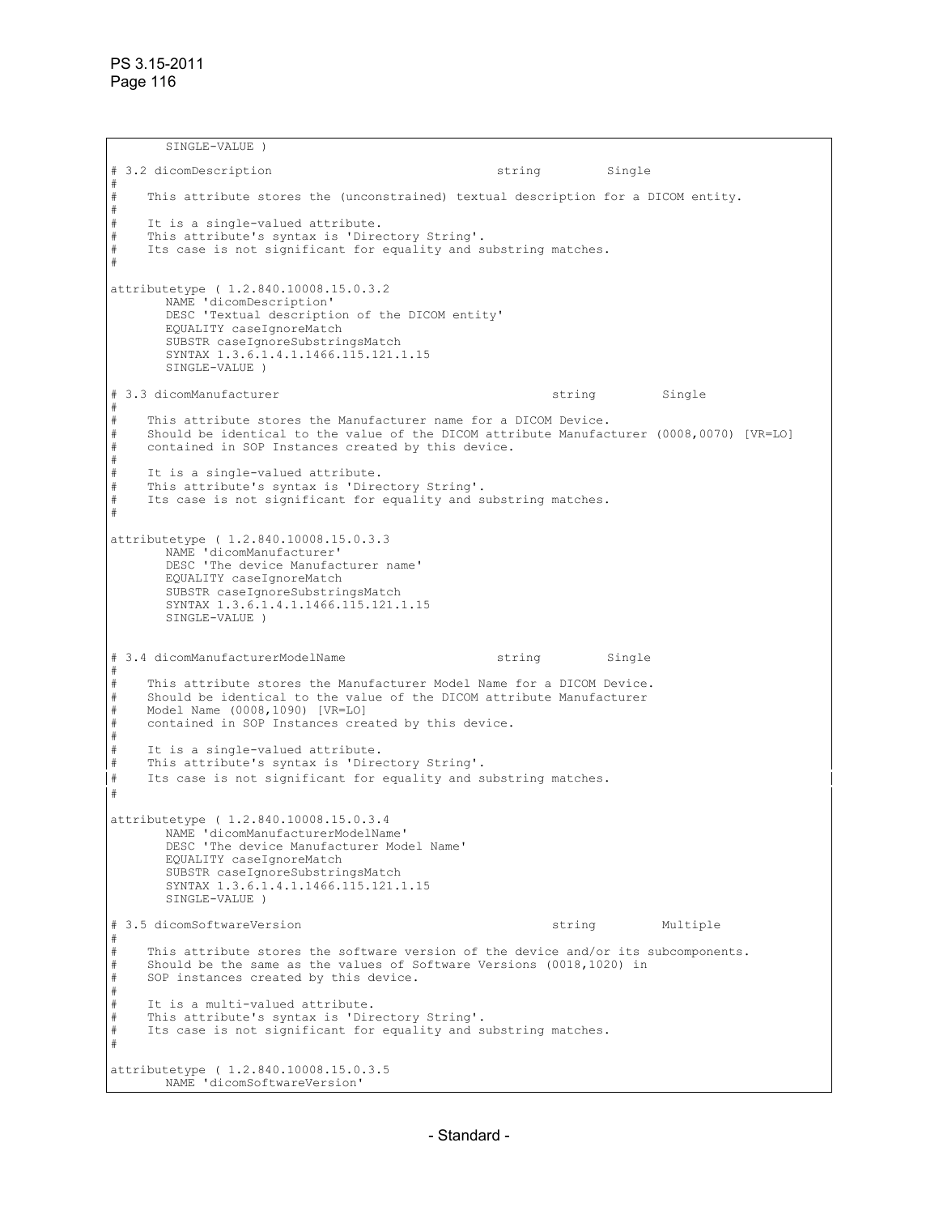```
        SINGLE-VALUE )

# 3.2 dicomDescription                              string         Single
#
#    This attribute stores the (unconstrained) textual description for a DICOM entity.
#
#    It is a single-valued attribute.
#    This attribute's syntax is 'Directory String'.
#    Its case is not significant for equality and substring matches.
#

attributetype ( 1.2.840.10008.15.0.3.2
        NAME 'dicomDescription'
        DESC 'Textual description of the DICOM entity'
        EQUALITY caseIgnoreMatch
        SUBSTR caseIgnoreSubstringsMatch
        SYNTAX 1.3.6.1.4.1.1466.115.121.1.15
        SINGLE-VALUE )

# 3.3 dicomManufacturer                                     string         Single
#
#    This attribute stores the Manufacturer name for a DICOM Device.
#    Should be identical to the value of the DICOM attribute Manufacturer (0008,0070) [VR=LO]
#    contained in SOP Instances created by this device.
#
#    It is a single-valued attribute.
#    This attribute's syntax is 'Directory String'.
#    Its case is not significant for equality and substring matches.
#

attributetype ( 1.2.840.10008.15.0.3.3
        NAME 'dicomManufacturer'
        DESC 'The device Manufacturer name'
        EQUALITY caseIgnoreMatch
        SUBSTR caseIgnoreSubstringsMatch
        SYNTAX 1.3.6.1.4.1.1466.115.121.1.15
        SINGLE-VALUE )


# 3.4 dicomManufacturerModelName                    string         Single
#
#    This attribute stores the Manufacturer Model Name for a DICOM Device.
#    Should be identical to the value of the DICOM attribute Manufacturer
#    Model Name (0008,1090) [VR=LO]
#    contained in SOP Instances created by this device.
#
#    It is a single-valued attribute.
#    This attribute's syntax is 'Directory String'.
#    Its case is not significant for equality and substring matches.
#

attributetype ( 1.2.840.10008.15.0.3.4
        NAME 'dicomManufacturerModelName'
        DESC 'The device Manufacturer Model Name'
        EQUALITY caseIgnoreMatch
        SUBSTR caseIgnoreSubstringsMatch
        SYNTAX 1.3.6.1.4.1.1466.115.121.1.15
        SINGLE-VALUE )

# 3.5 dicomSoftwareVersion                                  string         Multiple
#
#    This attribute stores the software version of the device and/or its subcomponents.
#    Should be the same as the values of Software Versions (0018,1020) in
#    SOP instances created by this device.
#
#    It is a multi-valued attribute.
#    This attribute's syntax is 'Directory String'.
#    Its case is not significant for equality and substring matches.
#

attributetype ( 1.2.840.10008.15.0.3.5
        NAME 'dicomSoftwareVersion'
```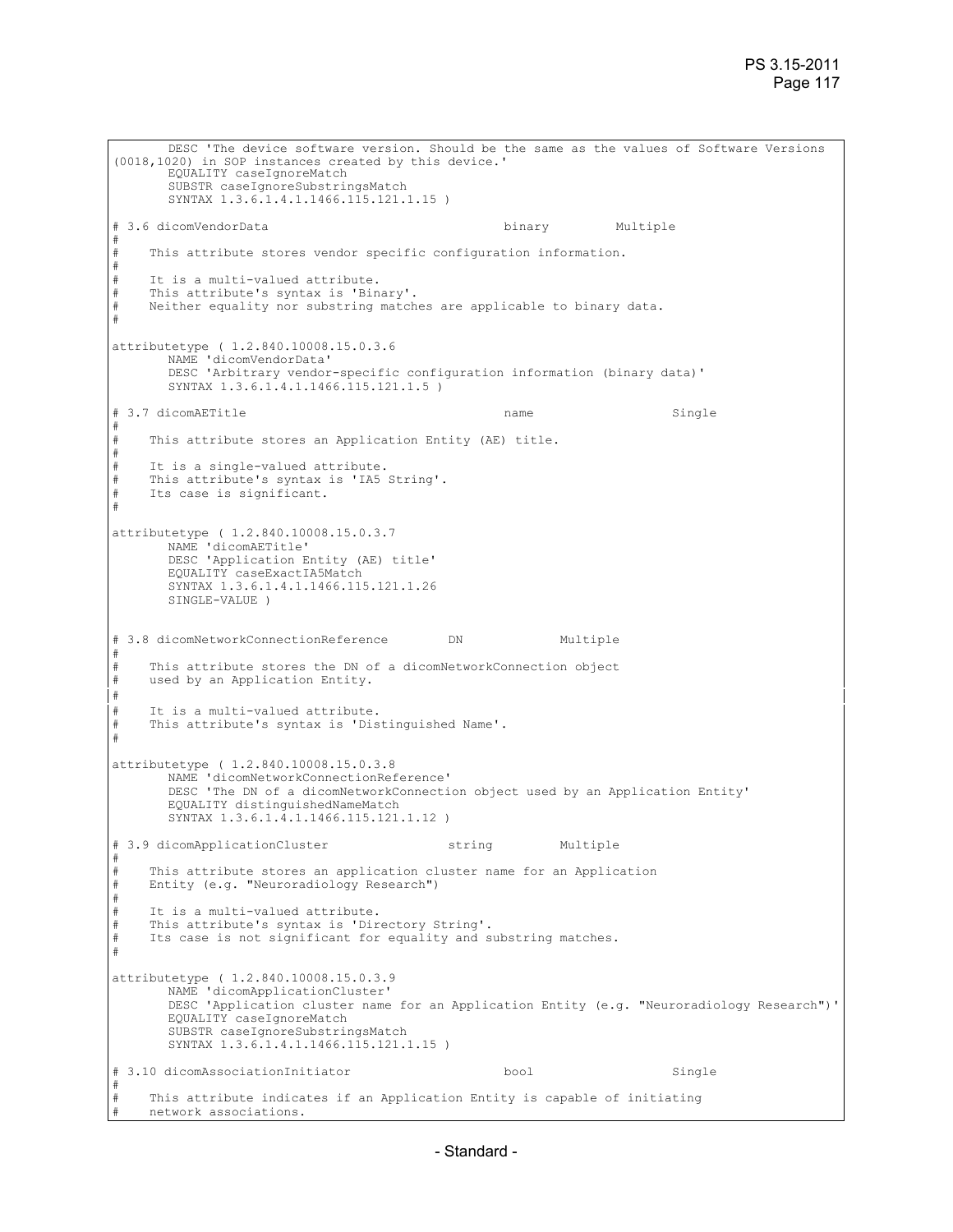```
        DESC 'The device software version. Should be the same as the values of Software Versions
(0018,1020) in SOP instances created by this device.'
        EQUALITY caseIgnoreMatch
        SUBSTR caseIgnoreSubstringsMatch
        SYNTAX 1.3.6.1.4.1.1466.115.121.1.15 )

# 3.6 dicomVendorData                                  binary         Multiple
#
#    This attribute stores vendor specific configuration information.
#
#    It is a multi-valued attribute.
#    This attribute's syntax is 'Binary'.
#    Neither equality nor substring matches are applicable to binary data.
#

attributetype ( 1.2.840.10008.15.0.3.6
        NAME 'dicomVendorData'
        DESC 'Arbitrary vendor-specific configuration information (binary data)'
        SYNTAX 1.3.6.1.4.1.1466.115.121.1.5 )

# 3.7 dicomAETitle                                     name                   Single
#
#    This attribute stores an Application Entity (AE) title.
#
#    It is a single-valued attribute.
#    This attribute's syntax is 'IA5 String'.
#    Its case is significant.
#

attributetype ( 1.2.840.10008.15.0.3.7
        NAME 'dicomAETitle'
        DESC 'Application Entity (AE) title'
        EQUALITY caseExactIA5Match
        SYNTAX 1.3.6.1.4.1.1466.115.121.1.26
        SINGLE-VALUE )


# 3.8 dicomNetworkConnectionReference        DN             Multiple
#
#    This attribute stores the DN of a dicomNetworkConnection object
#    used by an Application Entity.
#
#    It is a multi-valued attribute.
#    This attribute's syntax is 'Distinguished Name'.
#

attributetype ( 1.2.840.10008.15.0.3.8
        NAME 'dicomNetworkConnectionReference'
        DESC 'The DN of a dicomNetworkConnection object used by an Application Entity'
        EQUALITY distinguishedNameMatch
        SYNTAX 1.3.6.1.4.1.1466.115.121.1.12 )

# 3.9 dicomApplicationCluster                string         Multiple
#
#    This attribute stores an application cluster name for an Application
#    Entity (e.g. "Neuroradiology Research")
#
#    It is a multi-valued attribute.
#    This attribute's syntax is 'Directory String'.
#    Its case is not significant for equality and substring matches.
#

attributetype ( 1.2.840.10008.15.0.3.9
        NAME 'dicomApplicationCluster'
        DESC 'Application cluster name for an Application Entity (e.g. "Neuroradiology Research")'
        EQUALITY caseIgnoreMatch
        SUBSTR caseIgnoreSubstringsMatch
        SYNTAX 1.3.6.1.4.1.1466.115.121.1.15 )

# 3.10 dicomAssociationInitiator                      bool                   Single
#
#    This attribute indicates if an Application Entity is capable of initiating
#    network associations.
```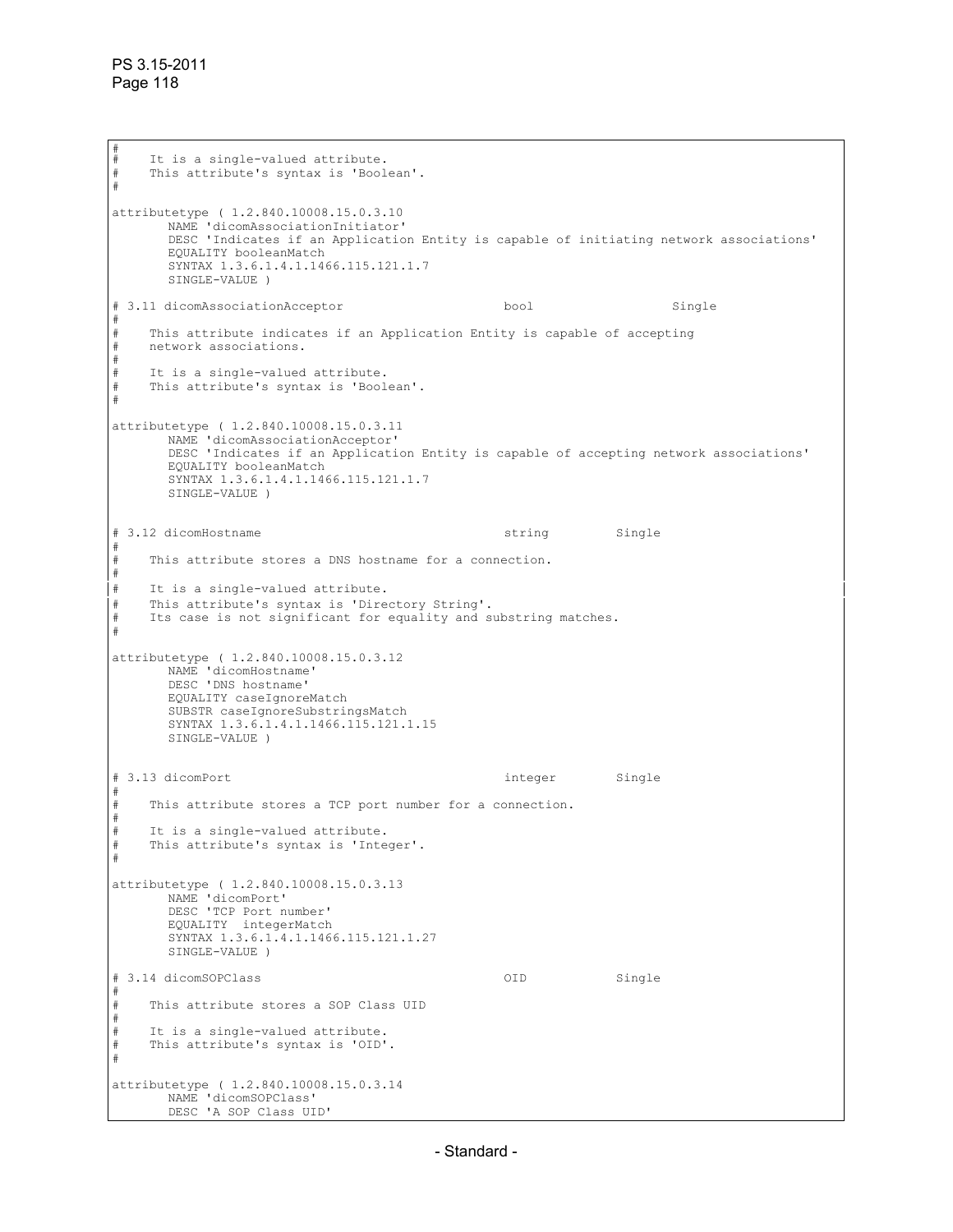```
#
#    It is a single-valued attribute.
#    This attribute's syntax is 'Boolean'.
#

attributetype ( 1.2.840.10008.15.0.3.10
        NAME 'dicomAssociationInitiator'
        DESC 'Indicates if an Application Entity is capable of initiating network associations'
        EQUALITY booleanMatch
        SYNTAX 1.3.6.1.4.1.1466.115.121.1.7
        SINGLE-VALUE )

# 3.11 dicomAssociationAcceptor                       bool                   Single
#
#    This attribute indicates if an Application Entity is capable of accepting
#    network associations.
#
#    It is a single-valued attribute.
#    This attribute's syntax is 'Boolean'.
#

attributetype ( 1.2.840.10008.15.0.3.11
        NAME 'dicomAssociationAcceptor'
        DESC 'Indicates if an Application Entity is capable of accepting network associations'
        EQUALITY booleanMatch
        SYNTAX 1.3.6.1.4.1.1466.115.121.1.7
        SINGLE-VALUE )


# 3.12 dicomHostname                                  string         Single
#
#    This attribute stores a DNS hostname for a connection.
#
#    It is a single-valued attribute.
#    This attribute's syntax is 'Directory String'.
#    Its case is not significant for equality and substring matches.
#

attributetype ( 1.2.840.10008.15.0.3.12
        NAME 'dicomHostname'
        DESC 'DNS hostname'
        EQUALITY caseIgnoreMatch
        SUBSTR caseIgnoreSubstringsMatch
        SYNTAX 1.3.6.1.4.1.1466.115.121.1.15
        SINGLE-VALUE )


# 3.13 dicomPort                                      integer        Single
#
#    This attribute stores a TCP port number for a connection.
#
#    It is a single-valued attribute.
#    This attribute's syntax is 'Integer'.
#

attributetype ( 1.2.840.10008.15.0.3.13
        NAME 'dicomPort'
        DESC 'TCP Port number'
        EQUALITY  integerMatch
        SYNTAX 1.3.6.1.4.1.1466.115.121.1.27
        SINGLE-VALUE )

# 3.14 dicomSOPClass                                  OID            Single
#
#    This attribute stores a SOP Class UID
#
#    It is a single-valued attribute.
#    This attribute's syntax is 'OID'.
#

attributetype ( 1.2.840.10008.15.0.3.14
        NAME 'dicomSOPClass'
        DESC 'A SOP Class UID'
```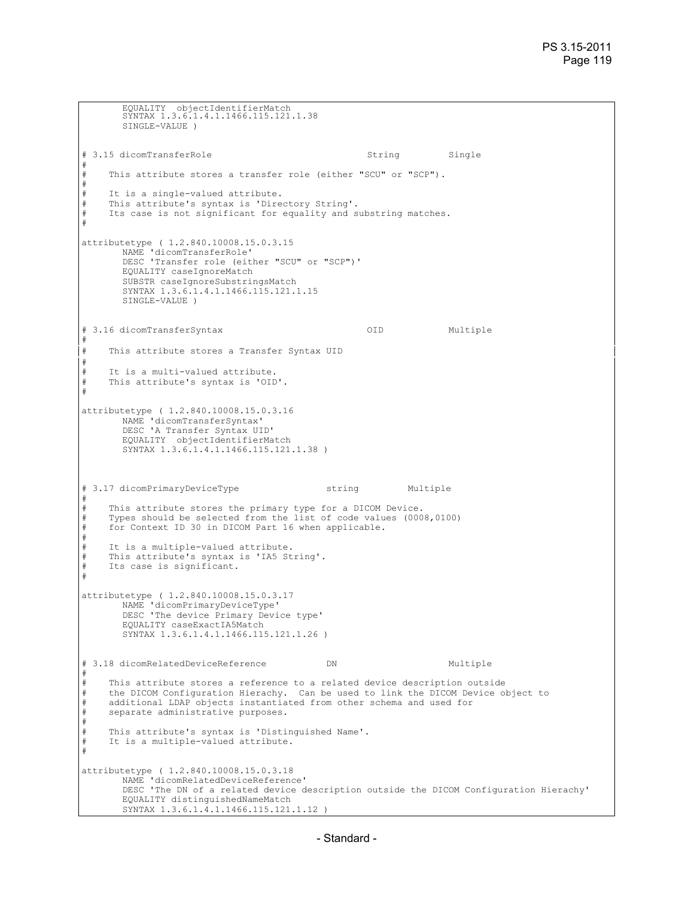```
        EQUALITY  objectIdentifierMatch
        SYNTAX 1.3.6.1.4.1.1466.115.121.1.38
        SINGLE-VALUE )


# 3.15 dicomTransferRole                              String          Single
#
#     This attribute stores a transfer role (either "SCU" or "SCP").
#
#     It is a single-valued attribute.
#     This attribute's syntax is 'Directory String'.
#     Its case is not significant for equality and substring matches.
#

attributetype ( 1.2.840.10008.15.0.3.15
        NAME 'dicomTransferRole'
        DESC 'Transfer role (either "SCU" or "SCP")'
        EQUALITY caseIgnoreMatch
        SUBSTR caseIgnoreSubstringsMatch
        SYNTAX 1.3.6.1.4.1.1466.115.121.1.15
        SINGLE-VALUE )


# 3.16 dicomTransferSyntax                            OID             Multiple
#
#     This attribute stores a Transfer Syntax UID
#
#     It is a multi-valued attribute.
#     This attribute's syntax is 'OID'.
#

attributetype ( 1.2.840.10008.15.0.3.16
        NAME 'dicomTransferSyntax'
        DESC 'A Transfer Syntax UID'
        EQUALITY  objectIdentifierMatch
        SYNTAX 1.3.6.1.4.1.1466.115.121.1.38 )



# 3.17 dicomPrimaryDeviceType                 string          Multiple
#
#     This attribute stores the primary type for a DICOM Device.
#     Types should be selected from the list of code values (0008,0100)
#     for Context ID 30 in DICOM Part 16 when applicable.
#
#     It is a multiple-valued attribute.
#     This attribute's syntax is 'IA5 String'.
#     Its case is significant.
#

attributetype ( 1.2.840.10008.15.0.3.17
        NAME 'dicomPrimaryDeviceType'
        DESC 'The device Primary Device type'
        EQUALITY caseExactIA5Match
        SYNTAX 1.3.6.1.4.1.1466.115.121.1.26 )


# 3.18 dicomRelatedDeviceReference            DN                      Multiple
#
#     This attribute stores a reference to a related device description outside
#     the DICOM Configuration Hierachy.  Can be used to link the DICOM Device object to
#     additional LDAP objects instantiated from other schema and used for
#     separate administrative purposes.
#
#     This attribute's syntax is 'Distinguished Name'.
#     It is a multiple-valued attribute.
#

attributetype ( 1.2.840.10008.15.0.3.18
        NAME 'dicomRelatedDeviceReference'
        DESC 'The DN of a related device description outside the DICOM Configuration Hierachy'
        EQUALITY distinguishedNameMatch
        SYNTAX 1.3.6.1.4.1.1466.115.121.1.12 )
```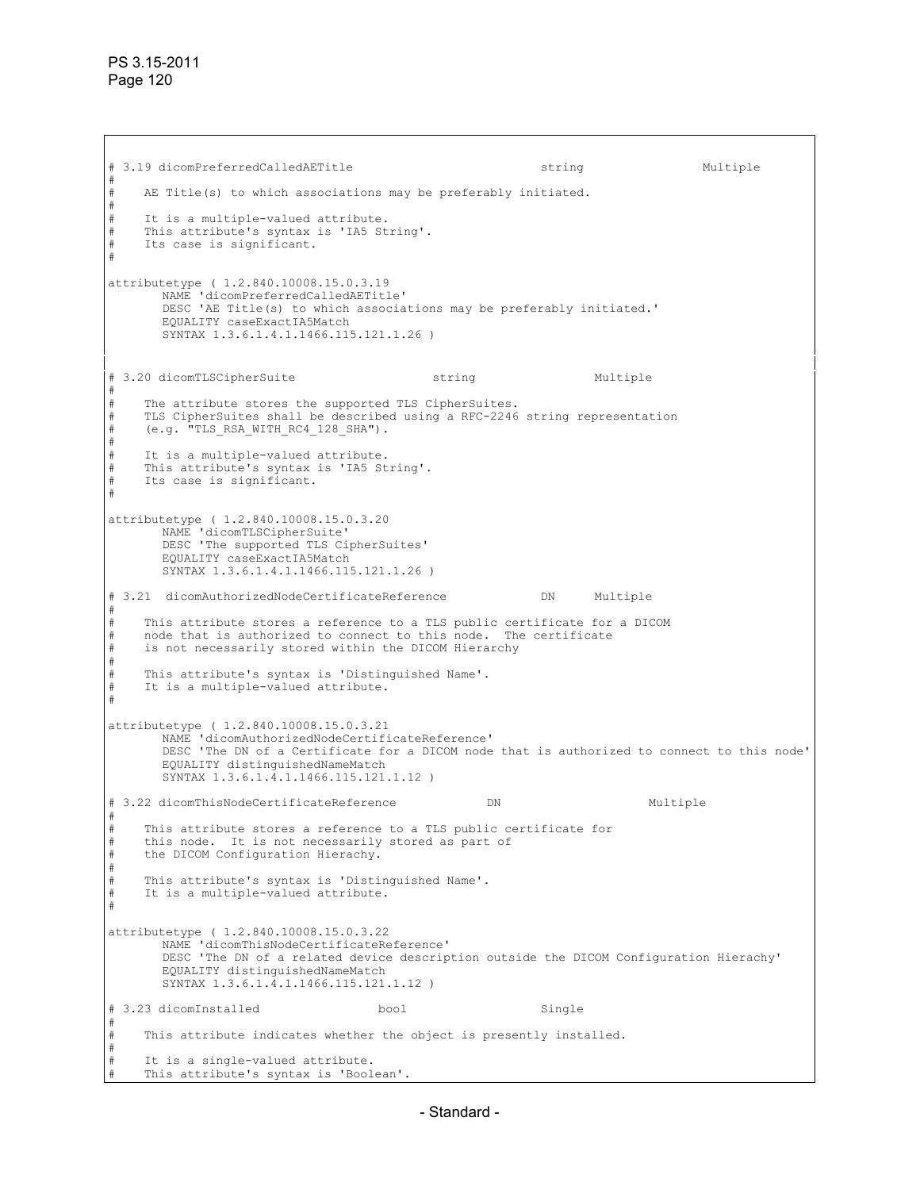```
# 3.19 dicomPreferredCalledAETitle                          string                Multiple
#
#    AE Title(s) to which associations may be preferably initiated.
#
#    It is a multiple-valued attribute.
#    This attribute's syntax is 'IA5 String'.
#    Its case is significant.
#

attributetype ( 1.2.840.10008.15.0.3.19
       NAME 'dicomPreferredCalledAETitle'
       DESC 'AE Title(s) to which associations may be preferably initiated.'
       EQUALITY caseExactIA5Match
       SYNTAX 1.3.6.1.4.1.1466.115.121.1.26 )


# 3.20 dicomTLSCipherSuite                   string                Multiple
#
#    The attribute stores the supported TLS CipherSuites.
#    TLS CipherSuites shall be described using a RFC-2246 string representation
#    (e.g. "TLS_RSA_WITH_RC4_128_SHA").
#
#    It is a multiple-valued attribute.
#    This attribute's syntax is 'IA5 String'.
#    Its case is significant.
#

attributetype ( 1.2.840.10008.15.0.3.20
       NAME 'dicomTLSCipherSuite'
       DESC 'The supported TLS CipherSuites'
       EQUALITY caseExactIA5Match
       SYNTAX 1.3.6.1.4.1.1466.115.121.1.26 )

# 3.21  dicomAuthorizedNodeCertificateReference            DN     Multiple
#
#    This attribute stores a reference to a TLS public certificate for a DICOM
#    node that is authorized to connect to this node.  The certificate
#    is not necessarily stored within the DICOM Hierarchy
#
#    This attribute's syntax is 'Distinguished Name'.
#    It is a multiple-valued attribute.
#

attributetype ( 1.2.840.10008.15.0.3.21
       NAME 'dicomAuthorizedNodeCertificateReference'
       DESC 'The DN of a Certificate for a DICOM node that is authorized to connect to this node'
       EQUALITY distinguishedNameMatch
       SYNTAX 1.3.6.1.4.1.1466.115.121.1.12 )

# 3.22 dicomThisNodeCertificateReference            DN                    Multiple
#
#    This attribute stores a reference to a TLS public certificate for
#    this node.  It is not necessarily stored as part of
#    the DICOM Configuration Hierachy.
#
#    This attribute's syntax is 'Distinguished Name'.
#    It is a multiple-valued attribute.
#

attributetype ( 1.2.840.10008.15.0.3.22
       NAME 'dicomThisNodeCertificateReference'
       DESC 'The DN of a related device description outside the DICOM Configuration Hierachy'
       EQUALITY distinguishedNameMatch
       SYNTAX 1.3.6.1.4.1.1466.115.121.1.12 )

# 3.23 dicomInstalled                bool                  Single
#
#    This attribute indicates whether the object is presently installed.
#
#    It is a single-valued attribute.
#    This attribute's syntax is 'Boolean'.
```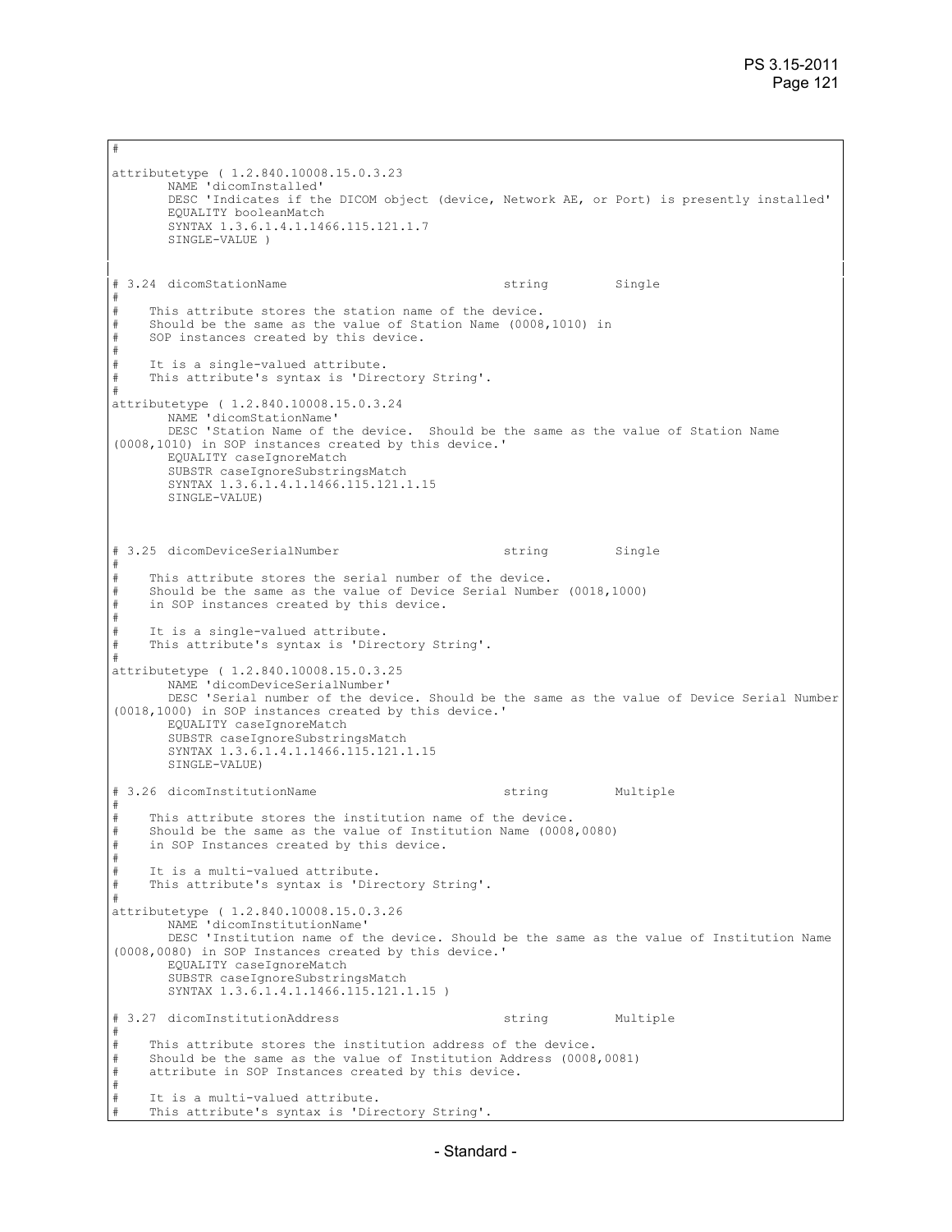```
#

attributetype ( 1.2.840.10008.15.0.3.23
       NAME 'dicomInstalled'
       DESC 'Indicates if the DICOM object (device, Network AE, or Port) is presently installed'
       EQUALITY booleanMatch
       SYNTAX 1.3.6.1.4.1.1466.115.121.1.7
       SINGLE-VALUE )


# 3.24  dicomStationName                             string         Single
#
#    This attribute stores the station name of the device.
#    Should be the same as the value of Station Name (0008,1010) in
#    SOP instances created by this device.
#
#    It is a single-valued attribute.
#    This attribute's syntax is 'Directory String'.
#
attributetype ( 1.2.840.10008.15.0.3.24
       NAME 'dicomStationName'
       DESC 'Station Name of the device.  Should be the same as the value of Station Name
(0008,1010) in SOP instances created by this device.'
       EQUALITY caseIgnoreMatch
       SUBSTR caseIgnoreSubstringsMatch
       SYNTAX 1.3.6.1.4.1.1466.115.121.1.15
       SINGLE-VALUE)



# 3.25  dicomDeviceSerialNumber                      string         Single
#
#    This attribute stores the serial number of the device.
#    Should be the same as the value of Device Serial Number (0018,1000)
#    in SOP instances created by this device.
#
#    It is a single-valued attribute.
#    This attribute's syntax is 'Directory String'.
#
attributetype ( 1.2.840.10008.15.0.3.25
       NAME 'dicomDeviceSerialNumber'
       DESC 'Serial number of the device. Should be the same as the value of Device Serial Number
(0018,1000) in SOP instances created by this device.'
       EQUALITY caseIgnoreMatch
       SUBSTR caseIgnoreSubstringsMatch
       SYNTAX 1.3.6.1.4.1.1466.115.121.1.15
       SINGLE-VALUE)

# 3.26  dicomInstitutionName                         string         Multiple
#
#    This attribute stores the institution name of the device.
#    Should be the same as the value of Institution Name (0008,0080)
#    in SOP Instances created by this device.
#
#    It is a multi-valued attribute.
#    This attribute's syntax is 'Directory String'.
#
attributetype ( 1.2.840.10008.15.0.3.26
       NAME 'dicomInstitutionName'
       DESC 'Institution name of the device. Should be the same as the value of Institution Name
(0008,0080) in SOP Instances created by this device.'
       EQUALITY caseIgnoreMatch
       SUBSTR caseIgnoreSubstringsMatch
       SYNTAX 1.3.6.1.4.1.1466.115.121.1.15 )

# 3.27  dicomInstitutionAddress                      string         Multiple
#
#    This attribute stores the institution address of the device.
#    Should be the same as the value of Institution Address (0008,0081)
#    attribute in SOP Instances created by this device.
#
#    It is a multi-valued attribute.
#    This attribute's syntax is 'Directory String'.
```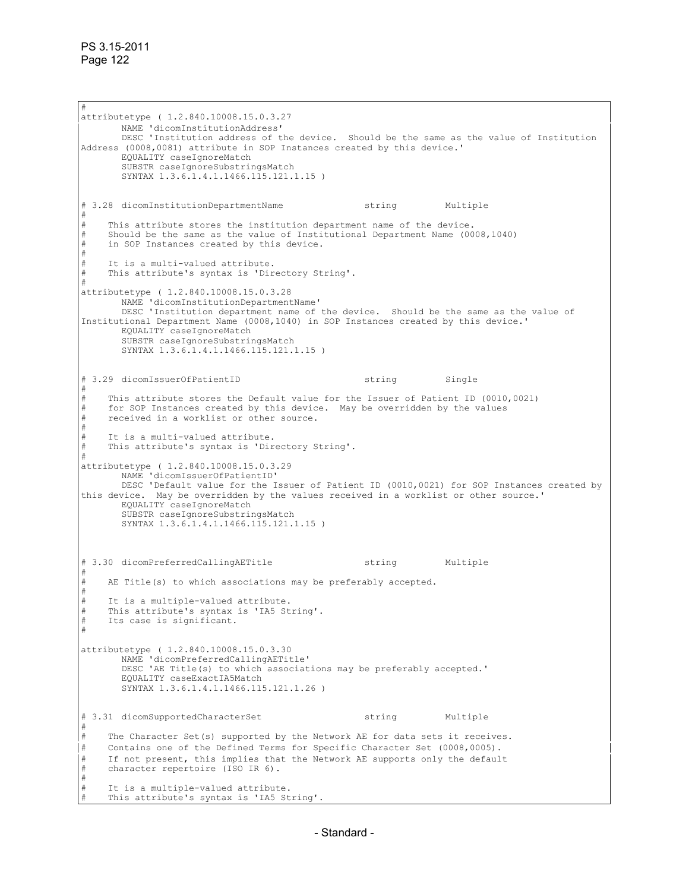```
#
attributetype ( 1.2.840.10008.15.0.3.27
       NAME 'dicomInstitutionAddress'
       DESC 'Institution address of the device.  Should be the same as the value of Institution
Address (0008,0081) attribute in SOP Instances created by this device.'
       EQUALITY caseIgnoreMatch
       SUBSTR caseIgnoreSubstringsMatch
       SYNTAX 1.3.6.1.4.1.1466.115.121.1.15 )


# 3.28 dicomInstitutionDepartmentName               string         Multiple
#
#    This attribute stores the institution department name of the device.
#    Should be the same as the value of Institutional Department Name (0008,1040)
#    in SOP Instances created by this device.
#
#    It is a multi-valued attribute.
#    This attribute's syntax is 'Directory String'.
#
attributetype ( 1.2.840.10008.15.0.3.28
       NAME 'dicomInstitutionDepartmentName'
       DESC 'Institution department name of the device.  Should be the same as the value of
Institutional Department Name (0008,1040) in SOP Instances created by this device.'
       EQUALITY caseIgnoreMatch
       SUBSTR caseIgnoreSubstringsMatch
       SYNTAX 1.3.6.1.4.1.1466.115.121.1.15 )


# 3.29 dicomIssuerOfPatientID                       string         Single
#
#    This attribute stores the Default value for the Issuer of Patient ID (0010,0021)
#    for SOP Instances created by this device.  May be overridden by the values
#    received in a worklist or other source.
#
#    It is a multi-valued attribute.
#    This attribute's syntax is 'Directory String'.
#
attributetype ( 1.2.840.10008.15.0.3.29
       NAME 'dicomIssuerOfPatientID'
       DESC 'Default value for the Issuer of Patient ID (0010,0021) for SOP Instances created by
this device.  May be overridden by the values received in a worklist or other source.'
       EQUALITY caseIgnoreMatch
       SUBSTR caseIgnoreSubstringsMatch
       SYNTAX 1.3.6.1.4.1.1466.115.121.1.15 )



# 3.30 dicomPreferredCallingAETitle                 string         Multiple
#
#    AE Title(s) to which associations may be preferably accepted.
#
#    It is a multiple-valued attribute.
#    This attribute's syntax is 'IA5 String'.
#    Its case is significant.
#

attributetype ( 1.2.840.10008.15.0.3.30
       NAME 'dicomPreferredCallingAETitle'
       DESC 'AE Title(s) to which associations may be preferably accepted.'
       EQUALITY caseExactIA5Match
       SYNTAX 1.3.6.1.4.1.1466.115.121.1.26 )


# 3.31 dicomSupportedCharacterSet                   string         Multiple
#
#    The Character Set(s) supported by the Network AE for data sets it receives.
#    Contains one of the Defined Terms for Specific Character Set (0008,0005).
#    If not present, this implies that the Network AE supports only the default
#    character repertoire (ISO IR 6).
#
#    It is a multiple-valued attribute.
#    This attribute's syntax is 'IA5 String'.
```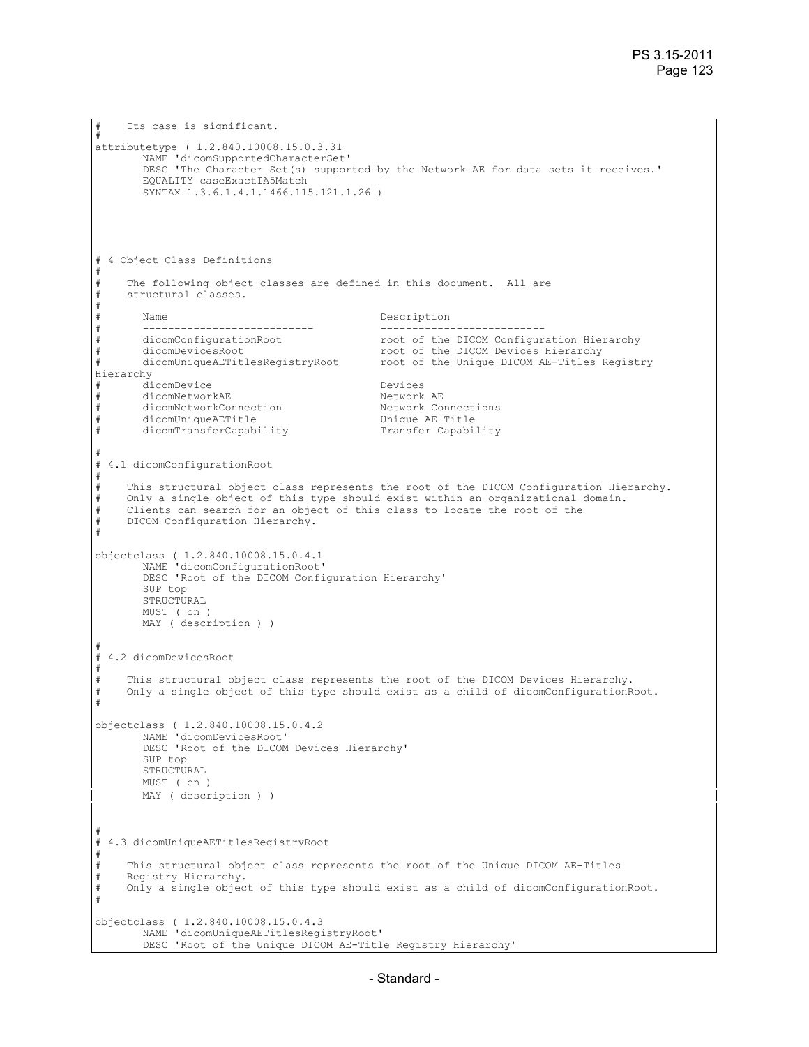```
#    Its case is significant.
#
attributetype ( 1.2.840.10008.15.0.3.31
       NAME 'dicomSupportedCharacterSet'
       DESC 'The Character Set(s) supported by the Network AE for data sets it receives.'
       EQUALITY caseExactIA5Match
       SYNTAX 1.3.6.1.4.1.1466.115.121.1.26 )




# 4 Object Class Definitions
#
#    The following object classes are defined in this document.  All are
#    structural classes.
#
#      Name                                 Description
#      ---------------------------          -------------------------
#      dicomConfigurationRoot               root of the DICOM Configuration Hierarchy
#      dicomDevicesRoot                     root of the DICOM Devices Hierarchy
#      dicomUniqueAETitlesRegistryRoot      root of the Unique DICOM AE-Titles Registry
Hierarchy
#      dicomDevice                          Devices
#      dicomNetworkAE                       Network AE
#      dicomNetworkConnection               Network Connections
#      dicomUniqueAETitle                   Unique AE Title
#      dicomTransferCapability              Transfer Capability

#
# 4.1 dicomConfigurationRoot
#
#    This structural object class represents the root of the DICOM Configuration Hierarchy.
#    Only a single object of this type should exist within an organizational domain.
#    Clients can search for an object of this class to locate the root of the
#    DICOM Configuration Hierarchy.
#

objectclass ( 1.2.840.10008.15.0.4.1
       NAME 'dicomConfigurationRoot'
       DESC 'Root of the DICOM Configuration Hierarchy'
       SUP top
       STRUCTURAL
       MUST ( cn )
       MAY ( description ) )

#
# 4.2 dicomDevicesRoot
#
#    This structural object class represents the root of the DICOM Devices Hierarchy.
#    Only a single object of this type should exist as a child of dicomConfigurationRoot.
#

objectclass ( 1.2.840.10008.15.0.4.2
       NAME 'dicomDevicesRoot'
       DESC 'Root of the DICOM Devices Hierarchy'
       SUP top
       STRUCTURAL
       MUST ( cn )
       MAY ( description ) )


#
# 4.3 dicomUniqueAETitlesRegistryRoot
#
#    This structural object class represents the root of the Unique DICOM AE-Titles
#    Registry Hierarchy.
#    Only a single object of this type should exist as a child of dicomConfigurationRoot.
#

objectclass ( 1.2.840.10008.15.0.4.3
       NAME 'dicomUniqueAETitlesRegistryRoot'
       DESC 'Root of the Unique DICOM AE-Title Registry Hierarchy'
```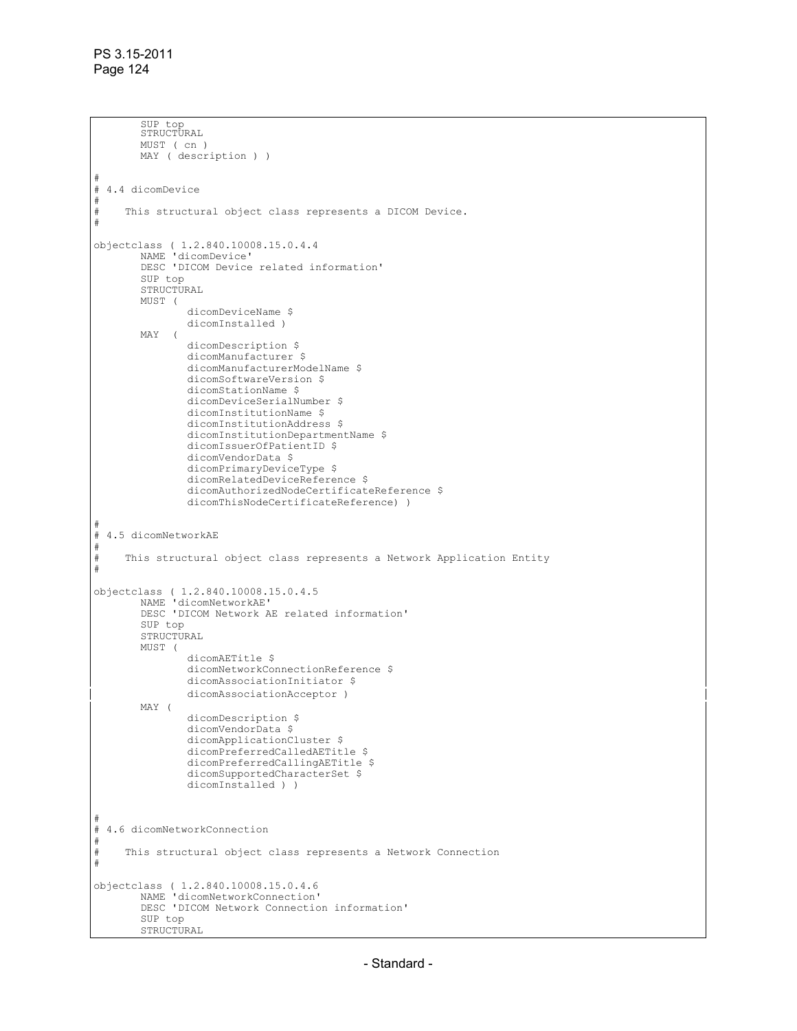```
        SUP top
        STRUCTURAL
        MUST ( cn )
        MAY ( description ) )

#
# 4.4 dicomDevice
#
#     This structural object class represents a DICOM Device.
#

objectclass ( 1.2.840.10008.15.0.4.4
        NAME 'dicomDevice'
        DESC 'DICOM Device related information'
        SUP top
        STRUCTURAL
        MUST (
                dicomDeviceName $
                dicomInstalled )
        MAY  (
                dicomDescription $
                dicomManufacturer $
                dicomManufacturerModelName $
                dicomSoftwareVersion $
                dicomStationName $
                dicomDeviceSerialNumber $
                dicomInstitutionName $
                dicomInstitutionAddress $
                dicomInstitutionDepartmentName $
                dicomIssuerOfPatientID $
                dicomVendorData $
                dicomPrimaryDeviceType $
                dicomRelatedDeviceReference $
                dicomAuthorizedNodeCertificateReference $
                dicomThisNodeCertificateReference) )

#
# 4.5 dicomNetworkAE
#
#     This structural object class represents a Network Application Entity
#

objectclass ( 1.2.840.10008.15.0.4.5
        NAME 'dicomNetworkAE'
        DESC 'DICOM Network AE related information'
        SUP top
        STRUCTURAL
        MUST (
                dicomAETitle $
                dicomNetworkConnectionReference $
                dicomAssociationInitiator $
                dicomAssociationAcceptor )
        MAY (
                dicomDescription $
                dicomVendorData $
                dicomApplicationCluster $
                dicomPreferredCalledAETitle $
                dicomPreferredCallingAETitle $
                dicomSupportedCharacterSet $
                dicomInstalled ) )


#
# 4.6 dicomNetworkConnection
#
#     This structural object class represents a Network Connection
#

objectclass ( 1.2.840.10008.15.0.4.6
        NAME 'dicomNetworkConnection'
        DESC 'DICOM Network Connection information'
        SUP top
        STRUCTURAL
```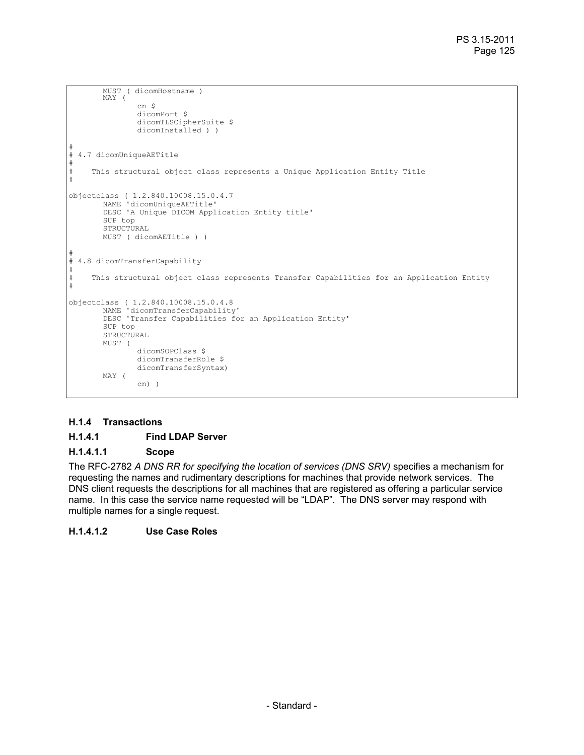```
        MUST ( dicomHostname )
        MAY (
                cn $
                dicomPort $
                dicomTLSCipherSuite $
                dicomInstalled ) )

#
# 4.7 dicomUniqueAETitle
#
#     This structural object class represents a Unique Application Entity Title
#

objectclass ( 1.2.840.10008.15.0.4.7
        NAME 'dicomUniqueAETitle'
        DESC 'A Unique DICOM Application Entity title'
        SUP top
        STRUCTURAL
        MUST ( dicomAETitle ) )

#
# 4.8 dicomTransferCapability
#
#     This structural object class represents Transfer Capabilities for an Application Entity
#

objectclass ( 1.2.840.10008.15.0.4.8
        NAME 'dicomTransferCapability'
        DESC 'Transfer Capabilities for an Application Entity'
        SUP top
        STRUCTURAL
        MUST (
                dicomSOPClass $
                dicomTransferRole $
                dicomTransferSyntax)
        MAY (
                cn) )
```

### H.1.4 Transactions

#### H.1.4.1 Find LDAP Server

##### H.1.4.1.1 Scope

The RFC-2782 *A DNS RR for specifying the location of services (DNS SRV)* specifies a mechanism for requesting the names and rudimentary descriptions for machines that provide network services. The DNS client requests the descriptions for all machines that are registered as offering a particular service name. In this case the service name requested will be "LDAP". The DNS server may respond with multiple names for a single request.

##### H.1.4.1.2 Use Case Roles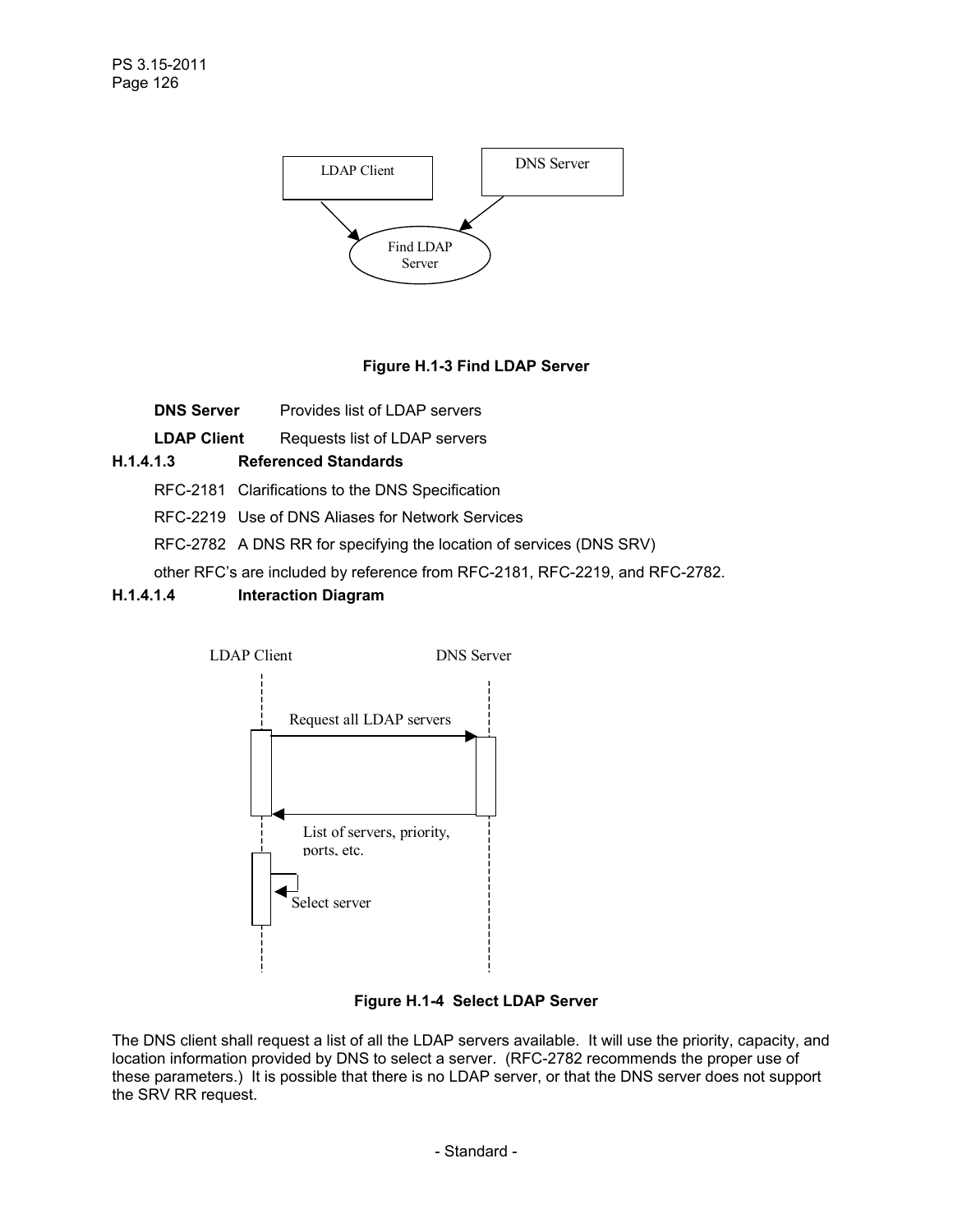Figure H.1-3 Find LDAP Server

| | |
|---|---|
| **DNS Server** | Provides list of LDAP servers |
| **LDAP Client** | Requests list of LDAP servers |

#### H.1.4.1.3 Referenced Standards

RFC-2181 Clarifications to the DNS Specification

RFC-2219 Use of DNS Aliases for Network Services

RFC-2782 A DNS RR for specifying the location of services (DNS SRV)

other RFC's are included by reference from RFC-2181, RFC-2219, and RFC-2782.

#### H.1.4.1.4 Interaction Diagram

Figure H.1-4 Select LDAP Server

The DNS client shall request a list of all the LDAP servers available. It will use the priority, capacity, and location information provided by DNS to select a server. (RFC-2782 recommends the proper use of these parameters.) It is possible that there is no LDAP server, or that the DNS server does not support the SRV RR request.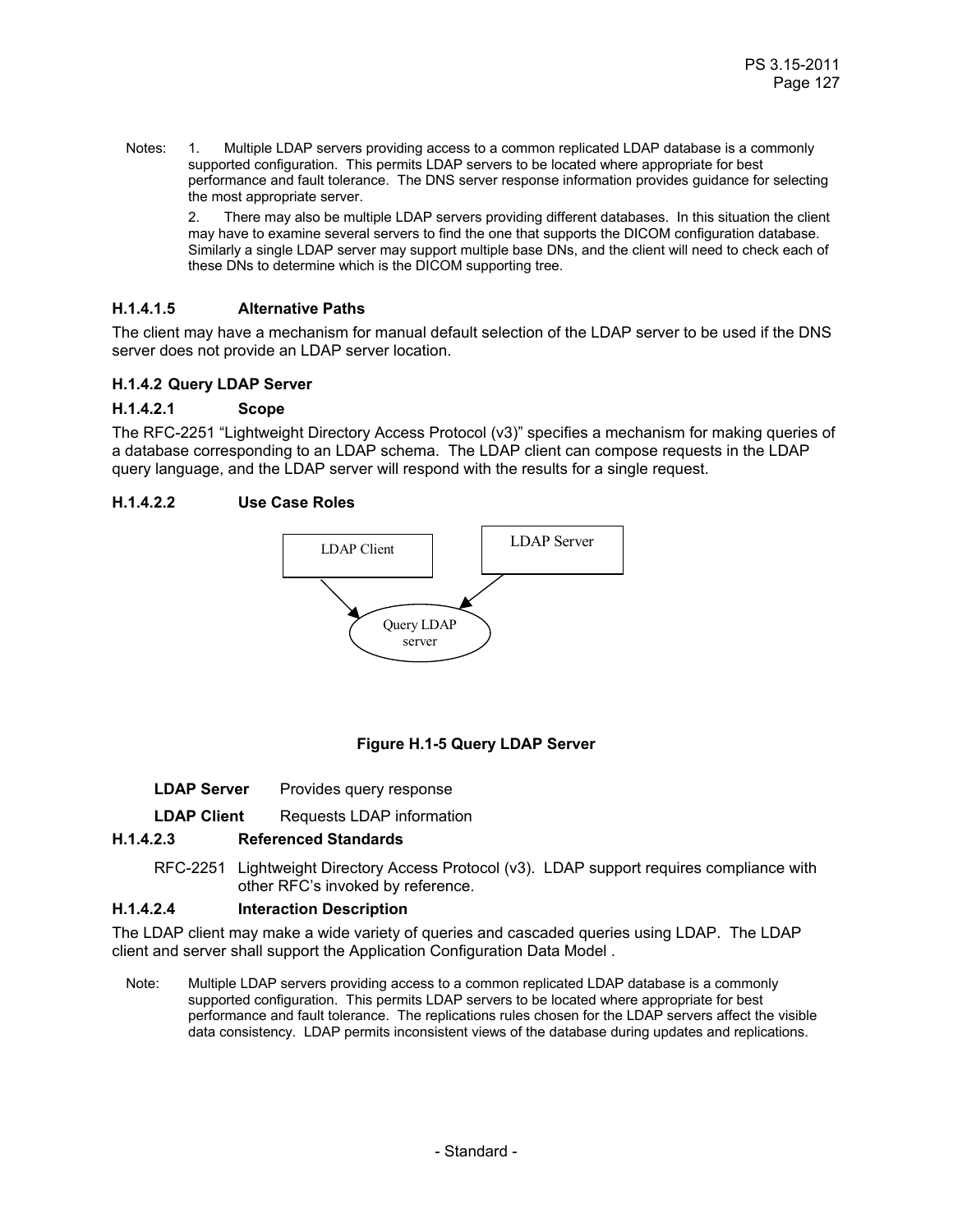Notes: 1. Multiple LDAP servers providing access to a common replicated LDAP database is a commonly supported configuration. This permits LDAP servers to be located where appropriate for best performance and fault tolerance. The DNS server response information provides guidance for selecting the most appropriate server.

2. There may also be multiple LDAP servers providing different databases. In this situation the client may have to examine several servers to find the one that supports the DICOM configuration database. Similarly a single LDAP server may support multiple base DNs, and the client will need to check each of these DNs to determine which is the DICOM supporting tree.

#### H.1.4.1.5 Alternative Paths

The client may have a mechanism for manual default selection of the LDAP server to be used if the DNS server does not provide an LDAP server location.

### H.1.4.2 Query LDAP Server

#### H.1.4.2.1 Scope

The RFC-2251 "Lightweight Directory Access Protocol (v3)" specifies a mechanism for making queries of a database corresponding to an LDAP schema. The LDAP client can compose requests in the LDAP query language, and the LDAP server will respond with the results for a single request.

#### H.1.4.2.2 Use Case Roles

LDAP Client

LDAP Server

Query LDAP server

**Figure H.1-5 Query LDAP Server**

**LDAP Server** Provides query response

**LDAP Client** Requests LDAP information

#### H.1.4.2.3 Referenced Standards

RFC-2251 Lightweight Directory Access Protocol (v3). LDAP support requires compliance with other RFC's invoked by reference.

#### H.1.4.2.4 Interaction Description

The LDAP client may make a wide variety of queries and cascaded queries using LDAP. The LDAP client and server shall support the Application Configuration Data Model .

Note: Multiple LDAP servers providing access to a common replicated LDAP database is a commonly supported configuration. This permits LDAP servers to be located where appropriate for best performance and fault tolerance. The replications rules chosen for the LDAP servers affect the visible data consistency. LDAP permits inconsistent views of the database during updates and replications.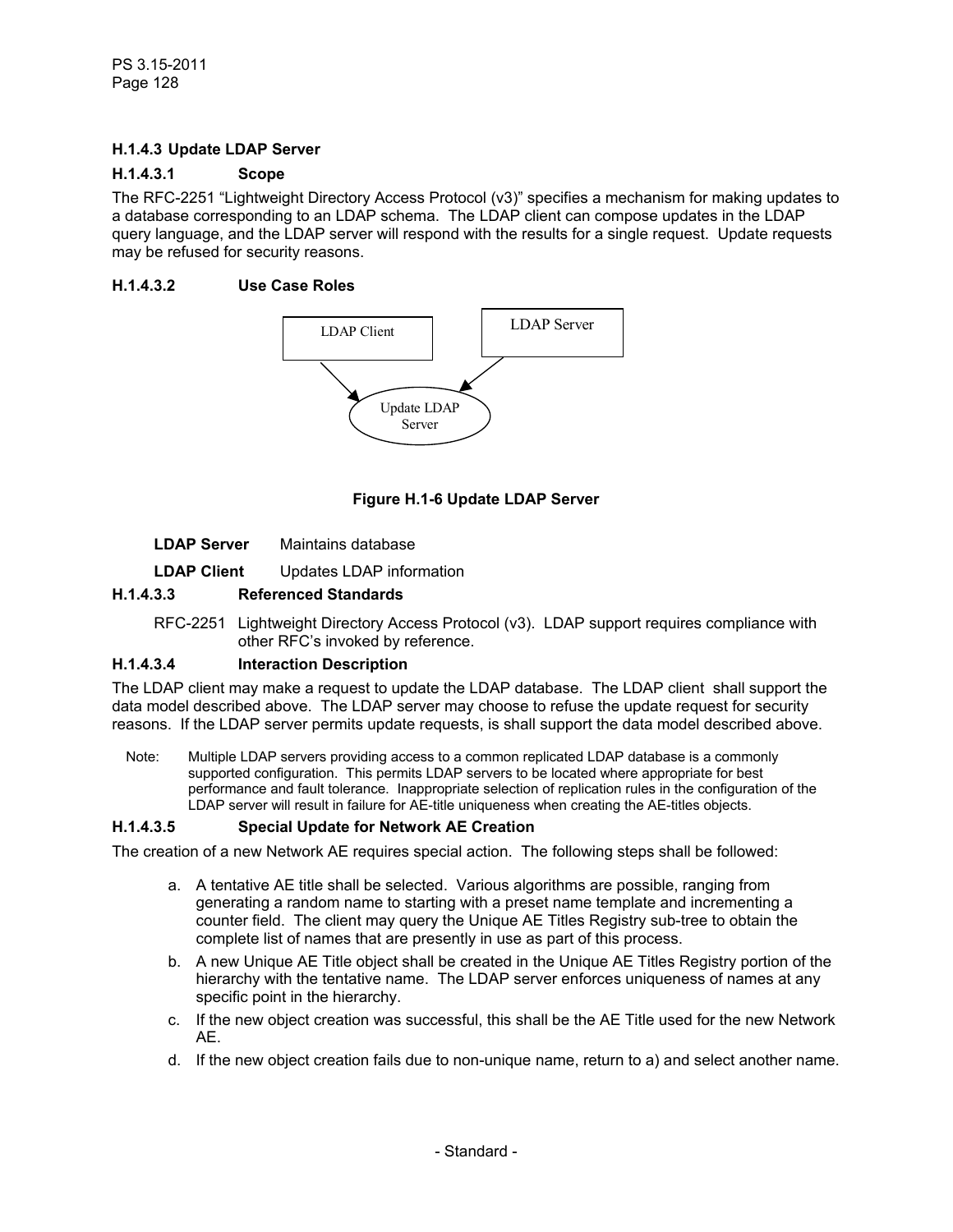### H.1.4.3 Update LDAP Server

#### H.1.4.3.1 Scope

The RFC-2251 "Lightweight Directory Access Protocol (v3)" specifies a mechanism for making updates to a database corresponding to an LDAP schema. The LDAP client can compose updates in the LDAP query language, and the LDAP server will respond with the results for a single request. Update requests may be refused for security reasons.

#### H.1.4.3.2 Use Case Roles

LDAP Client

LDAP Server

Update LDAP Server

**Figure H.1-6 Update LDAP Server**

**LDAP Server** Maintains database

**LDAP Client** Updates LDAP information

#### H.1.4.3.3 Referenced Standards

RFC-2251 Lightweight Directory Access Protocol (v3). LDAP support requires compliance with other RFC's invoked by reference.

#### H.1.4.3.4 Interaction Description

The LDAP client may make a request to update the LDAP database. The LDAP client shall support the data model described above. The LDAP server may choose to refuse the update request for security reasons. If the LDAP server permits update requests, is shall support the data model described above.

Note: Multiple LDAP servers providing access to a common replicated LDAP database is a commonly supported configuration. This permits LDAP servers to be located where appropriate for best performance and fault tolerance. Inappropriate selection of replication rules in the configuration of the LDAP server will result in failure for AE-title uniqueness when creating the AE-titles objects.

#### H.1.4.3.5 Special Update for Network AE Creation

The creation of a new Network AE requires special action. The following steps shall be followed:

a. A tentative AE title shall be selected. Various algorithms are possible, ranging from generating a random name to starting with a preset name template and incrementing a counter field. The client may query the Unique AE Titles Registry sub-tree to obtain the complete list of names that are presently in use as part of this process.

b. A new Unique AE Title object shall be created in the Unique AE Titles Registry portion of the hierarchy with the tentative name. The LDAP server enforces uniqueness of names at any specific point in the hierarchy.

c. If the new object creation was successful, this shall be the AE Title used for the new Network AE.

d. If the new object creation fails due to non-unique name, return to a) and select another name.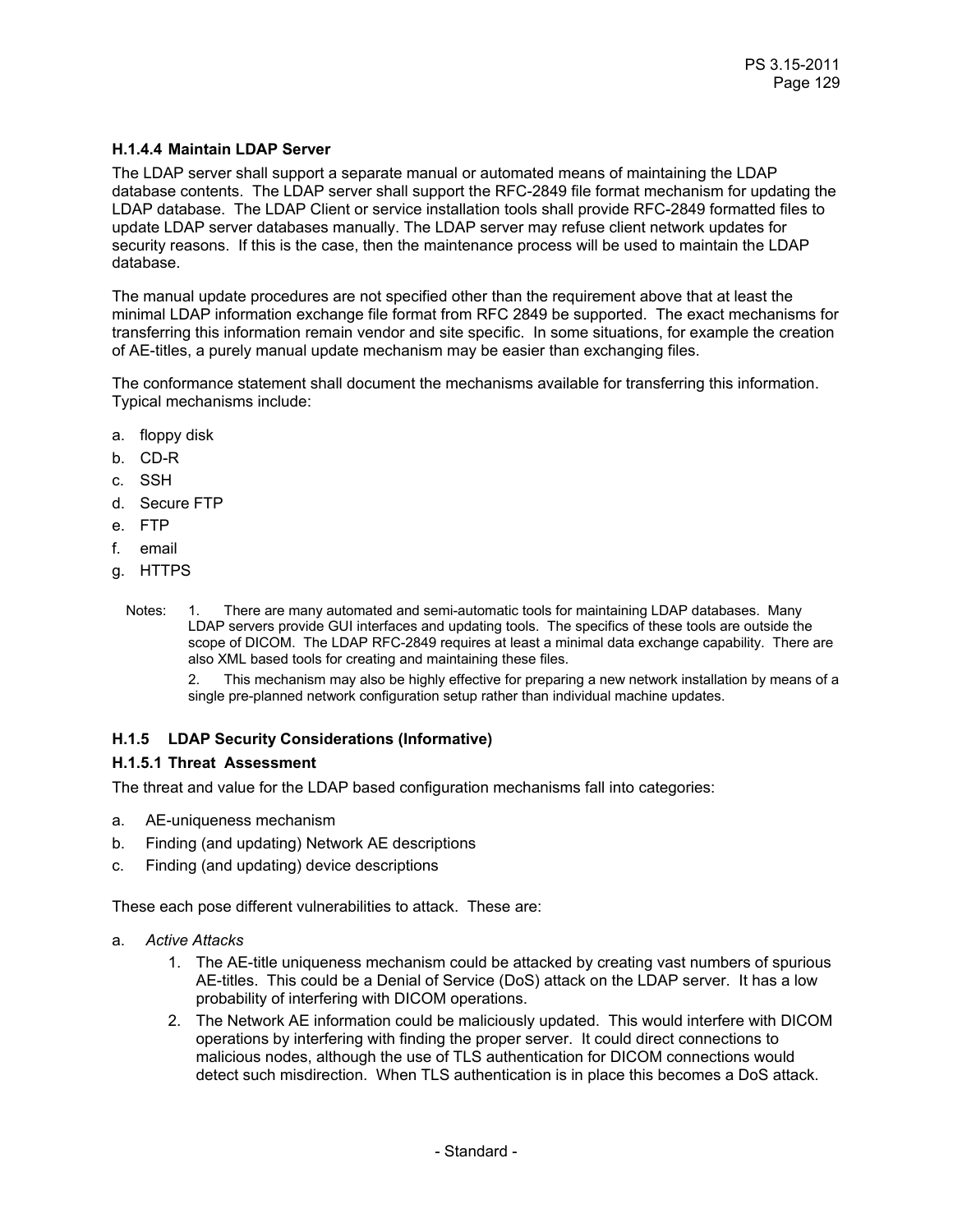#### H.1.4.4 Maintain LDAP Server

The LDAP server shall support a separate manual or automated means of maintaining the LDAP database contents. The LDAP server shall support the RFC-2849 file format mechanism for updating the LDAP database. The LDAP Client or service installation tools shall provide RFC-2849 formatted files to update LDAP server databases manually. The LDAP server may refuse client network updates for security reasons. If this is the case, then the maintenance process will be used to maintain the LDAP database.

The manual update procedures are not specified other than the requirement above that at least the minimal LDAP information exchange file format from RFC 2849 be supported. The exact mechanisms for transferring this information remain vendor and site specific. In some situations, for example the creation of AE-titles, a purely manual update mechanism may be easier than exchanging files.

The conformance statement shall document the mechanisms available for transferring this information. Typical mechanisms include:

a. floppy disk
b. CD-R
c. SSH
d. Secure FTP
e. FTP
f. email
g. HTTPS

Notes: 1. There are many automated and semi-automatic tools for maintaining LDAP databases. Many LDAP servers provide GUI interfaces and updating tools. The specifics of these tools are outside the scope of DICOM. The LDAP RFC-2849 requires at least a minimal data exchange capability. There are also XML based tools for creating and maintaining these files.

2. This mechanism may also be highly effective for preparing a new network installation by means of a single pre-planned network configuration setup rather than individual machine updates.

### H.1.5 LDAP Security Considerations (Informative)

#### H.1.5.1 Threat Assessment

The threat and value for the LDAP based configuration mechanisms fall into categories:

a. AE-uniqueness mechanism
b. Finding (and updating) Network AE descriptions
c. Finding (and updating) device descriptions

These each pose different vulnerabilities to attack. These are:

a. *Active Attacks*
   1. The AE-title uniqueness mechanism could be attacked by creating vast numbers of spurious AE-titles. This could be a Denial of Service (DoS) attack on the LDAP server. It has a low probability of interfering with DICOM operations.
   2. The Network AE information could be maliciously updated. This would interfere with DICOM operations by interfering with finding the proper server. It could direct connections to malicious nodes, although the use of TLS authentication for DICOM connections would detect such misdirection. When TLS authentication is in place this becomes a DoS attack.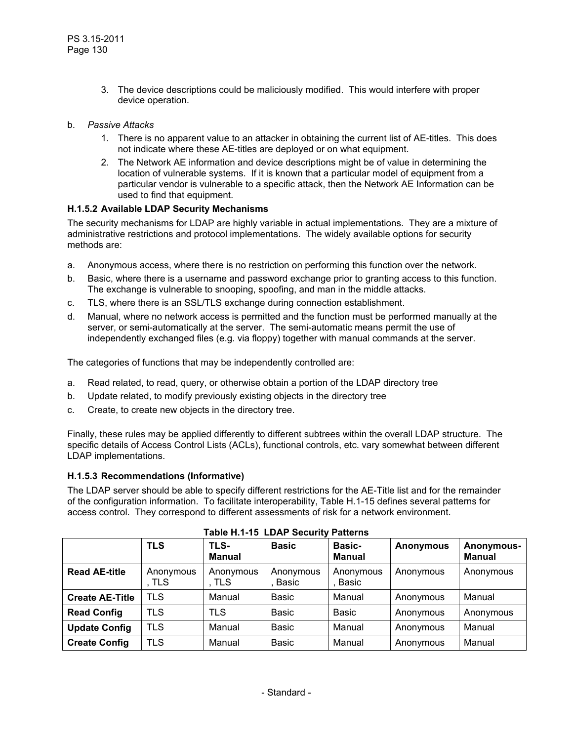3. The device descriptions could be maliciously modified. This would interfere with proper device operation.

b. *Passive Attacks*

1. There is no apparent value to an attacker in obtaining the current list of AE-titles. This does not indicate where these AE-titles are deployed or on what equipment.
2. The Network AE information and device descriptions might be of value in determining the location of vulnerable systems. If it is known that a particular model of equipment from a particular vendor is vulnerable to a specific attack, then the Network AE Information can be used to find that equipment.

#### H.1.5.2 Available LDAP Security Mechanisms

The security mechanisms for LDAP are highly variable in actual implementations. They are a mixture of administrative restrictions and protocol implementations. The widely available options for security methods are:

a. Anonymous access, where there is no restriction on performing this function over the network.
b. Basic, where there is a username and password exchange prior to granting access to this function. The exchange is vulnerable to snooping, spoofing, and man in the middle attacks.
c. TLS, where there is an SSL/TLS exchange during connection establishment.
d. Manual, where no network access is permitted and the function must be performed manually at the server, or semi-automatically at the server. The semi-automatic means permit the use of independently exchanged files (e.g. via floppy) together with manual commands at the server.

The categories of functions that may be independently controlled are:

a. Read related, to read, query, or otherwise obtain a portion of the LDAP directory tree
b. Update related, to modify previously existing objects in the directory tree
c. Create, to create new objects in the directory tree.

Finally, these rules may be applied differently to different subtrees within the overall LDAP structure. The specific details of Access Control Lists (ACLs), functional controls, etc. vary somewhat between different LDAP implementations.

#### H.1.5.3 Recommendations (Informative)

The LDAP server should be able to specify different restrictions for the AE-Title list and for the remainder of the configuration information. To facilitate interoperability, Table H.1-15 defines several patterns for access control. They correspond to different assessments of risk for a network environment.

**Table H.1-15 LDAP Security Patterns**

| | TLS | TLS-Manual | Basic | Basic-Manual | Anonymous | Anonymous-Manual |
|---|---|---|---|---|---|---|
| **Read AE-title** | Anonymous, TLS | Anonymous, TLS | Anonymous, Basic | Anonymous, Basic | Anonymous | Anonymous |
| **Create AE-Title** | TLS | Manual | Basic | Manual | Anonymous | Manual |
| **Read Config** | TLS | TLS | Basic | Basic | Anonymous | Anonymous |
| **Update Config** | TLS | Manual | Basic | Manual | Anonymous | Manual |
| **Create Config** | TLS | Manual | Basic | Manual | Anonymous | Manual |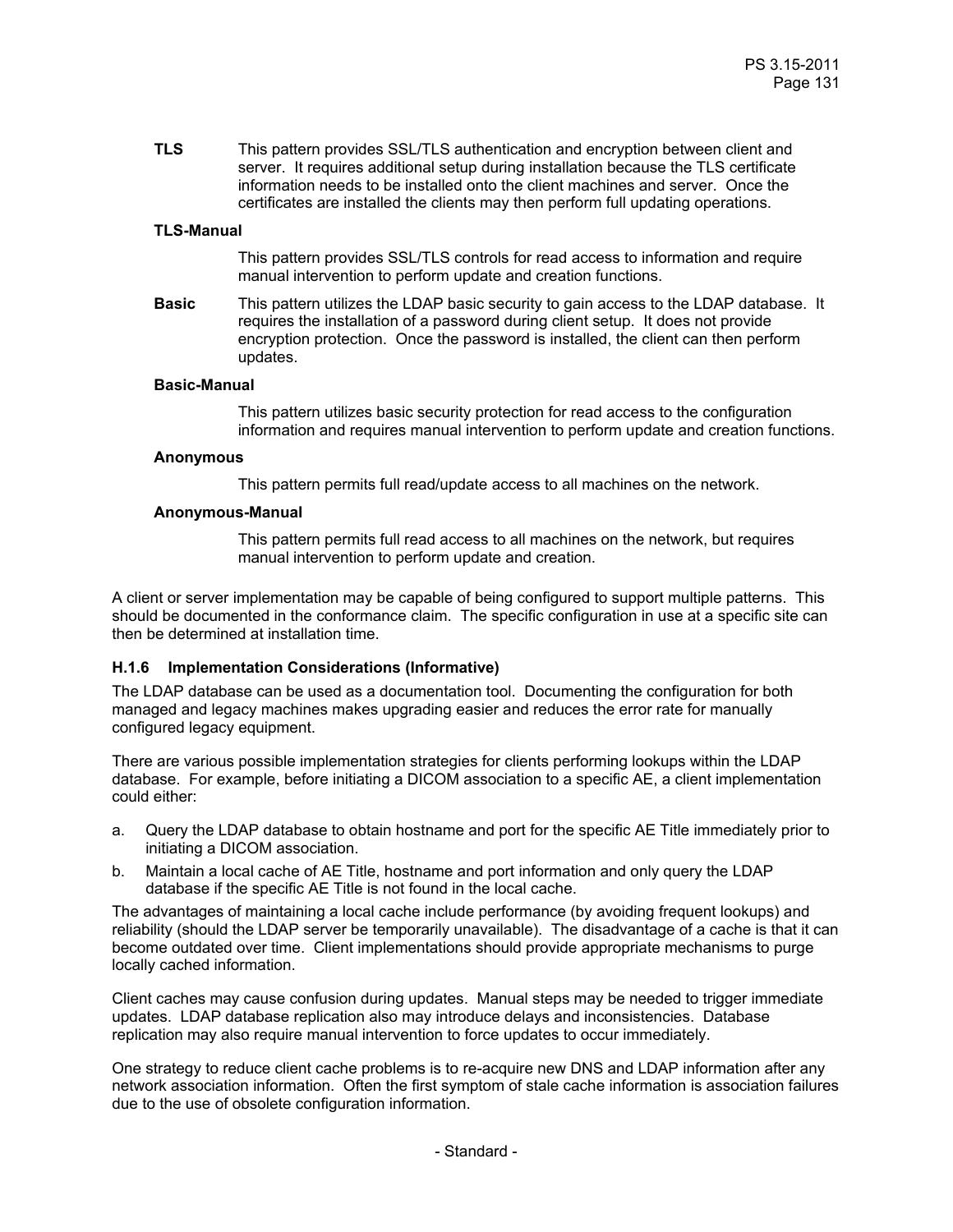**TLS** This pattern provides SSL/TLS authentication and encryption between client and server. It requires additional setup during installation because the TLS certificate information needs to be installed onto the client machines and server. Once the certificates are installed the clients may then perform full updating operations.

**TLS-Manual**

This pattern provides SSL/TLS controls for read access to information and require manual intervention to perform update and creation functions.

**Basic** This pattern utilizes the LDAP basic security to gain access to the LDAP database. It requires the installation of a password during client setup. It does not provide encryption protection. Once the password is installed, the client can then perform updates.

**Basic-Manual**

This pattern utilizes basic security protection for read access to the configuration information and requires manual intervention to perform update and creation functions.

**Anonymous**

This pattern permits full read/update access to all machines on the network.

**Anonymous-Manual**

This pattern permits full read access to all machines on the network, but requires manual intervention to perform update and creation.

A client or server implementation may be capable of being configured to support multiple patterns. This should be documented in the conformance claim. The specific configuration in use at a specific site can then be determined at installation time.

### H.1.6 Implementation Considerations (Informative)

The LDAP database can be used as a documentation tool. Documenting the configuration for both managed and legacy machines makes upgrading easier and reduces the error rate for manually configured legacy equipment.

There are various possible implementation strategies for clients performing lookups within the LDAP database. For example, before initiating a DICOM association to a specific AE, a client implementation could either:

a. Query the LDAP database to obtain hostname and port for the specific AE Title immediately prior to initiating a DICOM association.
b. Maintain a local cache of AE Title, hostname and port information and only query the LDAP database if the specific AE Title is not found in the local cache.

The advantages of maintaining a local cache include performance (by avoiding frequent lookups) and reliability (should the LDAP server be temporarily unavailable). The disadvantage of a cache is that it can become outdated over time. Client implementations should provide appropriate mechanisms to purge locally cached information.

Client caches may cause confusion during updates. Manual steps may be needed to trigger immediate updates. LDAP database replication also may introduce delays and inconsistencies. Database replication may also require manual intervention to force updates to occur immediately.

One strategy to reduce client cache problems is to re-acquire new DNS and LDAP information after any network association information. Often the first symptom of stale cache information is association failures due to the use of obsolete configuration information.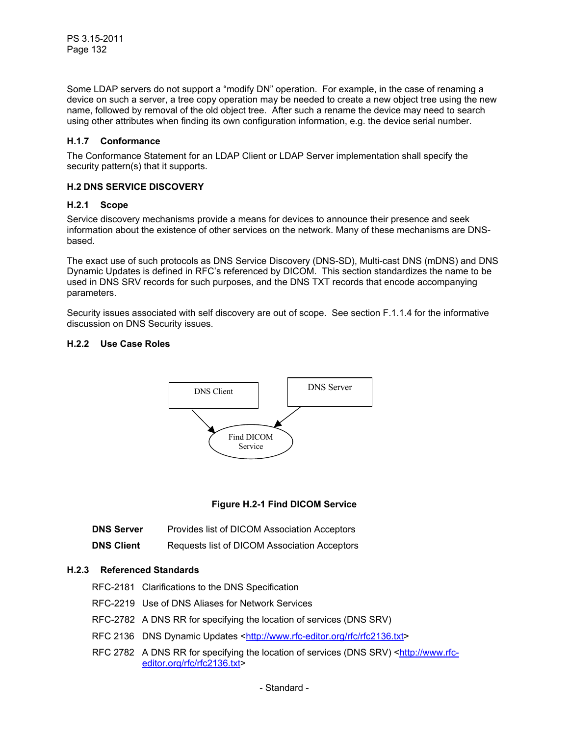Some LDAP servers do not support a “modify DN” operation. For example, in the case of renaming a device on such a server, a tree copy operation may be needed to create a new object tree using the new name, followed by removal of the old object tree. After such a rename the device may need to search using other attributes when finding its own configuration information, e.g. the device serial number.

### H.1.7 Conformance

The Conformance Statement for an LDAP Client or LDAP Server implementation shall specify the security pattern(s) that it supports.

## H.2 DNS SERVICE DISCOVERY

### H.2.1 Scope

Service discovery mechanisms provide a means for devices to announce their presence and seek information about the existence of other services on the network. Many of these mechanisms are DNS-based.

The exact use of such protocols as DNS Service Discovery (DNS-SD), Multi-cast DNS (mDNS) and DNS Dynamic Updates is defined in RFC’s referenced by DICOM. This section standardizes the name to be used in DNS SRV records for such purposes, and the DNS TXT records that encode accompanying parameters.

Security issues associated with self discovery are out of scope. See section F.1.1.4 for the informative discussion on DNS Security issues.

### H.2.2 Use Case Roles

DNS Client → Find DICOM Service ← DNS Server

**Figure H.2-1 Find DICOM Service**

| | |
|---|---|
| **DNS Server** | Provides list of DICOM Association Acceptors |
| **DNS Client** | Requests list of DICOM Association Acceptors |

### H.2.3 Referenced Standards

| | |
|---|---|
| RFC-2181 | Clarifications to the DNS Specification |
| RFC-2219 | Use of DNS Aliases for Network Services |
| RFC-2782 | A DNS RR for specifying the location of services (DNS SRV) |
| RFC 2136 | DNS Dynamic Updates <http://www.rfc-editor.org/rfc/rfc2136.txt> |
| RFC 2782 | A DNS RR for specifying the location of services (DNS SRV) <http://www.rfc-editor.org/rfc/rfc2136.txt> |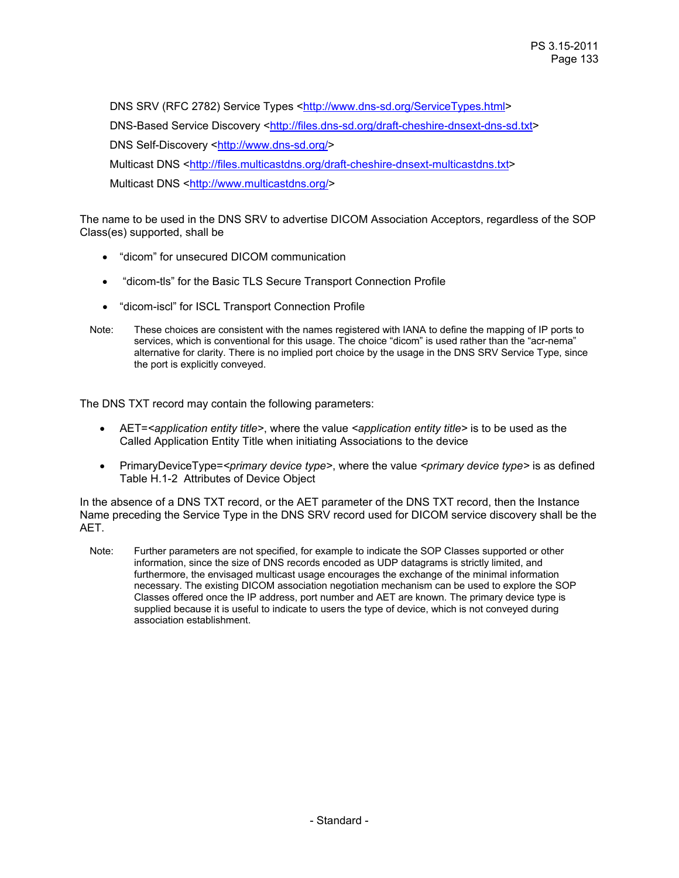DNS SRV (RFC 2782) Service Types <http://www.dns-sd.org/ServiceTypes.html>

DNS-Based Service Discovery <http://files.dns-sd.org/draft-cheshire-dnsext-dns-sd.txt>

DNS Self-Discovery <http://www.dns-sd.org/>

Multicast DNS <http://files.multicastdns.org/draft-cheshire-dnsext-multicastdns.txt>

Multicast DNS <http://www.multicastdns.org/>

The name to be used in the DNS SRV to advertise DICOM Association Acceptors, regardless of the SOP Class(es) supported, shall be

- "dicom" for unsecured DICOM communication
- "dicom-tls" for the Basic TLS Secure Transport Connection Profile
- "dicom-iscl" for ISCL Transport Connection Profile

Note: These choices are consistent with the names registered with IANA to define the mapping of IP ports to services, which is conventional for this usage. The choice "dicom" is used rather than the "acr-nema" alternative for clarity. There is no implied port choice by the usage in the DNS SRV Service Type, since the port is explicitly conveyed.

The DNS TXT record may contain the following parameters:

- AET=<*application entity title*>, where the value <*application entity title*> is to be used as the Called Application Entity Title when initiating Associations to the device
- PrimaryDeviceType=<*primary device type*>, where the value <*primary device type*> is as defined Table H.1-2 Attributes of Device Object

In the absence of a DNS TXT record, or the AET parameter of the DNS TXT record, then the Instance Name preceding the Service Type in the DNS SRV record used for DICOM service discovery shall be the AET.

Note: Further parameters are not specified, for example to indicate the SOP Classes supported or other information, since the size of DNS records encoded as UDP datagrams is strictly limited, and furthermore, the envisaged multicast usage encourages the exchange of the minimal information necessary. The existing DICOM association negotiation mechanism can be used to explore the SOP Classes offered once the IP address, port number and AET are known. The primary device type is supplied because it is useful to indicate to users the type of device, which is not conveyed during association establishment.